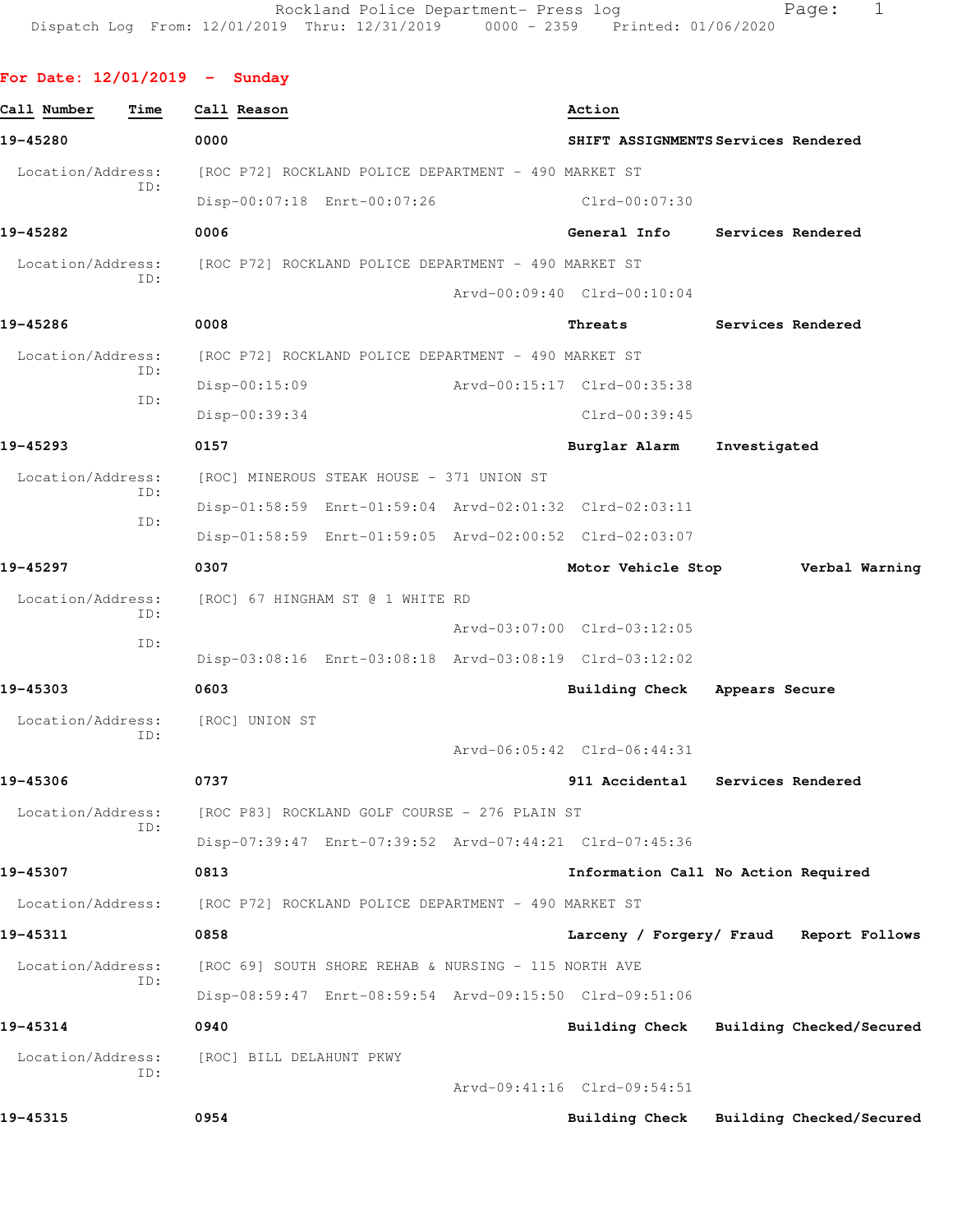Rockland Police Department- Press log
Dispatch Log From: 12/01/2019 Thru: 12/31/2019 0000 - 2359 Printed: 01/06/2020

**For Date: 12/01/2019 - Sunday**

| Call Number | Time | Call Reason | Action |
|---|---|---|---|
| **19-45280** | **0000** | **SHIFT ASSIGNMENTS** | **Services Rendered** |

Location/Address: [ROC P72] ROCKLAND POLICE DEPARTMENT - 490 MARKET ST
ID: Disp-00:07:18 Enrt-00:07:26 Clrd-00:07:30

**19-45282** **0006** **General Info** **Services Rendered**

Location/Address: [ROC P72] ROCKLAND POLICE DEPARTMENT - 490 MARKET ST
ID: Arvd-00:09:40 Clrd-00:10:04

**19-45286** **0008** **Threats** **Services Rendered**

Location/Address: [ROC P72] ROCKLAND POLICE DEPARTMENT - 490 MARKET ST
ID: Disp-00:15:09 Arvd-00:15:17 Clrd-00:35:38
ID: Disp-00:39:34 Clrd-00:39:45

**19-45293** **0157** **Burglar Alarm** **Investigated**

Location/Address: [ROC] MINEROUS STEAK HOUSE - 371 UNION ST
ID: Disp-01:58:59 Enrt-01:59:04 Arvd-02:01:32 Clrd-02:03:11
ID: Disp-01:58:59 Enrt-01:59:05 Arvd-02:00:52 Clrd-02:03:07

**19-45297** **0307** **Motor Vehicle Stop** **Verbal Warning**

Location/Address: [ROC] 67 HINGHAM ST @ 1 WHITE RD
ID: Arvd-03:07:00 Clrd-03:12:05
ID: Disp-03:08:16 Enrt-03:08:18 Arvd-03:08:19 Clrd-03:12:02

**19-45303** **0603** **Building Check** **Appears Secure**

Location/Address: [ROC] UNION ST
ID: Arvd-06:05:42 Clrd-06:44:31

**19-45306** **0737** **911 Accidental** **Services Rendered**

Location/Address: [ROC P83] ROCKLAND GOLF COURSE - 276 PLAIN ST
ID: Disp-07:39:47 Enrt-07:39:52 Arvd-07:44:21 Clrd-07:45:36

**19-45307** **0813** **Information Call** **No Action Required**

Location/Address: [ROC P72] ROCKLAND POLICE DEPARTMENT - 490 MARKET ST

**19-45311** **0858** **Larceny / Forgery/ Fraud** **Report Follows**

Location/Address: [ROC 69] SOUTH SHORE REHAB & NURSING - 115 NORTH AVE
ID: Disp-08:59:47 Enrt-08:59:54 Arvd-09:15:50 Clrd-09:51:06

**19-45314** **0940** **Building Check** **Building Checked/Secured**

Location/Address: [ROC] BILL DELAHUNT PKWY
ID: Arvd-09:41:16 Clrd-09:54:51

**19-45315** **0954** **Building Check** **Building Checked/Secured**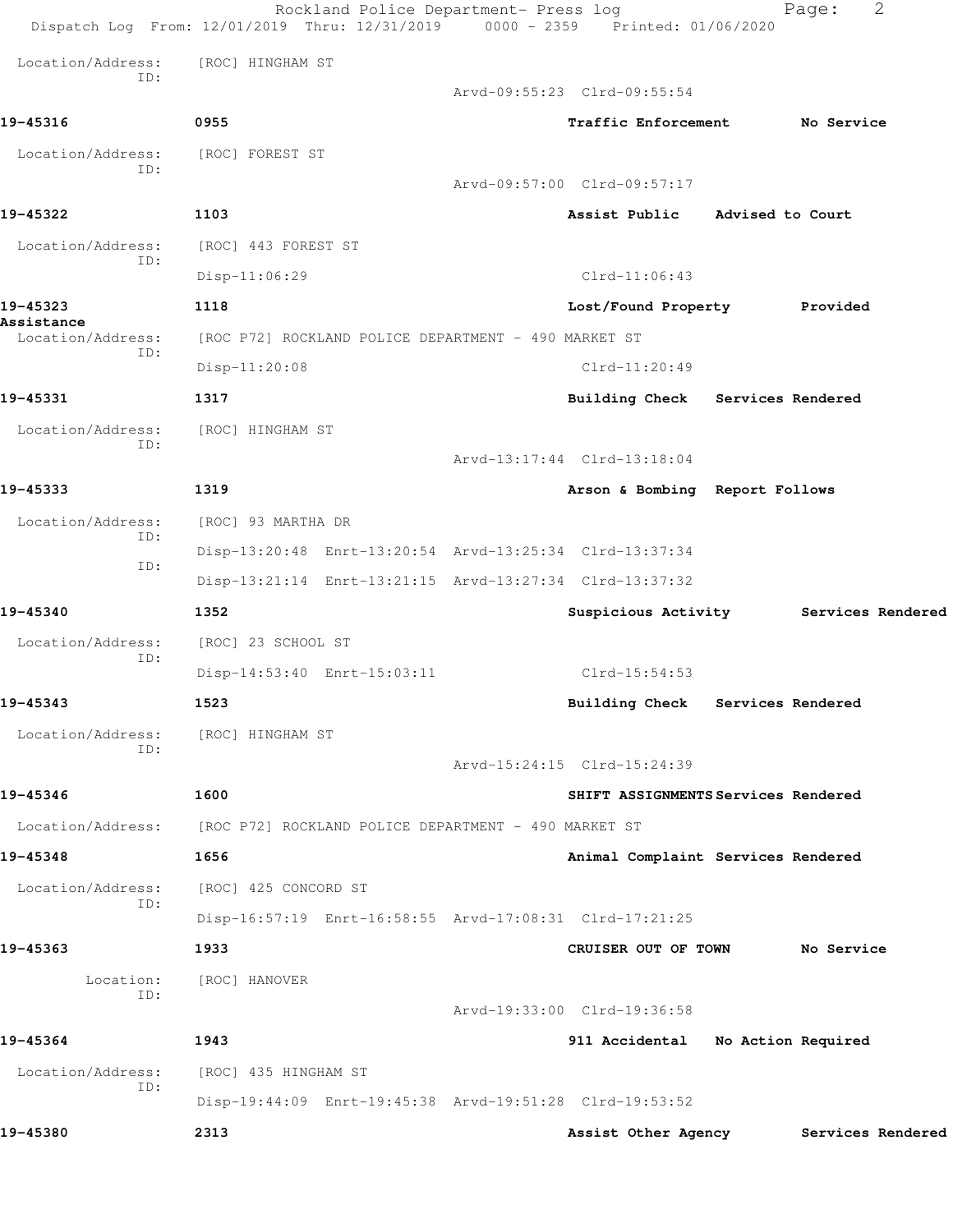Location/Address: [ROC] HINGHAM ST
ID:
Arvd-09:55:23 Clrd-09:55:54

**19-45316** 0955 **Traffic Enforcement** **No Service**

Location/Address: [ROC] FOREST ST
ID:
Arvd-09:57:00 Clrd-09:57:17

**19-45322** 1103 **Assist Public** **Advised to Court**

Location/Address: [ROC] 443 FOREST ST
ID:
Disp-11:06:29 Clrd-11:06:43

**19-45323** 1118 **Lost/Found Property** **Provided Assistance**

Location/Address: [ROC P72] ROCKLAND POLICE DEPARTMENT - 490 MARKET ST
ID:
Disp-11:20:08 Clrd-11:20:49

**19-45331** 1317 **Building Check** **Services Rendered**

Location/Address: [ROC] HINGHAM ST
ID:
Arvd-13:17:44 Clrd-13:18:04

**19-45333** 1319 **Arson & Bombing** **Report Follows**

Location/Address: [ROC] 93 MARTHA DR
ID:
Disp-13:20:48 Enrt-13:20:54 Arvd-13:25:34 Clrd-13:37:34
ID:
Disp-13:21:14 Enrt-13:21:15 Arvd-13:27:34 Clrd-13:37:32

**19-45340** 1352 **Suspicious Activity** **Services Rendered**

Location/Address: [ROC] 23 SCHOOL ST
ID:
Disp-14:53:40 Enrt-15:03:11 Clrd-15:54:53

**19-45343** 1523 **Building Check** **Services Rendered**

Location/Address: [ROC] HINGHAM ST
ID:
Arvd-15:24:15 Clrd-15:24:39

**19-45346** 1600 **SHIFT ASSIGNMENTS** **Services Rendered**

Location/Address: [ROC P72] ROCKLAND POLICE DEPARTMENT - 490 MARKET ST

**19-45348** 1656 **Animal Complaint** **Services Rendered**

Location/Address: [ROC] 425 CONCORD ST
ID:
Disp-16:57:19 Enrt-16:58:55 Arvd-17:08:31 Clrd-17:21:25

**19-45363** 1933 **CRUISER OUT OF TOWN** **No Service**

Location: [ROC] HANOVER
ID:
Arvd-19:33:00 Clrd-19:36:58

**19-45364** 1943 **911 Accidental** **No Action Required**

Location/Address: [ROC] 435 HINGHAM ST
ID:
Disp-19:44:09 Enrt-19:45:38 Arvd-19:51:28 Clrd-19:53:52

**19-45380** 2313 **Assist Other Agency** **Services Rendered**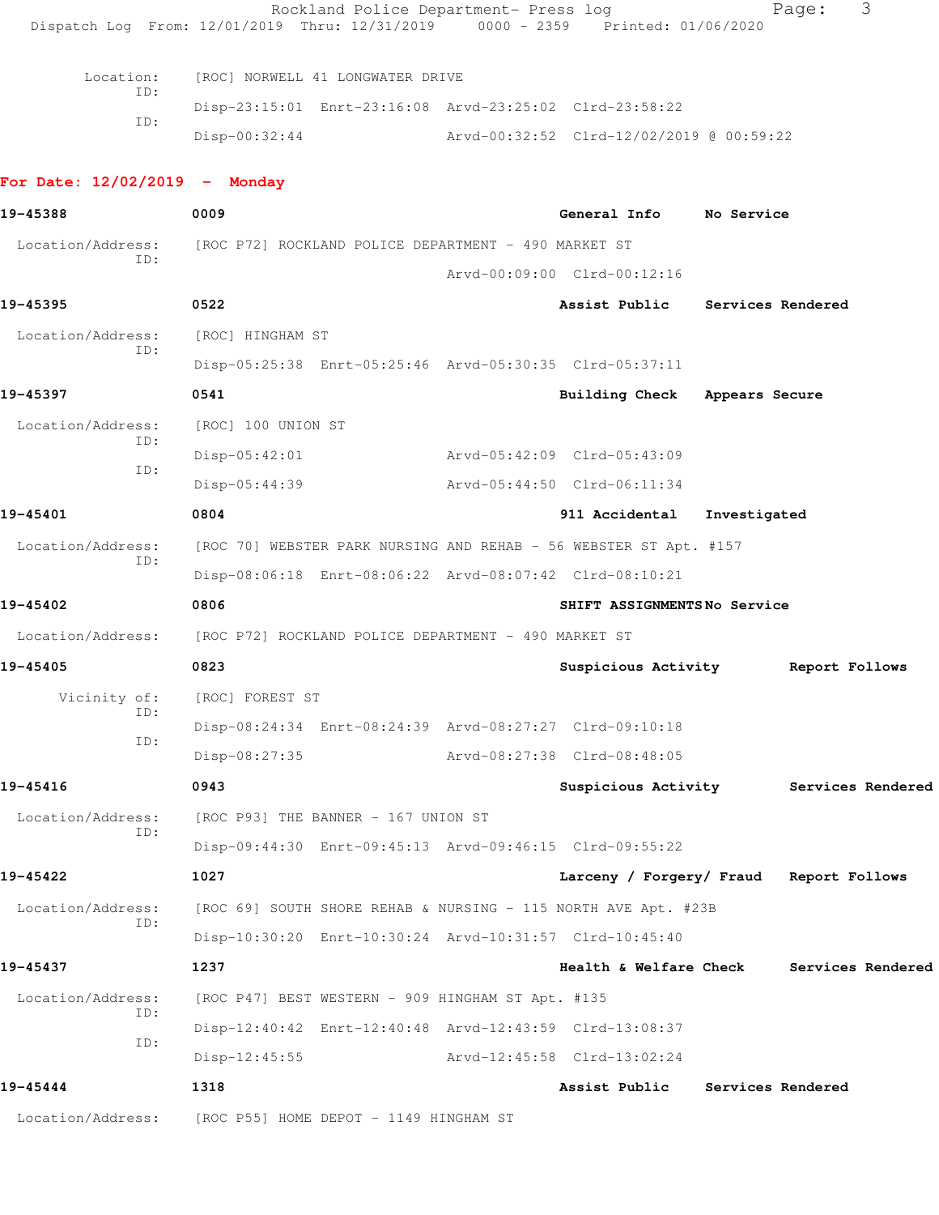Location: [ROC] NORWELL 41 LONGWATER DRIVE
ID:
Disp-23:15:01 Enrt-23:16:08 Arvd-23:25:02 Clrd-23:58:22
ID:
Disp-00:32:44 Arvd-00:32:52 Clrd-12/02/2019 @ 00:59:22

**For Date: 12/02/2019 - Monday**

**19-45388** **0009** **General Info** **No Service**

Location/Address: [ROC P72] ROCKLAND POLICE DEPARTMENT - 490 MARKET ST
ID:
Arvd-00:09:00 Clrd-00:12:16

**19-45395** **0522** **Assist Public** **Services Rendered**

Location/Address: [ROC] HINGHAM ST
ID:
Disp-05:25:38 Enrt-05:25:46 Arvd-05:30:35 Clrd-05:37:11

**19-45397** **0541** **Building Check** **Appears Secure**

Location/Address: [ROC] 100 UNION ST
ID:
Disp-05:42:01 Arvd-05:42:09 Clrd-05:43:09
ID:
Disp-05:44:39 Arvd-05:44:50 Clrd-06:11:34

**19-45401** **0804** **911 Accidental** **Investigated**

Location/Address: [ROC 70] WEBSTER PARK NURSING AND REHAB - 56 WEBSTER ST Apt. #157
ID:
Disp-08:06:18 Enrt-08:06:22 Arvd-08:07:42 Clrd-08:10:21

**19-45402** **0806** **SHIFT ASSIGNMENTS** **No Service**

Location/Address: [ROC P72] ROCKLAND POLICE DEPARTMENT - 490 MARKET ST

**19-45405** **0823** **Suspicious Activity** **Report Follows**

Vicinity of: [ROC] FOREST ST
ID:
Disp-08:24:34 Enrt-08:24:39 Arvd-08:27:27 Clrd-09:10:18
ID:
Disp-08:27:35 Arvd-08:27:38 Clrd-08:48:05

**19-45416** **0943** **Suspicious Activity** **Services Rendered**

Location/Address: [ROC P93] THE BANNER - 167 UNION ST
ID:
Disp-09:44:30 Enrt-09:45:13 Arvd-09:46:15 Clrd-09:55:22

**19-45422** **1027** **Larceny / Forgery/ Fraud** **Report Follows**

Location/Address: [ROC 69] SOUTH SHORE REHAB & NURSING - 115 NORTH AVE Apt. #23B
ID:
Disp-10:30:20 Enrt-10:30:24 Arvd-10:31:57 Clrd-10:45:40

**19-45437** **1237** **Health & Welfare Check** **Services Rendered**

Location/Address: [ROC P47] BEST WESTERN - 909 HINGHAM ST Apt. #135
ID:
Disp-12:40:42 Enrt-12:40:48 Arvd-12:43:59 Clrd-13:08:37
ID:
Disp-12:45:55 Arvd-12:45:58 Clrd-13:02:24

**19-45444** **1318** **Assist Public** **Services Rendered**

Location/Address: [ROC P55] HOME DEPOT - 1149 HINGHAM ST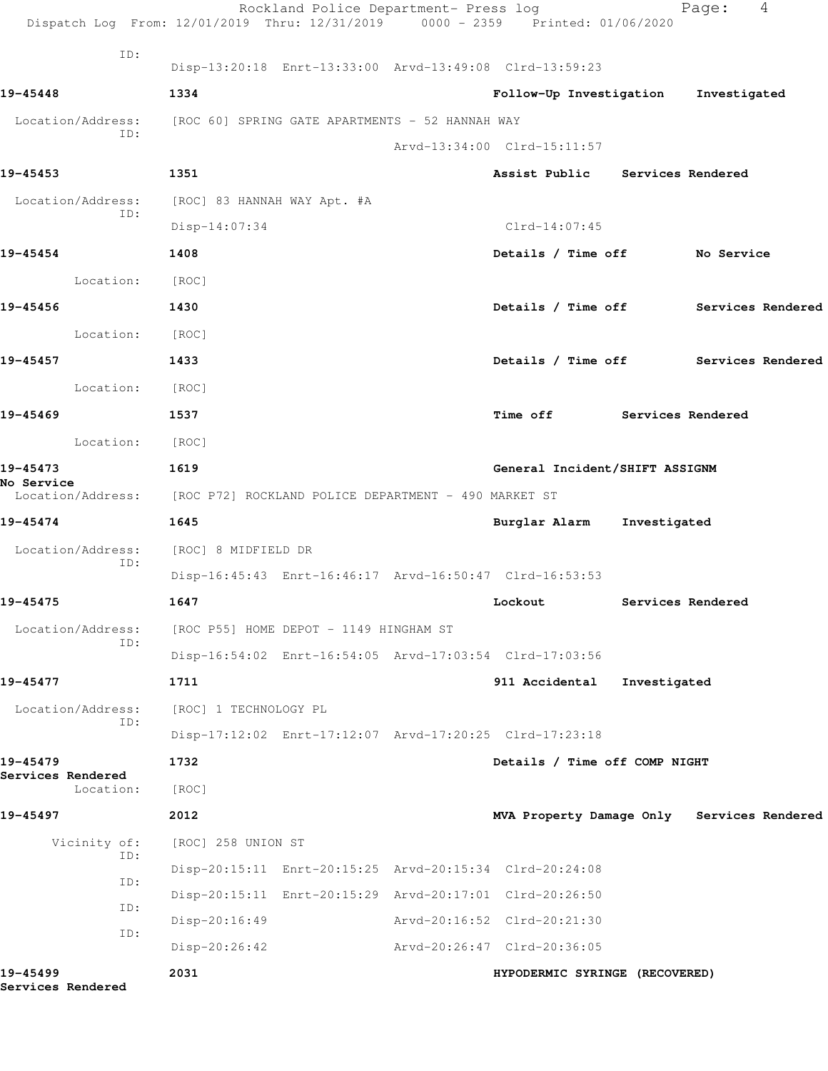ID:
Disp-13:20:18 Enrt-13:33:00 Arvd-13:49:08 Clrd-13:59:23

**19-45448** **1334** **Follow-Up Investigation** **Investigated**

Location/Address: [ROC 60] SPRING GATE APARTMENTS - 52 HANNAH WAY
ID:
Arvd-13:34:00 Clrd-15:11:57

**19-45453** **1351** **Assist Public** **Services Rendered**

Location/Address: [ROC] 83 HANNAH WAY Apt. #A
ID:
Disp-14:07:34 Clrd-14:07:45

**19-45454** **1408** **Details / Time off** **No Service**

Location: [ROC]

**19-45456** **1430** **Details / Time off** **Services Rendered**

Location: [ROC]

**19-45457** **1433** **Details / Time off** **Services Rendered**

Location: [ROC]

**19-45469** **1537** **Time off** **Services Rendered**

Location: [ROC]

**19-45473** **1619** **General Incident/SHIFT ASSIGNM**
**No Service**
Location/Address: [ROC P72] ROCKLAND POLICE DEPARTMENT - 490 MARKET ST

**19-45474** **1645** **Burglar Alarm** **Investigated**

Location/Address: [ROC] 8 MIDFIELD DR
ID:
Disp-16:45:43 Enrt-16:46:17 Arvd-16:50:47 Clrd-16:53:53

**19-45475** **1647** **Lockout** **Services Rendered**

Location/Address: [ROC P55] HOME DEPOT - 1149 HINGHAM ST
ID:
Disp-16:54:02 Enrt-16:54:05 Arvd-17:03:54 Clrd-17:03:56

**19-45477** **1711** **911 Accidental** **Investigated**

Location/Address: [ROC] 1 TECHNOLOGY PL
ID:
Disp-17:12:02 Enrt-17:12:07 Arvd-17:20:25 Clrd-17:23:18

**19-45479** **1732** **Details / Time off COMP NIGHT**
**Services Rendered**
Location: [ROC]

**19-45497** **2012** **MVA Property Damage Only** **Services Rendered**

Vicinity of: [ROC] 258 UNION ST
ID:
Disp-20:15:11 Enrt-20:15:25 Arvd-20:15:34 Clrd-20:24:08
ID:
Disp-20:15:11 Enrt-20:15:29 Arvd-20:17:01 Clrd-20:26:50
ID:
Disp-20:16:49 Arvd-20:16:52 Clrd-20:21:30
ID:
Disp-20:26:42 Arvd-20:26:47 Clrd-20:36:05

**19-45499** **2031** **HYPODERMIC SYRINGE (RECOVERED)**
**Services Rendered**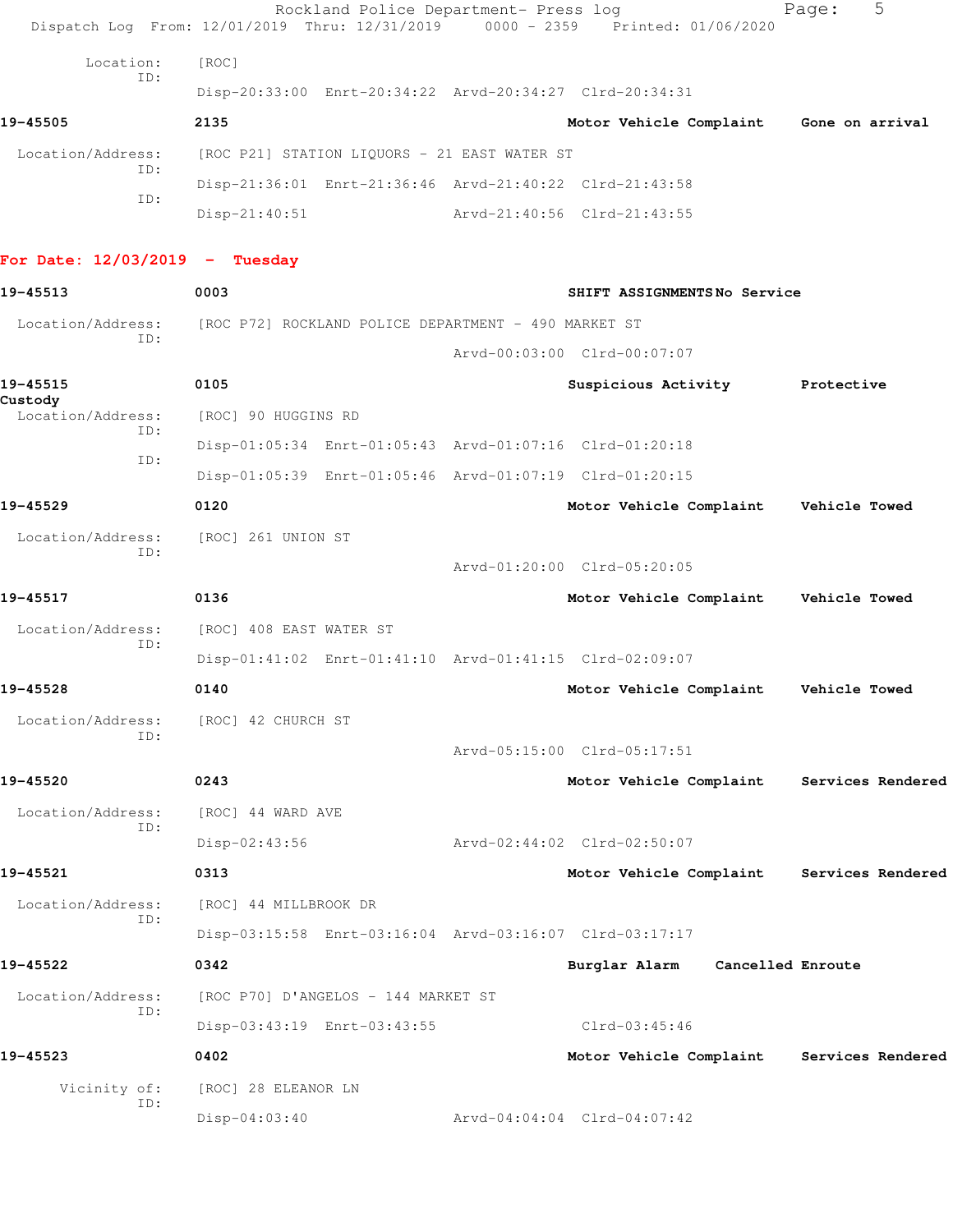Location: [ROC]
ID:
Disp-20:33:00 Enrt-20:34:22 Arvd-20:34:27 Clrd-20:34:31

**19-45505** **2135** **Motor Vehicle Complaint** **Gone on arrival**

Location/Address: [ROC P21] STATION LIQUORS - 21 EAST WATER ST
ID:
Disp-21:36:01 Enrt-21:36:46 Arvd-21:40:22 Clrd-21:43:58
ID:
Disp-21:40:51 Arvd-21:40:56 Clrd-21:43:55

## For Date: 12/03/2019 - Tuesday

**19-45513** **0003** **SHIFT ASSIGNMENTS** **No Service**

Location/Address: [ROC P72] ROCKLAND POLICE DEPARTMENT - 490 MARKET ST
ID:
Arvd-00:03:00 Clrd-00:07:07

**19-45515** **0105** **Suspicious Activity** **Protective Custody**

Location/Address: [ROC] 90 HUGGINS RD
ID:
Disp-01:05:34 Enrt-01:05:43 Arvd-01:07:16 Clrd-01:20:18
ID:
Disp-01:05:39 Enrt-01:05:46 Arvd-01:07:19 Clrd-01:20:15

**19-45529** **0120** **Motor Vehicle Complaint** **Vehicle Towed**

Location/Address: [ROC] 261 UNION ST
ID:
Arvd-01:20:00 Clrd-05:20:05

**19-45517** **0136** **Motor Vehicle Complaint** **Vehicle Towed**

Location/Address: [ROC] 408 EAST WATER ST
ID:
Disp-01:41:02 Enrt-01:41:10 Arvd-01:41:15 Clrd-02:09:07

**19-45528** **0140** **Motor Vehicle Complaint** **Vehicle Towed**

Location/Address: [ROC] 42 CHURCH ST
ID:
Arvd-05:15:00 Clrd-05:17:51

**19-45520** **0243** **Motor Vehicle Complaint** **Services Rendered**

Location/Address: [ROC] 44 WARD AVE
ID:
Disp-02:43:56 Arvd-02:44:02 Clrd-02:50:07

**19-45521** **0313** **Motor Vehicle Complaint** **Services Rendered**

Location/Address: [ROC] 44 MILLBROOK DR
ID:
Disp-03:15:58 Enrt-03:16:04 Arvd-03:16:07 Clrd-03:17:17

**19-45522** **0342** **Burglar Alarm** **Cancelled Enroute**

Location/Address: [ROC P70] D'ANGELOS - 144 MARKET ST
ID:
Disp-03:43:19 Enrt-03:43:55 Clrd-03:45:46

**19-45523** **0402** **Motor Vehicle Complaint** **Services Rendered**

Vicinity of: [ROC] 28 ELEANOR LN
ID:
Disp-04:03:40 Arvd-04:04:04 Clrd-04:07:42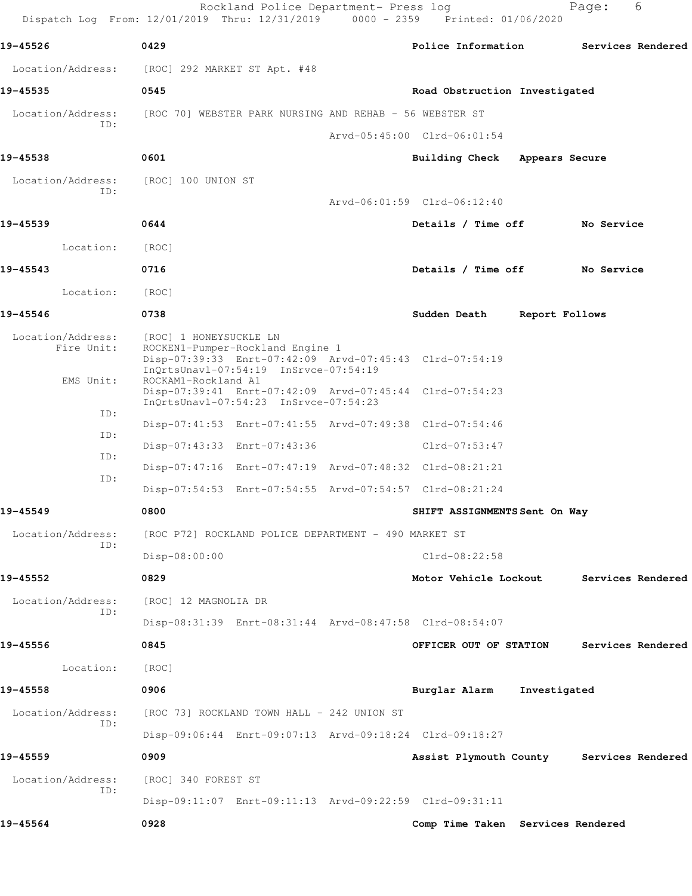**19-45526** 0429 Police Information Services Rendered

Location/Address: [ROC] 292 MARKET ST Apt. #48

**19-45535** 0545 Road Obstruction Investigated

Location/Address: [ROC 70] WEBSTER PARK NURSING AND REHAB - 56 WEBSTER ST
ID:
Arvd-05:45:00 Clrd-06:01:54

**19-45538** 0601 Building Check Appears Secure

Location/Address: [ROC] 100 UNION ST
ID:
Arvd-06:01:59 Clrd-06:12:40

**19-45539** 0644 Details / Time off No Service

Location: [ROC]

**19-45543** 0716 Details / Time off No Service

Location: [ROC]

**19-45546** 0738 Sudden Death Report Follows

Location/Address: [ROC] 1 HONEYSUCKLE LN
Fire Unit: ROCKEN1-Pumper-Rockland Engine 1
Disp-07:39:33 Enrt-07:42:09 Arvd-07:45:43 Clrd-07:54:19
InQrtsUnavl-07:54:19 InSrvce-07:54:19
EMS Unit: ROCKAM1-Rockland A1
Disp-07:39:41 Enrt-07:42:09 Arvd-07:45:44 Clrd-07:54:23
InQrtsUnavl-07:54:23 InSrvce-07:54:23
ID:
Disp-07:41:53 Enrt-07:41:55 Arvd-07:49:38 Clrd-07:54:46
ID:
Disp-07:43:33 Enrt-07:43:36 Clrd-07:53:47
ID:
Disp-07:47:16 Enrt-07:47:19 Arvd-07:48:32 Clrd-08:21:21
ID:
Disp-07:54:53 Enrt-07:54:55 Arvd-07:54:57 Clrd-08:21:24

**19-45549** 0800 SHIFT ASSIGNMENTS Sent On Way

Location/Address: [ROC P72] ROCKLAND POLICE DEPARTMENT - 490 MARKET ST
ID:
Disp-08:00:00 Clrd-08:22:58

**19-45552** 0829 Motor Vehicle Lockout Services Rendered

Location/Address: [ROC] 12 MAGNOLIA DR
ID:
Disp-08:31:39 Enrt-08:31:44 Arvd-08:47:58 Clrd-08:54:07

**19-45556** 0845 OFFICER OUT OF STATION Services Rendered

Location: [ROC]

**19-45558** 0906 Burglar Alarm Investigated

Location/Address: [ROC 73] ROCKLAND TOWN HALL - 242 UNION ST
ID:
Disp-09:06:44 Enrt-09:07:13 Arvd-09:18:24 Clrd-09:18:27

**19-45559** 0909 Assist Plymouth County Services Rendered

Location/Address: [ROC] 340 FOREST ST
ID:
Disp-09:11:07 Enrt-09:11:13 Arvd-09:22:59 Clrd-09:31:11

**19-45564** 0928 Comp Time Taken Services Rendered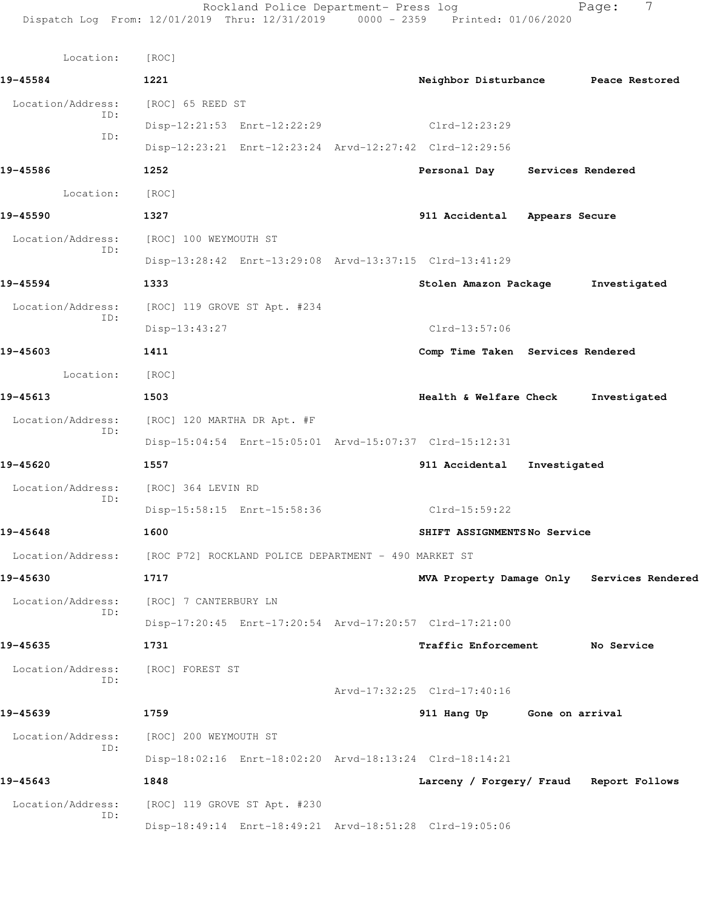Location: [ROC]

**19-45584** 1221 Neighbor Disturbance Peace Restored

Location/Address: [ROC] 65 REED ST
ID:
Disp-12:21:53 Enrt-12:22:29 Clrd-12:23:29
ID:
Disp-12:23:21 Enrt-12:23:24 Arvd-12:27:42 Clrd-12:29:56

**19-45586** 1252 Personal Day Services Rendered

Location: [ROC]

**19-45590** 1327 911 Accidental Appears Secure

Location/Address: [ROC] 100 WEYMOUTH ST
ID:
Disp-13:28:42 Enrt-13:29:08 Arvd-13:37:15 Clrd-13:41:29

**19-45594** 1333 Stolen Amazon Package Investigated

Location/Address: [ROC] 119 GROVE ST Apt. #234
ID:
Disp-13:43:27 Clrd-13:57:06

**19-45603** 1411 Comp Time Taken Services Rendered

Location: [ROC]

**19-45613** 1503 Health & Welfare Check Investigated

Location/Address: [ROC] 120 MARTHA DR Apt. #F
ID:
Disp-15:04:54 Enrt-15:05:01 Arvd-15:07:37 Clrd-15:12:31

**19-45620** 1557 911 Accidental Investigated

Location/Address: [ROC] 364 LEVIN RD
ID:
Disp-15:58:15 Enrt-15:58:36 Clrd-15:59:22

**19-45648** 1600 SHIFT ASSIGNMENTS No Service

Location/Address: [ROC P72] ROCKLAND POLICE DEPARTMENT - 490 MARKET ST

**19-45630** 1717 MVA Property Damage Only Services Rendered

Location/Address: [ROC] 7 CANTERBURY LN
ID:
Disp-17:20:45 Enrt-17:20:54 Arvd-17:20:57 Clrd-17:21:00

**19-45635** 1731 Traffic Enforcement No Service

Location/Address: [ROC] FOREST ST
ID:
Arvd-17:32:25 Clrd-17:40:16

**19-45639** 1759 911 Hang Up Gone on arrival

Location/Address: [ROC] 200 WEYMOUTH ST
ID:
Disp-18:02:16 Enrt-18:02:20 Arvd-18:13:24 Clrd-18:14:21

**19-45643** 1848 Larceny / Forgery/ Fraud Report Follows

Location/Address: [ROC] 119 GROVE ST Apt. #230
ID:
Disp-18:49:14 Enrt-18:49:21 Arvd-18:51:28 Clrd-19:05:06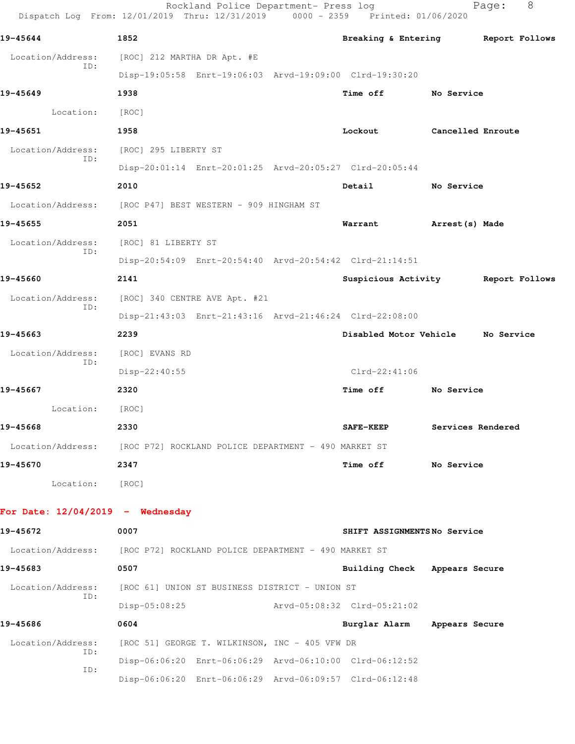19-45644 1852 Breaking & Entering Report Follows

Location/Address: [ROC] 212 MARTHA DR Apt. #E
ID:
Disp-19:05:58 Enrt-19:06:03 Arvd-19:09:00 Clrd-19:30:20

19-45649 1938 Time off No Service

Location: [ROC]

19-45651 1958 Lockout Cancelled Enroute

Location/Address: [ROC] 295 LIBERTY ST
ID:
Disp-20:01:14 Enrt-20:01:25 Arvd-20:05:27 Clrd-20:05:44

19-45652 2010 Detail No Service

Location/Address: [ROC P47] BEST WESTERN - 909 HINGHAM ST

19-45655 2051 Warrant Arrest(s) Made

Location/Address: [ROC] 81 LIBERTY ST
ID:
Disp-20:54:09 Enrt-20:54:40 Arvd-20:54:42 Clrd-21:14:51

19-45660 2141 Suspicious Activity Report Follows

Location/Address: [ROC] 340 CENTRE AVE Apt. #21
ID:
Disp-21:43:03 Enrt-21:43:16 Arvd-21:46:24 Clrd-22:08:00

19-45663 2239 Disabled Motor Vehicle No Service

Location/Address: [ROC] EVANS RD
ID:
Disp-22:40:55 Clrd-22:41:06

19-45667 2320 Time off No Service

Location: [ROC]

19-45668 2330 SAFE-KEEP Services Rendered

Location/Address: [ROC P72] ROCKLAND POLICE DEPARTMENT - 490 MARKET ST

19-45670 2347 Time off No Service

Location: [ROC]

**For Date: 12/04/2019 - Wednesday**

19-45672 0007 SHIFT ASSIGNMENTS No Service

Location/Address: [ROC P72] ROCKLAND POLICE DEPARTMENT - 490 MARKET ST

19-45683 0507 Building Check Appears Secure

Location/Address: [ROC 61] UNION ST BUSINESS DISTRICT - UNION ST
ID:
Disp-05:08:25 Arvd-05:08:32 Clrd-05:21:02

19-45686 0604 Burglar Alarm Appears Secure

Location/Address: [ROC 51] GEORGE T. WILKINSON, INC - 405 VFW DR
ID:
Disp-06:06:20 Enrt-06:06:29 Arvd-06:10:00 Clrd-06:12:52
ID:
Disp-06:06:20 Enrt-06:06:29 Arvd-06:09:57 Clrd-06:12:48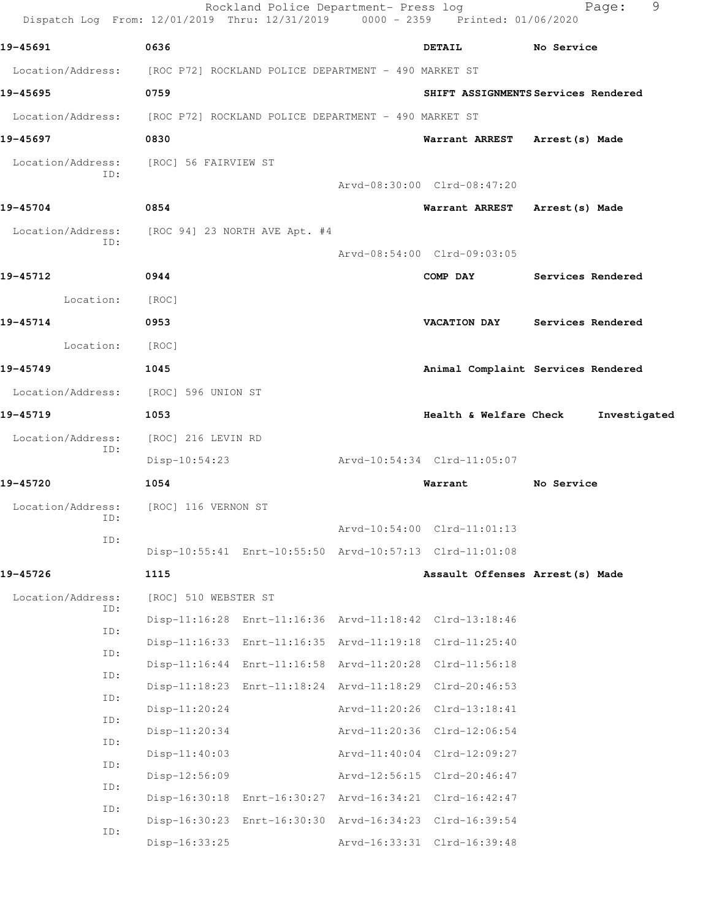19-45691 0636 DETAIL No Service

Location/Address: [ROC P72] ROCKLAND POLICE DEPARTMENT - 490 MARKET ST

19-45695 0759 SHIFT ASSIGNMENTS Services Rendered

Location/Address: [ROC P72] ROCKLAND POLICE DEPARTMENT - 490 MARKET ST

19-45697 0830 Warrant ARREST Arrest(s) Made

Location/Address: [ROC] 56 FAIRVIEW ST
ID:
Arvd-08:30:00 Clrd-08:47:20

19-45704 0854 Warrant ARREST Arrest(s) Made

Location/Address: [ROC 94] 23 NORTH AVE Apt. #4
ID:
Arvd-08:54:00 Clrd-09:03:05

19-45712 0944 COMP DAY Services Rendered

Location: [ROC]

19-45714 0953 VACATION DAY Services Rendered

Location: [ROC]

19-45749 1045 Animal Complaint Services Rendered

Location/Address: [ROC] 596 UNION ST

19-45719 1053 Health & Welfare Check Investigated

Location/Address: [ROC] 216 LEVIN RD
ID:
Disp-10:54:23 Arvd-10:54:34 Clrd-11:05:07

19-45720 1054 Warrant No Service

Location/Address: [ROC] 116 VERNON ST
ID:
Arvd-10:54:00 Clrd-11:01:13
ID:
Disp-10:55:41 Enrt-10:55:50 Arvd-10:57:13 Clrd-11:01:08

19-45726 1115 Assault Offenses Arrest(s) Made

Location/Address: [ROC] 510 WEBSTER ST
ID:
Disp-11:16:28 Enrt-11:16:36 Arvd-11:18:42 Clrd-13:18:46
ID:
Disp-11:16:33 Enrt-11:16:35 Arvd-11:19:18 Clrd-11:25:40
ID:
Disp-11:16:44 Enrt-11:16:58 Arvd-11:20:28 Clrd-11:56:18
ID:
Disp-11:18:23 Enrt-11:18:24 Arvd-11:18:29 Clrd-20:46:53
ID:
Disp-11:20:24 Arvd-11:20:26 Clrd-13:18:41
ID:
Disp-11:20:34 Arvd-11:20:36 Clrd-12:06:54
ID:
Disp-11:40:03 Arvd-11:40:04 Clrd-12:09:27
ID:
Disp-12:56:09 Arvd-12:56:15 Clrd-20:46:47
ID:
Disp-16:30:18 Enrt-16:30:27 Arvd-16:34:21 Clrd-16:42:47
ID:
Disp-16:30:23 Enrt-16:30:30 Arvd-16:34:23 Clrd-16:39:54
ID:
Disp-16:33:25 Arvd-16:33:31 Clrd-16:39:48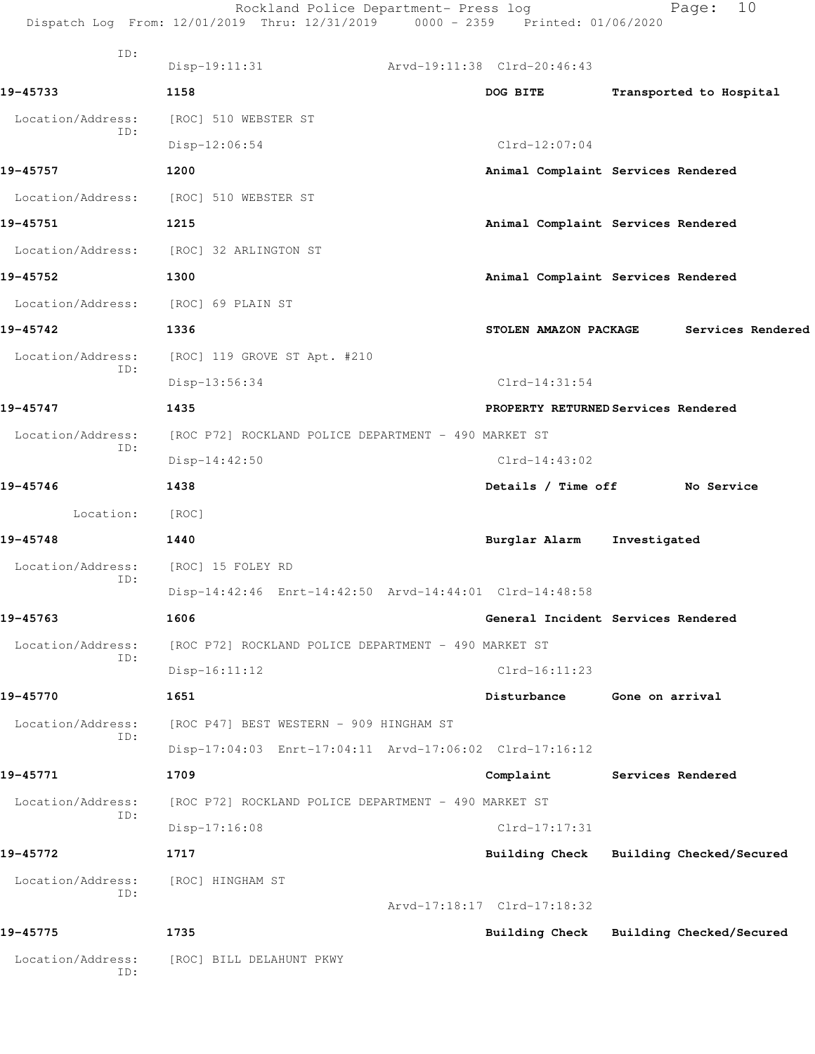ID:
Disp-19:11:31 Arvd-19:11:38 Clrd-20:46:43

**19-45733** **1158** **DOG BITE** **Transported to Hospital**

Location/Address: [ROC] 510 WEBSTER ST
ID:
Disp-12:06:54 Clrd-12:07:04

**19-45757** **1200** **Animal Complaint** **Services Rendered**

Location/Address: [ROC] 510 WEBSTER ST

**19-45751** **1215** **Animal Complaint** **Services Rendered**

Location/Address: [ROC] 32 ARLINGTON ST

**19-45752** **1300** **Animal Complaint** **Services Rendered**

Location/Address: [ROC] 69 PLAIN ST

**19-45742** **1336** **STOLEN AMAZON PACKAGE** **Services Rendered**

Location/Address: [ROC] 119 GROVE ST Apt. #210
ID:
Disp-13:56:34 Clrd-14:31:54

**19-45747** **1435** **PROPERTY RETURNED** **Services Rendered**

Location/Address: [ROC P72] ROCKLAND POLICE DEPARTMENT - 490 MARKET ST
ID:
Disp-14:42:50 Clrd-14:43:02

**19-45746** **1438** **Details / Time off** **No Service**

Location: [ROC]

**19-45748** **1440** **Burglar Alarm** **Investigated**

Location/Address: [ROC] 15 FOLEY RD
ID:
Disp-14:42:46 Enrt-14:42:50 Arvd-14:44:01 Clrd-14:48:58

**19-45763** **1606** **General Incident** **Services Rendered**

Location/Address: [ROC P72] ROCKLAND POLICE DEPARTMENT - 490 MARKET ST
ID:
Disp-16:11:12 Clrd-16:11:23

**19-45770** **1651** **Disturbance** **Gone on arrival**

Location/Address: [ROC P47] BEST WESTERN - 909 HINGHAM ST
ID:
Disp-17:04:03 Enrt-17:04:11 Arvd-17:06:02 Clrd-17:16:12

**19-45771** **1709** **Complaint** **Services Rendered**

Location/Address: [ROC P72] ROCKLAND POLICE DEPARTMENT - 490 MARKET ST
ID:
Disp-17:16:08 Clrd-17:17:31

**19-45772** **1717** **Building Check** **Building Checked/Secured**

Location/Address: [ROC] HINGHAM ST
ID:
Arvd-17:18:17 Clrd-17:18:32

**19-45775** **1735** **Building Check** **Building Checked/Secured**

Location/Address: [ROC] BILL DELAHUNT PKWY
ID: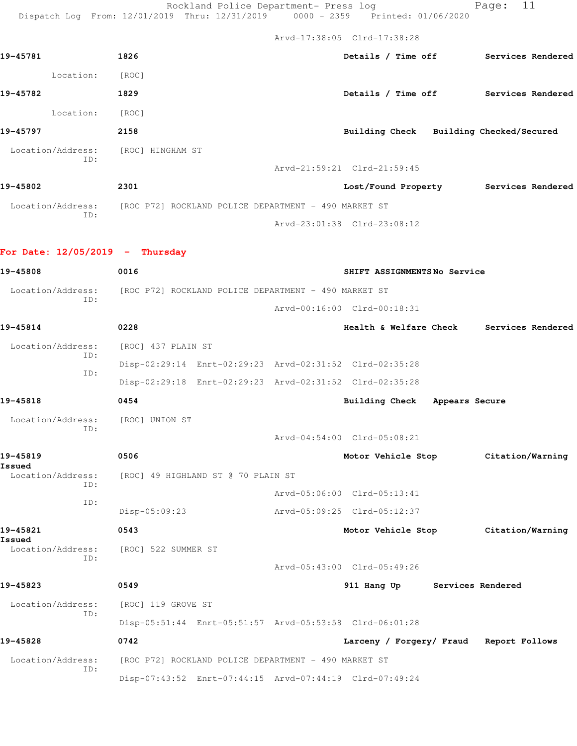Arvd-17:38:05 Clrd-17:38:28

**19-45781** **1826** **Details / Time off** **Services Rendered**

Location: [ROC]

**19-45782** **1829** **Details / Time off** **Services Rendered**

Location: [ROC]

**19-45797** **2158** **Building Check** **Building Checked/Secured**

Location/Address: [ROC] HINGHAM ST
ID:
Arvd-21:59:21 Clrd-21:59:45

**19-45802** **2301** **Lost/Found Property** **Services Rendered**

Location/Address: [ROC P72] ROCKLAND POLICE DEPARTMENT - 490 MARKET ST
ID:
Arvd-23:01:38 Clrd-23:08:12

## For Date: 12/05/2019 - Thursday

**19-45808** **0016** **SHIFT ASSIGNMENTS** **No Service**

Location/Address: [ROC P72] ROCKLAND POLICE DEPARTMENT - 490 MARKET ST
ID:
Arvd-00:16:00 Clrd-00:18:31

**19-45814** **0228** **Health & Welfare Check** **Services Rendered**

Location/Address: [ROC] 437 PLAIN ST
ID:
Disp-02:29:14 Enrt-02:29:23 Arvd-02:31:52 Clrd-02:35:28
ID:
Disp-02:29:18 Enrt-02:29:23 Arvd-02:31:52 Clrd-02:35:28

**19-45818** **0454** **Building Check** **Appears Secure**

Location/Address: [ROC] UNION ST
ID:
Arvd-04:54:00 Clrd-05:08:21

**19-45819** **0506** **Motor Vehicle Stop** **Citation/Warning Issued**

Location/Address: [ROC] 49 HIGHLAND ST @ 70 PLAIN ST
ID:
Arvd-05:06:00 Clrd-05:13:41
ID:
Disp-05:09:23 Arvd-05:09:25 Clrd-05:12:37

**19-45821** **0543** **Motor Vehicle Stop** **Citation/Warning Issued**

Location/Address: [ROC] 522 SUMMER ST
ID:
Arvd-05:43:00 Clrd-05:49:26

**19-45823** **0549** **911 Hang Up** **Services Rendered**

Location/Address: [ROC] 119 GROVE ST
ID:
Disp-05:51:44 Enrt-05:51:57 Arvd-05:53:58 Clrd-06:01:28

**19-45828** **0742** **Larceny / Forgery/ Fraud** **Report Follows**

Location/Address: [ROC P72] ROCKLAND POLICE DEPARTMENT - 490 MARKET ST
ID:
Disp-07:43:52 Enrt-07:44:15 Arvd-07:44:19 Clrd-07:49:24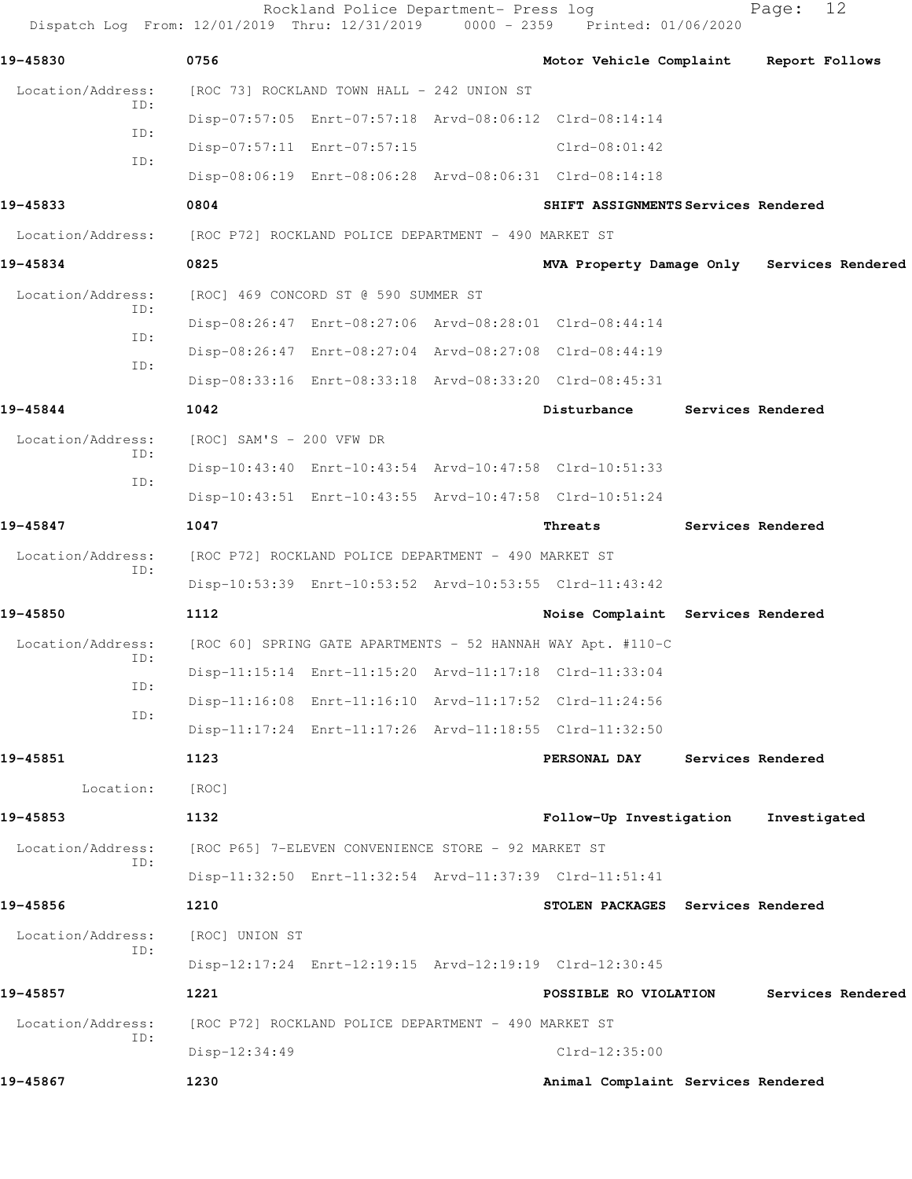Rockland Police Department- Press log

Dispatch Log From: 12/01/2019 Thru: 12/31/2019 0000 - 2359 Printed: 01/06/2020

**19-45830** **0756** **Motor Vehicle Complaint** **Report Follows**

Location/Address: [ROC 73] ROCKLAND TOWN HALL - 242 UNION ST

ID: Disp-07:57:05 Enrt-07:57:18 Arvd-08:06:12 Clrd-08:14:14

ID: Disp-07:57:11 Enrt-07:57:15 Clrd-08:01:42

ID: Disp-08:06:19 Enrt-08:06:28 Arvd-08:06:31 Clrd-08:14:18

**19-45833** **0804** **SHIFT ASSIGNMENTS** **Services Rendered**

Location/Address: [ROC P72] ROCKLAND POLICE DEPARTMENT - 490 MARKET ST

**19-45834** **0825** **MVA Property Damage Only** **Services Rendered**

Location/Address: [ROC] 469 CONCORD ST @ 590 SUMMER ST

ID: Disp-08:26:47 Enrt-08:27:06 Arvd-08:28:01 Clrd-08:44:14

ID: Disp-08:26:47 Enrt-08:27:04 Arvd-08:27:08 Clrd-08:44:19

ID: Disp-08:33:16 Enrt-08:33:18 Arvd-08:33:20 Clrd-08:45:31

**19-45844** **1042** **Disturbance** **Services Rendered**

Location/Address: [ROC] SAM'S - 200 VFW DR

ID: Disp-10:43:40 Enrt-10:43:54 Arvd-10:47:58 Clrd-10:51:33

ID: Disp-10:43:51 Enrt-10:43:55 Arvd-10:47:58 Clrd-10:51:24

**19-45847** **1047** **Threats** **Services Rendered**

Location/Address: [ROC P72] ROCKLAND POLICE DEPARTMENT - 490 MARKET ST

ID: Disp-10:53:39 Enrt-10:53:52 Arvd-10:53:55 Clrd-11:43:42

**19-45850** **1112** **Noise Complaint** **Services Rendered**

Location/Address: [ROC 60] SPRING GATE APARTMENTS - 52 HANNAH WAY Apt. #110-C

ID: Disp-11:15:14 Enrt-11:15:20 Arvd-11:17:18 Clrd-11:33:04

ID: Disp-11:16:08 Enrt-11:16:10 Arvd-11:17:52 Clrd-11:24:56

ID: Disp-11:17:24 Enrt-11:17:26 Arvd-11:18:55 Clrd-11:32:50

**19-45851** **1123** **PERSONAL DAY** **Services Rendered**

Location: [ROC]

**19-45853** **1132** **Follow-Up Investigation** **Investigated**

Location/Address: [ROC P65] 7-ELEVEN CONVENIENCE STORE - 92 MARKET ST

ID: Disp-11:32:50 Enrt-11:32:54 Arvd-11:37:39 Clrd-11:51:41

**19-45856** **1210** **STOLEN PACKAGES** **Services Rendered**

Location/Address: [ROC] UNION ST

ID: Disp-12:17:24 Enrt-12:19:15 Arvd-12:19:19 Clrd-12:30:45

**19-45857** **1221** **POSSIBLE RO VIOLATION** **Services Rendered**

Location/Address: [ROC P72] ROCKLAND POLICE DEPARTMENT - 490 MARKET ST

ID: Disp-12:34:49 Clrd-12:35:00

**19-45867** **1230** **Animal Complaint** **Services Rendered**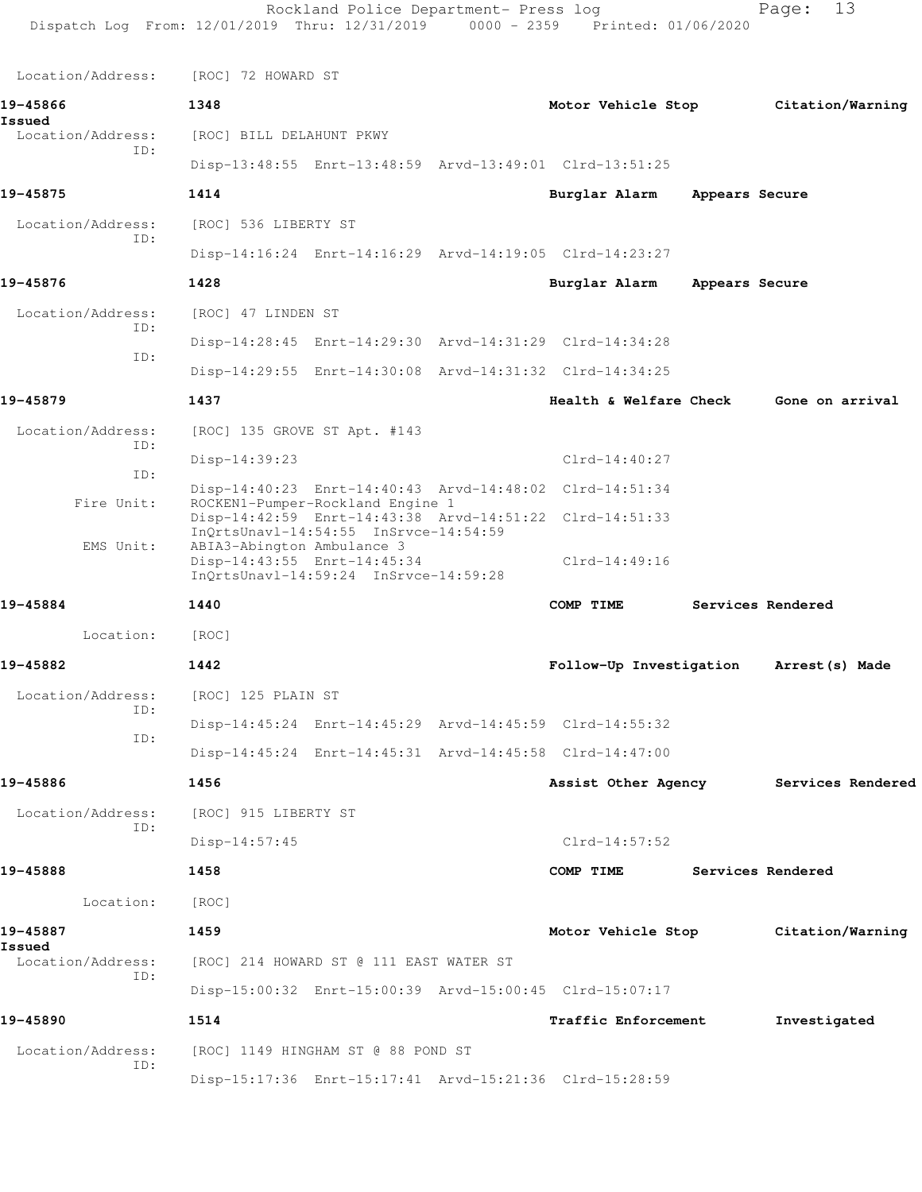Location/Address: [ROC] 72 HOWARD ST

**19-45866** 1348 **Motor Vehicle Stop** **Citation/Warning Issued**
Location/Address: [ROC] BILL DELAHUNT PKWY
ID:
Disp-13:48:55 Enrt-13:48:59 Arvd-13:49:01 Clrd-13:51:25

**19-45875** 1414 **Burglar Alarm** **Appears Secure**
Location/Address: [ROC] 536 LIBERTY ST
ID:
Disp-14:16:24 Enrt-14:16:29 Arvd-14:19:05 Clrd-14:23:27

**19-45876** 1428 **Burglar Alarm** **Appears Secure**
Location/Address: [ROC] 47 LINDEN ST
ID:
Disp-14:28:45 Enrt-14:29:30 Arvd-14:31:29 Clrd-14:34:28
ID:
Disp-14:29:55 Enrt-14:30:08 Arvd-14:31:32 Clrd-14:34:25

**19-45879** 1437 **Health & Welfare Check** **Gone on arrival**
Location/Address: [ROC] 135 GROVE ST Apt. #143
ID:
Disp-14:39:23 Clrd-14:40:27
ID:
Disp-14:40:23 Enrt-14:40:43 Arvd-14:48:02 Clrd-14:51:34
Fire Unit: ROCKEN1-Pumper-Rockland Engine 1
Disp-14:42:59 Enrt-14:43:38 Arvd-14:51:22 Clrd-14:51:33
InQrtsUnavl-14:54:55 InSrvce-14:54:59
EMS Unit: ABIA3-Abington Ambulance 3
Disp-14:43:55 Enrt-14:45:34 Clrd-14:49:16
InQrtsUnavl-14:59:24 InSrvce-14:59:28

**19-45884** 1440 **COMP TIME** **Services Rendered**
Location: [ROC]

**19-45882** 1442 **Follow-Up Investigation** **Arrest(s) Made**
Location/Address: [ROC] 125 PLAIN ST
ID:
Disp-14:45:24 Enrt-14:45:29 Arvd-14:45:59 Clrd-14:55:32
ID:
Disp-14:45:24 Enrt-14:45:31 Arvd-14:45:58 Clrd-14:47:00

**19-45886** 1456 **Assist Other Agency** **Services Rendered**
Location/Address: [ROC] 915 LIBERTY ST
ID:
Disp-14:57:45 Clrd-14:57:52

**19-45888** 1458 **COMP TIME** **Services Rendered**
Location: [ROC]

**19-45887** 1459 **Motor Vehicle Stop** **Citation/Warning Issued**
Location/Address: [ROC] 214 HOWARD ST @ 111 EAST WATER ST
ID:
Disp-15:00:32 Enrt-15:00:39 Arvd-15:00:45 Clrd-15:07:17

**19-45890** 1514 **Traffic Enforcement** **Investigated**
Location/Address: [ROC] 1149 HINGHAM ST @ 88 POND ST
ID:
Disp-15:17:36 Enrt-15:17:41 Arvd-15:21:36 Clrd-15:28:59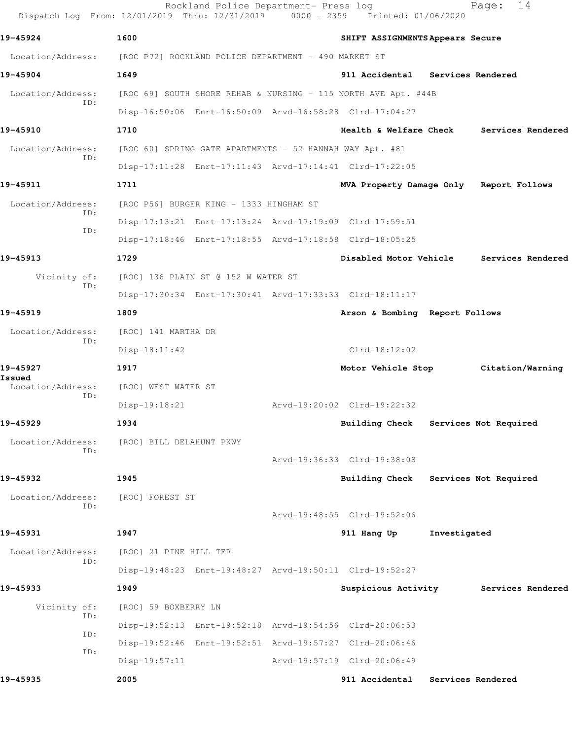**19-45924** 1600 SHIFT ASSIGNMENTS Appears Secure

Location/Address: [ROC P72] ROCKLAND POLICE DEPARTMENT - 490 MARKET ST

**19-45904** 1649 911 Accidental Services Rendered

Location/Address: [ROC 69] SOUTH SHORE REHAB & NURSING - 115 NORTH AVE Apt. #44B
ID:
Disp-16:50:06 Enrt-16:50:09 Arvd-16:58:28 Clrd-17:04:27

**19-45910** 1710 Health & Welfare Check Services Rendered

Location/Address: [ROC 60] SPRING GATE APARTMENTS - 52 HANNAH WAY Apt. #81
ID:
Disp-17:11:28 Enrt-17:11:43 Arvd-17:14:41 Clrd-17:22:05

**19-45911** 1711 MVA Property Damage Only Report Follows

Location/Address: [ROC P56] BURGER KING - 1333 HINGHAM ST
ID:
Disp-17:13:21 Enrt-17:13:24 Arvd-17:19:09 Clrd-17:59:51
ID:
Disp-17:18:46 Enrt-17:18:55 Arvd-17:18:58 Clrd-18:05:25

**19-45913** 1729 Disabled Motor Vehicle Services Rendered

Vicinity of: [ROC] 136 PLAIN ST @ 152 W WATER ST
ID:
Disp-17:30:34 Enrt-17:30:41 Arvd-17:33:33 Clrd-18:11:17

**19-45919** 1809 Arson & Bombing Report Follows

Location/Address: [ROC] 141 MARTHA DR
ID:
Disp-18:11:42 Clrd-18:12:02

**19-45927** 1917 Motor Vehicle Stop Citation/Warning Issued

Location/Address: [ROC] WEST WATER ST
ID:
Disp-19:18:21 Arvd-19:20:02 Clrd-19:22:32

**19-45929** 1934 Building Check Services Not Required

Location/Address: [ROC] BILL DELAHUNT PKWY
ID:
Arvd-19:36:33 Clrd-19:38:08

**19-45932** 1945 Building Check Services Not Required

Location/Address: [ROC] FOREST ST
ID:
Arvd-19:48:55 Clrd-19:52:06

**19-45931** 1947 911 Hang Up Investigated

Location/Address: [ROC] 21 PINE HILL TER
ID:
Disp-19:48:23 Enrt-19:48:27 Arvd-19:50:11 Clrd-19:52:27

**19-45933** 1949 Suspicious Activity Services Rendered

Vicinity of: [ROC] 59 BOXBERRY LN
ID:
Disp-19:52:13 Enrt-19:52:18 Arvd-19:54:56 Clrd-20:06:53
ID:
Disp-19:52:46 Enrt-19:52:51 Arvd-19:57:27 Clrd-20:06:46
ID:
Disp-19:57:11 Arvd-19:57:19 Clrd-20:06:49

**19-45935** 2005 911 Accidental Services Rendered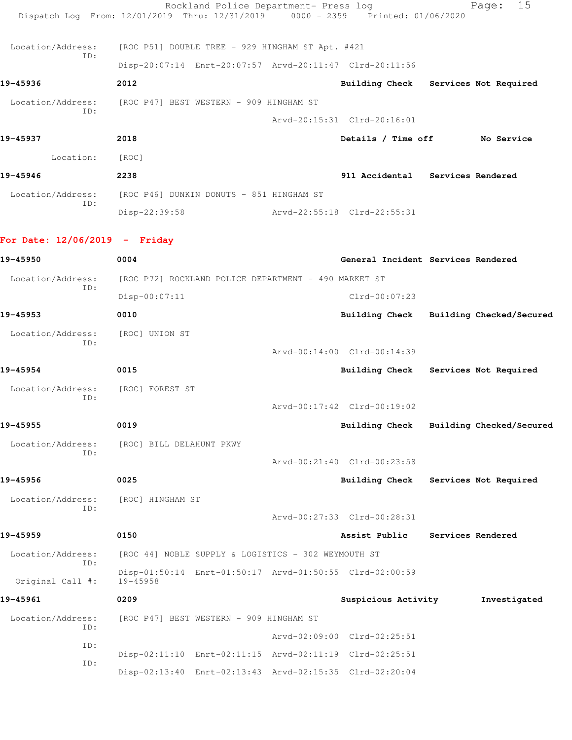Location/Address: [ROC P51] DOUBLE TREE - 929 HINGHAM ST Apt. #421
ID:
Disp-20:07:14 Enrt-20:07:57 Arvd-20:11:47 Clrd-20:11:56

**19-45936** **2012** **Building Check** **Services Not Required**

Location/Address: [ROC P47] BEST WESTERN - 909 HINGHAM ST
ID:
Arvd-20:15:31 Clrd-20:16:01

**19-45937** **2018** **Details / Time off** **No Service**

Location: [ROC]

**19-45946** **2238** **911 Accidental** **Services Rendered**

Location/Address: [ROC P46] DUNKIN DONUTS - 851 HINGHAM ST
ID:
Disp-22:39:58 Arvd-22:55:18 Clrd-22:55:31

## For Date: 12/06/2019 - Friday

**19-45950** **0004** **General Incident** **Services Rendered**

Location/Address: [ROC P72] ROCKLAND POLICE DEPARTMENT - 490 MARKET ST
ID:
Disp-00:07:11 Clrd-00:07:23

**19-45953** **0010** **Building Check** **Building Checked/Secured**

Location/Address: [ROC] UNION ST
ID:
Arvd-00:14:00 Clrd-00:14:39

**19-45954** **0015** **Building Check** **Services Not Required**

Location/Address: [ROC] FOREST ST
ID:
Arvd-00:17:42 Clrd-00:19:02

**19-45955** **0019** **Building Check** **Building Checked/Secured**

Location/Address: [ROC] BILL DELAHUNT PKWY
ID:
Arvd-00:21:40 Clrd-00:23:58

**19-45956** **0025** **Building Check** **Services Not Required**

Location/Address: [ROC] HINGHAM ST
ID:
Arvd-00:27:33 Clrd-00:28:31

**19-45959** **0150** **Assist Public** **Services Rendered**

Location/Address: [ROC 44] NOBLE SUPPLY & LOGISTICS - 302 WEYMOUTH ST
ID:
Disp-01:50:14 Enrt-01:50:17 Arvd-01:50:55 Clrd-02:00:59
Original Call #: 19-45958

**19-45961** **0209** **Suspicious Activity** **Investigated**

Location/Address: [ROC P47] BEST WESTERN - 909 HINGHAM ST
ID:
Arvd-02:09:00 Clrd-02:25:51
ID:
Disp-02:11:10 Enrt-02:11:15 Arvd-02:11:19 Clrd-02:25:51
ID:
Disp-02:13:40 Enrt-02:13:43 Arvd-02:15:35 Clrd-02:20:04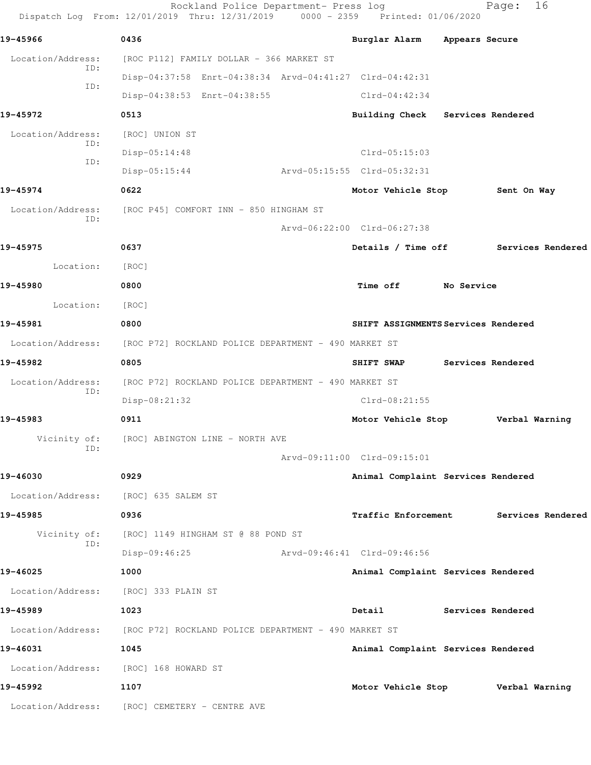**19-45966** 0436 **Burglar Alarm** **Appears Secure**

Location/Address: [ROC P112] FAMILY DOLLAR - 366 MARKET ST

ID: Disp-04:37:58 Enrt-04:38:34 Arvd-04:41:27 Clrd-04:42:31

ID: Disp-04:38:53 Enrt-04:38:55 Clrd-04:42:34

**19-45972** 0513 **Building Check** **Services Rendered**

Location/Address: [ROC] UNION ST

ID: Disp-05:14:48 Clrd-05:15:03

ID: Disp-05:15:44 Arvd-05:15:55 Clrd-05:32:31

**19-45974** 0622 **Motor Vehicle Stop** **Sent On Way**

Location/Address: [ROC P45] COMFORT INN - 850 HINGHAM ST

ID: Arvd-06:22:00 Clrd-06:27:38

**19-45975** 0637 **Details / Time off** **Services Rendered**

Location: [ROC]

**19-45980** 0800 **Time off** **No Service**

Location: [ROC]

**19-45981** 0800 **SHIFT ASSIGNMENTS** **Services Rendered**

Location/Address: [ROC P72] ROCKLAND POLICE DEPARTMENT - 490 MARKET ST

**19-45982** 0805 **SHIFT SWAP** **Services Rendered**

Location/Address: [ROC P72] ROCKLAND POLICE DEPARTMENT - 490 MARKET ST

ID: Disp-08:21:32 Clrd-08:21:55

**19-45983** 0911 **Motor Vehicle Stop** **Verbal Warning**

Vicinity of: [ROC] ABINGTON LINE - NORTH AVE

ID: Arvd-09:11:00 Clrd-09:15:01

**19-46030** 0929 **Animal Complaint** **Services Rendered**

Location/Address: [ROC] 635 SALEM ST

**19-45985** 0936 **Traffic Enforcement** **Services Rendered**

Vicinity of: [ROC] 1149 HINGHAM ST @ 88 POND ST

ID: Disp-09:46:25 Arvd-09:46:41 Clrd-09:46:56

**19-46025** 1000 **Animal Complaint** **Services Rendered**

Location/Address: [ROC] 333 PLAIN ST

**19-45989** 1023 **Detail** **Services Rendered**

Location/Address: [ROC P72] ROCKLAND POLICE DEPARTMENT - 490 MARKET ST

**19-46031** 1045 **Animal Complaint** **Services Rendered**

Location/Address: [ROC] 168 HOWARD ST

**19-45992** 1107 **Motor Vehicle Stop** **Verbal Warning**

Location/Address: [ROC] CEMETERY - CENTRE AVE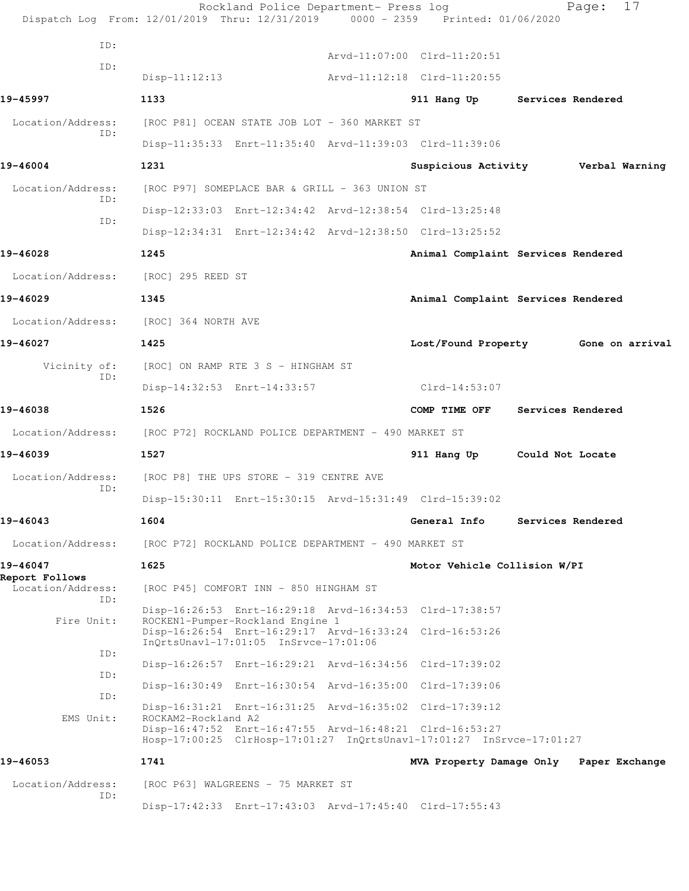```
ID:
                                       Arvd-11:07:00  Clrd-11:20:51
ID:
        Disp-11:12:13                  Arvd-11:12:18  Clrd-11:20:55

19-45997        1133                           911 Hang Up        Services Rendered

 Location/Address:    [ROC P81] OCEAN STATE JOB LOT - 360 MARKET ST
        ID:
        Disp-11:35:33  Enrt-11:35:40  Arvd-11:39:03  Clrd-11:39:06

19-46004        1231                           Suspicious Activity        Verbal Warning

 Location/Address:    [ROC P97] SOMEPLACE BAR & GRILL - 363 UNION ST
        ID:
        Disp-12:33:03  Enrt-12:34:42  Arvd-12:38:54  Clrd-13:25:48
        ID:
        Disp-12:34:31  Enrt-12:34:42  Arvd-12:38:50  Clrd-13:25:52

19-46028        1245                           Animal Complaint  Services Rendered

 Location/Address:    [ROC] 295 REED ST

19-46029        1345                           Animal Complaint  Services Rendered

 Location/Address:    [ROC] 364 NORTH AVE

19-46027        1425                           Lost/Found Property        Gone on arrival

     Vicinity of:    [ROC] ON RAMP RTE 3 S - HINGHAM ST
        ID:
        Disp-14:32:53  Enrt-14:33:57                 Clrd-14:53:07

19-46038        1526                           COMP TIME OFF    Services Rendered

 Location/Address:    [ROC P72] ROCKLAND POLICE DEPARTMENT - 490 MARKET ST

19-46039        1527                           911 Hang Up      Could Not Locate

 Location/Address:    [ROC P8] THE UPS STORE - 319 CENTRE AVE
        ID:
        Disp-15:30:11  Enrt-15:30:15  Arvd-15:31:49  Clrd-15:39:02

19-46043        1604                           General Info     Services Rendered

 Location/Address:    [ROC P72] ROCKLAND POLICE DEPARTMENT - 490 MARKET ST

19-46047        1625                           Motor Vehicle Collision W/PI
Report Follows
 Location/Address:    [ROC P45] COMFORT INN - 850 HINGHAM ST
        ID:
        Disp-16:26:53  Enrt-16:29:18  Arvd-16:34:53  Clrd-17:38:57
    Fire Unit:    ROCKEN1-Pumper-Rockland Engine 1
        Disp-16:26:54  Enrt-16:29:17  Arvd-16:33:24  Clrd-16:53:26
        InQrtsUnavl-17:01:05  InSrvce-17:01:06
        ID:
        Disp-16:26:57  Enrt-16:29:21  Arvd-16:34:56  Clrd-17:39:02
        ID:
        Disp-16:30:49  Enrt-16:30:54  Arvd-16:35:00  Clrd-17:39:06
        ID:
        Disp-16:31:21  Enrt-16:31:25  Arvd-16:35:02  Clrd-17:39:12
    EMS Unit:    ROCKAM2-Rockland A2
        Disp-16:47:52  Enrt-16:47:55  Arvd-16:48:21  Clrd-16:53:27
        Hosp-17:00:25  ClrHosp-17:01:27  InQrtsUnavl-17:01:27  InSrvce-17:01:27

19-46053        1741                           MVA Property Damage Only   Paper Exchange

 Location/Address:    [ROC P63] WALGREENS - 75 MARKET ST
        ID:
        Disp-17:42:33  Enrt-17:43:03  Arvd-17:45:40  Clrd-17:55:43
```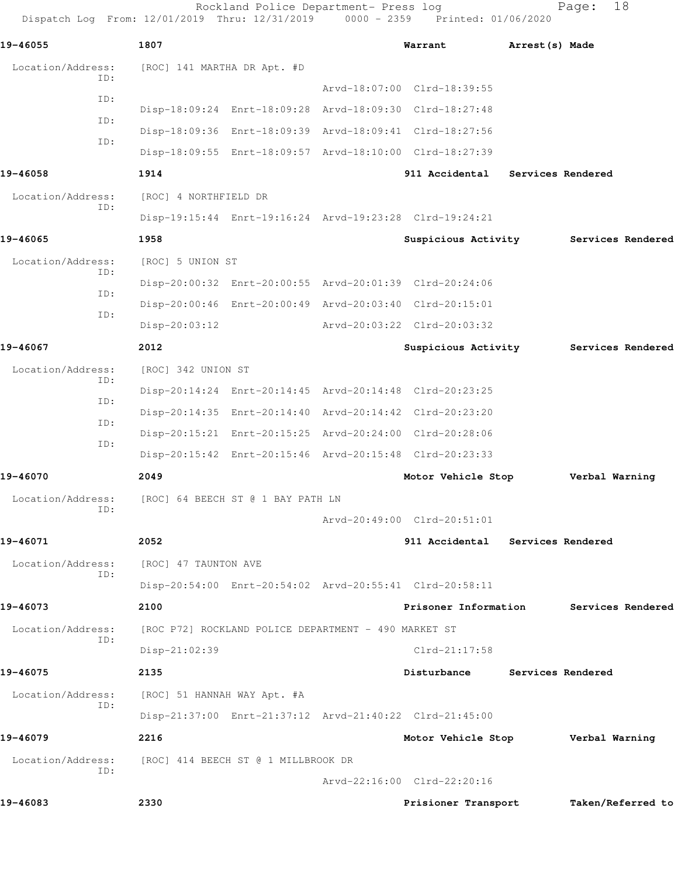19-46055 1807 Warrant Arrest(s) Made

Location/Address: [ROC] 141 MARTHA DR Apt. #D

ID: Arvd-18:07:00 Clrd-18:39:55

ID: Disp-18:09:24 Enrt-18:09:28 Arvd-18:09:30 Clrd-18:27:48

ID: Disp-18:09:36 Enrt-18:09:39 Arvd-18:09:41 Clrd-18:27:56

ID: Disp-18:09:55 Enrt-18:09:57 Arvd-18:10:00 Clrd-18:27:39

19-46058 1914 911 Accidental Services Rendered

Location/Address: [ROC] 4 NORTHFIELD DR

ID: Disp-19:15:44 Enrt-19:16:24 Arvd-19:23:28 Clrd-19:24:21

19-46065 1958 Suspicious Activity Services Rendered

Location/Address: [ROC] 5 UNION ST

ID: Disp-20:00:32 Enrt-20:00:55 Arvd-20:01:39 Clrd-20:24:06

ID: Disp-20:00:46 Enrt-20:00:49 Arvd-20:03:40 Clrd-20:15:01

ID: Disp-20:03:12 Arvd-20:03:22 Clrd-20:03:32

19-46067 2012 Suspicious Activity Services Rendered

Location/Address: [ROC] 342 UNION ST

ID: Disp-20:14:24 Enrt-20:14:45 Arvd-20:14:48 Clrd-20:23:25

ID: Disp-20:14:35 Enrt-20:14:40 Arvd-20:14:42 Clrd-20:23:20

ID: Disp-20:15:21 Enrt-20:15:25 Arvd-20:24:00 Clrd-20:28:06

ID: Disp-20:15:42 Enrt-20:15:46 Arvd-20:15:48 Clrd-20:23:33

19-46070 2049 Motor Vehicle Stop Verbal Warning

Location/Address: [ROC] 64 BEECH ST @ 1 BAY PATH LN

ID: Arvd-20:49:00 Clrd-20:51:01

19-46071 2052 911 Accidental Services Rendered

Location/Address: [ROC] 47 TAUNTON AVE

ID: Disp-20:54:00 Enrt-20:54:02 Arvd-20:55:41 Clrd-20:58:11

19-46073 2100 Prisoner Information Services Rendered

Location/Address: [ROC P72] ROCKLAND POLICE DEPARTMENT - 490 MARKET ST

ID: Disp-21:02:39 Clrd-21:17:58

19-46075 2135 Disturbance Services Rendered

Location/Address: [ROC] 51 HANNAH WAY Apt. #A

ID: Disp-21:37:00 Enrt-21:37:12 Arvd-21:40:22 Clrd-21:45:00

19-46079 2216 Motor Vehicle Stop Verbal Warning

Location/Address: [ROC] 414 BEECH ST @ 1 MILLBROOK DR

ID: Arvd-22:16:00 Clrd-22:20:16

19-46083 2330 Prisioner Transport Taken/Referred to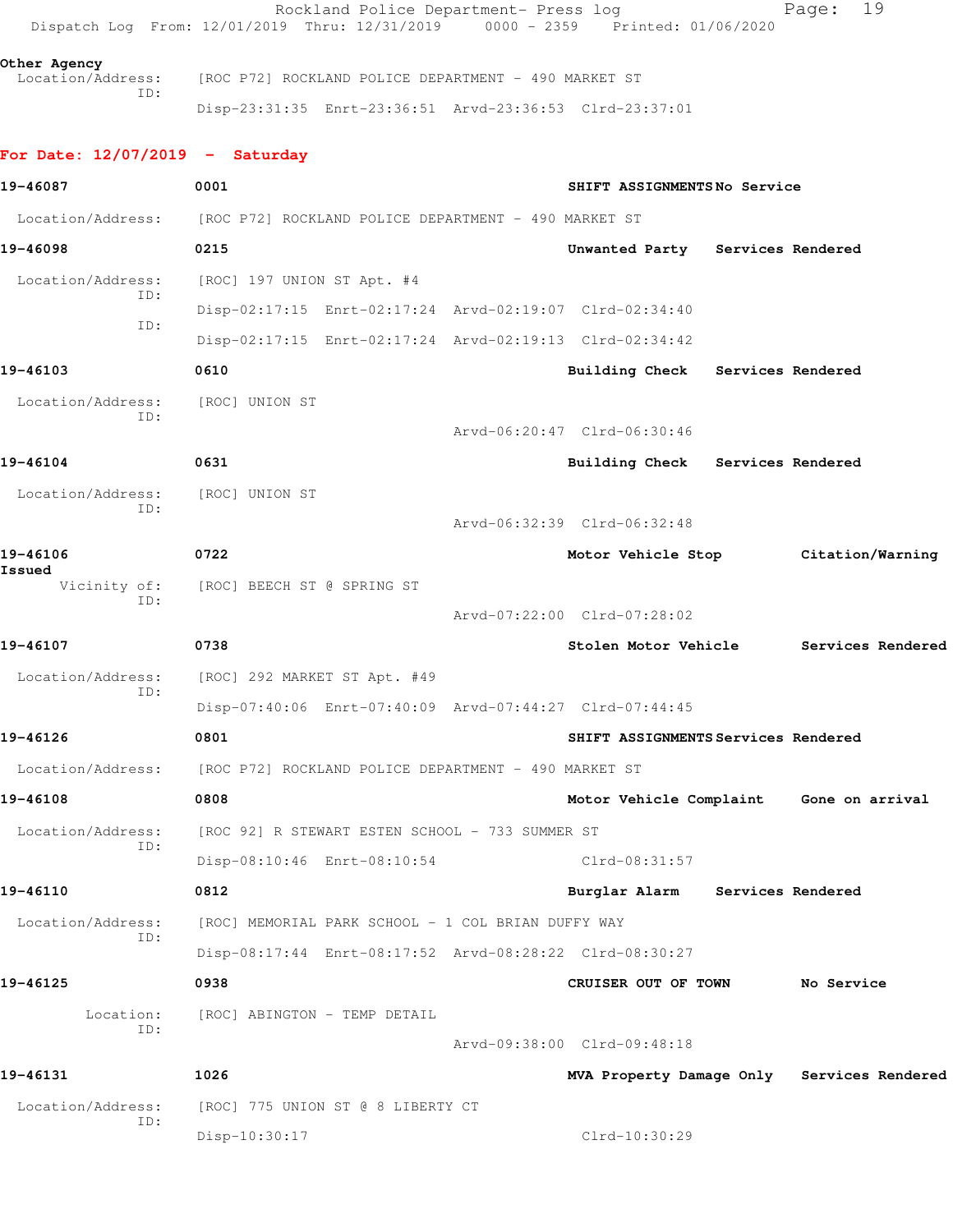Other Agency
  Location/Address:    [ROC P72] ROCKLAND POLICE DEPARTMENT - 490 MARKET ST
  ID:
  Disp-23:31:35  Enrt-23:36:51  Arvd-23:36:53  Clrd-23:37:01

**For Date: 12/07/2019 - Saturday**

**19-46087** 0001 **SHIFT ASSIGNMENTS No Service**

Location/Address: [ROC P72] ROCKLAND POLICE DEPARTMENT - 490 MARKET ST

**19-46098** 0215 **Unwanted Party Services Rendered**

Location/Address: [ROC] 197 UNION ST Apt. #4
ID:
Disp-02:17:15 Enrt-02:17:24 Arvd-02:19:07 Clrd-02:34:40
ID:
Disp-02:17:15 Enrt-02:17:24 Arvd-02:19:13 Clrd-02:34:42

**19-46103** 0610 **Building Check Services Rendered**

Location/Address: [ROC] UNION ST
ID:
Arvd-06:20:47 Clrd-06:30:46

**19-46104** 0631 **Building Check Services Rendered**

Location/Address: [ROC] UNION ST
ID:
Arvd-06:32:39 Clrd-06:32:48

**19-46106** 0722 **Motor Vehicle Stop Citation/Warning Issued**

Vicinity of: [ROC] BEECH ST @ SPRING ST
ID:
Arvd-07:22:00 Clrd-07:28:02

**19-46107** 0738 **Stolen Motor Vehicle Services Rendered**

Location/Address: [ROC] 292 MARKET ST Apt. #49
ID:
Disp-07:40:06 Enrt-07:40:09 Arvd-07:44:27 Clrd-07:44:45

**19-46126** 0801 **SHIFT ASSIGNMENTS Services Rendered**

Location/Address: [ROC P72] ROCKLAND POLICE DEPARTMENT - 490 MARKET ST

**19-46108** 0808 **Motor Vehicle Complaint Gone on arrival**

Location/Address: [ROC 92] R STEWART ESTEN SCHOOL - 733 SUMMER ST
ID:
Disp-08:10:46 Enrt-08:10:54 Clrd-08:31:57

**19-46110** 0812 **Burglar Alarm Services Rendered**

Location/Address: [ROC] MEMORIAL PARK SCHOOL - 1 COL BRIAN DUFFY WAY
ID:
Disp-08:17:44 Enrt-08:17:52 Arvd-08:28:22 Clrd-08:30:27

**19-46125** 0938 **CRUISER OUT OF TOWN No Service**

Location: [ROC] ABINGTON - TEMP DETAIL
ID:
Arvd-09:38:00 Clrd-09:48:18

**19-46131** 1026 **MVA Property Damage Only Services Rendered**

Location/Address: [ROC] 775 UNION ST @ 8 LIBERTY CT
ID:
Disp-10:30:17 Clrd-10:30:29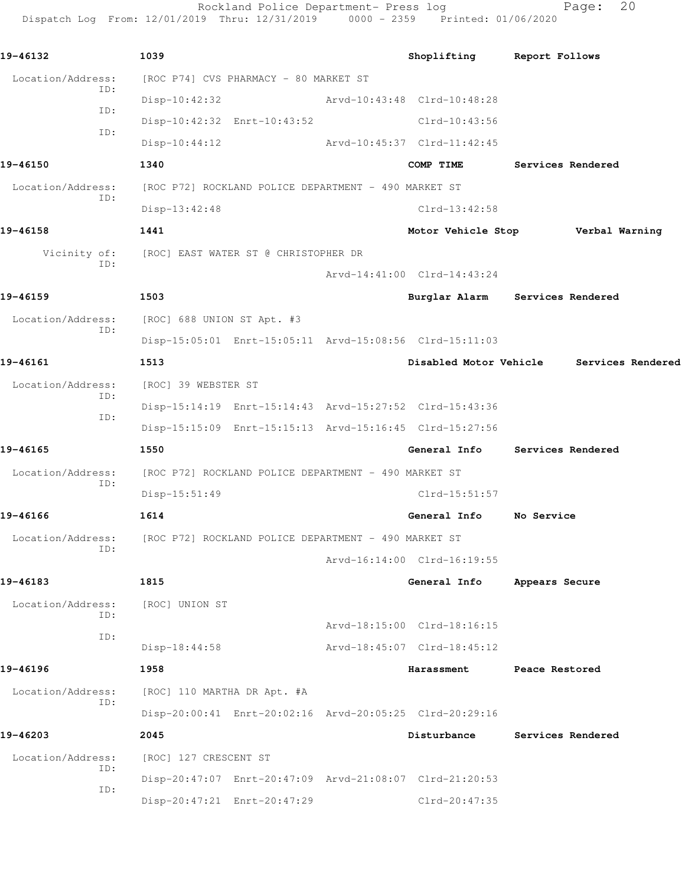19-46132 1039 Shoplifting Report Follows

Location/Address: [ROC P74] CVS PHARMACY - 80 MARKET ST
ID: Disp-10:42:32 Arvd-10:43:48 Clrd-10:48:28
ID: Disp-10:42:32 Enrt-10:43:52 Clrd-10:43:56
ID: Disp-10:44:12 Arvd-10:45:37 Clrd-11:42:45

19-46150 1340 COMP TIME Services Rendered

Location/Address: [ROC P72] ROCKLAND POLICE DEPARTMENT - 490 MARKET ST
ID: Disp-13:42:48 Clrd-13:42:58

19-46158 1441 Motor Vehicle Stop Verbal Warning

Vicinity of: [ROC] EAST WATER ST @ CHRISTOPHER DR
ID: Arvd-14:41:00 Clrd-14:43:24

19-46159 1503 Burglar Alarm Services Rendered

Location/Address: [ROC] 688 UNION ST Apt. #3
ID: Disp-15:05:01 Enrt-15:05:11 Arvd-15:08:56 Clrd-15:11:03

19-46161 1513 Disabled Motor Vehicle Services Rendered

Location/Address: [ROC] 39 WEBSTER ST
ID: Disp-15:14:19 Enrt-15:14:43 Arvd-15:27:52 Clrd-15:43:36
ID: Disp-15:15:09 Enrt-15:15:13 Arvd-15:16:45 Clrd-15:27:56

19-46165 1550 General Info Services Rendered

Location/Address: [ROC P72] ROCKLAND POLICE DEPARTMENT - 490 MARKET ST
ID: Disp-15:51:49 Clrd-15:51:57

19-46166 1614 General Info No Service

Location/Address: [ROC P72] ROCKLAND POLICE DEPARTMENT - 490 MARKET ST
ID: Arvd-16:14:00 Clrd-16:19:55

19-46183 1815 General Info Appears Secure

Location/Address: [ROC] UNION ST
ID: Arvd-18:15:00 Clrd-18:16:15
ID: Disp-18:44:58 Arvd-18:45:07 Clrd-18:45:12

19-46196 1958 Harassment Peace Restored

Location/Address: [ROC] 110 MARTHA DR Apt. #A
ID: Disp-20:00:41 Enrt-20:02:16 Arvd-20:05:25 Clrd-20:29:16

19-46203 2045 Disturbance Services Rendered

Location/Address: [ROC] 127 CRESCENT ST
ID: Disp-20:47:07 Enrt-20:47:09 Arvd-21:08:07 Clrd-21:20:53
ID: Disp-20:47:21 Enrt-20:47:29 Clrd-20:47:35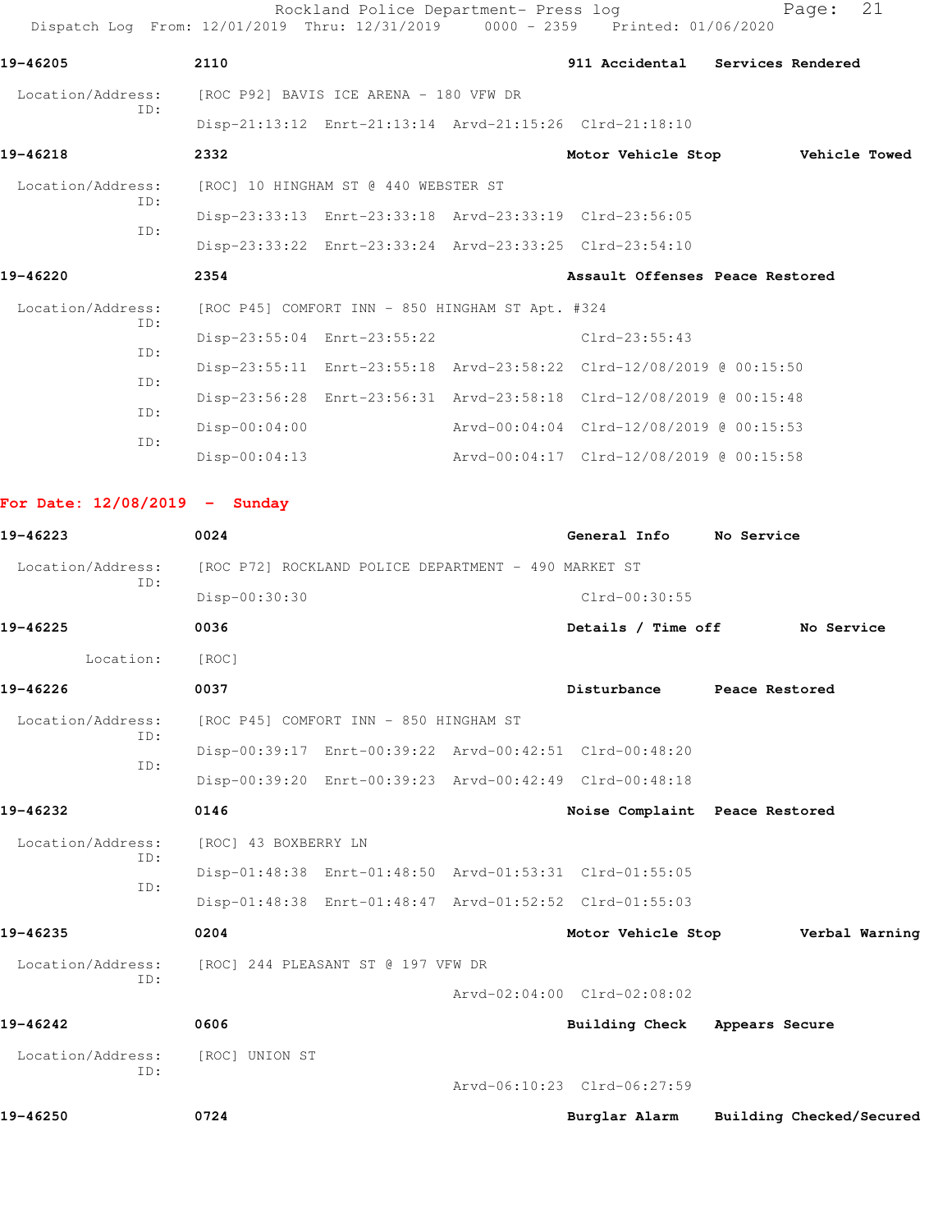**19-46205** 2110 **911 Accidental** **Services Rendered**

Location/Address: [ROC P92] BAVIS ICE ARENA - 180 VFW DR
ID:
Disp-21:13:12 Enrt-21:13:14 Arvd-21:15:26 Clrd-21:18:10

**19-46218** 2332 **Motor Vehicle Stop** **Vehicle Towed**

Location/Address: [ROC] 10 HINGHAM ST @ 440 WEBSTER ST
ID:
Disp-23:33:13 Enrt-23:33:18 Arvd-23:33:19 Clrd-23:56:05
ID:
Disp-23:33:22 Enrt-23:33:24 Arvd-23:33:25 Clrd-23:54:10

**19-46220** 2354 **Assault Offenses** **Peace Restored**

Location/Address: [ROC P45] COMFORT INN - 850 HINGHAM ST Apt. #324
ID:
Disp-23:55:04 Enrt-23:55:22 Clrd-23:55:43
ID:
Disp-23:55:11 Enrt-23:55:18 Arvd-23:58:22 Clrd-12/08/2019 @ 00:15:50
ID:
Disp-23:56:28 Enrt-23:56:31 Arvd-23:58:18 Clrd-12/08/2019 @ 00:15:48
ID:
Disp-00:04:00 Arvd-00:04:04 Clrd-12/08/2019 @ 00:15:53
ID:
Disp-00:04:13 Arvd-00:04:17 Clrd-12/08/2019 @ 00:15:58

**For Date: 12/08/2019 - Sunday**

**19-46223** 0024 **General Info** **No Service**

Location/Address: [ROC P72] ROCKLAND POLICE DEPARTMENT - 490 MARKET ST
ID:
Disp-00:30:30 Clrd-00:30:55

**19-46225** 0036 **Details / Time off** **No Service**

Location: [ROC]

**19-46226** 0037 **Disturbance** **Peace Restored**

Location/Address: [ROC P45] COMFORT INN - 850 HINGHAM ST
ID:
Disp-00:39:17 Enrt-00:39:22 Arvd-00:42:51 Clrd-00:48:20
ID:
Disp-00:39:20 Enrt-00:39:23 Arvd-00:42:49 Clrd-00:48:18

**19-46232** 0146 **Noise Complaint** **Peace Restored**

Location/Address: [ROC] 43 BOXBERRY LN
ID:
Disp-01:48:38 Enrt-01:48:50 Arvd-01:53:31 Clrd-01:55:05
ID:
Disp-01:48:38 Enrt-01:48:47 Arvd-01:52:52 Clrd-01:55:03

**19-46235** 0204 **Motor Vehicle Stop** **Verbal Warning**

Location/Address: [ROC] 244 PLEASANT ST @ 197 VFW DR
ID:
Arvd-02:04:00 Clrd-02:08:02

**19-46242** 0606 **Building Check** **Appears Secure**

Location/Address: [ROC] UNION ST
ID:
Arvd-06:10:23 Clrd-06:27:59

**19-46250** 0724 **Burglar Alarm** **Building Checked/Secured**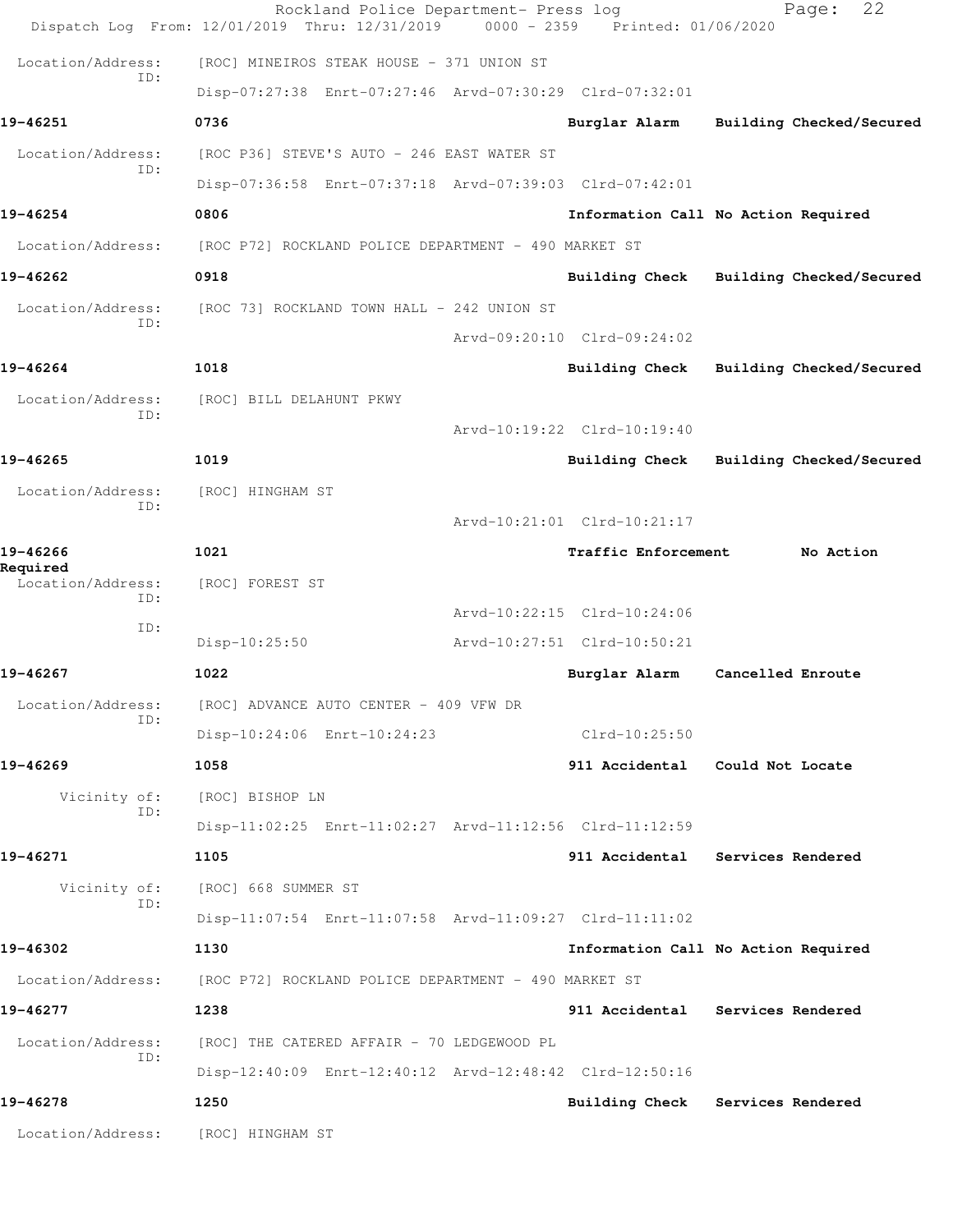Location/Address: [ROC] MINEIROS STEAK HOUSE - 371 UNION ST
ID:
Disp-07:27:38 Enrt-07:27:46 Arvd-07:30:29 Clrd-07:32:01

**19-46251** 0736 Burglar Alarm Building Checked/Secured
Location/Address: [ROC P36] STEVE'S AUTO - 246 EAST WATER ST
ID:
Disp-07:36:58 Enrt-07:37:18 Arvd-07:39:03 Clrd-07:42:01

**19-46254** 0806 Information Call No Action Required
Location/Address: [ROC P72] ROCKLAND POLICE DEPARTMENT - 490 MARKET ST

**19-46262** 0918 Building Check Building Checked/Secured
Location/Address: [ROC 73] ROCKLAND TOWN HALL - 242 UNION ST
ID:
Arvd-09:20:10 Clrd-09:24:02

**19-46264** 1018 Building Check Building Checked/Secured
Location/Address: [ROC] BILL DELAHUNT PKWY
ID:
Arvd-10:19:22 Clrd-10:19:40

**19-46265** 1019 Building Check Building Checked/Secured
Location/Address: [ROC] HINGHAM ST
ID:
Arvd-10:21:01 Clrd-10:21:17

**19-46266** 1021 Traffic Enforcement No Action Required
Location/Address: [ROC] FOREST ST
ID:
Arvd-10:22:15 Clrd-10:24:06
ID:
Disp-10:25:50 Arvd-10:27:51 Clrd-10:50:21

**19-46267** 1022 Burglar Alarm Cancelled Enroute
Location/Address: [ROC] ADVANCE AUTO CENTER - 409 VFW DR
ID:
Disp-10:24:06 Enrt-10:24:23 Clrd-10:25:50

**19-46269** 1058 911 Accidental Could Not Locate
Vicinity of: [ROC] BISHOP LN
ID:
Disp-11:02:25 Enrt-11:02:27 Arvd-11:12:56 Clrd-11:12:59

**19-46271** 1105 911 Accidental Services Rendered
Vicinity of: [ROC] 668 SUMMER ST
ID:
Disp-11:07:54 Enrt-11:07:58 Arvd-11:09:27 Clrd-11:11:02

**19-46302** 1130 Information Call No Action Required
Location/Address: [ROC P72] ROCKLAND POLICE DEPARTMENT - 490 MARKET ST

**19-46277** 1238 911 Accidental Services Rendered
Location/Address: [ROC] THE CATERED AFFAIR - 70 LEDGEWOOD PL
ID:
Disp-12:40:09 Enrt-12:40:12 Arvd-12:48:42 Clrd-12:50:16

**19-46278** 1250 Building Check Services Rendered
Location/Address: [ROC] HINGHAM ST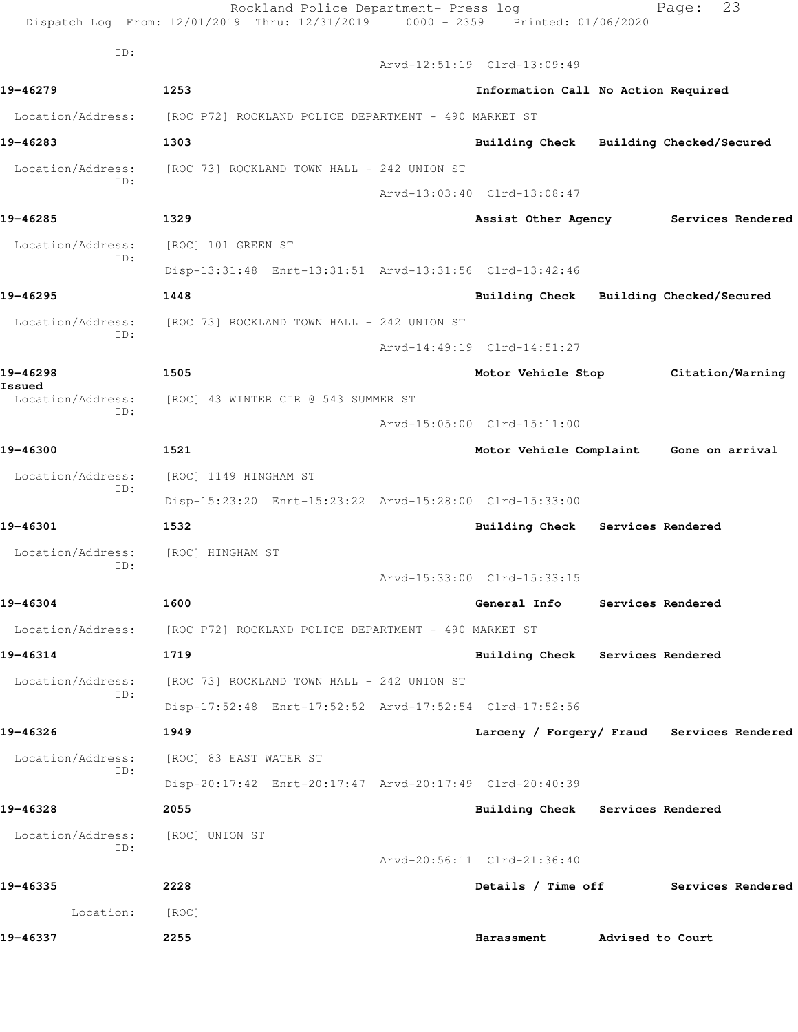ID:

Arvd-12:51:19 Clrd-13:09:49

**19-46279** **1253** **Information Call No Action Required**

Location/Address: [ROC P72] ROCKLAND POLICE DEPARTMENT - 490 MARKET ST

**19-46283** **1303** **Building Check Building Checked/Secured**

Location/Address: [ROC 73] ROCKLAND TOWN HALL - 242 UNION ST
ID:

Arvd-13:03:40 Clrd-13:08:47

**19-46285** **1329** **Assist Other Agency Services Rendered**

Location/Address: [ROC] 101 GREEN ST
ID:

Disp-13:31:48 Enrt-13:31:51 Arvd-13:31:56 Clrd-13:42:46

**19-46295** **1448** **Building Check Building Checked/Secured**

Location/Address: [ROC 73] ROCKLAND TOWN HALL - 242 UNION ST
ID:

Arvd-14:49:19 Clrd-14:51:27

**19-46298** **1505** **Motor Vehicle Stop Citation/Warning Issued**

Location/Address: [ROC] 43 WINTER CIR @ 543 SUMMER ST
ID:

Arvd-15:05:00 Clrd-15:11:00

**19-46300** **1521** **Motor Vehicle Complaint Gone on arrival**

Location/Address: [ROC] 1149 HINGHAM ST
ID:

Disp-15:23:20 Enrt-15:23:22 Arvd-15:28:00 Clrd-15:33:00

**19-46301** **1532** **Building Check Services Rendered**

Location/Address: [ROC] HINGHAM ST
ID:

Arvd-15:33:00 Clrd-15:33:15

**19-46304** **1600** **General Info Services Rendered**

Location/Address: [ROC P72] ROCKLAND POLICE DEPARTMENT - 490 MARKET ST

**19-46314** **1719** **Building Check Services Rendered**

Location/Address: [ROC 73] ROCKLAND TOWN HALL - 242 UNION ST
ID:

Disp-17:52:48 Enrt-17:52:52 Arvd-17:52:54 Clrd-17:52:56

**19-46326** **1949** **Larceny / Forgery/ Fraud Services Rendered**

Location/Address: [ROC] 83 EAST WATER ST
ID:

Disp-20:17:42 Enrt-20:17:47 Arvd-20:17:49 Clrd-20:40:39

**19-46328** **2055** **Building Check Services Rendered**

Location/Address: [ROC] UNION ST
ID:

Arvd-20:56:11 Clrd-21:36:40

**19-46335** **2228** **Details / Time off Services Rendered**

Location: [ROC]

**19-46337** **2255** **Harassment Advised to Court**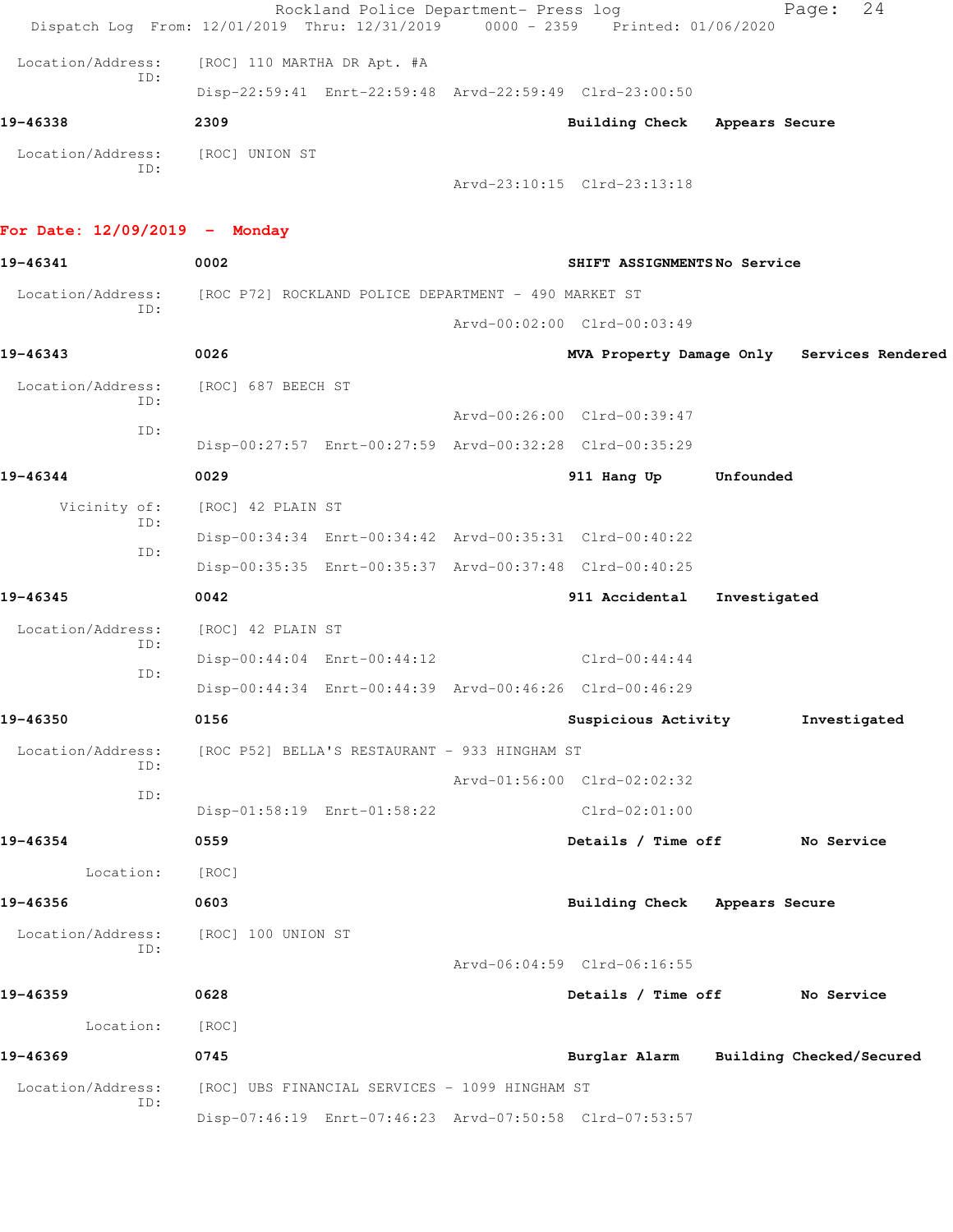Location/Address: [ROC] 110 MARTHA DR Apt. #A
ID:
Disp-22:59:41 Enrt-22:59:48 Arvd-22:59:49 Clrd-23:00:50

**19-46338** **2309** **Building Check** **Appears Secure**

Location/Address: [ROC] UNION ST
ID:
Arvd-23:10:15 Clrd-23:13:18

## For Date: 12/09/2019 - Monday

**19-46341** **0002** **SHIFT ASSIGNMENTS** **No Service**

Location/Address: [ROC P72] ROCKLAND POLICE DEPARTMENT - 490 MARKET ST
ID:
Arvd-00:02:00 Clrd-00:03:49

**19-46343** **0026** **MVA Property Damage Only** **Services Rendered**

Location/Address: [ROC] 687 BEECH ST
ID:
Arvd-00:26:00 Clrd-00:39:47
ID:
Disp-00:27:57 Enrt-00:27:59 Arvd-00:32:28 Clrd-00:35:29

**19-46344** **0029** **911 Hang Up** **Unfounded**

Vicinity of: [ROC] 42 PLAIN ST
ID:
Disp-00:34:34 Enrt-00:34:42 Arvd-00:35:31 Clrd-00:40:22
ID:
Disp-00:35:35 Enrt-00:35:37 Arvd-00:37:48 Clrd-00:40:25

**19-46345** **0042** **911 Accidental** **Investigated**

Location/Address: [ROC] 42 PLAIN ST
ID:
Disp-00:44:04 Enrt-00:44:12 Clrd-00:44:44
ID:
Disp-00:44:34 Enrt-00:44:39 Arvd-00:46:26 Clrd-00:46:29

**19-46350** **0156** **Suspicious Activity** **Investigated**

Location/Address: [ROC P52] BELLA'S RESTAURANT - 933 HINGHAM ST
ID:
Arvd-01:56:00 Clrd-02:02:32
ID:
Disp-01:58:19 Enrt-01:58:22 Clrd-02:01:00

**19-46354** **0559** **Details / Time off** **No Service**

Location: [ROC]

**19-46356** **0603** **Building Check** **Appears Secure**

Location/Address: [ROC] 100 UNION ST
ID:
Arvd-06:04:59 Clrd-06:16:55

**19-46359** **0628** **Details / Time off** **No Service**

Location: [ROC]

**19-46369** **0745** **Burglar Alarm** **Building Checked/Secured**

Location/Address: [ROC] UBS FINANCIAL SERVICES - 1099 HINGHAM ST
ID:
Disp-07:46:19 Enrt-07:46:23 Arvd-07:50:58 Clrd-07:53:57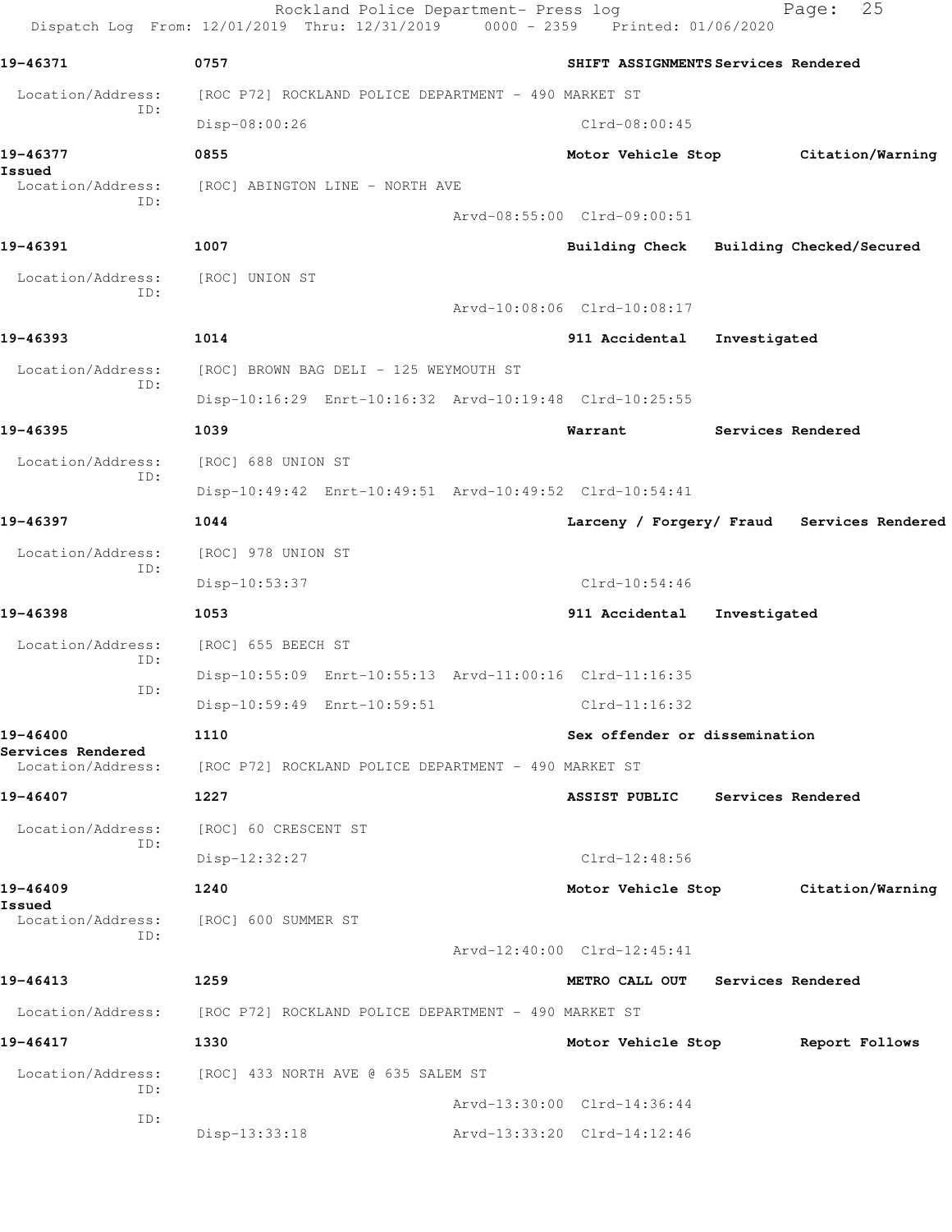Dispatch Log From: 12/01/2019 Thru: 12/31/2019 0000 - 2359 Printed: 01/06/2020

**19-46371** 0757 **SHIFT ASSIGNMENTS Services Rendered**

Location/Address: [ROC P72] ROCKLAND POLICE DEPARTMENT - 490 MARKET ST
ID: Disp-08:00:26 Clrd-08:00:45

**19-46377** 0855 **Motor Vehicle Stop Citation/Warning Issued**

Location/Address: [ROC] ABINGTON LINE - NORTH AVE
ID: Arvd-08:55:00 Clrd-09:00:51

**19-46391** 1007 **Building Check Building Checked/Secured**

Location/Address: [ROC] UNION ST
ID: Arvd-10:08:06 Clrd-10:08:17

**19-46393** 1014 **911 Accidental Investigated**

Location/Address: [ROC] BROWN BAG DELI - 125 WEYMOUTH ST
ID: Disp-10:16:29 Enrt-10:16:32 Arvd-10:19:48 Clrd-10:25:55

**19-46395** 1039 **Warrant Services Rendered**

Location/Address: [ROC] 688 UNION ST
ID: Disp-10:49:42 Enrt-10:49:51 Arvd-10:49:52 Clrd-10:54:41

**19-46397** 1044 **Larceny / Forgery/ Fraud Services Rendered**

Location/Address: [ROC] 978 UNION ST
ID: Disp-10:53:37 Clrd-10:54:46

**19-46398** 1053 **911 Accidental Investigated**

Location/Address: [ROC] 655 BEECH ST
ID: Disp-10:55:09 Enrt-10:55:13 Arvd-11:00:16 Clrd-11:16:35
ID: Disp-10:59:49 Enrt-10:59:51 Clrd-11:16:32

**19-46400** 1110 **Sex offender or dissemination Services Rendered**

Location/Address: [ROC P72] ROCKLAND POLICE DEPARTMENT - 490 MARKET ST

**19-46407** 1227 **ASSIST PUBLIC Services Rendered**

Location/Address: [ROC] 60 CRESCENT ST
ID: Disp-12:32:27 Clrd-12:48:56

**19-46409** 1240 **Motor Vehicle Stop Citation/Warning Issued**

Location/Address: [ROC] 600 SUMMER ST
ID: Arvd-12:40:00 Clrd-12:45:41

**19-46413** 1259 **METRO CALL OUT Services Rendered**

Location/Address: [ROC P72] ROCKLAND POLICE DEPARTMENT - 490 MARKET ST

**19-46417** 1330 **Motor Vehicle Stop Report Follows**

Location/Address: [ROC] 433 NORTH AVE @ 635 SALEM ST
ID: Arvd-13:30:00 Clrd-14:36:44
ID: Disp-13:33:18 Arvd-13:33:20 Clrd-14:12:46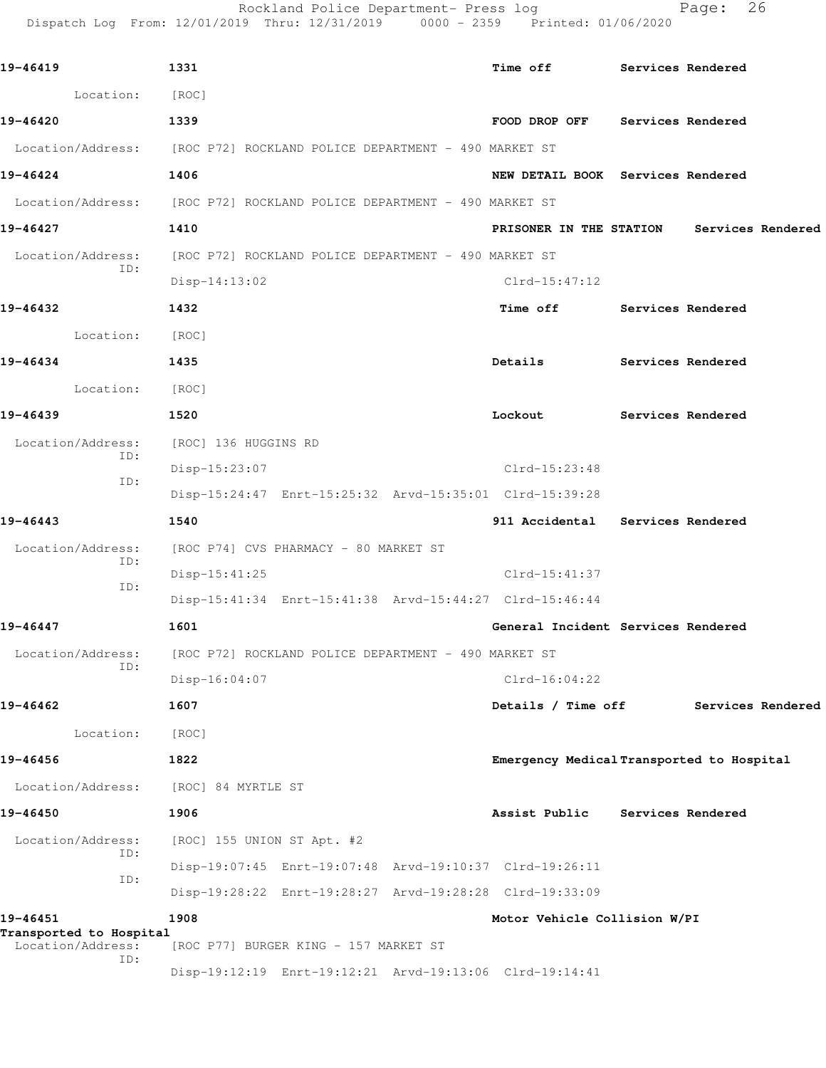| Call Number | Time | Call Reason | Action |
|---|---|---|---|
| 19-46419 | 1331 | Time off | Services Rendered |

Location: [ROC]

| Call Number | Time | Call Reason | Action |
|---|---|---|---|
| 19-46420 | 1339 | FOOD DROP OFF | Services Rendered |

Location/Address: [ROC P72] ROCKLAND POLICE DEPARTMENT - 490 MARKET ST

| Call Number | Time | Call Reason | Action |
|---|---|---|---|
| 19-46424 | 1406 | NEW DETAIL BOOK | Services Rendered |

Location/Address: [ROC P72] ROCKLAND POLICE DEPARTMENT - 490 MARKET ST

| Call Number | Time | Call Reason | Action |
|---|---|---|---|
| 19-46427 | 1410 | PRISONER IN THE STATION | Services Rendered |

Location/Address: [ROC P72] ROCKLAND POLICE DEPARTMENT - 490 MARKET ST
ID: Disp-14:13:02 Clrd-15:47:12

| Call Number | Time | Call Reason | Action |
|---|---|---|---|
| 19-46432 | 1432 | Time off | Services Rendered |

Location: [ROC]

| Call Number | Time | Call Reason | Action |
|---|---|---|---|
| 19-46434 | 1435 | Details | Services Rendered |

Location: [ROC]

| Call Number | Time | Call Reason | Action |
|---|---|---|---|
| 19-46439 | 1520 | Lockout | Services Rendered |

Location/Address: [ROC] 136 HUGGINS RD
ID: Disp-15:23:07 Clrd-15:23:48
ID: Disp-15:24:47 Enrt-15:25:32 Arvd-15:35:01 Clrd-15:39:28

| Call Number | Time | Call Reason | Action |
|---|---|---|---|
| 19-46443 | 1540 | 911 Accidental | Services Rendered |

Location/Address: [ROC P74] CVS PHARMACY - 80 MARKET ST
ID: Disp-15:41:25 Clrd-15:41:37
ID: Disp-15:41:34 Enrt-15:41:38 Arvd-15:44:27 Clrd-15:46:44

| Call Number | Time | Call Reason | Action |
|---|---|---|---|
| 19-46447 | 1601 | General Incident | Services Rendered |

Location/Address: [ROC P72] ROCKLAND POLICE DEPARTMENT - 490 MARKET ST
ID: Disp-16:04:07 Clrd-16:04:22

| Call Number | Time | Call Reason | Action |
|---|---|---|---|
| 19-46462 | 1607 | Details / Time off | Services Rendered |

Location: [ROC]

| Call Number | Time | Call Reason | Action |
|---|---|---|---|
| 19-46456 | 1822 | Emergency Medical | Transported to Hospital |

Location/Address: [ROC] 84 MYRTLE ST

| Call Number | Time | Call Reason | Action |
|---|---|---|---|
| 19-46450 | 1906 | Assist Public | Services Rendered |

Location/Address: [ROC] 155 UNION ST Apt. #2
ID: Disp-19:07:45 Enrt-19:07:48 Arvd-19:10:37 Clrd-19:26:11
ID: Disp-19:28:22 Enrt-19:28:27 Arvd-19:28:28 Clrd-19:33:09

| Call Number | Time | Call Reason | Action |
|---|---|---|---|
| 19-46451 | 1908 | Motor Vehicle Collision W/PI | Transported to Hospital |

Location/Address: [ROC P77] BURGER KING - 157 MARKET ST
ID: Disp-19:12:19 Enrt-19:12:21 Arvd-19:13:06 Clrd-19:14:41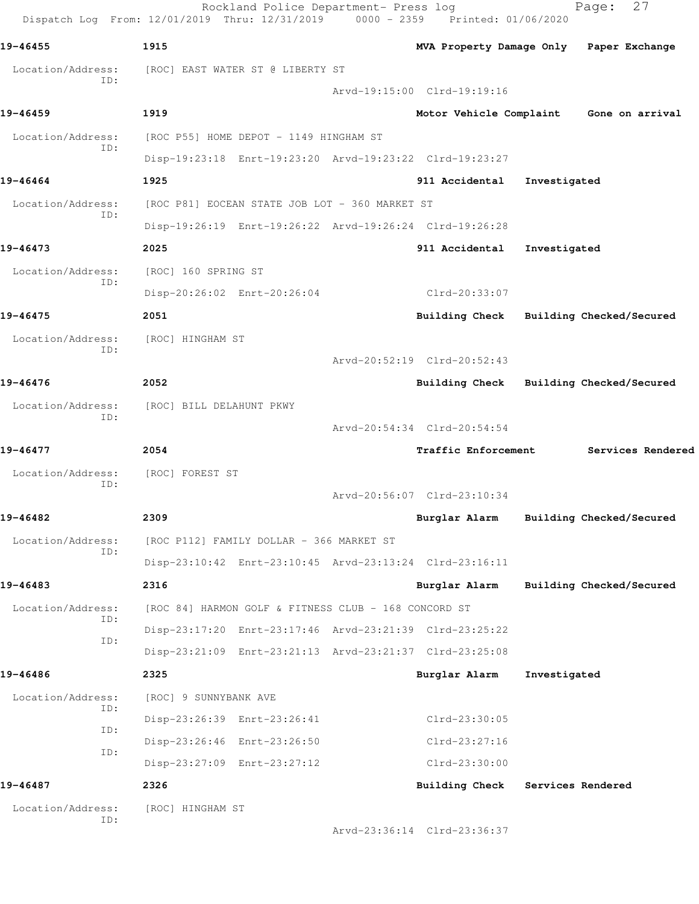Rockland Police Department- Press log
Dispatch Log From: 12/01/2019 Thru: 12/31/2019 0000 - 2359 Printed: 01/06/2020

**19-46455** 1915 **MVA Property Damage Only** **Paper Exchange**

Location/Address: [ROC] EAST WATER ST @ LIBERTY ST
ID:
Arvd-19:15:00 Clrd-19:19:16

**19-46459** 1919 **Motor Vehicle Complaint** **Gone on arrival**

Location/Address: [ROC P55] HOME DEPOT - 1149 HINGHAM ST
ID:
Disp-19:23:18 Enrt-19:23:20 Arvd-19:23:22 Clrd-19:23:27

**19-46464** 1925 **911 Accidental** **Investigated**

Location/Address: [ROC P81] EOCEAN STATE JOB LOT - 360 MARKET ST
ID:
Disp-19:26:19 Enrt-19:26:22 Arvd-19:26:24 Clrd-19:26:28

**19-46473** 2025 **911 Accidental** **Investigated**

Location/Address: [ROC] 160 SPRING ST
ID:
Disp-20:26:02 Enrt-20:26:04 Clrd-20:33:07

**19-46475** 2051 **Building Check** **Building Checked/Secured**

Location/Address: [ROC] HINGHAM ST
ID:
Arvd-20:52:19 Clrd-20:52:43

**19-46476** 2052 **Building Check** **Building Checked/Secured**

Location/Address: [ROC] BILL DELAHUNT PKWY
ID:
Arvd-20:54:34 Clrd-20:54:54

**19-46477** 2054 **Traffic Enforcement** **Services Rendered**

Location/Address: [ROC] FOREST ST
ID:
Arvd-20:56:07 Clrd-23:10:34

**19-46482** 2309 **Burglar Alarm** **Building Checked/Secured**

Location/Address: [ROC P112] FAMILY DOLLAR - 366 MARKET ST
ID:
Disp-23:10:42 Enrt-23:10:45 Arvd-23:13:24 Clrd-23:16:11

**19-46483** 2316 **Burglar Alarm** **Building Checked/Secured**

Location/Address: [ROC 84] HARMON GOLF & FITNESS CLUB - 168 CONCORD ST
ID:
Disp-23:17:20 Enrt-23:17:46 Arvd-23:21:39 Clrd-23:25:22
ID:
Disp-23:21:09 Enrt-23:21:13 Arvd-23:21:37 Clrd-23:25:08

**19-46486** 2325 **Burglar Alarm** **Investigated**

Location/Address: [ROC] 9 SUNNYBANK AVE
ID:
Disp-23:26:39 Enrt-23:26:41 Clrd-23:30:05
ID:
Disp-23:26:46 Enrt-23:26:50 Clrd-23:27:16
ID:
Disp-23:27:09 Enrt-23:27:12 Clrd-23:30:00

**19-46487** 2326 **Building Check** **Services Rendered**

Location/Address: [ROC] HINGHAM ST
ID:
Arvd-23:36:14 Clrd-23:36:37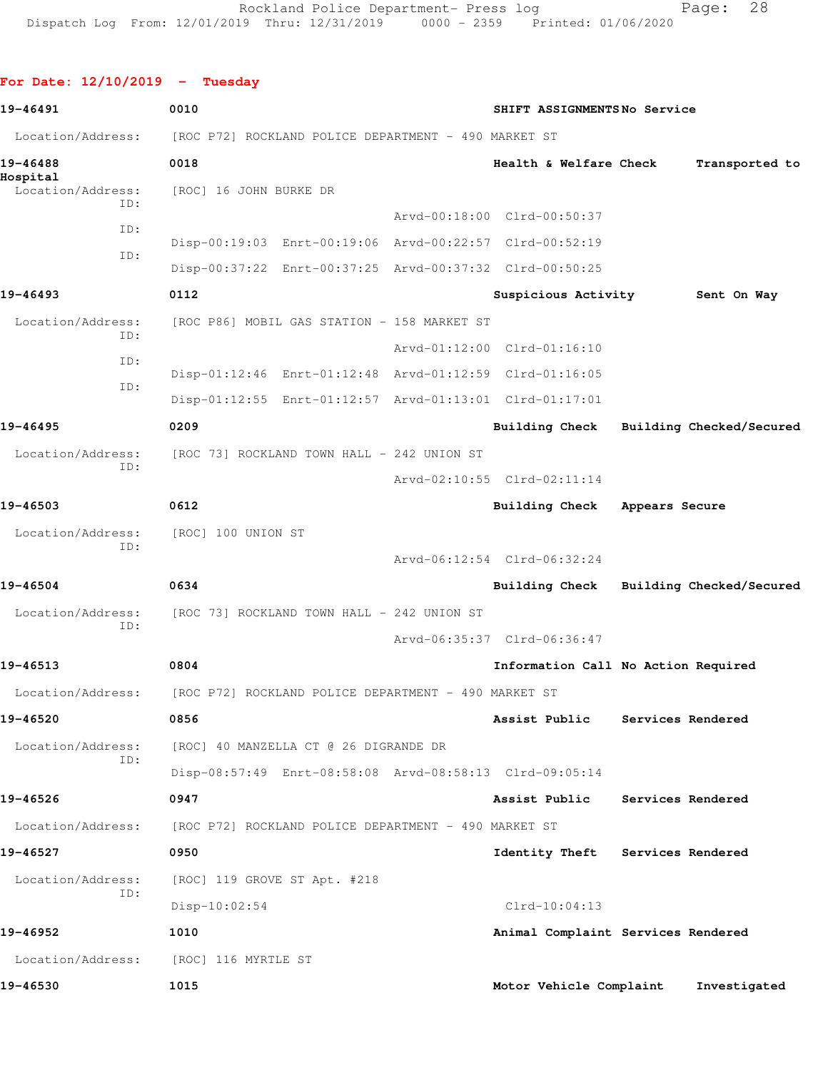**For Date: 12/10/2019 - Tuesday**

**19-46491** 0010 **SHIFT ASSIGNMENTS No Service**

Location/Address: [ROC P72] ROCKLAND POLICE DEPARTMENT - 490 MARKET ST

**19-46488** 0018 **Health & Welfare Check Transported to Hospital**

Location/Address: [ROC] 16 JOHN BURKE DR

ID: Arvd-00:18:00 Clrd-00:50:37

ID: Disp-00:19:03 Enrt-00:19:06 Arvd-00:22:57 Clrd-00:52:19

ID: Disp-00:37:22 Enrt-00:37:25 Arvd-00:37:32 Clrd-00:50:25

**19-46493** 0112 **Suspicious Activity Sent On Way**

Location/Address: [ROC P86] MOBIL GAS STATION - 158 MARKET ST

ID: Arvd-01:12:00 Clrd-01:16:10

ID: Disp-01:12:46 Enrt-01:12:48 Arvd-01:12:59 Clrd-01:16:05

ID: Disp-01:12:55 Enrt-01:12:57 Arvd-01:13:01 Clrd-01:17:01

**19-46495** 0209 **Building Check Building Checked/Secured**

Location/Address: [ROC 73] ROCKLAND TOWN HALL - 242 UNION ST

ID: Arvd-02:10:55 Clrd-02:11:14

**19-46503** 0612 **Building Check Appears Secure**

Location/Address: [ROC] 100 UNION ST

ID: Arvd-06:12:54 Clrd-06:32:24

**19-46504** 0634 **Building Check Building Checked/Secured**

Location/Address: [ROC 73] ROCKLAND TOWN HALL - 242 UNION ST

ID: Arvd-06:35:37 Clrd-06:36:47

**19-46513** 0804 **Information Call No Action Required**

Location/Address: [ROC P72] ROCKLAND POLICE DEPARTMENT - 490 MARKET ST

**19-46520** 0856 **Assist Public Services Rendered**

Location/Address: [ROC] 40 MANZELLA CT @ 26 DIGRANDE DR

ID: Disp-08:57:49 Enrt-08:58:08 Arvd-08:58:13 Clrd-09:05:14

**19-46526** 0947 **Assist Public Services Rendered**

Location/Address: [ROC P72] ROCKLAND POLICE DEPARTMENT - 490 MARKET ST

**19-46527** 0950 **Identity Theft Services Rendered**

Location/Address: [ROC] 119 GROVE ST Apt. #218

ID: Disp-10:02:54 Clrd-10:04:13

**19-46952** 1010 **Animal Complaint Services Rendered**

Location/Address: [ROC] 116 MYRTLE ST

**19-46530** 1015 **Motor Vehicle Complaint Investigated**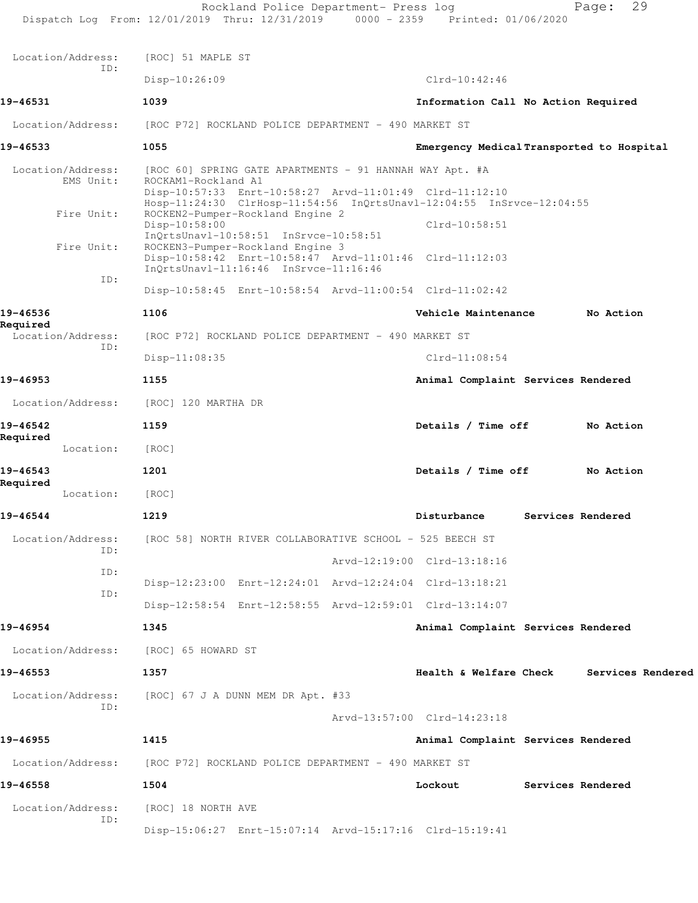Location/Address: [ROC] 51 MAPLE ST
ID:
Disp-10:26:09 Clrd-10:42:46

**19-46531** 1039 Information Call No Action Required

Location/Address: [ROC P72] ROCKLAND POLICE DEPARTMENT - 490 MARKET ST

**19-46533** 1055 Emergency Medical Transported to Hospital

Location/Address: [ROC 60] SPRING GATE APARTMENTS - 91 HANNAH WAY Apt. #A
EMS Unit: ROCKAM1-Rockland A1
Disp-10:57:33 Enrt-10:58:27 Arvd-11:01:49 Clrd-11:12:10
Hosp-11:24:30 ClrHosp-11:54:56 InQrtsUnavl-12:04:55 InSrvce-12:04:55
Fire Unit: ROCKEN2-Pumper-Rockland Engine 2
Disp-10:58:00 Clrd-10:58:51
InQrtsUnavl-10:58:51 InSrvce-10:58:51
Fire Unit: ROCKEN3-Pumper-Rockland Engine 3
Disp-10:58:42 Enrt-10:58:47 Arvd-11:01:46 Clrd-11:12:03
InQrtsUnavl-11:16:46 InSrvce-11:16:46
ID:
Disp-10:58:45 Enrt-10:58:54 Arvd-11:00:54 Clrd-11:02:42

**19-46536** 1106 Vehicle Maintenance No Action Required

Location/Address: [ROC P72] ROCKLAND POLICE DEPARTMENT - 490 MARKET ST
ID:
Disp-11:08:35 Clrd-11:08:54

**19-46953** 1155 Animal Complaint Services Rendered

Location/Address: [ROC] 120 MARTHA DR

**19-46542** 1159 Details / Time off No Action Required

Location: [ROC]

**19-46543** 1201 Details / Time off No Action Required

Location: [ROC]

**19-46544** 1219 Disturbance Services Rendered

Location/Address: [ROC 58] NORTH RIVER COLLABORATIVE SCHOOL - 525 BEECH ST
ID:
Arvd-12:19:00 Clrd-13:18:16
ID:
Disp-12:23:00 Enrt-12:24:01 Arvd-12:24:04 Clrd-13:18:21
ID:
Disp-12:58:54 Enrt-12:58:55 Arvd-12:59:01 Clrd-13:14:07

**19-46954** 1345 Animal Complaint Services Rendered

Location/Address: [ROC] 65 HOWARD ST

**19-46553** 1357 Health & Welfare Check Services Rendered

Location/Address: [ROC] 67 J A DUNN MEM DR Apt. #33
ID:
Arvd-13:57:00 Clrd-14:23:18

**19-46955** 1415 Animal Complaint Services Rendered

Location/Address: [ROC P72] ROCKLAND POLICE DEPARTMENT - 490 MARKET ST

**19-46558** 1504 Lockout Services Rendered

Location/Address: [ROC] 18 NORTH AVE
ID:
Disp-15:06:27 Enrt-15:07:14 Arvd-15:17:16 Clrd-15:19:41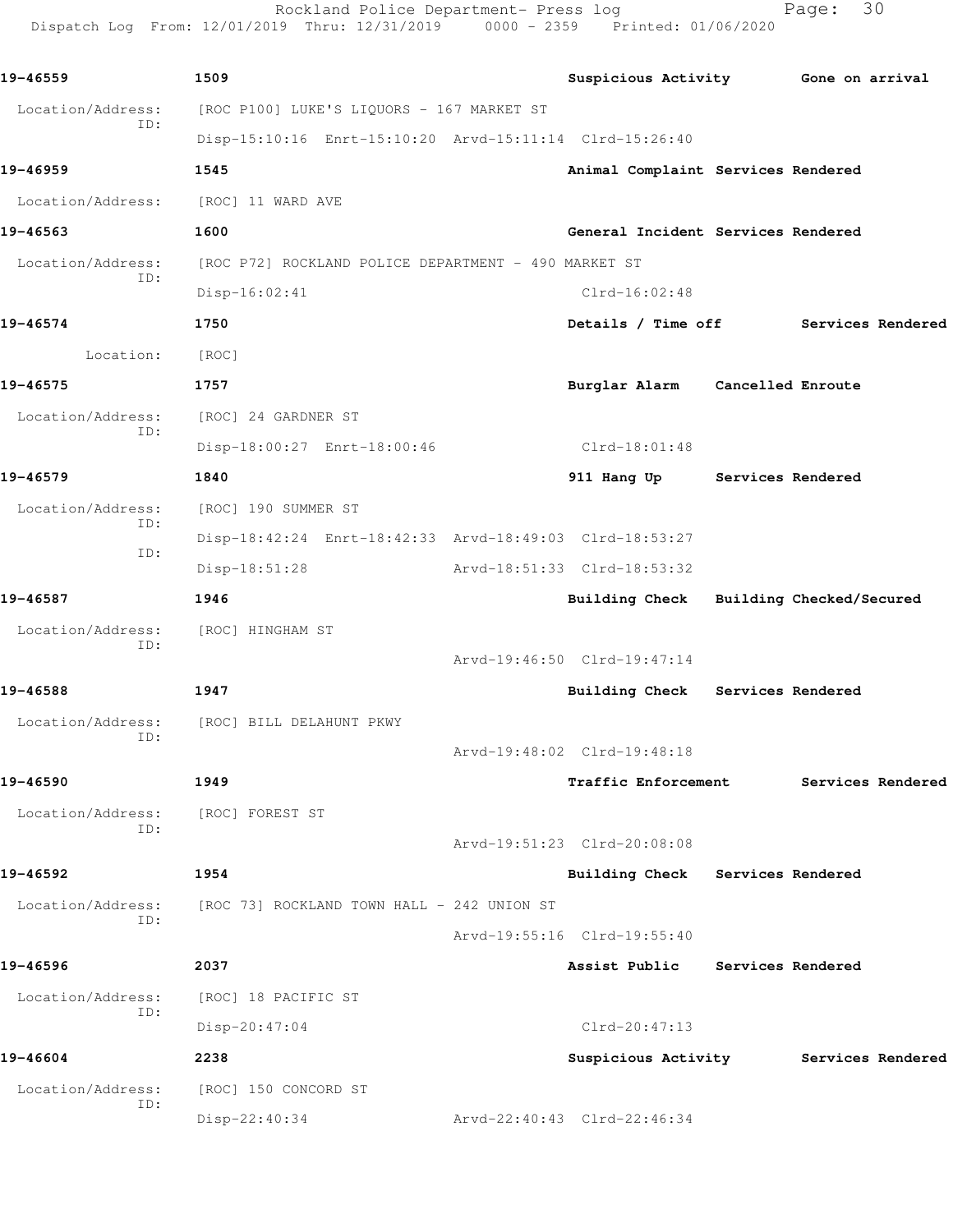| | | | |
|---|---|---|---|
| **19-46559** | **1509** | **Suspicious Activity** | **Gone on arrival** |
| Location/Address: | [ROC P100] LUKE'S LIQUORS - 167 MARKET ST | | |
| ID: | Disp-15:10:16 Enrt-15:10:20 Arvd-15:11:14 Clrd-15:26:40 | | |
| **19-46959** | **1545** | **Animal Complaint** | **Services Rendered** |
| Location/Address: | [ROC] 11 WARD AVE | | |
| **19-46563** | **1600** | **General Incident** | **Services Rendered** |
| Location/Address: | [ROC P72] ROCKLAND POLICE DEPARTMENT - 490 MARKET ST | | |
| ID: | Disp-16:02:41 Clrd-16:02:48 | | |
| **19-46574** | **1750** | **Details / Time off** | **Services Rendered** |
| Location: | [ROC] | | |
| **19-46575** | **1757** | **Burglar Alarm** | **Cancelled Enroute** |
| Location/Address: | [ROC] 24 GARDNER ST | | |
| ID: | Disp-18:00:27 Enrt-18:00:46 Clrd-18:01:48 | | |
| **19-46579** | **1840** | **911 Hang Up** | **Services Rendered** |
| Location/Address: | [ROC] 190 SUMMER ST | | |
| ID: | Disp-18:42:24 Enrt-18:42:33 Arvd-18:49:03 Clrd-18:53:27 | | |
| ID: | Disp-18:51:28 Arvd-18:51:33 Clrd-18:53:32 | | |
| **19-46587** | **1946** | **Building Check** | **Building Checked/Secured** |
| Location/Address: | [ROC] HINGHAM ST | | |
| ID: | Arvd-19:46:50 Clrd-19:47:14 | | |
| **19-46588** | **1947** | **Building Check** | **Services Rendered** |
| Location/Address: | [ROC] BILL DELAHUNT PKWY | | |
| ID: | Arvd-19:48:02 Clrd-19:48:18 | | |
| **19-46590** | **1949** | **Traffic Enforcement** | **Services Rendered** |
| Location/Address: | [ROC] FOREST ST | | |
| ID: | Arvd-19:51:23 Clrd-20:08:08 | | |
| **19-46592** | **1954** | **Building Check** | **Services Rendered** |
| Location/Address: | [ROC 73] ROCKLAND TOWN HALL - 242 UNION ST | | |
| ID: | Arvd-19:55:16 Clrd-19:55:40 | | |
| **19-46596** | **2037** | **Assist Public** | **Services Rendered** |
| Location/Address: | [ROC] 18 PACIFIC ST | | |
| ID: | Disp-20:47:04 Clrd-20:47:13 | | |
| **19-46604** | **2238** | **Suspicious Activity** | **Services Rendered** |
| Location/Address: | [ROC] 150 CONCORD ST | | |
| ID: | Disp-22:40:34 Arvd-22:40:43 Clrd-22:46:34 | | |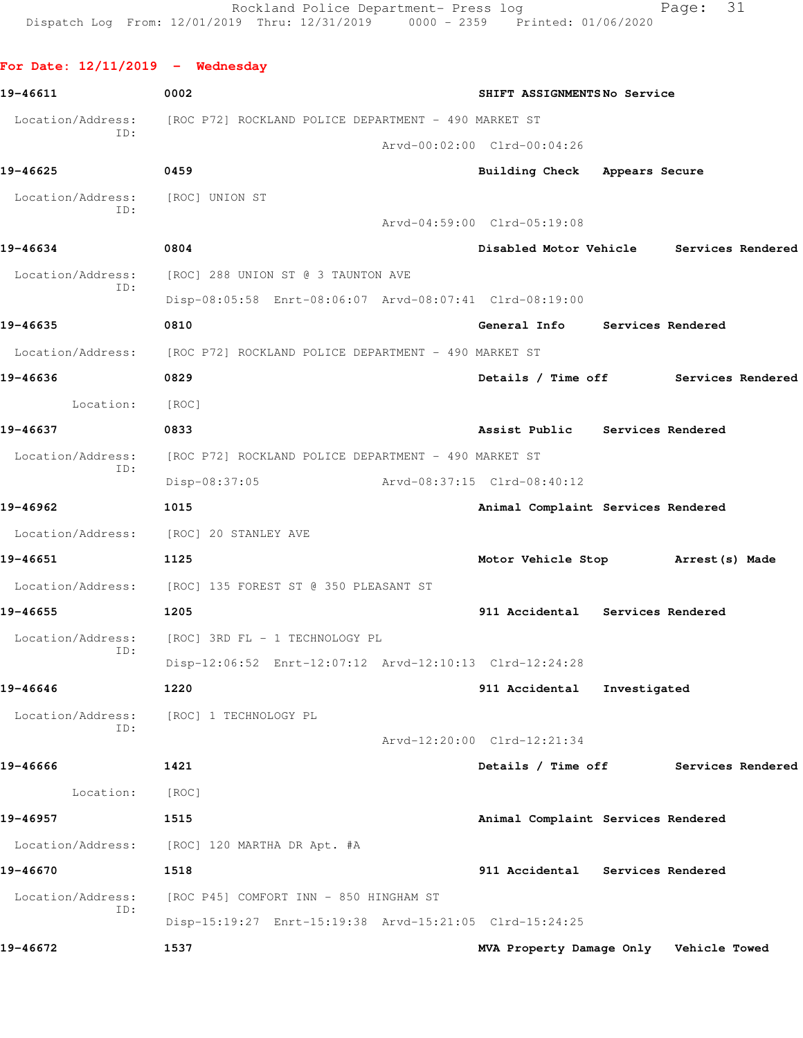Rockland Police Department- Press log
Dispatch Log From: 12/01/2019 Thru: 12/31/2019 0000 - 2359 Printed: 01/06/2020

**For Date: 12/11/2019 - Wednesday**

**19-46611** 0002 **SHIFT ASSIGNMENTS No Service**

Location/Address: [ROC P72] ROCKLAND POLICE DEPARTMENT - 490 MARKET ST
ID:
Arvd-00:02:00 Clrd-00:04:26

**19-46625** 0459 **Building Check Appears Secure**

Location/Address: [ROC] UNION ST
ID:
Arvd-04:59:00 Clrd-05:19:08

**19-46634** 0804 **Disabled Motor Vehicle Services Rendered**

Location/Address: [ROC] 288 UNION ST @ 3 TAUNTON AVE
ID:
Disp-08:05:58 Enrt-08:06:07 Arvd-08:07:41 Clrd-08:19:00

**19-46635** 0810 **General Info Services Rendered**

Location/Address: [ROC P72] ROCKLAND POLICE DEPARTMENT - 490 MARKET ST

**19-46636** 0829 **Details / Time off Services Rendered**

Location: [ROC]

**19-46637** 0833 **Assist Public Services Rendered**

Location/Address: [ROC P72] ROCKLAND POLICE DEPARTMENT - 490 MARKET ST
ID:
Disp-08:37:05 Arvd-08:37:15 Clrd-08:40:12

**19-46962** 1015 **Animal Complaint Services Rendered**

Location/Address: [ROC] 20 STANLEY AVE

**19-46651** 1125 **Motor Vehicle Stop Arrest(s) Made**

Location/Address: [ROC] 135 FOREST ST @ 350 PLEASANT ST

**19-46655** 1205 **911 Accidental Services Rendered**

Location/Address: [ROC] 3RD FL - 1 TECHNOLOGY PL
ID:
Disp-12:06:52 Enrt-12:07:12 Arvd-12:10:13 Clrd-12:24:28

**19-46646** 1220 **911 Accidental Investigated**

Location/Address: [ROC] 1 TECHNOLOGY PL
ID:
Arvd-12:20:00 Clrd-12:21:34

**19-46666** 1421 **Details / Time off Services Rendered**

Location: [ROC]

**19-46957** 1515 **Animal Complaint Services Rendered**

Location/Address: [ROC] 120 MARTHA DR Apt. #A

**19-46670** 1518 **911 Accidental Services Rendered**

Location/Address: [ROC P45] COMFORT INN - 850 HINGHAM ST
ID:
Disp-15:19:27 Enrt-15:19:38 Arvd-15:21:05 Clrd-15:24:25

**19-46672** 1537 **MVA Property Damage Only Vehicle Towed**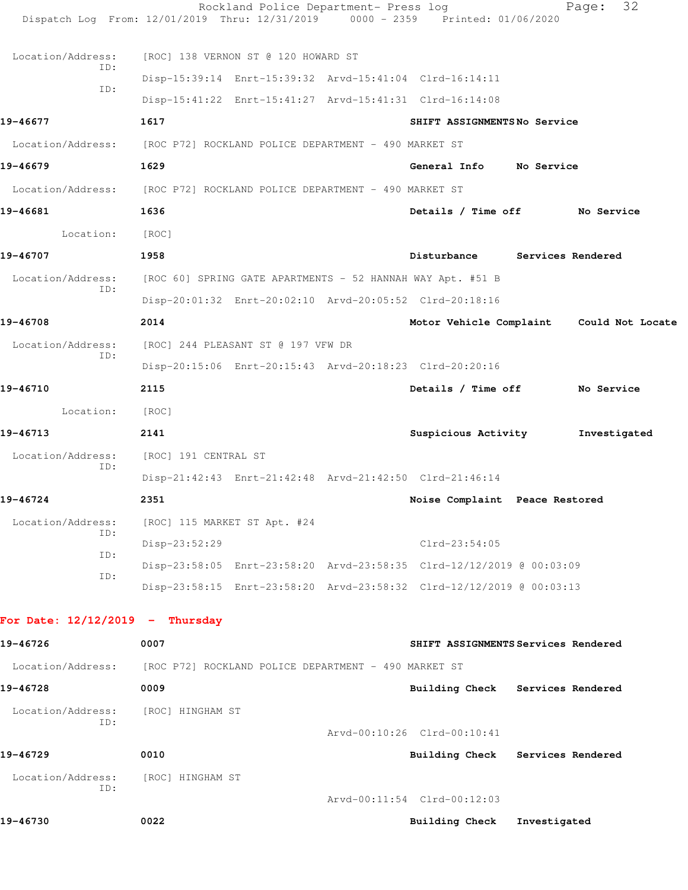Location/Address: [ROC] 138 VERNON ST @ 120 HOWARD ST

ID: Disp-15:39:14 Enrt-15:39:32 Arvd-15:41:04 Clrd-16:14:11

ID: Disp-15:41:22 Enrt-15:41:27 Arvd-15:41:31 Clrd-16:14:08

**19-46677** 1617 SHIFT ASSIGNMENTS No Service

Location/Address: [ROC P72] ROCKLAND POLICE DEPARTMENT - 490 MARKET ST

**19-46679** 1629 General Info No Service

Location/Address: [ROC P72] ROCKLAND POLICE DEPARTMENT - 490 MARKET ST

**19-46681** 1636 Details / Time off No Service

Location: [ROC]

**19-46707** 1958 Disturbance Services Rendered

Location/Address: [ROC 60] SPRING GATE APARTMENTS - 52 HANNAH WAY Apt. #51 B

ID: Disp-20:01:32 Enrt-20:02:10 Arvd-20:05:52 Clrd-20:18:16

**19-46708** 2014 Motor Vehicle Complaint Could Not Locate

Location/Address: [ROC] 244 PLEASANT ST @ 197 VFW DR

ID: Disp-20:15:06 Enrt-20:15:43 Arvd-20:18:23 Clrd-20:20:16

**19-46710** 2115 Details / Time off No Service

Location: [ROC]

**19-46713** 2141 Suspicious Activity Investigated

Location/Address: [ROC] 191 CENTRAL ST

ID: Disp-21:42:43 Enrt-21:42:48 Arvd-21:42:50 Clrd-21:46:14

**19-46724** 2351 Noise Complaint Peace Restored

Location/Address: [ROC] 115 MARKET ST Apt. #24

ID: Disp-23:52:29 Clrd-23:54:05

ID: Disp-23:58:05 Enrt-23:58:20 Arvd-23:58:35 Clrd-12/12/2019 @ 00:03:09

ID: Disp-23:58:15 Enrt-23:58:20 Arvd-23:58:32 Clrd-12/12/2019 @ 00:03:13

## For Date: 12/12/2019 - Thursday

**19-46726** 0007 SHIFT ASSIGNMENTS Services Rendered

Location/Address: [ROC P72] ROCKLAND POLICE DEPARTMENT - 490 MARKET ST

**19-46728** 0009 Building Check Services Rendered

Location/Address: [ROC] HINGHAM ST

ID: Arvd-00:10:26 Clrd-00:10:41

**19-46729** 0010 Building Check Services Rendered

Location/Address: [ROC] HINGHAM ST

ID: Arvd-00:11:54 Clrd-00:12:03

**19-46730** 0022 Building Check Investigated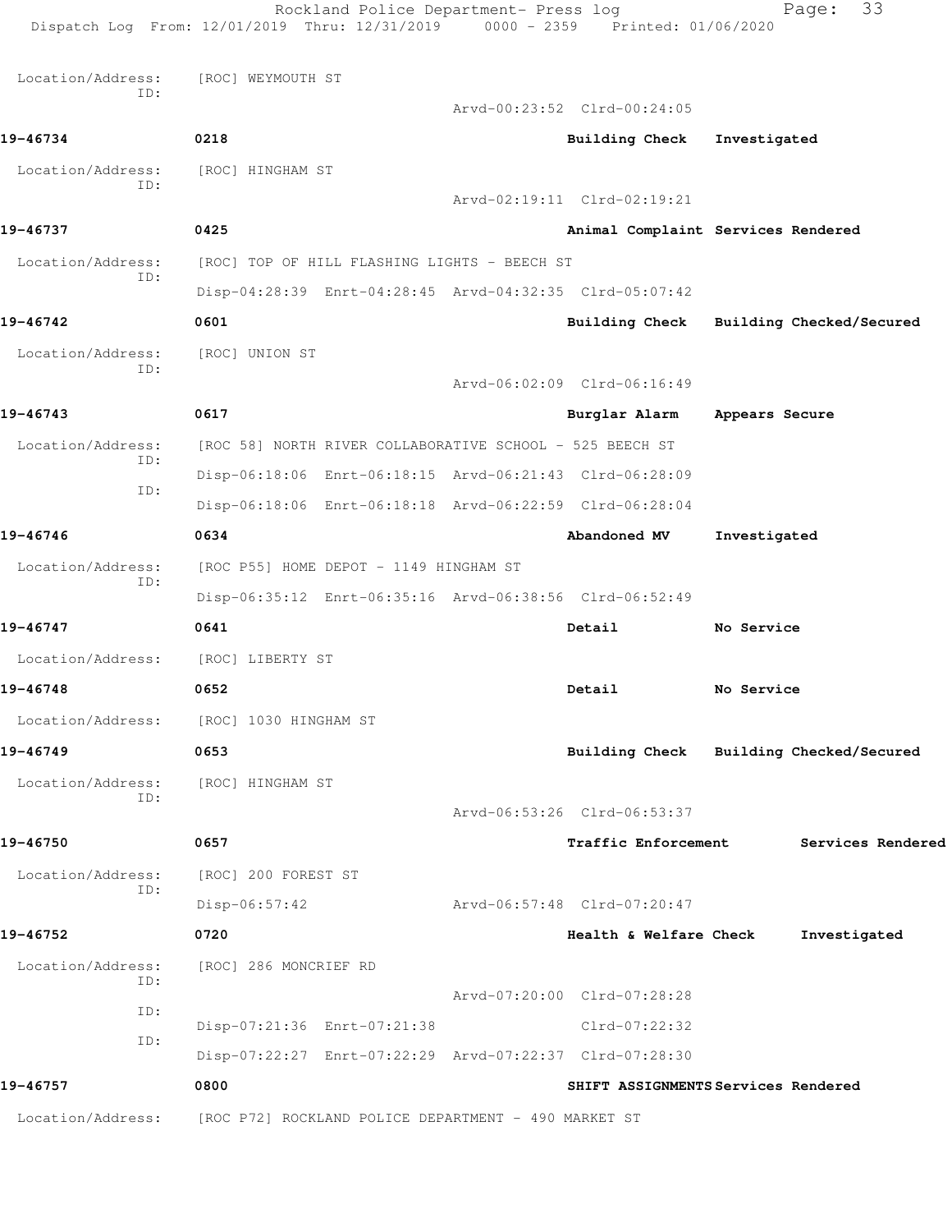Location/Address: [ROC] WEYMOUTH ST
ID:
Arvd-00:23:52 Clrd-00:24:05

**19-46734** **0218** **Building Check** **Investigated**

Location/Address: [ROC] HINGHAM ST
ID:
Arvd-02:19:11 Clrd-02:19:21

**19-46737** **0425** **Animal Complaint** **Services Rendered**

Location/Address: [ROC] TOP OF HILL FLASHING LIGHTS - BEECH ST
ID:
Disp-04:28:39 Enrt-04:28:45 Arvd-04:32:35 Clrd-05:07:42

**19-46742** **0601** **Building Check** **Building Checked/Secured**

Location/Address: [ROC] UNION ST
ID:
Arvd-06:02:09 Clrd-06:16:49

**19-46743** **0617** **Burglar Alarm** **Appears Secure**

Location/Address: [ROC 58] NORTH RIVER COLLABORATIVE SCHOOL - 525 BEECH ST
ID:
Disp-06:18:06 Enrt-06:18:15 Arvd-06:21:43 Clrd-06:28:09
ID:
Disp-06:18:06 Enrt-06:18:18 Arvd-06:22:59 Clrd-06:28:04

**19-46746** **0634** **Abandoned MV** **Investigated**

Location/Address: [ROC P55] HOME DEPOT - 1149 HINGHAM ST
ID:
Disp-06:35:12 Enrt-06:35:16 Arvd-06:38:56 Clrd-06:52:49

**19-46747** **0641** **Detail** **No Service**

Location/Address: [ROC] LIBERTY ST

**19-46748** **0652** **Detail** **No Service**

Location/Address: [ROC] 1030 HINGHAM ST

**19-46749** **0653** **Building Check** **Building Checked/Secured**

Location/Address: [ROC] HINGHAM ST
ID:
Arvd-06:53:26 Clrd-06:53:37

**19-46750** **0657** **Traffic Enforcement** **Services Rendered**

Location/Address: [ROC] 200 FOREST ST
ID:
Disp-06:57:42 Arvd-06:57:48 Clrd-07:20:47

**19-46752** **0720** **Health & Welfare Check** **Investigated**

Location/Address: [ROC] 286 MONCRIEF RD
ID:
Arvd-07:20:00 Clrd-07:28:28
ID:
Disp-07:21:36 Enrt-07:21:38 Clrd-07:22:32
ID:
Disp-07:22:27 Enrt-07:22:29 Arvd-07:22:37 Clrd-07:28:30

**19-46757** **0800** **SHIFT ASSIGNMENTS** **Services Rendered**

Location/Address: [ROC P72] ROCKLAND POLICE DEPARTMENT - 490 MARKET ST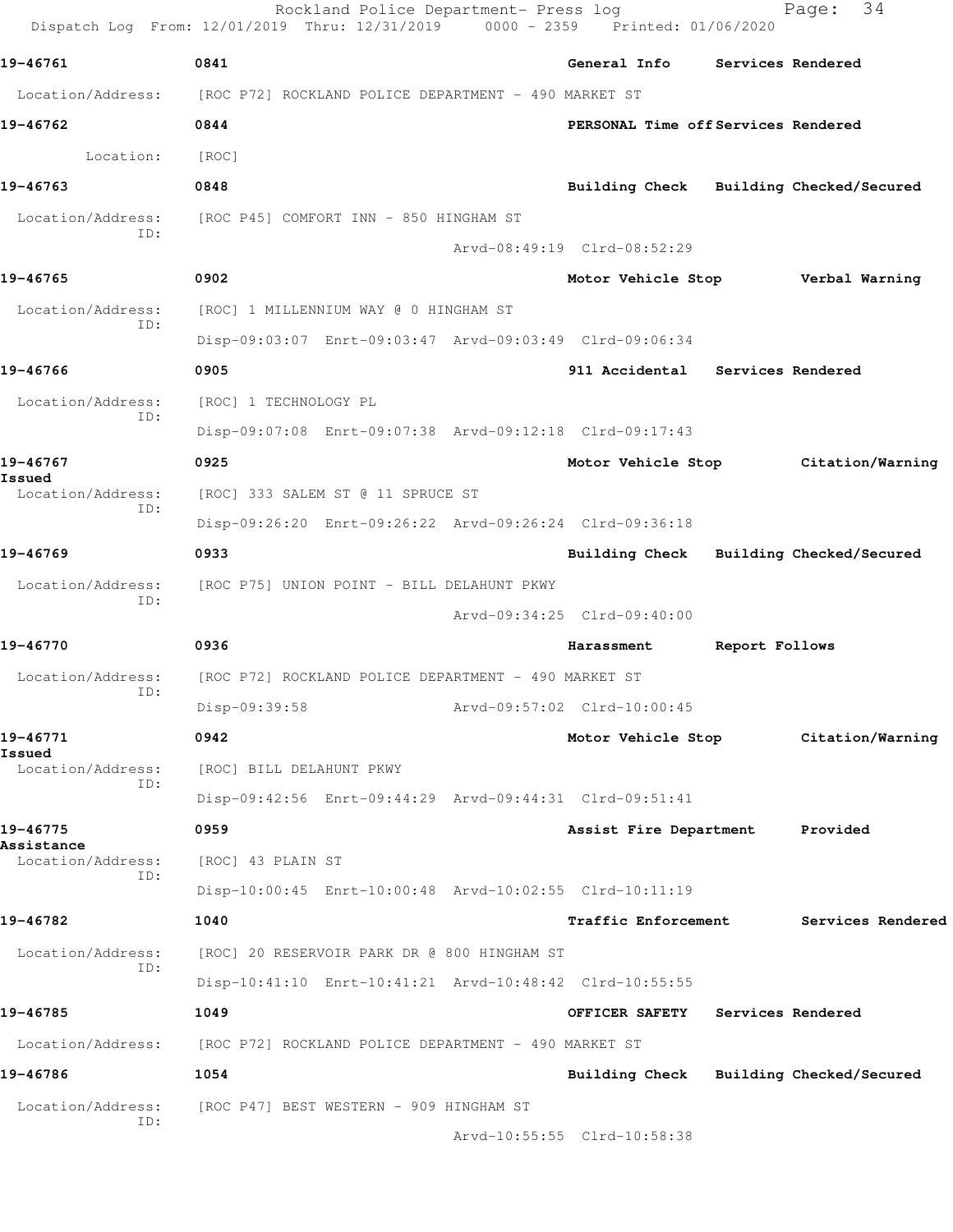**19-46761** 0841 **General Info** **Services Rendered**

Location/Address: [ROC P72] ROCKLAND POLICE DEPARTMENT - 490 MARKET ST

**19-46762** 0844 **PERSONAL Time off** **Services Rendered**

Location: [ROC]

**19-46763** 0848 **Building Check** **Building Checked/Secured**

Location/Address: [ROC P45] COMFORT INN - 850 HINGHAM ST
ID:
Arvd-08:49:19 Clrd-08:52:29

**19-46765** 0902 **Motor Vehicle Stop** **Verbal Warning**

Location/Address: [ROC] 1 MILLENNIUM WAY @ 0 HINGHAM ST
ID:
Disp-09:03:07 Enrt-09:03:47 Arvd-09:03:49 Clrd-09:06:34

**19-46766** 0905 **911 Accidental** **Services Rendered**

Location/Address: [ROC] 1 TECHNOLOGY PL
ID:
Disp-09:07:08 Enrt-09:07:38 Arvd-09:12:18 Clrd-09:17:43

**19-46767** 0925 **Motor Vehicle Stop** **Citation/Warning Issued**

Location/Address: [ROC] 333 SALEM ST @ 11 SPRUCE ST
ID:
Disp-09:26:20 Enrt-09:26:22 Arvd-09:26:24 Clrd-09:36:18

**19-46769** 0933 **Building Check** **Building Checked/Secured**

Location/Address: [ROC P75] UNION POINT - BILL DELAHUNT PKWY
ID:
Arvd-09:34:25 Clrd-09:40:00

**19-46770** 0936 **Harassment** **Report Follows**

Location/Address: [ROC P72] ROCKLAND POLICE DEPARTMENT - 490 MARKET ST
ID:
Disp-09:39:58 Arvd-09:57:02 Clrd-10:00:45

**19-46771** 0942 **Motor Vehicle Stop** **Citation/Warning Issued**

Location/Address: [ROC] BILL DELAHUNT PKWY
ID:
Disp-09:42:56 Enrt-09:44:29 Arvd-09:44:31 Clrd-09:51:41

**19-46775** 0959 **Assist Fire Department** **Provided Assistance**

Location/Address: [ROC] 43 PLAIN ST
ID:
Disp-10:00:45 Enrt-10:00:48 Arvd-10:02:55 Clrd-10:11:19

**19-46782** 1040 **Traffic Enforcement** **Services Rendered**

Location/Address: [ROC] 20 RESERVOIR PARK DR @ 800 HINGHAM ST
ID:
Disp-10:41:10 Enrt-10:41:21 Arvd-10:48:42 Clrd-10:55:55

**19-46785** 1049 **OFFICER SAFETY** **Services Rendered**

Location/Address: [ROC P72] ROCKLAND POLICE DEPARTMENT - 490 MARKET ST

**19-46786** 1054 **Building Check** **Building Checked/Secured**

Location/Address: [ROC P47] BEST WESTERN - 909 HINGHAM ST
ID:
Arvd-10:55:55 Clrd-10:58:38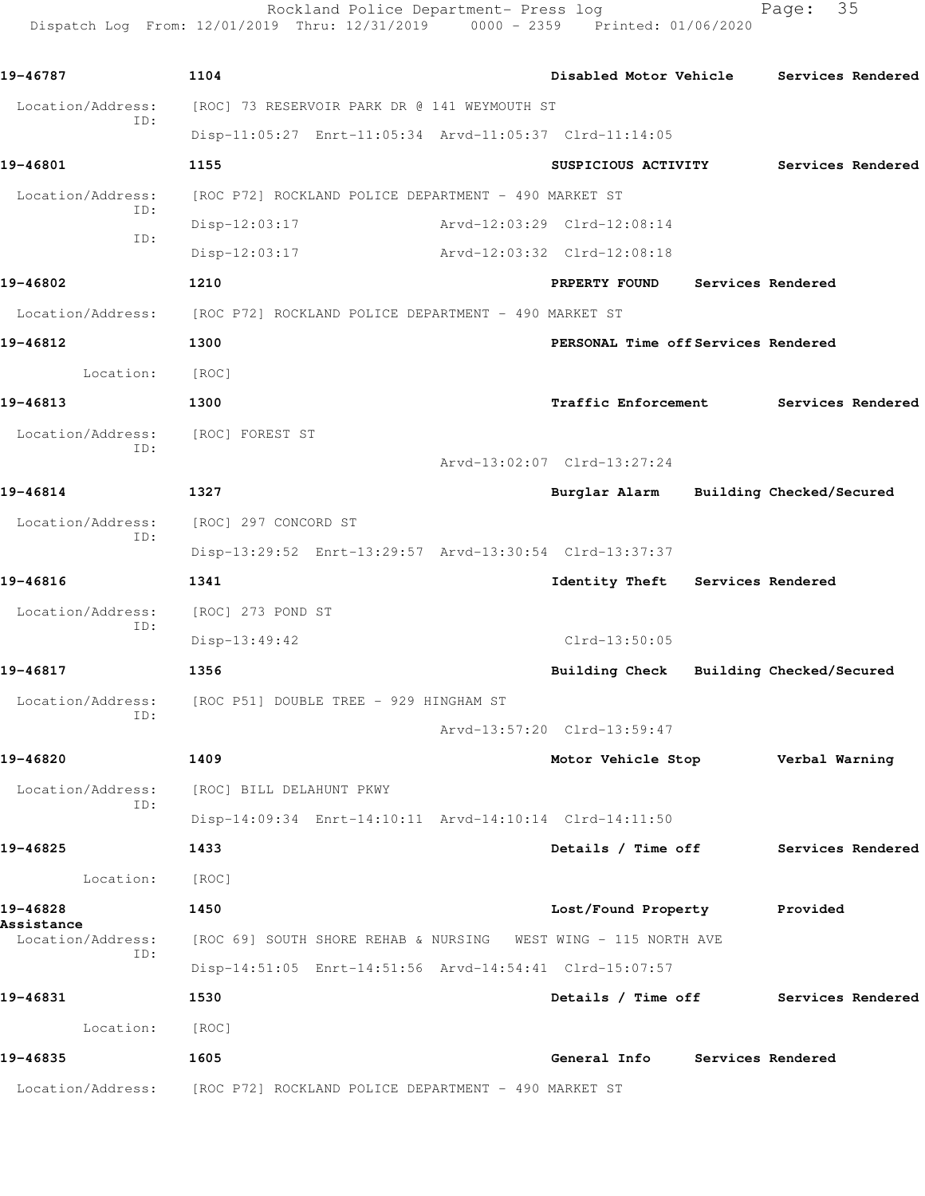19-46787 1104 Disabled Motor Vehicle Services Rendered

Location/Address: [ROC] 73 RESERVOIR PARK DR @ 141 WEYMOUTH ST
ID:
Disp-11:05:27 Enrt-11:05:34 Arvd-11:05:37 Clrd-11:14:05

19-46801 1155 SUSPICIOUS ACTIVITY Services Rendered

Location/Address: [ROC P72] ROCKLAND POLICE DEPARTMENT - 490 MARKET ST
ID:
Disp-12:03:17 Arvd-12:03:29 Clrd-12:08:14
ID:
Disp-12:03:17 Arvd-12:03:32 Clrd-12:08:18

19-46802 1210 PRPERTY FOUND Services Rendered

Location/Address: [ROC P72] ROCKLAND POLICE DEPARTMENT - 490 MARKET ST

19-46812 1300 PERSONAL Time off Services Rendered

Location: [ROC]

19-46813 1300 Traffic Enforcement Services Rendered

Location/Address: [ROC] FOREST ST
ID:
Arvd-13:02:07 Clrd-13:27:24

19-46814 1327 Burglar Alarm Building Checked/Secured

Location/Address: [ROC] 297 CONCORD ST
ID:
Disp-13:29:52 Enrt-13:29:57 Arvd-13:30:54 Clrd-13:37:37

19-46816 1341 Identity Theft Services Rendered

Location/Address: [ROC] 273 POND ST
ID:
Disp-13:49:42 Clrd-13:50:05

19-46817 1356 Building Check Building Checked/Secured

Location/Address: [ROC P51] DOUBLE TREE - 929 HINGHAM ST
ID:
Arvd-13:57:20 Clrd-13:59:47

19-46820 1409 Motor Vehicle Stop Verbal Warning

Location/Address: [ROC] BILL DELAHUNT PKWY
ID:
Disp-14:09:34 Enrt-14:10:11 Arvd-14:10:14 Clrd-14:11:50

19-46825 1433 Details / Time off Services Rendered

Location: [ROC]

19-46828 1450 Lost/Found Property Provided Assistance

Location/Address: [ROC 69] SOUTH SHORE REHAB & NURSING WEST WING - 115 NORTH AVE
ID:
Disp-14:51:05 Enrt-14:51:56 Arvd-14:54:41 Clrd-15:07:57

19-46831 1530 Details / Time off Services Rendered

Location: [ROC]

19-46835 1605 General Info Services Rendered

Location/Address: [ROC P72] ROCKLAND POLICE DEPARTMENT - 490 MARKET ST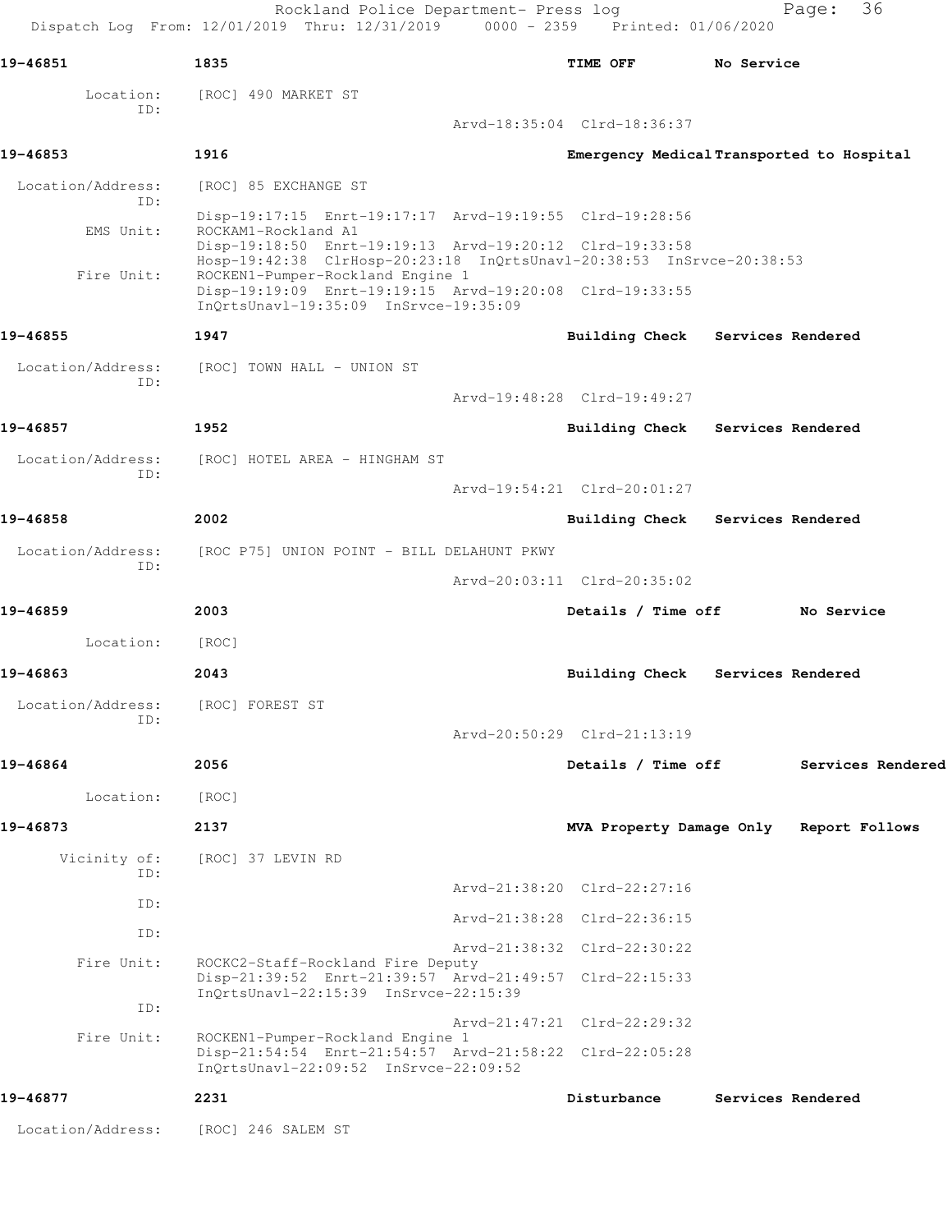**19-46851** 1835 TIME OFF No Service

Location: [ROC] 490 MARKET ST
ID:
Arvd-18:35:04 Clrd-18:36:37

**19-46853** 1916 Emergency Medical Transported to Hospital

Location/Address: [ROC] 85 EXCHANGE ST
ID:
Disp-19:17:15 Enrt-19:17:17 Arvd-19:19:55 Clrd-19:28:56
EMS Unit: ROCKAM1-Rockland A1
Disp-19:18:50 Enrt-19:19:13 Arvd-19:20:12 Clrd-19:33:58
Hosp-19:42:38 ClrHosp-20:23:18 InQrtsUnavl-20:38:53 InSrvce-20:38:53
Fire Unit: ROCKEN1-Pumper-Rockland Engine 1
Disp-19:19:09 Enrt-19:19:15 Arvd-19:20:08 Clrd-19:33:55
InQrtsUnavl-19:35:09 InSrvce-19:35:09

**19-46855** 1947 Building Check Services Rendered

Location/Address: [ROC] TOWN HALL - UNION ST
ID:
Arvd-19:48:28 Clrd-19:49:27

**19-46857** 1952 Building Check Services Rendered

Location/Address: [ROC] HOTEL AREA - HINGHAM ST
ID:
Arvd-19:54:21 Clrd-20:01:27

**19-46858** 2002 Building Check Services Rendered

Location/Address: [ROC P75] UNION POINT - BILL DELAHUNT PKWY
ID:
Arvd-20:03:11 Clrd-20:35:02

**19-46859** 2003 Details / Time off No Service

Location: [ROC]

**19-46863** 2043 Building Check Services Rendered

Location/Address: [ROC] FOREST ST
ID:
Arvd-20:50:29 Clrd-21:13:19

**19-46864** 2056 Details / Time off Services Rendered

Location: [ROC]

**19-46873** 2137 MVA Property Damage Only Report Follows

Vicinity of: [ROC] 37 LEVIN RD
ID:
Arvd-21:38:20 Clrd-22:27:16
ID:
Arvd-21:38:28 Clrd-22:36:15
ID:
Arvd-21:38:32 Clrd-22:30:22
Fire Unit: ROCKC2-Staff-Rockland Fire Deputy
Disp-21:39:52 Enrt-21:39:57 Arvd-21:49:57 Clrd-22:15:33
InQrtsUnavl-22:15:39 InSrvce-22:15:39
ID:
Arvd-21:47:21 Clrd-22:29:32
Fire Unit: ROCKEN1-Pumper-Rockland Engine 1
Disp-21:54:54 Enrt-21:54:57 Arvd-21:58:22 Clrd-22:05:28
InQrtsUnavl-22:09:52 InSrvce-22:09:52

**19-46877** 2231 Disturbance Services Rendered

Location/Address: [ROC] 246 SALEM ST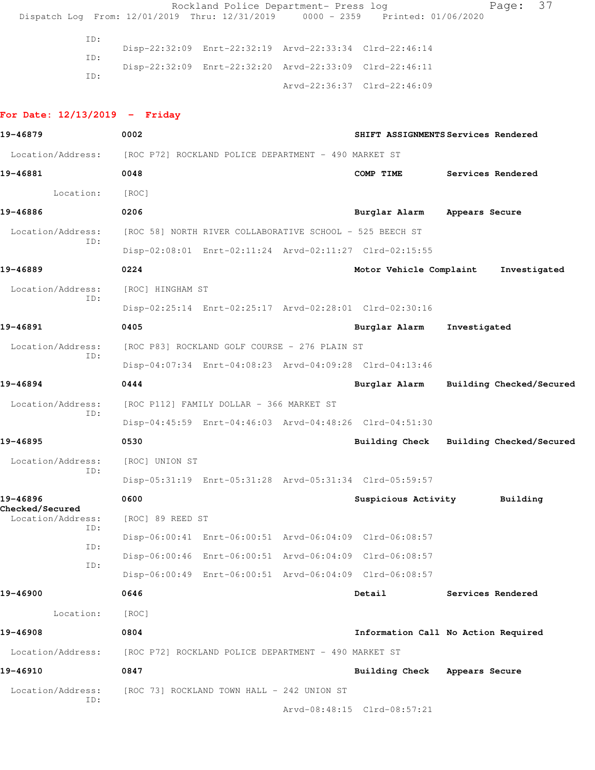ID:
Disp-22:32:09 Enrt-22:32:19 Arvd-22:33:34 Clrd-22:46:14
ID:
Disp-22:32:09 Enrt-22:32:20 Arvd-22:33:09 Clrd-22:46:11
ID:
Arvd-22:36:37 Clrd-22:46:09

**For Date: 12/13/2019 - Friday**

**19-46879** **0002** **SHIFT ASSIGNMENTS** **Services Rendered**
Location/Address: [ROC P72] ROCKLAND POLICE DEPARTMENT - 490 MARKET ST

**19-46881** **0048** **COMP TIME** **Services Rendered**
Location: [ROC]

**19-46886** **0206** **Burglar Alarm** **Appears Secure**
Location/Address: [ROC 58] NORTH RIVER COLLABORATIVE SCHOOL - 525 BEECH ST
ID:
Disp-02:08:01 Enrt-02:11:24 Arvd-02:11:27 Clrd-02:15:55

**19-46889** **0224** **Motor Vehicle Complaint** **Investigated**
Location/Address: [ROC] HINGHAM ST
ID:
Disp-02:25:14 Enrt-02:25:17 Arvd-02:28:01 Clrd-02:30:16

**19-46891** **0405** **Burglar Alarm** **Investigated**
Location/Address: [ROC P83] ROCKLAND GOLF COURSE - 276 PLAIN ST
ID:
Disp-04:07:34 Enrt-04:08:23 Arvd-04:09:28 Clrd-04:13:46

**19-46894** **0444** **Burglar Alarm** **Building Checked/Secured**
Location/Address: [ROC P112] FAMILY DOLLAR - 366 MARKET ST
ID:
Disp-04:45:59 Enrt-04:46:03 Arvd-04:48:26 Clrd-04:51:30

**19-46895** **0530** **Building Check** **Building Checked/Secured**
Location/Address: [ROC] UNION ST
ID:
Disp-05:31:19 Enrt-05:31:28 Arvd-05:31:34 Clrd-05:59:57

**19-46896** **0600** **Suspicious Activity** **Building Checked/Secured**
Location/Address: [ROC] 89 REED ST
ID:
Disp-06:00:41 Enrt-06:00:51 Arvd-06:04:09 Clrd-06:08:57
ID:
Disp-06:00:46 Enrt-06:00:51 Arvd-06:04:09 Clrd-06:08:57
ID:
Disp-06:00:49 Enrt-06:00:51 Arvd-06:04:09 Clrd-06:08:57

**19-46900** **0646** **Detail** **Services Rendered**
Location: [ROC]

**19-46908** **0804** **Information Call** **No Action Required**
Location/Address: [ROC P72] ROCKLAND POLICE DEPARTMENT - 490 MARKET ST

**19-46910** **0847** **Building Check** **Appears Secure**
Location/Address: [ROC 73] ROCKLAND TOWN HALL - 242 UNION ST
ID:
Arvd-08:48:15 Clrd-08:57:21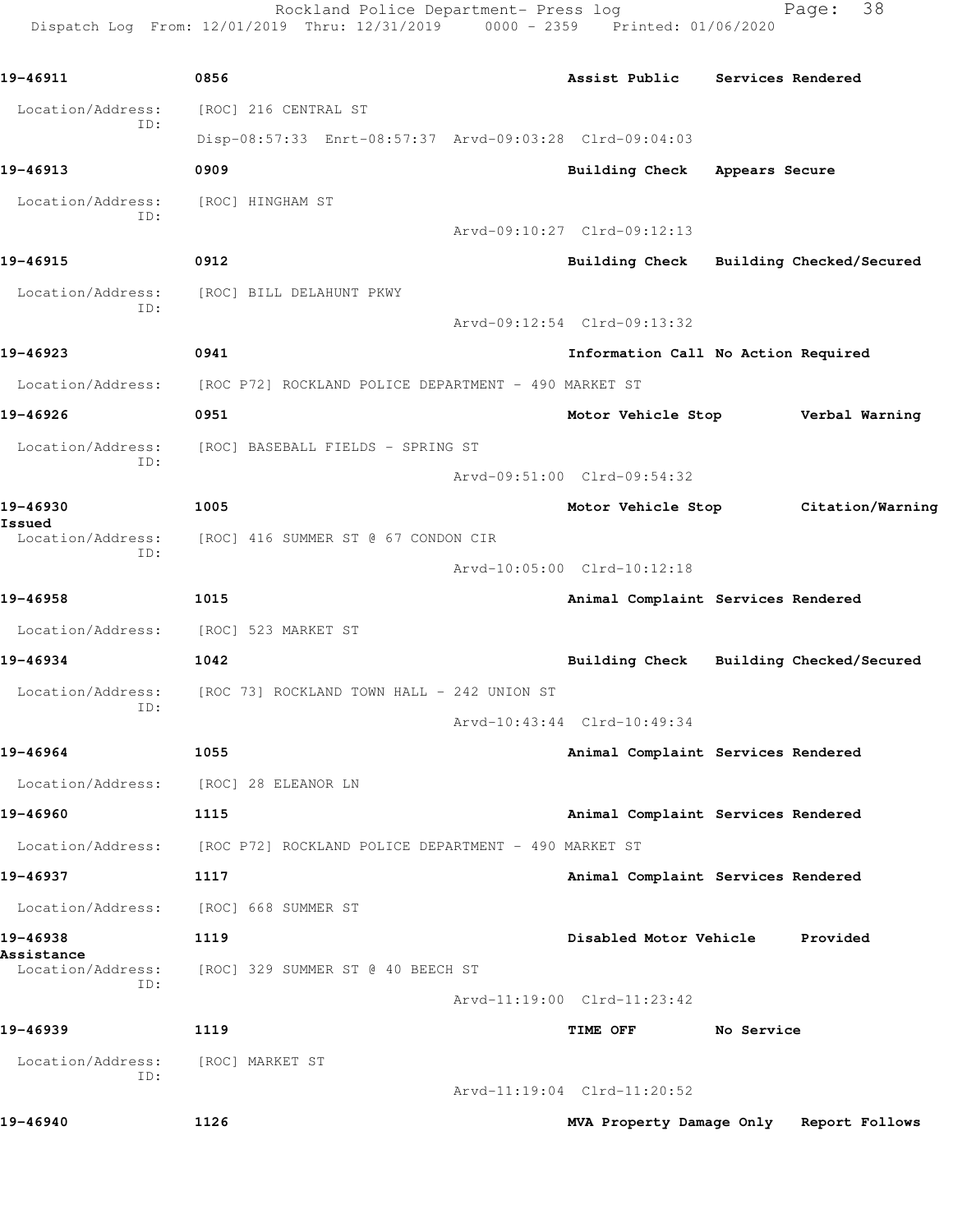Rockland Police Department- Press log

Dispatch Log From: 12/01/2019 Thru: 12/31/2019 0000 - 2359 Printed: 01/06/2020

**19-46911** 0856 Assist Public Services Rendered

Location/Address: [ROC] 216 CENTRAL ST
ID:
Disp-08:57:33 Enrt-08:57:37 Arvd-09:03:28 Clrd-09:04:03

**19-46913** 0909 Building Check Appears Secure

Location/Address: [ROC] HINGHAM ST
ID:
Arvd-09:10:27 Clrd-09:12:13

**19-46915** 0912 Building Check Building Checked/Secured

Location/Address: [ROC] BILL DELAHUNT PKWY
ID:
Arvd-09:12:54 Clrd-09:13:32

**19-46923** 0941 Information Call No Action Required

Location/Address: [ROC P72] ROCKLAND POLICE DEPARTMENT - 490 MARKET ST

**19-46926** 0951 Motor Vehicle Stop Verbal Warning

Location/Address: [ROC] BASEBALL FIELDS - SPRING ST
ID:
Arvd-09:51:00 Clrd-09:54:32

**19-46930** 1005 Motor Vehicle Stop Citation/Warning Issued

Location/Address: [ROC] 416 SUMMER ST @ 67 CONDON CIR
ID:
Arvd-10:05:00 Clrd-10:12:18

**19-46958** 1015 Animal Complaint Services Rendered

Location/Address: [ROC] 523 MARKET ST

**19-46934** 1042 Building Check Building Checked/Secured

Location/Address: [ROC 73] ROCKLAND TOWN HALL - 242 UNION ST
ID:
Arvd-10:43:44 Clrd-10:49:34

**19-46964** 1055 Animal Complaint Services Rendered

Location/Address: [ROC] 28 ELEANOR LN

**19-46960** 1115 Animal Complaint Services Rendered

Location/Address: [ROC P72] ROCKLAND POLICE DEPARTMENT - 490 MARKET ST

**19-46937** 1117 Animal Complaint Services Rendered

Location/Address: [ROC] 668 SUMMER ST

**19-46938** 1119 Disabled Motor Vehicle Provided Assistance

Location/Address: [ROC] 329 SUMMER ST @ 40 BEECH ST
ID:
Arvd-11:19:00 Clrd-11:23:42

**19-46939** 1119 TIME OFF No Service

Location/Address: [ROC] MARKET ST
ID:
Arvd-11:19:04 Clrd-11:20:52

**19-46940** 1126 MVA Property Damage Only Report Follows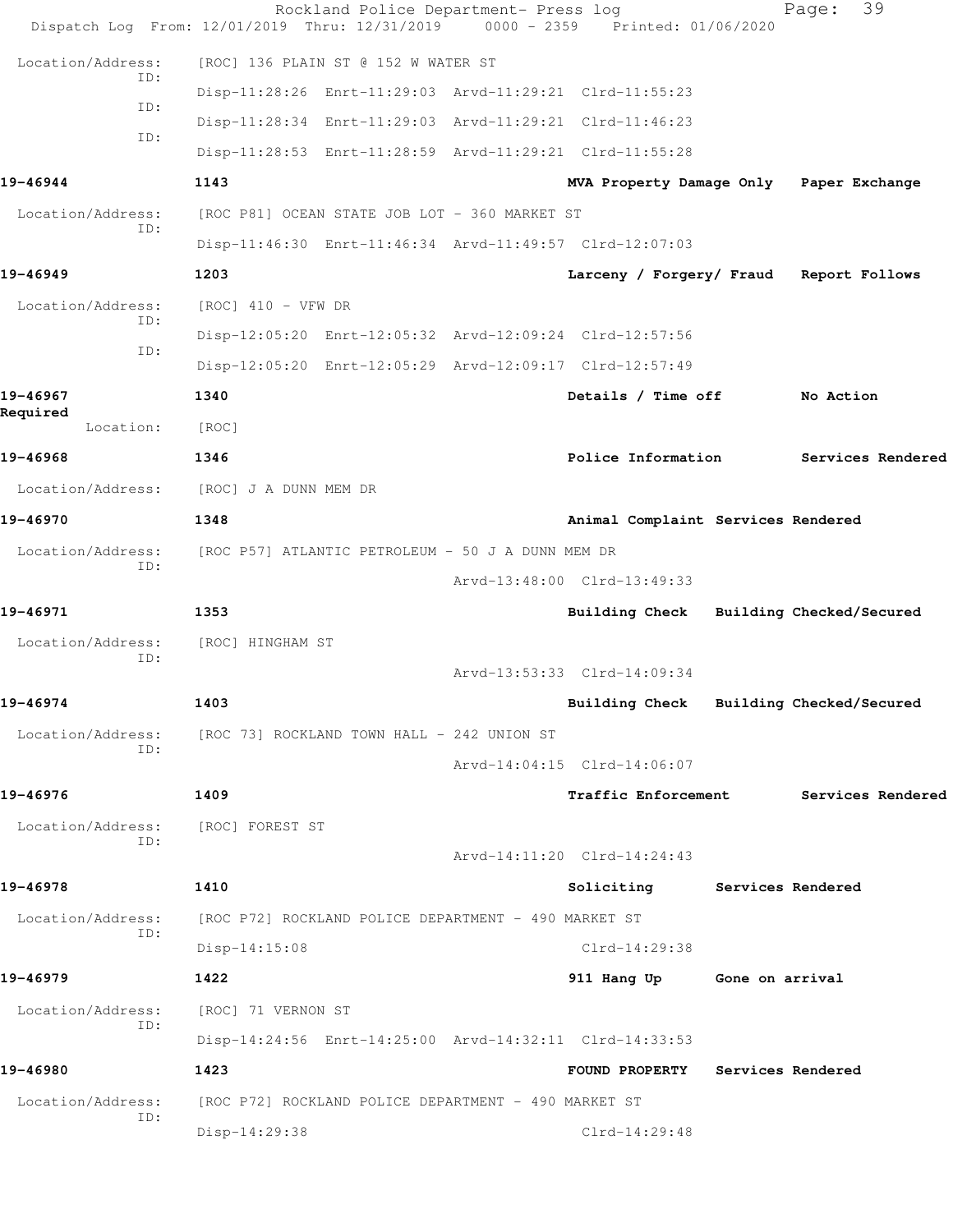Location/Address: [ROC] 136 PLAIN ST @ 152 W WATER ST

ID: Disp-11:28:26 Enrt-11:29:03 Arvd-11:29:21 Clrd-11:55:23

ID: Disp-11:28:34 Enrt-11:29:03 Arvd-11:29:21 Clrd-11:46:23

ID: Disp-11:28:53 Enrt-11:28:59 Arvd-11:29:21 Clrd-11:55:28

**19-46944** 1143 MVA Property Damage Only Paper Exchange

Location/Address: [ROC P81] OCEAN STATE JOB LOT - 360 MARKET ST

ID: Disp-11:46:30 Enrt-11:46:34 Arvd-11:49:57 Clrd-12:07:03

**19-46949** 1203 Larceny / Forgery/ Fraud Report Follows

Location/Address: [ROC] 410 - VFW DR

ID: Disp-12:05:20 Enrt-12:05:32 Arvd-12:09:24 Clrd-12:57:56

ID: Disp-12:05:20 Enrt-12:05:29 Arvd-12:09:17 Clrd-12:57:49

**19-46967** 1340 Details / Time off No Action Required

Location: [ROC]

**19-46968** 1346 Police Information Services Rendered

Location/Address: [ROC] J A DUNN MEM DR

**19-46970** 1348 Animal Complaint Services Rendered

Location/Address: [ROC P57] ATLANTIC PETROLEUM - 50 J A DUNN MEM DR

ID: Arvd-13:48:00 Clrd-13:49:33

**19-46971** 1353 Building Check Building Checked/Secured

Location/Address: [ROC] HINGHAM ST

ID: Arvd-13:53:33 Clrd-14:09:34

**19-46974** 1403 Building Check Building Checked/Secured

Location/Address: [ROC 73] ROCKLAND TOWN HALL - 242 UNION ST

ID: Arvd-14:04:15 Clrd-14:06:07

**19-46976** 1409 Traffic Enforcement Services Rendered

Location/Address: [ROC] FOREST ST

ID: Arvd-14:11:20 Clrd-14:24:43

**19-46978** 1410 Soliciting Services Rendered

Location/Address: [ROC P72] ROCKLAND POLICE DEPARTMENT - 490 MARKET ST

ID: Disp-14:15:08 Clrd-14:29:38

**19-46979** 1422 911 Hang Up Gone on arrival

Location/Address: [ROC] 71 VERNON ST

ID: Disp-14:24:56 Enrt-14:25:00 Arvd-14:32:11 Clrd-14:33:53

**19-46980** 1423 FOUND PROPERTY Services Rendered

Location/Address: [ROC P72] ROCKLAND POLICE DEPARTMENT - 490 MARKET ST

ID: Disp-14:29:38 Clrd-14:29:48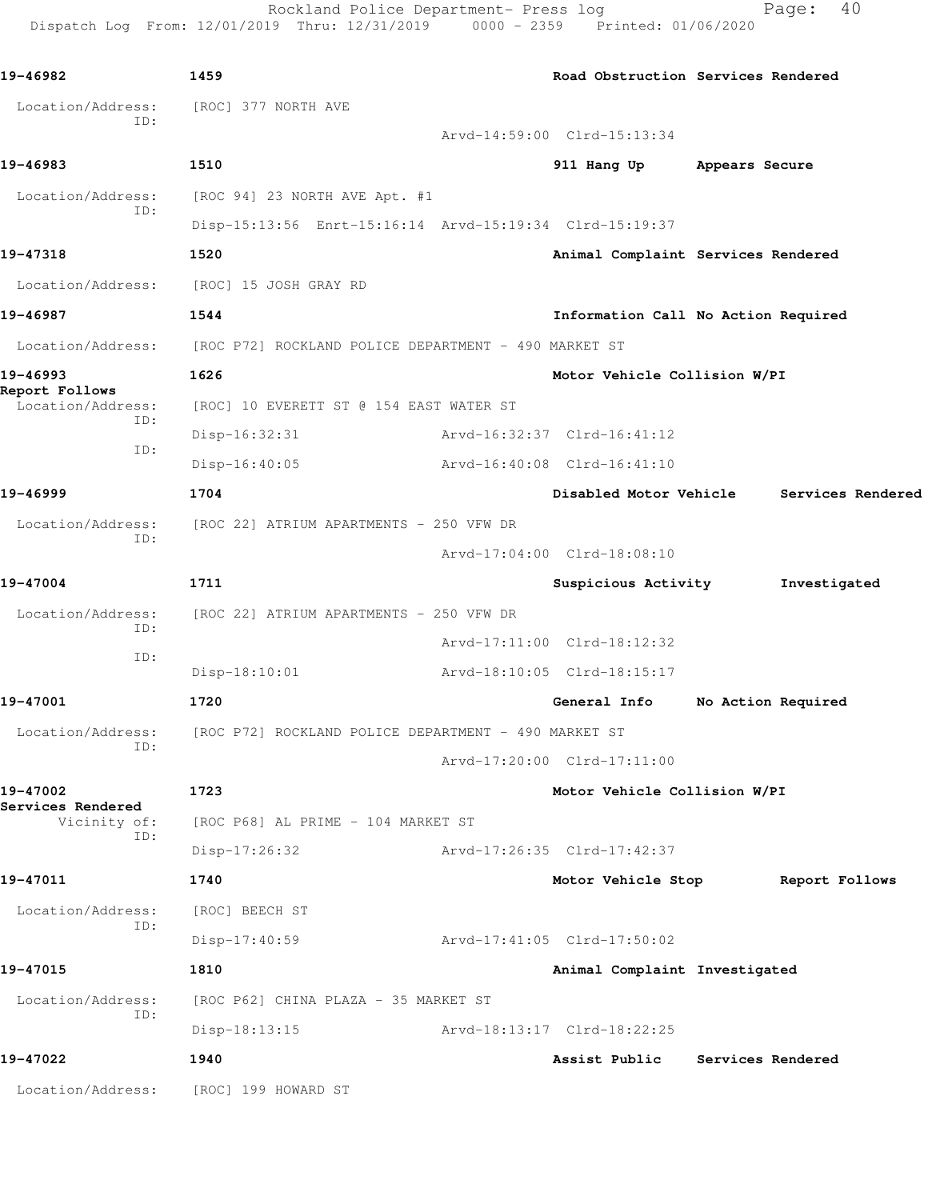**19-46982** 1459 Road Obstruction Services Rendered

Location/Address: [ROC] 377 NORTH AVE
ID:
Arvd-14:59:00 Clrd-15:13:34

**19-46983** 1510 911 Hang Up Appears Secure

Location/Address: [ROC 94] 23 NORTH AVE Apt. #1
ID:
Disp-15:13:56 Enrt-15:16:14 Arvd-15:19:34 Clrd-15:19:37

**19-47318** 1520 Animal Complaint Services Rendered

Location/Address: [ROC] 15 JOSH GRAY RD

**19-46987** 1544 Information Call No Action Required

Location/Address: [ROC P72] ROCKLAND POLICE DEPARTMENT - 490 MARKET ST

**19-46993** 1626 Motor Vehicle Collision W/PI
**Report Follows**

Location/Address: [ROC] 10 EVERETT ST @ 154 EAST WATER ST
ID:
Disp-16:32:31 Arvd-16:32:37 Clrd-16:41:12
ID:
Disp-16:40:05 Arvd-16:40:08 Clrd-16:41:10

**19-46999** 1704 Disabled Motor Vehicle Services Rendered

Location/Address: [ROC 22] ATRIUM APARTMENTS - 250 VFW DR
ID:
Arvd-17:04:00 Clrd-18:08:10

**19-47004** 1711 Suspicious Activity Investigated

Location/Address: [ROC 22] ATRIUM APARTMENTS - 250 VFW DR
ID:
Arvd-17:11:00 Clrd-18:12:32
ID:
Disp-18:10:01 Arvd-18:10:05 Clrd-18:15:17

**19-47001** 1720 General Info No Action Required

Location/Address: [ROC P72] ROCKLAND POLICE DEPARTMENT - 490 MARKET ST
ID:
Arvd-17:20:00 Clrd-17:11:00

**19-47002** 1723 Motor Vehicle Collision W/PI
**Services Rendered**

Vicinity of: [ROC P68] AL PRIME - 104 MARKET ST
ID:
Disp-17:26:32 Arvd-17:26:35 Clrd-17:42:37

**19-47011** 1740 Motor Vehicle Stop Report Follows

Location/Address: [ROC] BEECH ST
ID:
Disp-17:40:59 Arvd-17:41:05 Clrd-17:50:02

**19-47015** 1810 Animal Complaint Investigated

Location/Address: [ROC P62] CHINA PLAZA - 35 MARKET ST
ID:
Disp-18:13:15 Arvd-18:13:17 Clrd-18:22:25

**19-47022** 1940 Assist Public Services Rendered

Location/Address: [ROC] 199 HOWARD ST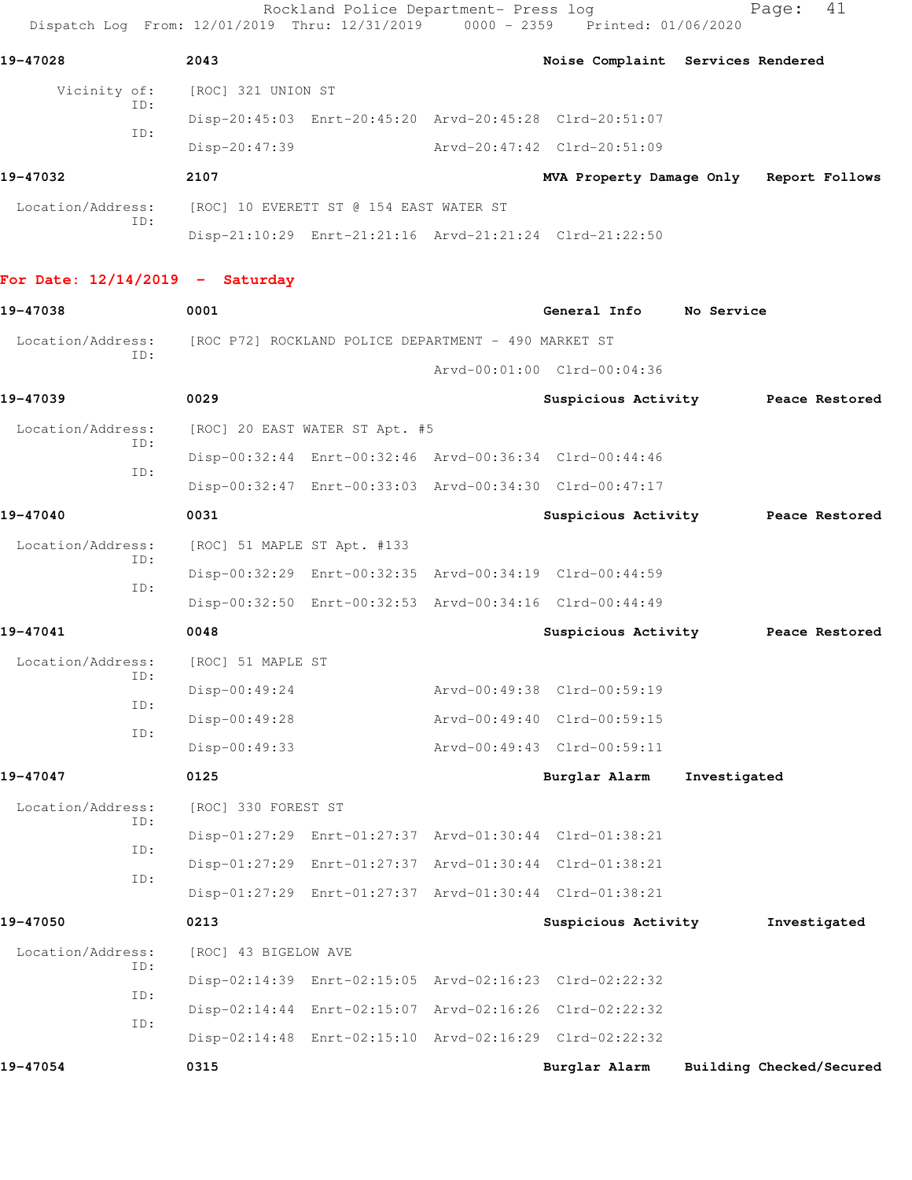19-47028 2043 Noise Complaint Services Rendered

Vicinity of: [ROC] 321 UNION ST
ID: Disp-20:45:03 Enrt-20:45:20 Arvd-20:45:28 Clrd-20:51:07
ID: Disp-20:47:39 Arvd-20:47:42 Clrd-20:51:09

19-47032 2107 MVA Property Damage Only Report Follows

Location/Address: [ROC] 10 EVERETT ST @ 154 EAST WATER ST
ID: Disp-21:10:29 Enrt-21:21:16 Arvd-21:21:24 Clrd-21:22:50

**For Date: 12/14/2019 - Saturday**

19-47038 0001 General Info No Service

Location/Address: [ROC P72] ROCKLAND POLICE DEPARTMENT - 490 MARKET ST
ID: Arvd-00:01:00 Clrd-00:04:36

19-47039 0029 Suspicious Activity Peace Restored

Location/Address: [ROC] 20 EAST WATER ST Apt. #5
ID: Disp-00:32:44 Enrt-00:32:46 Arvd-00:36:34 Clrd-00:44:46
ID: Disp-00:32:47 Enrt-00:33:03 Arvd-00:34:30 Clrd-00:47:17

19-47040 0031 Suspicious Activity Peace Restored

Location/Address: [ROC] 51 MAPLE ST Apt. #133
ID: Disp-00:32:29 Enrt-00:32:35 Arvd-00:34:19 Clrd-00:44:59
ID: Disp-00:32:50 Enrt-00:32:53 Arvd-00:34:16 Clrd-00:44:49

19-47041 0048 Suspicious Activity Peace Restored

Location/Address: [ROC] 51 MAPLE ST
ID: Disp-00:49:24 Arvd-00:49:38 Clrd-00:59:19
ID: Disp-00:49:28 Arvd-00:49:40 Clrd-00:59:15
ID: Disp-00:49:33 Arvd-00:49:43 Clrd-00:59:11

19-47047 0125 Burglar Alarm Investigated

Location/Address: [ROC] 330 FOREST ST
ID: Disp-01:27:29 Enrt-01:27:37 Arvd-01:30:44 Clrd-01:38:21
ID: Disp-01:27:29 Enrt-01:27:37 Arvd-01:30:44 Clrd-01:38:21
ID: Disp-01:27:29 Enrt-01:27:37 Arvd-01:30:44 Clrd-01:38:21

19-47050 0213 Suspicious Activity Investigated

Location/Address: [ROC] 43 BIGELOW AVE
ID: Disp-02:14:39 Enrt-02:15:05 Arvd-02:16:23 Clrd-02:22:32
ID: Disp-02:14:44 Enrt-02:15:07 Arvd-02:16:26 Clrd-02:22:32
ID: Disp-02:14:48 Enrt-02:15:10 Arvd-02:16:29 Clrd-02:22:32

19-47054 0315 Burglar Alarm Building Checked/Secured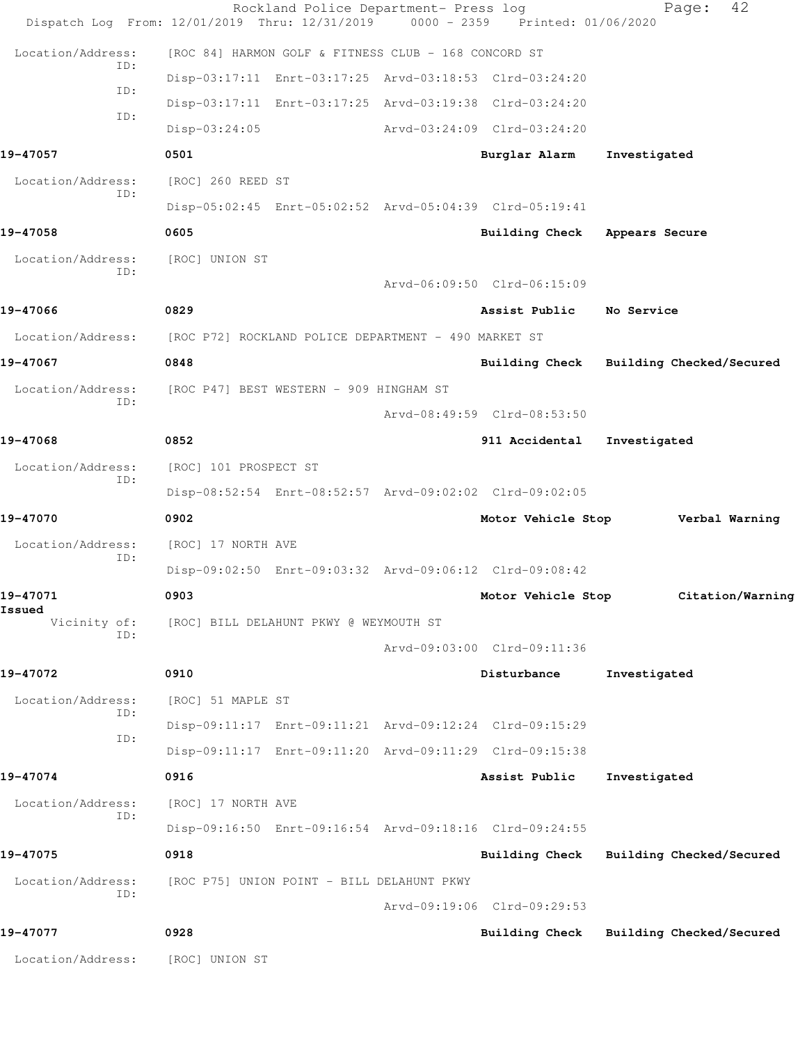Location/Address: [ROC 84] HARMON GOLF & FITNESS CLUB - 168 CONCORD ST
ID:
Disp-03:17:11 Enrt-03:17:25 Arvd-03:18:53 Clrd-03:24:20
ID:
Disp-03:17:11 Enrt-03:17:25 Arvd-03:19:38 Clrd-03:24:20
ID:
Disp-03:24:05 Arvd-03:24:09 Clrd-03:24:20

**19-47057** 0501 **Burglar Alarm Investigated**

Location/Address: [ROC] 260 REED ST
ID:
Disp-05:02:45 Enrt-05:02:52 Arvd-05:04:39 Clrd-05:19:41

**19-47058** 0605 **Building Check Appears Secure**

Location/Address: [ROC] UNION ST
ID:
Arvd-06:09:50 Clrd-06:15:09

**19-47066** 0829 **Assist Public No Service**

Location/Address: [ROC P72] ROCKLAND POLICE DEPARTMENT - 490 MARKET ST

**19-47067** 0848 **Building Check Building Checked/Secured**

Location/Address: [ROC P47] BEST WESTERN - 909 HINGHAM ST
ID:
Arvd-08:49:59 Clrd-08:53:50

**19-47068** 0852 **911 Accidental Investigated**

Location/Address: [ROC] 101 PROSPECT ST
ID:
Disp-08:52:54 Enrt-08:52:57 Arvd-09:02:02 Clrd-09:02:05

**19-47070** 0902 **Motor Vehicle Stop Verbal Warning**

Location/Address: [ROC] 17 NORTH AVE
ID:
Disp-09:02:50 Enrt-09:03:32 Arvd-09:06:12 Clrd-09:08:42

**19-47071** 0903 **Motor Vehicle Stop Citation/Warning Issued**

Vicinity of: [ROC] BILL DELAHUNT PKWY @ WEYMOUTH ST
ID:
Arvd-09:03:00 Clrd-09:11:36

**19-47072** 0910 **Disturbance Investigated**

Location/Address: [ROC] 51 MAPLE ST
ID:
Disp-09:11:17 Enrt-09:11:21 Arvd-09:12:24 Clrd-09:15:29
ID:
Disp-09:11:17 Enrt-09:11:20 Arvd-09:11:29 Clrd-09:15:38

**19-47074** 0916 **Assist Public Investigated**

Location/Address: [ROC] 17 NORTH AVE
ID:
Disp-09:16:50 Enrt-09:16:54 Arvd-09:18:16 Clrd-09:24:55

**19-47075** 0918 **Building Check Building Checked/Secured**

Location/Address: [ROC P75] UNION POINT - BILL DELAHUNT PKWY
ID:
Arvd-09:19:06 Clrd-09:29:53

**19-47077** 0928 **Building Check Building Checked/Secured**

Location/Address: [ROC] UNION ST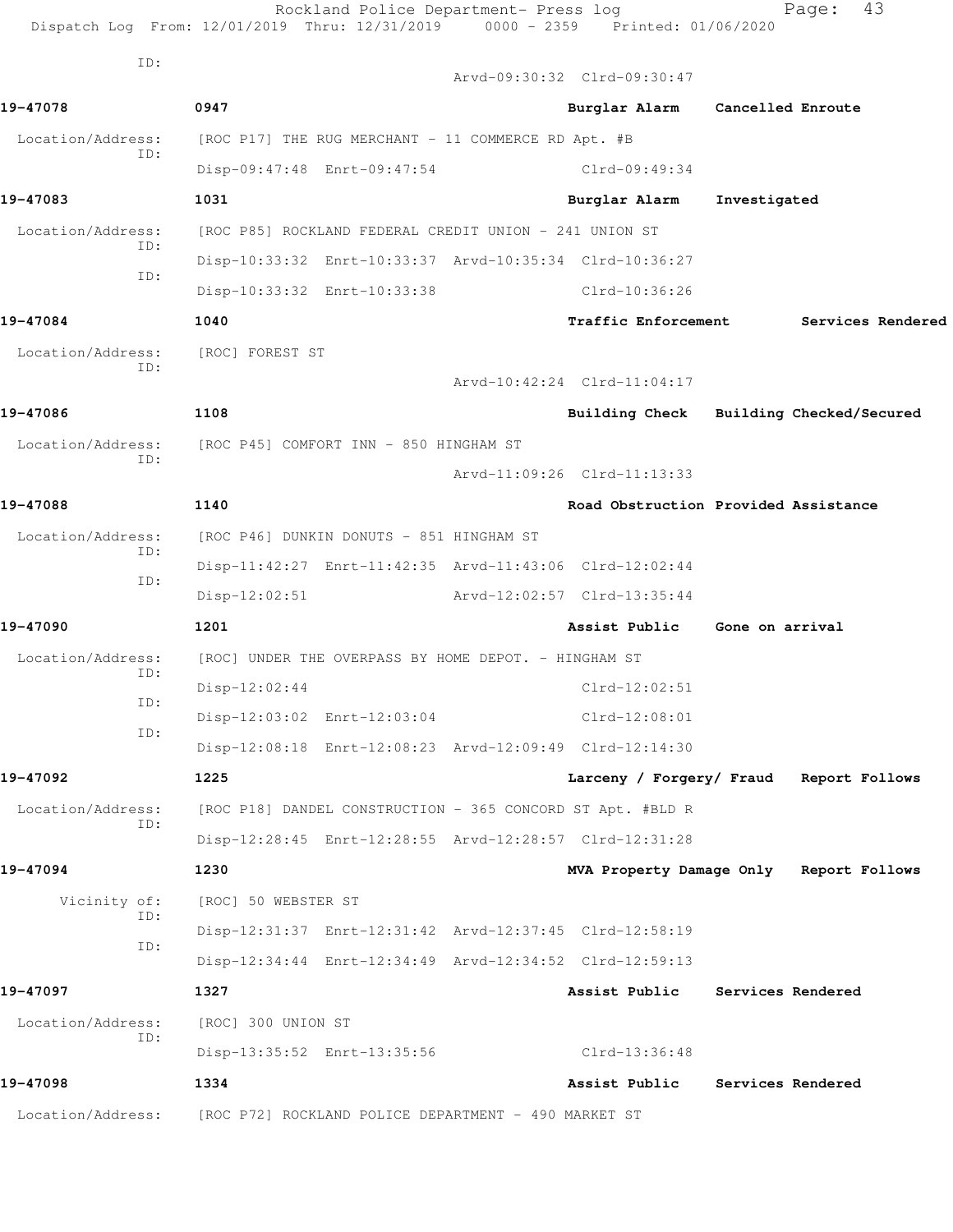ID:
Arvd-09:30:32 Clrd-09:30:47

**19-47078** **0947** **Burglar Alarm** **Cancelled Enroute**

Location/Address: [ROC P17] THE RUG MERCHANT - 11 COMMERCE RD Apt. #B
ID:
Disp-09:47:48 Enrt-09:47:54 Clrd-09:49:34

**19-47083** **1031** **Burglar Alarm** **Investigated**

Location/Address: [ROC P85] ROCKLAND FEDERAL CREDIT UNION - 241 UNION ST
ID:
Disp-10:33:32 Enrt-10:33:37 Arvd-10:35:34 Clrd-10:36:27
ID:
Disp-10:33:32 Enrt-10:33:38 Clrd-10:36:26

**19-47084** **1040** **Traffic Enforcement** **Services Rendered**

Location/Address: [ROC] FOREST ST
ID:
Arvd-10:42:24 Clrd-11:04:17

**19-47086** **1108** **Building Check** **Building Checked/Secured**

Location/Address: [ROC P45] COMFORT INN - 850 HINGHAM ST
ID:
Arvd-11:09:26 Clrd-11:13:33

**19-47088** **1140** **Road Obstruction** **Provided Assistance**

Location/Address: [ROC P46] DUNKIN DONUTS - 851 HINGHAM ST
ID:
Disp-11:42:27 Enrt-11:42:35 Arvd-11:43:06 Clrd-12:02:44
ID:
Disp-12:02:51 Arvd-12:02:57 Clrd-13:35:44

**19-47090** **1201** **Assist Public** **Gone on arrival**

Location/Address: [ROC] UNDER THE OVERPASS BY HOME DEPOT. - HINGHAM ST
ID:
Disp-12:02:44 Clrd-12:02:51
ID:
Disp-12:03:02 Enrt-12:03:04 Clrd-12:08:01
ID:
Disp-12:08:18 Enrt-12:08:23 Arvd-12:09:49 Clrd-12:14:30

**19-47092** **1225** **Larceny / Forgery/ Fraud** **Report Follows**

Location/Address: [ROC P18] DANDEL CONSTRUCTION - 365 CONCORD ST Apt. #BLD R
ID:
Disp-12:28:45 Enrt-12:28:55 Arvd-12:28:57 Clrd-12:31:28

**19-47094** **1230** **MVA Property Damage Only** **Report Follows**

Vicinity of: [ROC] 50 WEBSTER ST
ID:
Disp-12:31:37 Enrt-12:31:42 Arvd-12:37:45 Clrd-12:58:19
ID:
Disp-12:34:44 Enrt-12:34:49 Arvd-12:34:52 Clrd-12:59:13

**19-47097** **1327** **Assist Public** **Services Rendered**

Location/Address: [ROC] 300 UNION ST
ID:
Disp-13:35:52 Enrt-13:35:56 Clrd-13:36:48

**19-47098** **1334** **Assist Public** **Services Rendered**

Location/Address: [ROC P72] ROCKLAND POLICE DEPARTMENT - 490 MARKET ST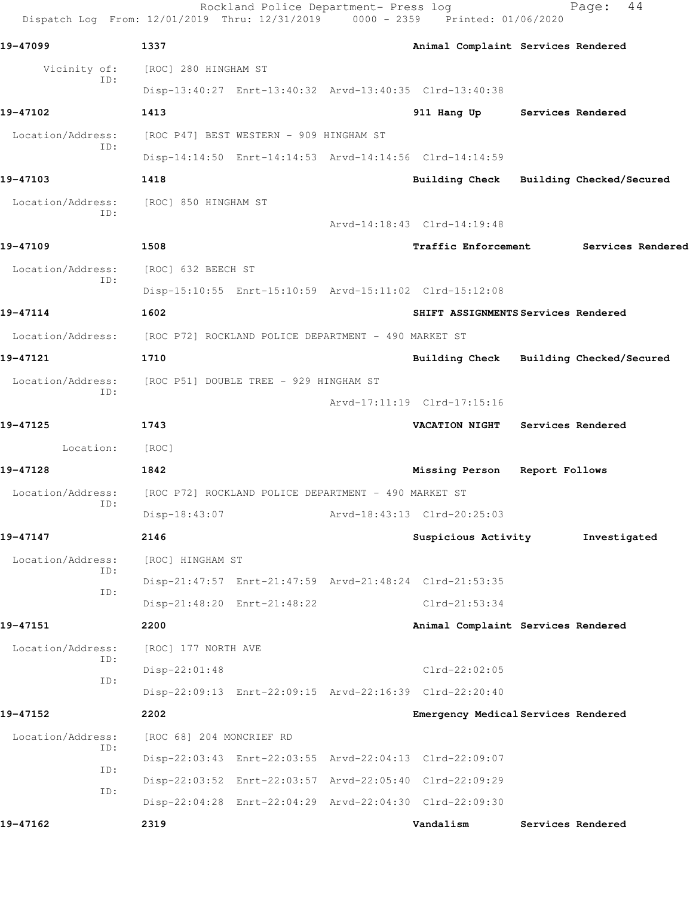**19-47099** **1337** **Animal Complaint** **Services Rendered**

Vicinity of: [ROC] 280 HINGHAM ST
ID:
Disp-13:40:27 Enrt-13:40:32 Arvd-13:40:35 Clrd-13:40:38

**19-47102** **1413** **911 Hang Up** **Services Rendered**

Location/Address: [ROC P47] BEST WESTERN - 909 HINGHAM ST
ID:
Disp-14:14:50 Enrt-14:14:53 Arvd-14:14:56 Clrd-14:14:59

**19-47103** **1418** **Building Check** **Building Checked/Secured**

Location/Address: [ROC] 850 HINGHAM ST
ID:
Arvd-14:18:43 Clrd-14:19:48

**19-47109** **1508** **Traffic Enforcement** **Services Rendered**

Location/Address: [ROC] 632 BEECH ST
ID:
Disp-15:10:55 Enrt-15:10:59 Arvd-15:11:02 Clrd-15:12:08

**19-47114** **1602** **SHIFT ASSIGNMENTS** **Services Rendered**

Location/Address: [ROC P72] ROCKLAND POLICE DEPARTMENT - 490 MARKET ST

**19-47121** **1710** **Building Check** **Building Checked/Secured**

Location/Address: [ROC P51] DOUBLE TREE - 929 HINGHAM ST
ID:
Arvd-17:11:19 Clrd-17:15:16

**19-47125** **1743** **VACATION NIGHT** **Services Rendered**

Location: [ROC]

**19-47128** **1842** **Missing Person** **Report Follows**

Location/Address: [ROC P72] ROCKLAND POLICE DEPARTMENT - 490 MARKET ST
ID:
Disp-18:43:07 Arvd-18:43:13 Clrd-20:25:03

**19-47147** **2146** **Suspicious Activity** **Investigated**

Location/Address: [ROC] HINGHAM ST
ID:
Disp-21:47:57 Enrt-21:47:59 Arvd-21:48:24 Clrd-21:53:35
ID:
Disp-21:48:20 Enrt-21:48:22 Clrd-21:53:34

**19-47151** **2200** **Animal Complaint** **Services Rendered**

Location/Address: [ROC] 177 NORTH AVE
ID:
Disp-22:01:48 Clrd-22:02:05
ID:
Disp-22:09:13 Enrt-22:09:15 Arvd-22:16:39 Clrd-22:20:40

**19-47152** **2202** **Emergency Medical** **Services Rendered**

Location/Address: [ROC 68] 204 MONCRIEF RD
ID:
Disp-22:03:43 Enrt-22:03:55 Arvd-22:04:13 Clrd-22:09:07
ID:
Disp-22:03:52 Enrt-22:03:57 Arvd-22:05:40 Clrd-22:09:29
ID:
Disp-22:04:28 Enrt-22:04:29 Arvd-22:04:30 Clrd-22:09:30

**19-47162** **2319** **Vandalism** **Services Rendered**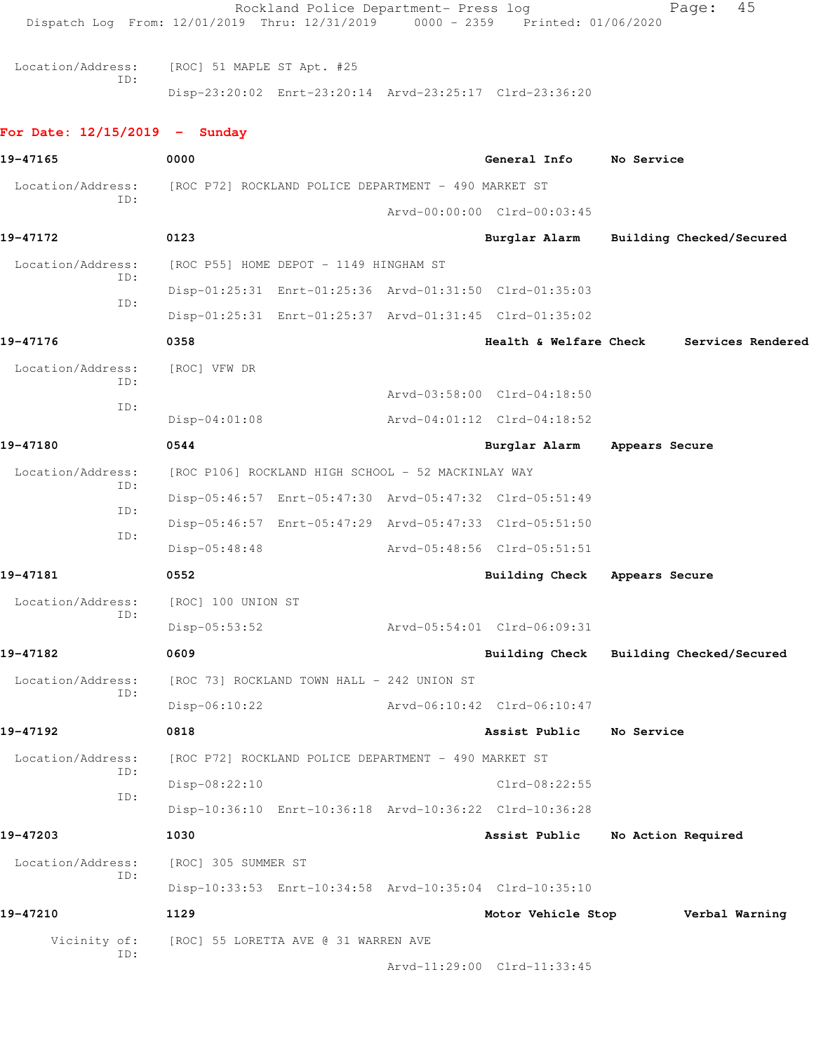Location/Address: [ROC] 51 MAPLE ST Apt. #25
ID:
Disp-23:20:02 Enrt-23:20:14 Arvd-23:25:17 Clrd-23:36:20

**For Date: 12/15/2019 - Sunday**

**19-47165** 0000 General Info No Service

Location/Address: [ROC P72] ROCKLAND POLICE DEPARTMENT - 490 MARKET ST
ID:
Arvd-00:00:00 Clrd-00:03:45

**19-47172** 0123 Burglar Alarm Building Checked/Secured

Location/Address: [ROC P55] HOME DEPOT - 1149 HINGHAM ST
ID:
Disp-01:25:31 Enrt-01:25:36 Arvd-01:31:50 Clrd-01:35:03
ID:
Disp-01:25:31 Enrt-01:25:37 Arvd-01:31:45 Clrd-01:35:02

**19-47176** 0358 Health & Welfare Check Services Rendered

Location/Address: [ROC] VFW DR
ID:
Arvd-03:58:00 Clrd-04:18:50
ID:
Disp-04:01:08 Arvd-04:01:12 Clrd-04:18:52

**19-47180** 0544 Burglar Alarm Appears Secure

Location/Address: [ROC P106] ROCKLAND HIGH SCHOOL - 52 MACKINLAY WAY
ID:
Disp-05:46:57 Enrt-05:47:30 Arvd-05:47:32 Clrd-05:51:49
ID:
Disp-05:46:57 Enrt-05:47:29 Arvd-05:47:33 Clrd-05:51:50
ID:
Disp-05:48:48 Arvd-05:48:56 Clrd-05:51:51

**19-47181** 0552 Building Check Appears Secure

Location/Address: [ROC] 100 UNION ST
ID:
Disp-05:53:52 Arvd-05:54:01 Clrd-06:09:31

**19-47182** 0609 Building Check Building Checked/Secured

Location/Address: [ROC 73] ROCKLAND TOWN HALL - 242 UNION ST
ID:
Disp-06:10:22 Arvd-06:10:42 Clrd-06:10:47

**19-47192** 0818 Assist Public No Service

Location/Address: [ROC P72] ROCKLAND POLICE DEPARTMENT - 490 MARKET ST
ID:
Disp-08:22:10 Clrd-08:22:55
ID:
Disp-10:36:10 Enrt-10:36:18 Arvd-10:36:22 Clrd-10:36:28

**19-47203** 1030 Assist Public No Action Required

Location/Address: [ROC] 305 SUMMER ST
ID:
Disp-10:33:53 Enrt-10:34:58 Arvd-10:35:04 Clrd-10:35:10

**19-47210** 1129 Motor Vehicle Stop Verbal Warning

Vicinity of: [ROC] 55 LORETTA AVE @ 31 WARREN AVE
ID:
Arvd-11:29:00 Clrd-11:33:45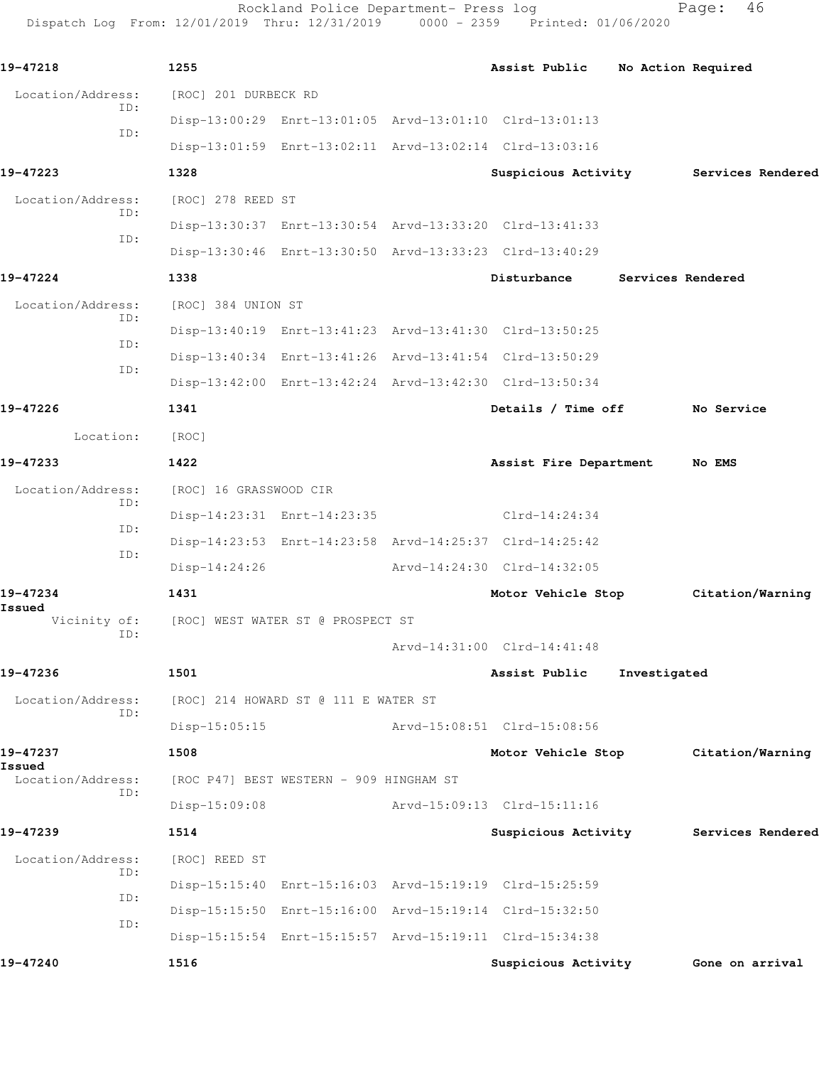19-47218 1255 Assist Public No Action Required

Location/Address: [ROC] 201 DURBECK RD
ID: Disp-13:00:29 Enrt-13:01:05 Arvd-13:01:10 Clrd-13:01:13
ID: Disp-13:01:59 Enrt-13:02:11 Arvd-13:02:14 Clrd-13:03:16

19-47223 1328 Suspicious Activity Services Rendered

Location/Address: [ROC] 278 REED ST
ID: Disp-13:30:37 Enrt-13:30:54 Arvd-13:33:20 Clrd-13:41:33
ID: Disp-13:30:46 Enrt-13:30:50 Arvd-13:33:23 Clrd-13:40:29

19-47224 1338 Disturbance Services Rendered

Location/Address: [ROC] 384 UNION ST
ID: Disp-13:40:19 Enrt-13:41:23 Arvd-13:41:30 Clrd-13:50:25
ID: Disp-13:40:34 Enrt-13:41:26 Arvd-13:41:54 Clrd-13:50:29
ID: Disp-13:42:00 Enrt-13:42:24 Arvd-13:42:30 Clrd-13:50:34

19-47226 1341 Details / Time off No Service

Location: [ROC]

19-47233 1422 Assist Fire Department No EMS

Location/Address: [ROC] 16 GRASSWOOD CIR
ID: Disp-14:23:31 Enrt-14:23:35 Clrd-14:24:34
ID: Disp-14:23:53 Enrt-14:23:58 Arvd-14:25:37 Clrd-14:25:42
ID: Disp-14:24:26 Arvd-14:24:30 Clrd-14:32:05

19-47234 1431 Motor Vehicle Stop Citation/Warning Issued

Vicinity of: [ROC] WEST WATER ST @ PROSPECT ST
ID: Arvd-14:31:00 Clrd-14:41:48

19-47236 1501 Assist Public Investigated

Location/Address: [ROC] 214 HOWARD ST @ 111 E WATER ST
ID: Disp-15:05:15 Arvd-15:08:51 Clrd-15:08:56

19-47237 1508 Motor Vehicle Stop Citation/Warning Issued

Location/Address: [ROC P47] BEST WESTERN - 909 HINGHAM ST
ID: Disp-15:09:08 Arvd-15:09:13 Clrd-15:11:16

19-47239 1514 Suspicious Activity Services Rendered

Location/Address: [ROC] REED ST
ID: Disp-15:15:40 Enrt-15:16:03 Arvd-15:19:19 Clrd-15:25:59
ID: Disp-15:15:50 Enrt-15:16:00 Arvd-15:19:14 Clrd-15:32:50
ID: Disp-15:15:54 Enrt-15:15:57 Arvd-15:19:11 Clrd-15:34:38

19-47240 1516 Suspicious Activity Gone on arrival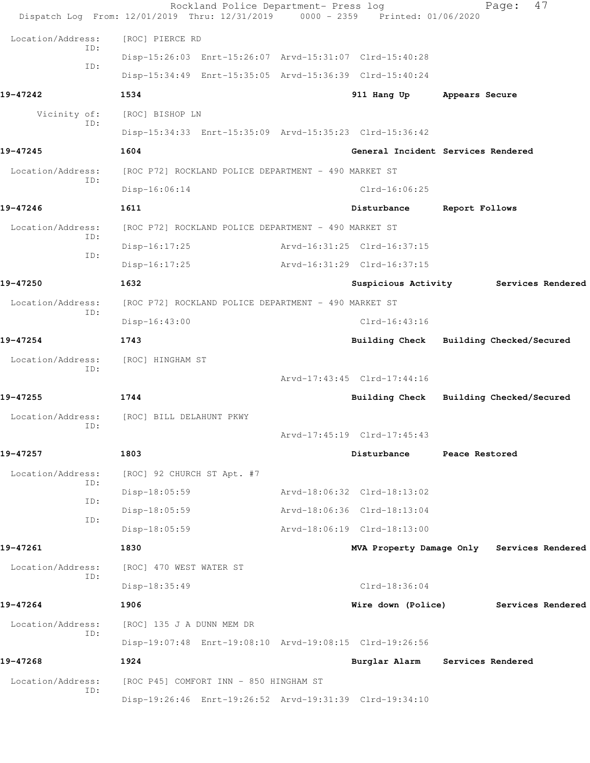Location/Address: [ROC] PIERCE RD
ID:
Disp-15:26:03 Enrt-15:26:07 Arvd-15:31:07 Clrd-15:40:28
ID:
Disp-15:34:49 Enrt-15:35:05 Arvd-15:36:39 Clrd-15:40:24

**19-47242** **1534** **911 Hang Up** **Appears Secure**

Vicinity of: [ROC] BISHOP LN
ID:
Disp-15:34:33 Enrt-15:35:09 Arvd-15:35:23 Clrd-15:36:42

**19-47245** **1604** **General Incident** **Services Rendered**

Location/Address: [ROC P72] ROCKLAND POLICE DEPARTMENT - 490 MARKET ST
ID:
Disp-16:06:14 Clrd-16:06:25

**19-47246** **1611** **Disturbance** **Report Follows**

Location/Address: [ROC P72] ROCKLAND POLICE DEPARTMENT - 490 MARKET ST
ID:
Disp-16:17:25 Arvd-16:31:25 Clrd-16:37:15
ID:
Disp-16:17:25 Arvd-16:31:29 Clrd-16:37:15

**19-47250** **1632** **Suspicious Activity** **Services Rendered**

Location/Address: [ROC P72] ROCKLAND POLICE DEPARTMENT - 490 MARKET ST
ID:
Disp-16:43:00 Clrd-16:43:16

**19-47254** **1743** **Building Check** **Building Checked/Secured**

Location/Address: [ROC] HINGHAM ST
ID:
Arvd-17:43:45 Clrd-17:44:16

**19-47255** **1744** **Building Check** **Building Checked/Secured**

Location/Address: [ROC] BILL DELAHUNT PKWY
ID:
Arvd-17:45:19 Clrd-17:45:43

**19-47257** **1803** **Disturbance** **Peace Restored**

Location/Address: [ROC] 92 CHURCH ST Apt. #7
ID:
Disp-18:05:59 Arvd-18:06:32 Clrd-18:13:02
ID:
Disp-18:05:59 Arvd-18:06:36 Clrd-18:13:04
ID:
Disp-18:05:59 Arvd-18:06:19 Clrd-18:13:00

**19-47261** **1830** **MVA Property Damage Only** **Services Rendered**

Location/Address: [ROC] 470 WEST WATER ST
ID:
Disp-18:35:49 Clrd-18:36:04

**19-47264** **1906** **Wire down (Police)** **Services Rendered**

Location/Address: [ROC] 135 J A DUNN MEM DR
ID:
Disp-19:07:48 Enrt-19:08:10 Arvd-19:08:15 Clrd-19:26:56

**19-47268** **1924** **Burglar Alarm** **Services Rendered**

Location/Address: [ROC P45] COMFORT INN - 850 HINGHAM ST
ID:
Disp-19:26:46 Enrt-19:26:52 Arvd-19:31:39 Clrd-19:34:10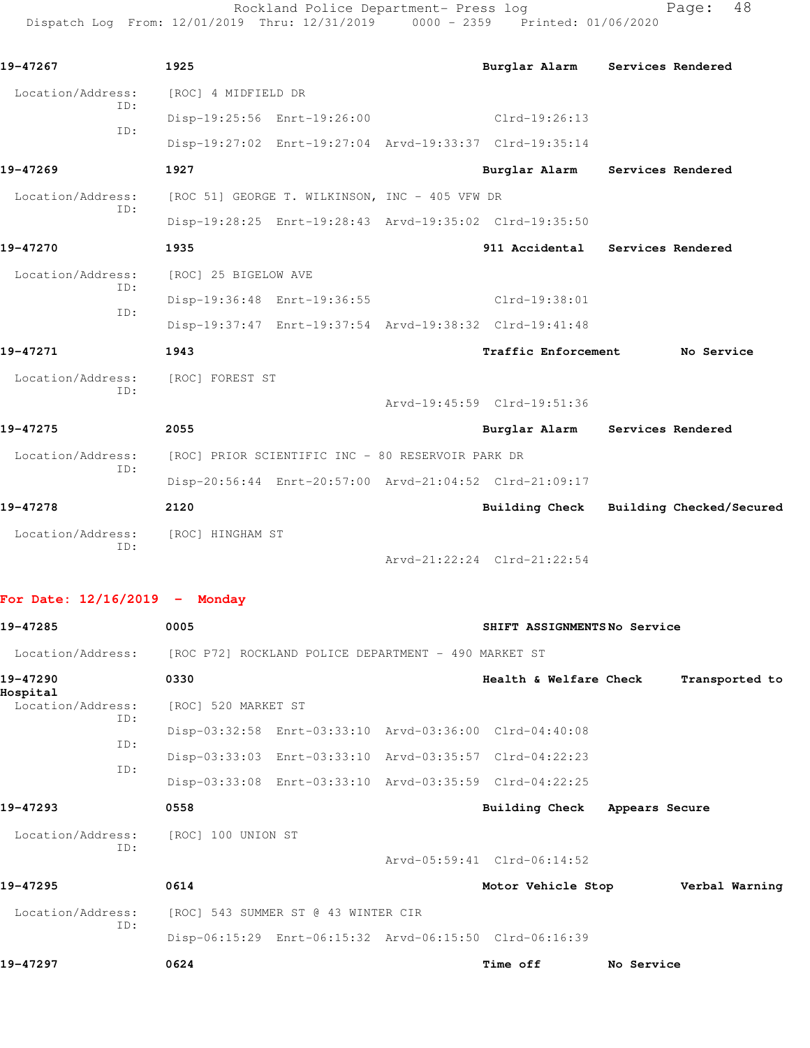19-47267 1925 Burglar Alarm Services Rendered

Location/Address: [ROC] 4 MIDFIELD DR

ID: Disp-19:25:56 Enrt-19:26:00 Clrd-19:26:13

ID: Disp-19:27:02 Enrt-19:27:04 Arvd-19:33:37 Clrd-19:35:14

19-47269 1927 Burglar Alarm Services Rendered

Location/Address: [ROC 51] GEORGE T. WILKINSON, INC - 405 VFW DR

ID: Disp-19:28:25 Enrt-19:28:43 Arvd-19:35:02 Clrd-19:35:50

19-47270 1935 911 Accidental Services Rendered

Location/Address: [ROC] 25 BIGELOW AVE

ID: Disp-19:36:48 Enrt-19:36:55 Clrd-19:38:01

ID: Disp-19:37:47 Enrt-19:37:54 Arvd-19:38:32 Clrd-19:41:48

19-47271 1943 Traffic Enforcement No Service

Location/Address: [ROC] FOREST ST

ID: Arvd-19:45:59 Clrd-19:51:36

19-47275 2055 Burglar Alarm Services Rendered

Location/Address: [ROC] PRIOR SCIENTIFIC INC - 80 RESERVOIR PARK DR

ID: Disp-20:56:44 Enrt-20:57:00 Arvd-21:04:52 Clrd-21:09:17

19-47278 2120 Building Check Building Checked/Secured

Location/Address: [ROC] HINGHAM ST

ID: Arvd-21:22:24 Clrd-21:22:54

**For Date: 12/16/2019 - Monday**

19-47285 0005 SHIFT ASSIGNMENTS No Service

Location/Address: [ROC P72] ROCKLAND POLICE DEPARTMENT - 490 MARKET ST

19-47290 0330 Health & Welfare Check Transported to Hospital

Location/Address: [ROC] 520 MARKET ST

ID: Disp-03:32:58 Enrt-03:33:10 Arvd-03:36:00 Clrd-04:40:08

ID: Disp-03:33:03 Enrt-03:33:10 Arvd-03:35:57 Clrd-04:22:23

ID: Disp-03:33:08 Enrt-03:33:10 Arvd-03:35:59 Clrd-04:22:25

19-47293 0558 Building Check Appears Secure

Location/Address: [ROC] 100 UNION ST

ID: Arvd-05:59:41 Clrd-06:14:52

19-47295 0614 Motor Vehicle Stop Verbal Warning

Location/Address: [ROC] 543 SUMMER ST @ 43 WINTER CIR

ID: Disp-06:15:29 Enrt-06:15:32 Arvd-06:15:50 Clrd-06:16:39

19-47297 0624 Time off No Service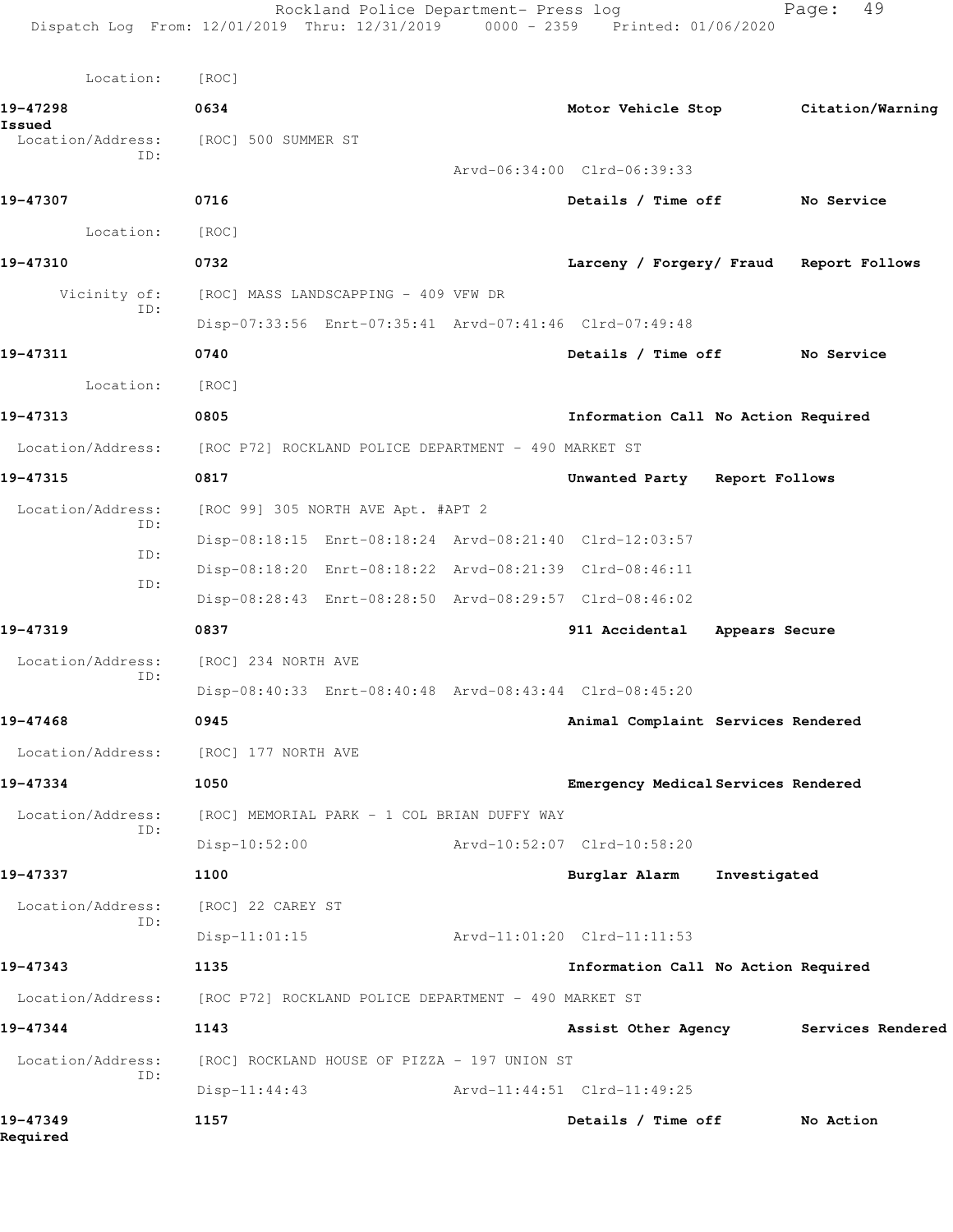Location: [ROC]

**19-47298** 0634 **Motor Vehicle Stop** **Citation/Warning Issued**

Location/Address: [ROC] 500 SUMMER ST
ID:
Arvd-06:34:00 Clrd-06:39:33

**19-47307** 0716 **Details / Time off** **No Service**

Location: [ROC]

**19-47310** 0732 **Larceny / Forgery/ Fraud** **Report Follows**

Vicinity of: [ROC] MASS LANDSCAPPING - 409 VFW DR
ID:
Disp-07:33:56 Enrt-07:35:41 Arvd-07:41:46 Clrd-07:49:48

**19-47311** 0740 **Details / Time off** **No Service**

Location: [ROC]

**19-47313** 0805 **Information Call** **No Action Required**

Location/Address: [ROC P72] ROCKLAND POLICE DEPARTMENT - 490 MARKET ST

**19-47315** 0817 **Unwanted Party** **Report Follows**

Location/Address: [ROC 99] 305 NORTH AVE Apt. #APT 2
ID:
Disp-08:18:15 Enrt-08:18:24 Arvd-08:21:40 Clrd-12:03:57
ID:
Disp-08:18:20 Enrt-08:18:22 Arvd-08:21:39 Clrd-08:46:11
ID:
Disp-08:28:43 Enrt-08:28:50 Arvd-08:29:57 Clrd-08:46:02

**19-47319** 0837 **911 Accidental** **Appears Secure**

Location/Address: [ROC] 234 NORTH AVE
ID:
Disp-08:40:33 Enrt-08:40:48 Arvd-08:43:44 Clrd-08:45:20

**19-47468** 0945 **Animal Complaint** **Services Rendered**

Location/Address: [ROC] 177 NORTH AVE

**19-47334** 1050 **Emergency Medical** **Services Rendered**

Location/Address: [ROC] MEMORIAL PARK - 1 COL BRIAN DUFFY WAY
ID:
Disp-10:52:00 Arvd-10:52:07 Clrd-10:58:20

**19-47337** 1100 **Burglar Alarm** **Investigated**

Location/Address: [ROC] 22 CAREY ST
ID:
Disp-11:01:15 Arvd-11:01:20 Clrd-11:11:53

**19-47343** 1135 **Information Call** **No Action Required**

Location/Address: [ROC P72] ROCKLAND POLICE DEPARTMENT - 490 MARKET ST

**19-47344** 1143 **Assist Other Agency** **Services Rendered**

Location/Address: [ROC] ROCKLAND HOUSE OF PIZZA - 197 UNION ST
ID:
Disp-11:44:43 Arvd-11:44:51 Clrd-11:49:25

**19-47349** 1157 **Details / Time off** **No Action Required**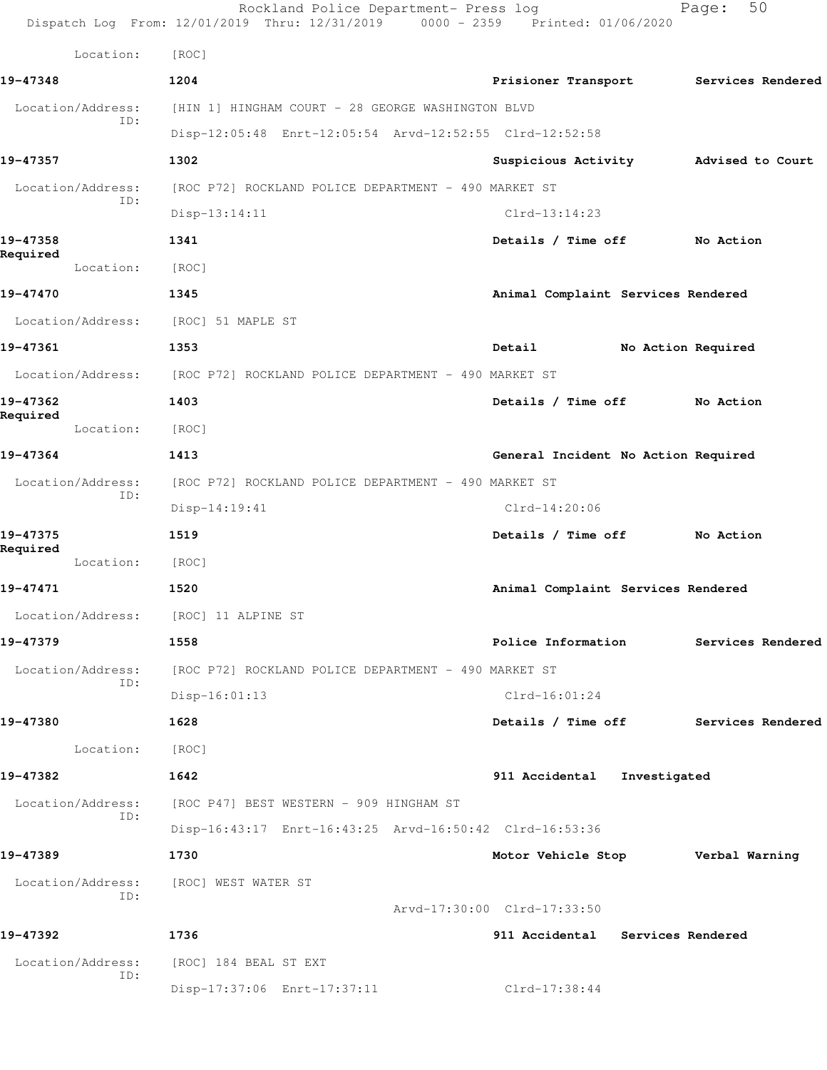Location: [ROC]

**19-47348** 1204 Prisioner Transport Services Rendered

Location/Address: [HIN 1] HINGHAM COURT - 28 GEORGE WASHINGTON BLVD
ID:
Disp-12:05:48 Enrt-12:05:54 Arvd-12:52:55 Clrd-12:52:58

**19-47357** 1302 Suspicious Activity Advised to Court

Location/Address: [ROC P72] ROCKLAND POLICE DEPARTMENT - 490 MARKET ST
ID:
Disp-13:14:11 Clrd-13:14:23

**19-47358** 1341 Details / Time off No Action Required

Location: [ROC]

**19-47470** 1345 Animal Complaint Services Rendered

Location/Address: [ROC] 51 MAPLE ST

**19-47361** 1353 Detail No Action Required

Location/Address: [ROC P72] ROCKLAND POLICE DEPARTMENT - 490 MARKET ST

**19-47362** 1403 Details / Time off No Action Required

Location: [ROC]

**19-47364** 1413 General Incident No Action Required

Location/Address: [ROC P72] ROCKLAND POLICE DEPARTMENT - 490 MARKET ST
ID:
Disp-14:19:41 Clrd-14:20:06

**19-47375** 1519 Details / Time off No Action Required

Location: [ROC]

**19-47471** 1520 Animal Complaint Services Rendered

Location/Address: [ROC] 11 ALPINE ST

**19-47379** 1558 Police Information Services Rendered

Location/Address: [ROC P72] ROCKLAND POLICE DEPARTMENT - 490 MARKET ST
ID:
Disp-16:01:13 Clrd-16:01:24

**19-47380** 1628 Details / Time off Services Rendered

Location: [ROC]

**19-47382** 1642 911 Accidental Investigated

Location/Address: [ROC P47] BEST WESTERN - 909 HINGHAM ST
ID:
Disp-16:43:17 Enrt-16:43:25 Arvd-16:50:42 Clrd-16:53:36

**19-47389** 1730 Motor Vehicle Stop Verbal Warning

Location/Address: [ROC] WEST WATER ST
ID:
Arvd-17:30:00 Clrd-17:33:50

**19-47392** 1736 911 Accidental Services Rendered

Location/Address: [ROC] 184 BEAL ST EXT
ID:
Disp-17:37:06 Enrt-17:37:11 Clrd-17:38:44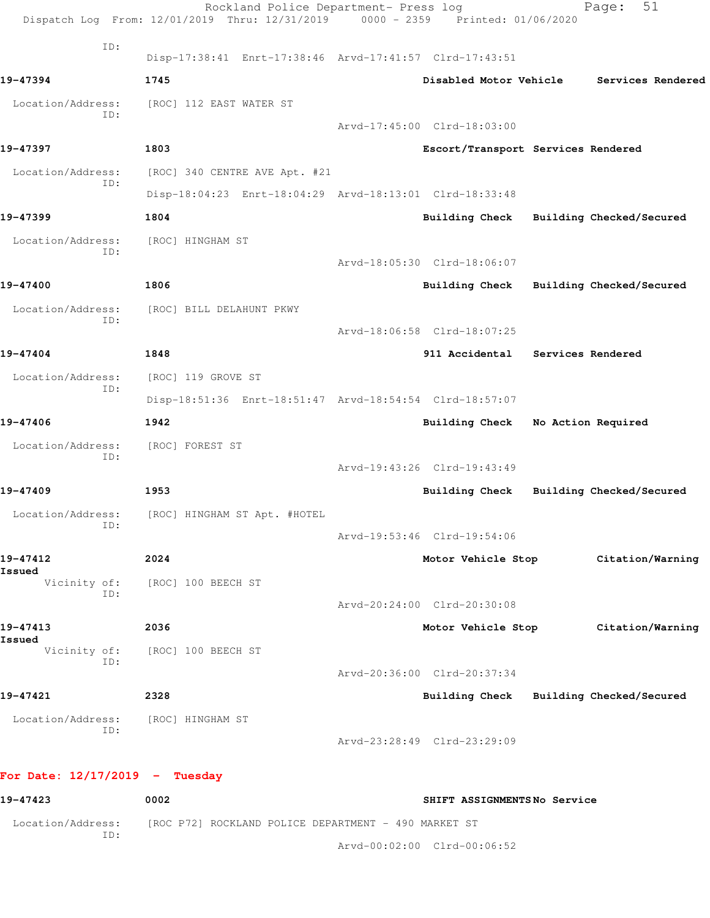ID:
Disp-17:38:41 Enrt-17:38:46 Arvd-17:41:57 Clrd-17:43:51

**19-47394** **1745** **Disabled Motor Vehicle** **Services Rendered**

Location/Address: [ROC] 112 EAST WATER ST
ID:
Arvd-17:45:00 Clrd-18:03:00

**19-47397** **1803** **Escort/Transport** **Services Rendered**

Location/Address: [ROC] 340 CENTRE AVE Apt. #21
ID:
Disp-18:04:23 Enrt-18:04:29 Arvd-18:13:01 Clrd-18:33:48

**19-47399** **1804** **Building Check** **Building Checked/Secured**

Location/Address: [ROC] HINGHAM ST
ID:
Arvd-18:05:30 Clrd-18:06:07

**19-47400** **1806** **Building Check** **Building Checked/Secured**

Location/Address: [ROC] BILL DELAHUNT PKWY
ID:
Arvd-18:06:58 Clrd-18:07:25

**19-47404** **1848** **911 Accidental** **Services Rendered**

Location/Address: [ROC] 119 GROVE ST
ID:
Disp-18:51:36 Enrt-18:51:47 Arvd-18:54:54 Clrd-18:57:07

**19-47406** **1942** **Building Check** **No Action Required**

Location/Address: [ROC] FOREST ST
ID:
Arvd-19:43:26 Clrd-19:43:49

**19-47409** **1953** **Building Check** **Building Checked/Secured**

Location/Address: [ROC] HINGHAM ST Apt. #HOTEL
ID:
Arvd-19:53:46 Clrd-19:54:06

**19-47412** **2024** **Motor Vehicle Stop** **Citation/Warning Issued**

Vicinity of: [ROC] 100 BEECH ST
ID:
Arvd-20:24:00 Clrd-20:30:08

**19-47413** **2036** **Motor Vehicle Stop** **Citation/Warning Issued**

Vicinity of: [ROC] 100 BEECH ST
ID:
Arvd-20:36:00 Clrd-20:37:34

**19-47421** **2328** **Building Check** **Building Checked/Secured**

Location/Address: [ROC] HINGHAM ST
ID:
Arvd-23:28:49 Clrd-23:29:09

## For Date: 12/17/2019 - Tuesday

**19-47423** **0002** **SHIFT ASSIGNMENTS** **No Service**

Location/Address: [ROC P72] ROCKLAND POLICE DEPARTMENT - 490 MARKET ST
ID:
Arvd-00:02:00 Clrd-00:06:52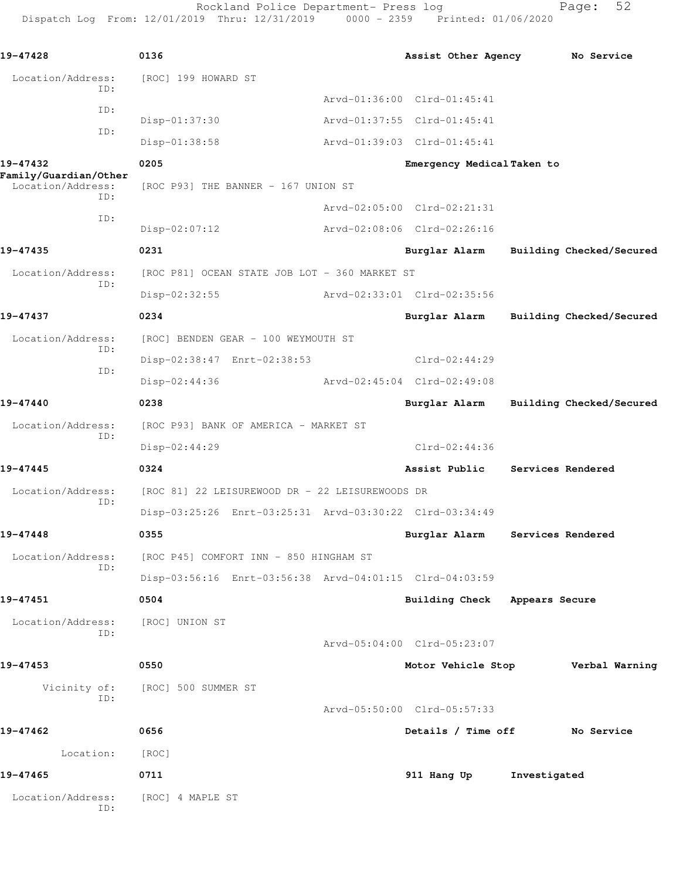19-47428 0136 Assist Other Agency No Service

Location/Address: [ROC] 199 HOWARD ST

ID: Arvd-01:36:00 Clrd-01:45:41

ID: Disp-01:37:30 Arvd-01:37:55 Clrd-01:45:41

ID: Disp-01:38:58 Arvd-01:39:03 Clrd-01:45:41

19-47432 0205 Emergency Medical Taken to Family/Guardian/Other

Location/Address: [ROC P93] THE BANNER - 167 UNION ST

ID: Arvd-02:05:00 Clrd-02:21:31

ID: Disp-02:07:12 Arvd-02:08:06 Clrd-02:26:16

19-47435 0231 Burglar Alarm Building Checked/Secured

Location/Address: [ROC P81] OCEAN STATE JOB LOT - 360 MARKET ST

ID: Disp-02:32:55 Arvd-02:33:01 Clrd-02:35:56

19-47437 0234 Burglar Alarm Building Checked/Secured

Location/Address: [ROC] BENDEN GEAR - 100 WEYMOUTH ST

ID: Disp-02:38:47 Enrt-02:38:53 Clrd-02:44:29

ID: Disp-02:44:36 Arvd-02:45:04 Clrd-02:49:08

19-47440 0238 Burglar Alarm Building Checked/Secured

Location/Address: [ROC P93] BANK OF AMERICA - MARKET ST

ID: Disp-02:44:29 Clrd-02:44:36

19-47445 0324 Assist Public Services Rendered

Location/Address: [ROC 81] 22 LEISUREWOOD DR - 22 LEISUREWOODS DR

ID: Disp-03:25:26 Enrt-03:25:31 Arvd-03:30:22 Clrd-03:34:49

19-47448 0355 Burglar Alarm Services Rendered

Location/Address: [ROC P45] COMFORT INN - 850 HINGHAM ST

ID: Disp-03:56:16 Enrt-03:56:38 Arvd-04:01:15 Clrd-04:03:59

19-47451 0504 Building Check Appears Secure

Location/Address: [ROC] UNION ST

ID: Arvd-05:04:00 Clrd-05:23:07

19-47453 0550 Motor Vehicle Stop Verbal Warning

Vicinity of: [ROC] 500 SUMMER ST

ID: Arvd-05:50:00 Clrd-05:57:33

19-47462 0656 Details / Time off No Service

Location: [ROC]

19-47465 0711 911 Hang Up Investigated

Location/Address: [ROC] 4 MAPLE ST

ID: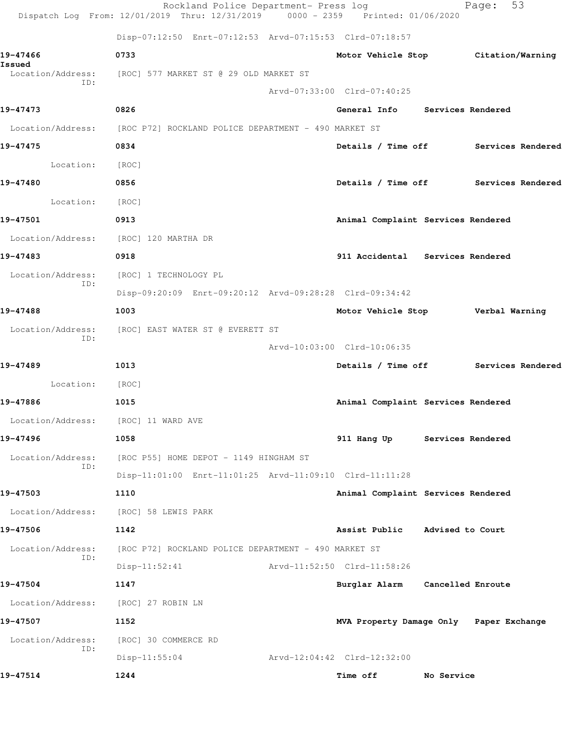Rockland Police Department- Press log
Dispatch Log From: 12/01/2019 Thru: 12/31/2019 0000 - 2359 Printed: 01/06/2020

Disp-07:12:50 Enrt-07:12:53 Arvd-07:15:53 Clrd-07:18:57

**19-47466** 0733 **Motor Vehicle Stop** **Citation/Warning Issued**
Location/Address: [ROC] 577 MARKET ST @ 29 OLD MARKET ST
ID:
Arvd-07:33:00 Clrd-07:40:25

**19-47473** 0826 **General Info** **Services Rendered**
Location/Address: [ROC P72] ROCKLAND POLICE DEPARTMENT - 490 MARKET ST

**19-47475** 0834 **Details / Time off** **Services Rendered**
Location: [ROC]

**19-47480** 0856 **Details / Time off** **Services Rendered**
Location: [ROC]

**19-47501** 0913 **Animal Complaint** **Services Rendered**
Location/Address: [ROC] 120 MARTHA DR

**19-47483** 0918 **911 Accidental** **Services Rendered**
Location/Address: [ROC] 1 TECHNOLOGY PL
ID:
Disp-09:20:09 Enrt-09:20:12 Arvd-09:28:28 Clrd-09:34:42

**19-47488** 1003 **Motor Vehicle Stop** **Verbal Warning**
Location/Address: [ROC] EAST WATER ST @ EVERETT ST
ID:
Arvd-10:03:00 Clrd-10:06:35

**19-47489** 1013 **Details / Time off** **Services Rendered**
Location: [ROC]

**19-47886** 1015 **Animal Complaint** **Services Rendered**
Location/Address: [ROC] 11 WARD AVE

**19-47496** 1058 **911 Hang Up** **Services Rendered**
Location/Address: [ROC P55] HOME DEPOT - 1149 HINGHAM ST
ID:
Disp-11:01:00 Enrt-11:01:25 Arvd-11:09:10 Clrd-11:11:28

**19-47503** 1110 **Animal Complaint** **Services Rendered**
Location/Address: [ROC] 58 LEWIS PARK

**19-47506** 1142 **Assist Public** **Advised to Court**
Location/Address: [ROC P72] ROCKLAND POLICE DEPARTMENT - 490 MARKET ST
ID:
Disp-11:52:41 Arvd-11:52:50 Clrd-11:58:26

**19-47504** 1147 **Burglar Alarm** **Cancelled Enroute**
Location/Address: [ROC] 27 ROBIN LN

**19-47507** 1152 **MVA Property Damage Only** **Paper Exchange**
Location/Address: [ROC] 30 COMMERCE RD
ID:
Disp-11:55:04 Arvd-12:04:42 Clrd-12:32:00

**19-47514** 1244 **Time off** **No Service**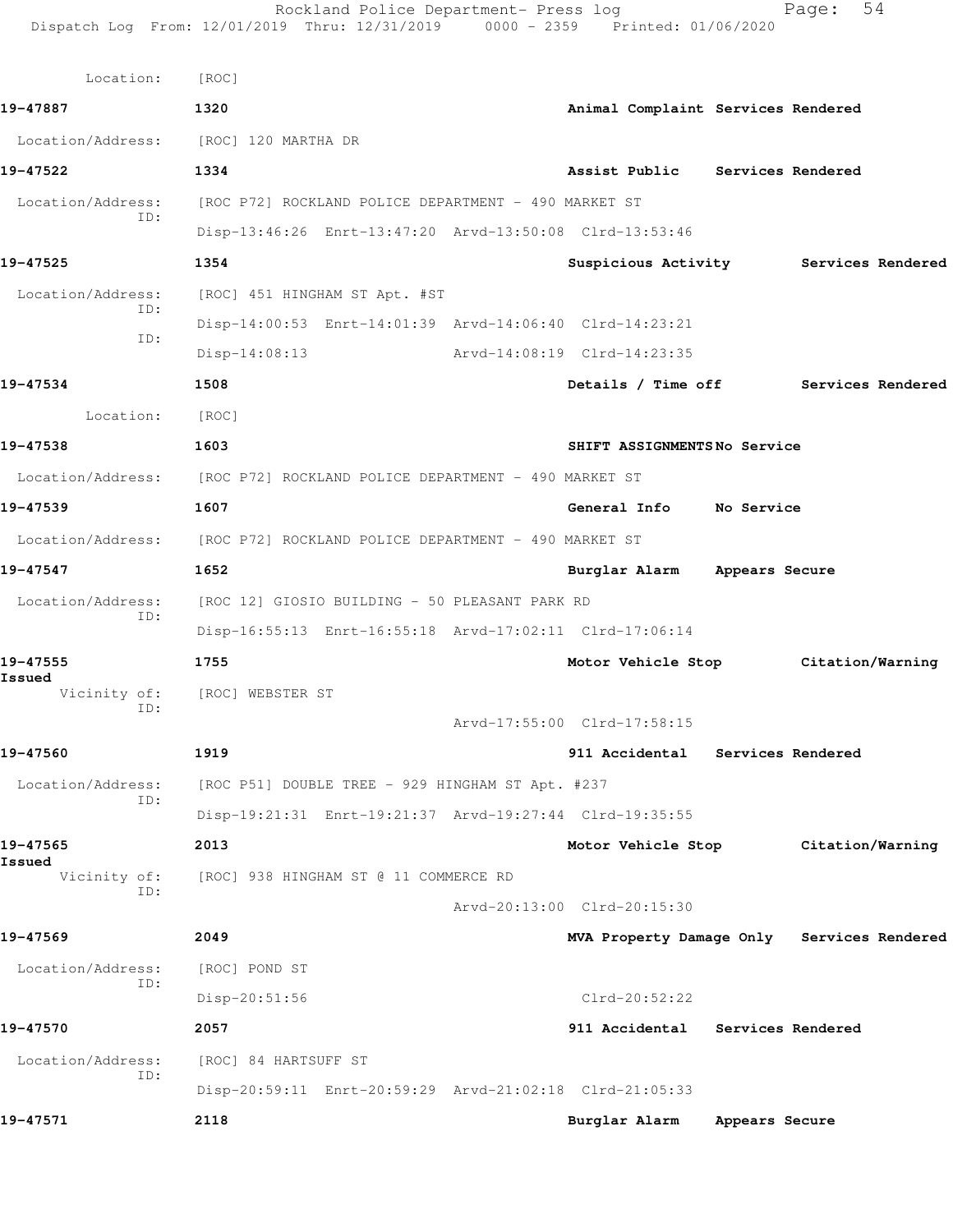Location: [ROC]

**19-47887** **1320** **Animal Complaint Services Rendered**

Location/Address: [ROC] 120 MARTHA DR

**19-47522** **1334** **Assist Public Services Rendered**

Location/Address: [ROC P72] ROCKLAND POLICE DEPARTMENT - 490 MARKET ST
ID:
Disp-13:46:26 Enrt-13:47:20 Arvd-13:50:08 Clrd-13:53:46

**19-47525** **1354** **Suspicious Activity Services Rendered**

Location/Address: [ROC] 451 HINGHAM ST Apt. #ST
ID:
Disp-14:00:53 Enrt-14:01:39 Arvd-14:06:40 Clrd-14:23:21
ID:
Disp-14:08:13 Arvd-14:08:19 Clrd-14:23:35

**19-47534** **1508** **Details / Time off Services Rendered**

Location: [ROC]

**19-47538** **1603** **SHIFT ASSIGNMENTS No Service**

Location/Address: [ROC P72] ROCKLAND POLICE DEPARTMENT - 490 MARKET ST

**19-47539** **1607** **General Info No Service**

Location/Address: [ROC P72] ROCKLAND POLICE DEPARTMENT - 490 MARKET ST

**19-47547** **1652** **Burglar Alarm Appears Secure**

Location/Address: [ROC 12] GIOSIO BUILDING - 50 PLEASANT PARK RD
ID:
Disp-16:55:13 Enrt-16:55:18 Arvd-17:02:11 Clrd-17:06:14

**19-47555** **1755** **Motor Vehicle Stop Citation/Warning Issued**

Vicinity of: [ROC] WEBSTER ST
ID:
Arvd-17:55:00 Clrd-17:58:15

**19-47560** **1919** **911 Accidental Services Rendered**

Location/Address: [ROC P51] DOUBLE TREE - 929 HINGHAM ST Apt. #237
ID:
Disp-19:21:31 Enrt-19:21:37 Arvd-19:27:44 Clrd-19:35:55

**19-47565** **2013** **Motor Vehicle Stop Citation/Warning Issued**

Vicinity of: [ROC] 938 HINGHAM ST @ 11 COMMERCE RD
ID:
Arvd-20:13:00 Clrd-20:15:30

**19-47569** **2049** **MVA Property Damage Only Services Rendered**

Location/Address: [ROC] POND ST
ID:
Disp-20:51:56 Clrd-20:52:22

**19-47570** **2057** **911 Accidental Services Rendered**

Location/Address: [ROC] 84 HARTSUFF ST
ID:
Disp-20:59:11 Enrt-20:59:29 Arvd-21:02:18 Clrd-21:05:33

**19-47571** **2118** **Burglar Alarm Appears Secure**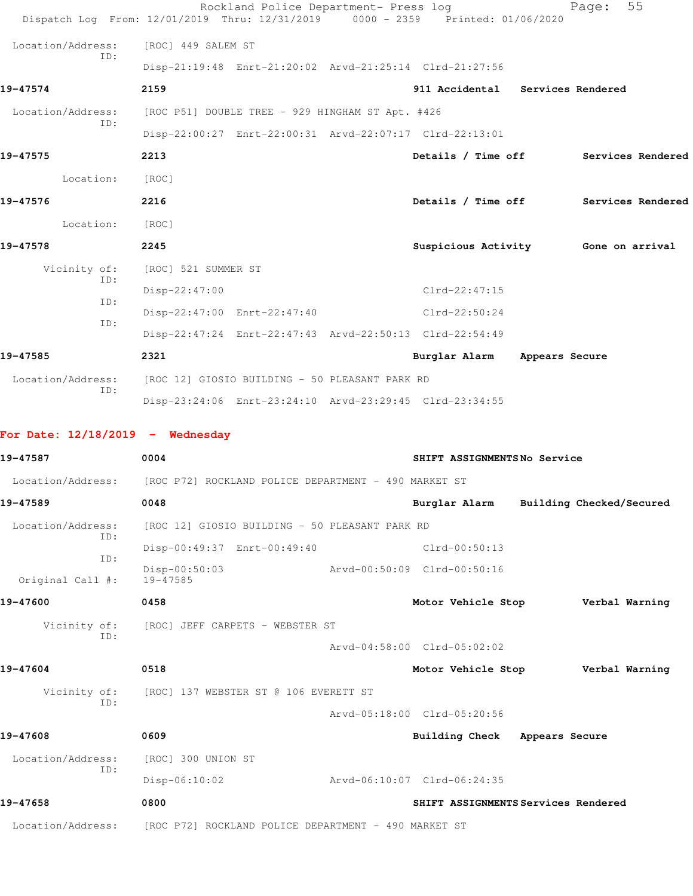Location/Address: [ROC] 449 SALEM ST
ID:
Disp-21:19:48 Enrt-21:20:02 Arvd-21:25:14 Clrd-21:27:56

**19-47574** 2159 911 Accidental Services Rendered

Location/Address: [ROC P51] DOUBLE TREE - 929 HINGHAM ST Apt. #426
ID:
Disp-22:00:27 Enrt-22:00:31 Arvd-22:07:17 Clrd-22:13:01

**19-47575** 2213 Details / Time off Services Rendered

Location: [ROC]

**19-47576** 2216 Details / Time off Services Rendered

Location: [ROC]

**19-47578** 2245 Suspicious Activity Gone on arrival

Vicinity of: [ROC] 521 SUMMER ST
ID:
Disp-22:47:00 Clrd-22:47:15
ID:
Disp-22:47:00 Enrt-22:47:40 Clrd-22:50:24
ID:
Disp-22:47:24 Enrt-22:47:43 Arvd-22:50:13 Clrd-22:54:49

**19-47585** 2321 Burglar Alarm Appears Secure

Location/Address: [ROC 12] GIOSIO BUILDING - 50 PLEASANT PARK RD
ID:
Disp-23:24:06 Enrt-23:24:10 Arvd-23:29:45 Clrd-23:34:55

## For Date: 12/18/2019 - Wednesday

**19-47587** 0004 SHIFT ASSIGNMENTS No Service

Location/Address: [ROC P72] ROCKLAND POLICE DEPARTMENT - 490 MARKET ST

**19-47589** 0048 Burglar Alarm Building Checked/Secured

Location/Address: [ROC 12] GIOSIO BUILDING - 50 PLEASANT PARK RD
ID:
Disp-00:49:37 Enrt-00:49:40 Clrd-00:50:13
ID:
Disp-00:50:03 Arvd-00:50:09 Clrd-00:50:16
Original Call #: 19-47585

**19-47600** 0458 Motor Vehicle Stop Verbal Warning

Vicinity of: [ROC] JEFF CARPETS - WEBSTER ST
ID:
Arvd-04:58:00 Clrd-05:02:02

**19-47604** 0518 Motor Vehicle Stop Verbal Warning

Vicinity of: [ROC] 137 WEBSTER ST @ 106 EVERETT ST
ID:
Arvd-05:18:00 Clrd-05:20:56

**19-47608** 0609 Building Check Appears Secure

Location/Address: [ROC] 300 UNION ST
ID:
Disp-06:10:02 Arvd-06:10:07 Clrd-06:24:35

**19-47658** 0800 SHIFT ASSIGNMENTS Services Rendered

Location/Address: [ROC P72] ROCKLAND POLICE DEPARTMENT - 490 MARKET ST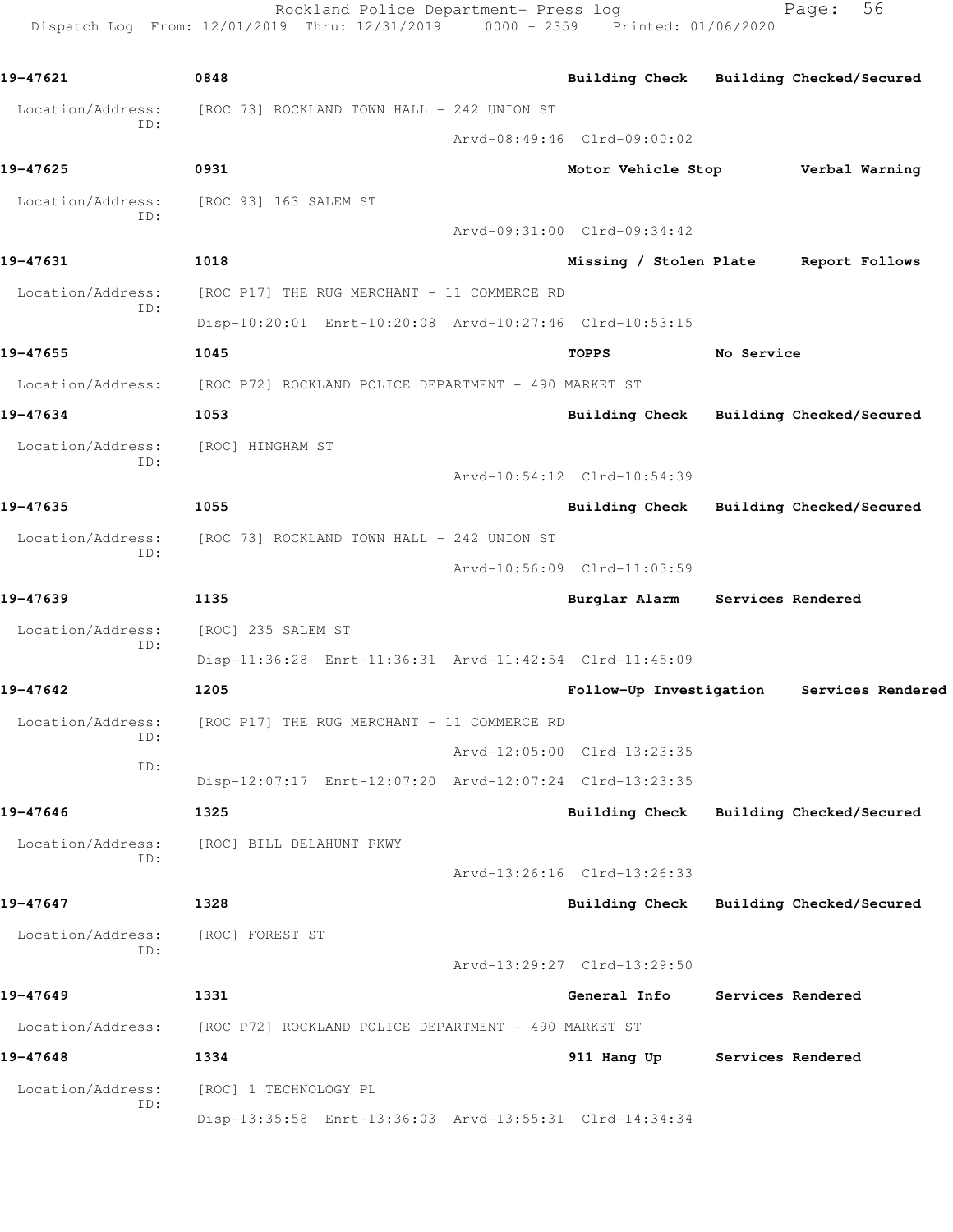**19-47621** 0848 **Building Check** **Building Checked/Secured**

Location/Address: [ROC 73] ROCKLAND TOWN HALL - 242 UNION ST
ID:
Arvd-08:49:46 Clrd-09:00:02

**19-47625** 0931 **Motor Vehicle Stop** **Verbal Warning**

Location/Address: [ROC 93] 163 SALEM ST
ID:
Arvd-09:31:00 Clrd-09:34:42

**19-47631** 1018 **Missing / Stolen Plate** **Report Follows**

Location/Address: [ROC P17] THE RUG MERCHANT - 11 COMMERCE RD
ID:
Disp-10:20:01 Enrt-10:20:08 Arvd-10:27:46 Clrd-10:53:15

**19-47655** 1045 **TOPPS** **No Service**

Location/Address: [ROC P72] ROCKLAND POLICE DEPARTMENT - 490 MARKET ST

**19-47634** 1053 **Building Check** **Building Checked/Secured**

Location/Address: [ROC] HINGHAM ST
ID:
Arvd-10:54:12 Clrd-10:54:39

**19-47635** 1055 **Building Check** **Building Checked/Secured**

Location/Address: [ROC 73] ROCKLAND TOWN HALL - 242 UNION ST
ID:
Arvd-10:56:09 Clrd-11:03:59

**19-47639** 1135 **Burglar Alarm** **Services Rendered**

Location/Address: [ROC] 235 SALEM ST
ID:
Disp-11:36:28 Enrt-11:36:31 Arvd-11:42:54 Clrd-11:45:09

**19-47642** 1205 **Follow-Up Investigation** **Services Rendered**

Location/Address: [ROC P17] THE RUG MERCHANT - 11 COMMERCE RD
ID:
Arvd-12:05:00 Clrd-13:23:35
ID:
Disp-12:07:17 Enrt-12:07:20 Arvd-12:07:24 Clrd-13:23:35

**19-47646** 1325 **Building Check** **Building Checked/Secured**

Location/Address: [ROC] BILL DELAHUNT PKWY
ID:
Arvd-13:26:16 Clrd-13:26:33

**19-47647** 1328 **Building Check** **Building Checked/Secured**

Location/Address: [ROC] FOREST ST
ID:
Arvd-13:29:27 Clrd-13:29:50

**19-47649** 1331 **General Info** **Services Rendered**

Location/Address: [ROC P72] ROCKLAND POLICE DEPARTMENT - 490 MARKET ST

**19-47648** 1334 **911 Hang Up** **Services Rendered**

Location/Address: [ROC] 1 TECHNOLOGY PL
ID:
Disp-13:35:58 Enrt-13:36:03 Arvd-13:55:31 Clrd-14:34:34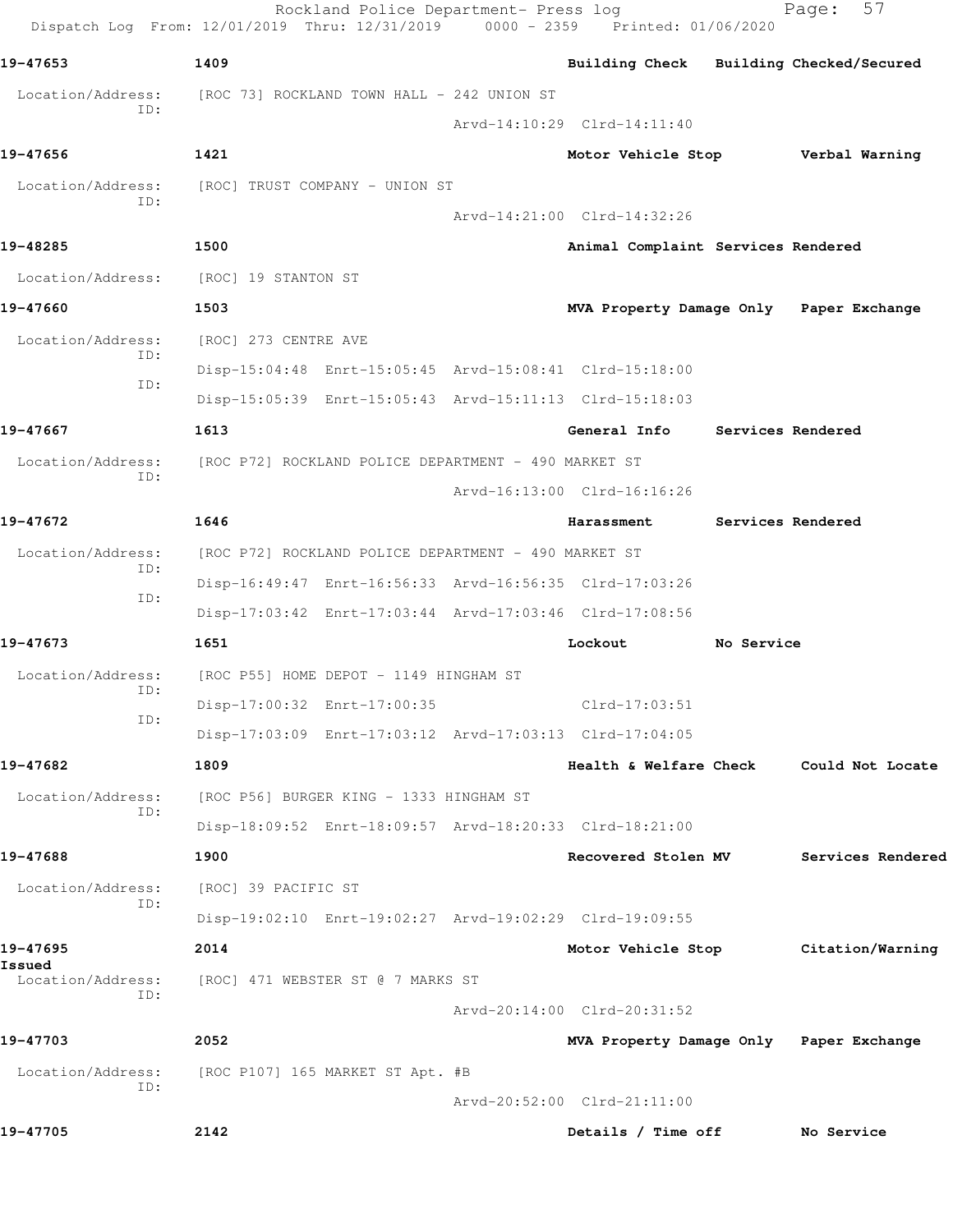**19-47653** 1409 **Building Check** **Building Checked/Secured**

Location/Address: [ROC 73] ROCKLAND TOWN HALL - 242 UNION ST
ID:
Arvd-14:10:29 Clrd-14:11:40

**19-47656** 1421 **Motor Vehicle Stop** **Verbal Warning**

Location/Address: [ROC] TRUST COMPANY - UNION ST
ID:
Arvd-14:21:00 Clrd-14:32:26

**19-48285** 1500 **Animal Complaint** **Services Rendered**

Location/Address: [ROC] 19 STANTON ST

**19-47660** 1503 **MVA Property Damage Only** **Paper Exchange**

Location/Address: [ROC] 273 CENTRE AVE
ID:
Disp-15:04:48 Enrt-15:05:45 Arvd-15:08:41 Clrd-15:18:00
ID:
Disp-15:05:39 Enrt-15:05:43 Arvd-15:11:13 Clrd-15:18:03

**19-47667** 1613 **General Info** **Services Rendered**

Location/Address: [ROC P72] ROCKLAND POLICE DEPARTMENT - 490 MARKET ST
ID:
Arvd-16:13:00 Clrd-16:16:26

**19-47672** 1646 **Harassment** **Services Rendered**

Location/Address: [ROC P72] ROCKLAND POLICE DEPARTMENT - 490 MARKET ST
ID:
Disp-16:49:47 Enrt-16:56:33 Arvd-16:56:35 Clrd-17:03:26
ID:
Disp-17:03:42 Enrt-17:03:44 Arvd-17:03:46 Clrd-17:08:56

**19-47673** 1651 **Lockout** **No Service**

Location/Address: [ROC P55] HOME DEPOT - 1149 HINGHAM ST
ID:
Disp-17:00:32 Enrt-17:00:35 Clrd-17:03:51
ID:
Disp-17:03:09 Enrt-17:03:12 Arvd-17:03:13 Clrd-17:04:05

**19-47682** 1809 **Health & Welfare Check** **Could Not Locate**

Location/Address: [ROC P56] BURGER KING - 1333 HINGHAM ST
ID:
Disp-18:09:52 Enrt-18:09:57 Arvd-18:20:33 Clrd-18:21:00

**19-47688** 1900 **Recovered Stolen MV** **Services Rendered**

Location/Address: [ROC] 39 PACIFIC ST
ID:
Disp-19:02:10 Enrt-19:02:27 Arvd-19:02:29 Clrd-19:09:55

**19-47695** 2014 **Motor Vehicle Stop** **Citation/Warning Issued**

Location/Address: [ROC] 471 WEBSTER ST @ 7 MARKS ST
ID:
Arvd-20:14:00 Clrd-20:31:52

**19-47703** 2052 **MVA Property Damage Only** **Paper Exchange**

Location/Address: [ROC P107] 165 MARKET ST Apt. #B
ID:
Arvd-20:52:00 Clrd-21:11:00

**19-47705** 2142 **Details / Time off** **No Service**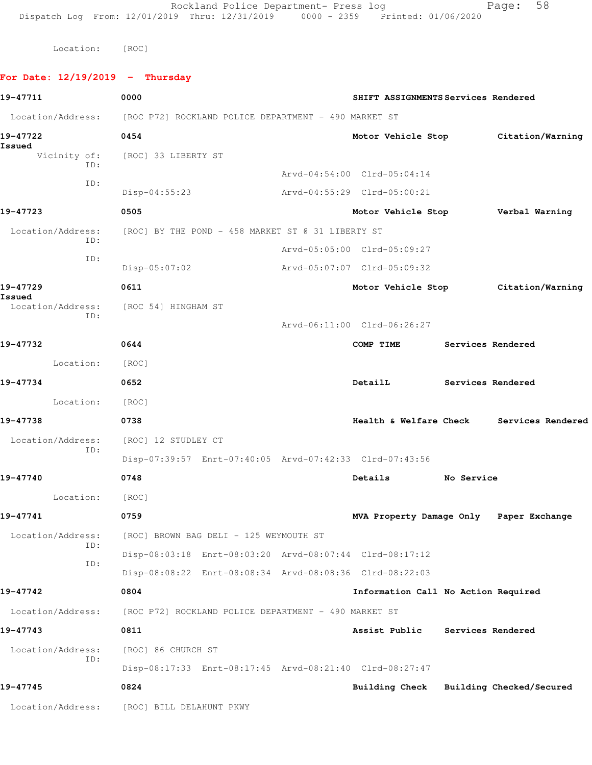Location: [ROC]

**For Date: 12/19/2019 - Thursday**

**19-47711** **0000** **SHIFT ASSIGNMENTS** **Services Rendered**

Location/Address: [ROC P72] ROCKLAND POLICE DEPARTMENT - 490 MARKET ST

**19-47722** **0454** **Motor Vehicle Stop** **Citation/Warning Issued**

Vicinity of: [ROC] 33 LIBERTY ST

ID: Arvd-04:54:00 Clrd-05:04:14

ID: Disp-04:55:23 Arvd-04:55:29 Clrd-05:00:21

**19-47723** **0505** **Motor Vehicle Stop** **Verbal Warning**

Location/Address: [ROC] BY THE POND - 458 MARKET ST @ 31 LIBERTY ST

ID: Arvd-05:05:00 Clrd-05:09:27

ID: Disp-05:07:02 Arvd-05:07:07 Clrd-05:09:32

**19-47729** **0611** **Motor Vehicle Stop** **Citation/Warning Issued**

Location/Address: [ROC 54] HINGHAM ST

ID: Arvd-06:11:00 Clrd-06:26:27

**19-47732** **0644** **COMP TIME** **Services Rendered**

Location: [ROC]

**19-47734** **0652** **DetailL** **Services Rendered**

Location: [ROC]

**19-47738** **0738** **Health & Welfare Check** **Services Rendered**

Location/Address: [ROC] 12 STUDLEY CT

ID: Disp-07:39:57 Enrt-07:40:05 Arvd-07:42:33 Clrd-07:43:56

**19-47740** **0748** **Details** **No Service**

Location: [ROC]

**19-47741** **0759** **MVA Property Damage Only** **Paper Exchange**

Location/Address: [ROC] BROWN BAG DELI - 125 WEYMOUTH ST

ID: Disp-08:03:18 Enrt-08:03:20 Arvd-08:07:44 Clrd-08:17:12

ID: Disp-08:08:22 Enrt-08:08:34 Arvd-08:08:36 Clrd-08:22:03

**19-47742** **0804** **Information Call** **No Action Required**

Location/Address: [ROC P72] ROCKLAND POLICE DEPARTMENT - 490 MARKET ST

**19-47743** **0811** **Assist Public** **Services Rendered**

Location/Address: [ROC] 86 CHURCH ST

ID: Disp-08:17:33 Enrt-08:17:45 Arvd-08:21:40 Clrd-08:27:47

**19-47745** **0824** **Building Check** **Building Checked/Secured**

Location/Address: [ROC] BILL DELAHUNT PKWY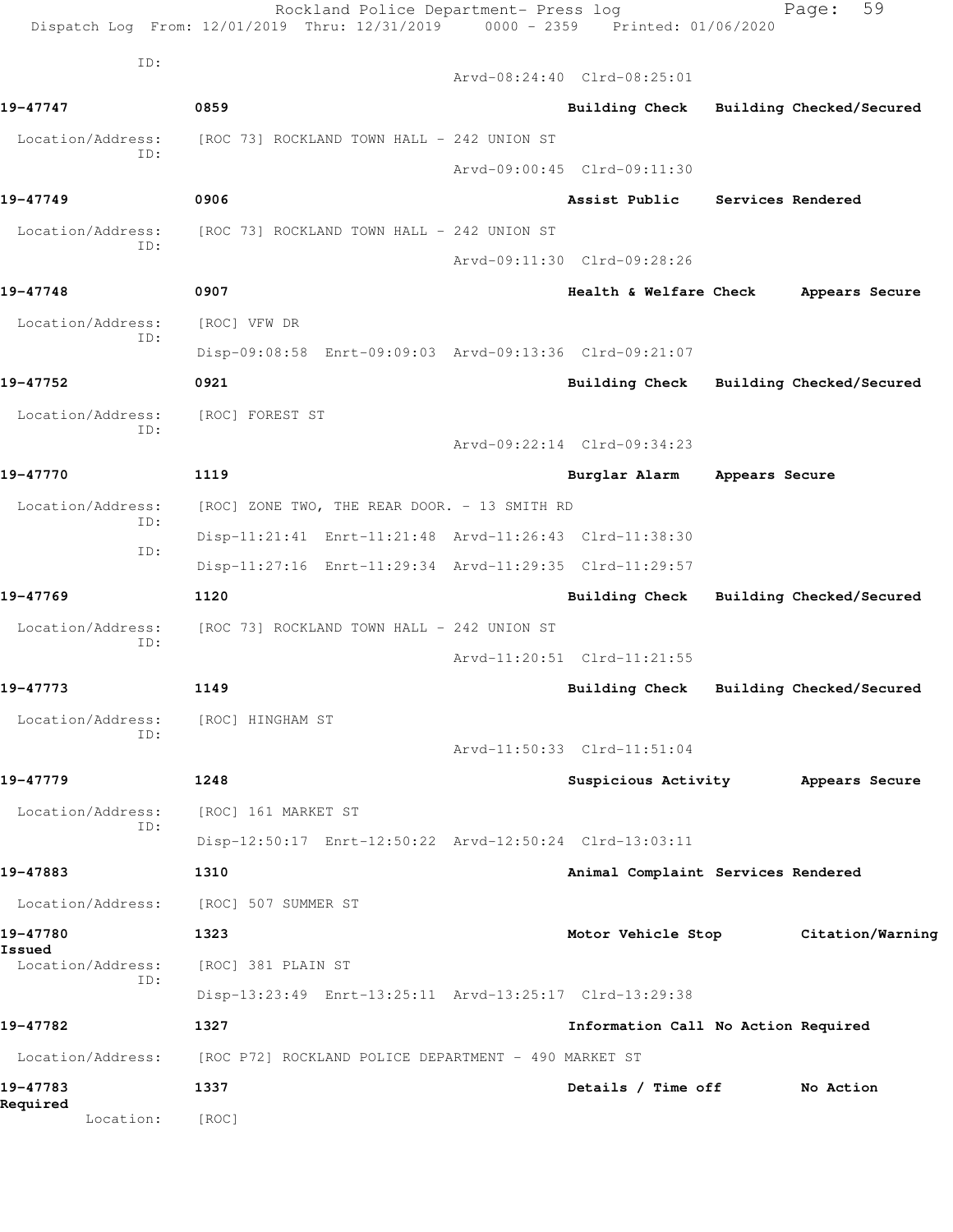ID:
Arvd-08:24:40 Clrd-08:25:01

**19-47747** 0859 **Building Check Building Checked/Secured**

Location/Address: [ROC 73] ROCKLAND TOWN HALL - 242 UNION ST
ID:
Arvd-09:00:45 Clrd-09:11:30

**19-47749** 0906 **Assist Public Services Rendered**

Location/Address: [ROC 73] ROCKLAND TOWN HALL - 242 UNION ST
ID:
Arvd-09:11:30 Clrd-09:28:26

**19-47748** 0907 **Health & Welfare Check Appears Secure**

Location/Address: [ROC] VFW DR
ID:
Disp-09:08:58 Enrt-09:09:03 Arvd-09:13:36 Clrd-09:21:07

**19-47752** 0921 **Building Check Building Checked/Secured**

Location/Address: [ROC] FOREST ST
ID:
Arvd-09:22:14 Clrd-09:34:23

**19-47770** 1119 **Burglar Alarm Appears Secure**

Location/Address: [ROC] ZONE TWO, THE REAR DOOR. - 13 SMITH RD
ID:
Disp-11:21:41 Enrt-11:21:48 Arvd-11:26:43 Clrd-11:38:30
ID:
Disp-11:27:16 Enrt-11:29:34 Arvd-11:29:35 Clrd-11:29:57

**19-47769** 1120 **Building Check Building Checked/Secured**

Location/Address: [ROC 73] ROCKLAND TOWN HALL - 242 UNION ST
ID:
Arvd-11:20:51 Clrd-11:21:55

**19-47773** 1149 **Building Check Building Checked/Secured**

Location/Address: [ROC] HINGHAM ST
ID:
Arvd-11:50:33 Clrd-11:51:04

**19-47779** 1248 **Suspicious Activity Appears Secure**

Location/Address: [ROC] 161 MARKET ST
ID:
Disp-12:50:17 Enrt-12:50:22 Arvd-12:50:24 Clrd-13:03:11

**19-47883** 1310 **Animal Complaint Services Rendered**

Location/Address: [ROC] 507 SUMMER ST

**19-47780** 1323 **Motor Vehicle Stop Citation/Warning Issued**

Location/Address: [ROC] 381 PLAIN ST
ID:
Disp-13:23:49 Enrt-13:25:11 Arvd-13:25:17 Clrd-13:29:38

**19-47782** 1327 **Information Call No Action Required**

Location/Address: [ROC P72] ROCKLAND POLICE DEPARTMENT - 490 MARKET ST

**19-47783** 1337 **Details / Time off No Action Required**

Location: [ROC]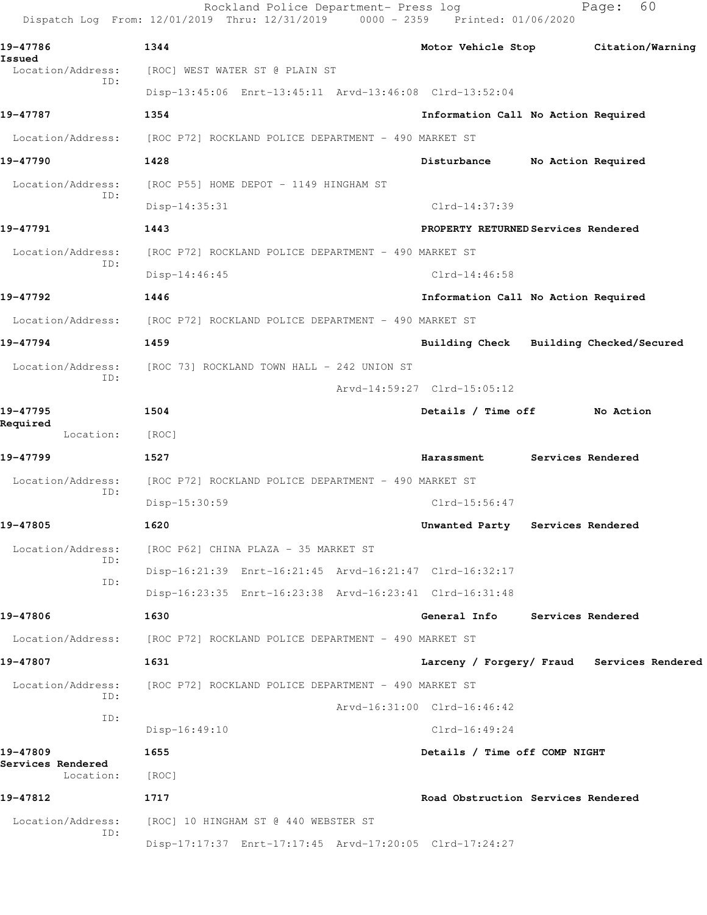**19-47786** 1344 Motor Vehicle Stop Citation/Warning Issued

Location/Address: [ROC] WEST WATER ST @ PLAIN ST

ID: Disp-13:45:06 Enrt-13:45:11 Arvd-13:46:08 Clrd-13:52:04

**19-47787** 1354 Information Call No Action Required

Location/Address: [ROC P72] ROCKLAND POLICE DEPARTMENT - 490 MARKET ST

**19-47790** 1428 Disturbance No Action Required

Location/Address: [ROC P55] HOME DEPOT - 1149 HINGHAM ST

ID: Disp-14:35:31 Clrd-14:37:39

**19-47791** 1443 PROPERTY RETURNED Services Rendered

Location/Address: [ROC P72] ROCKLAND POLICE DEPARTMENT - 490 MARKET ST

ID: Disp-14:46:45 Clrd-14:46:58

**19-47792** 1446 Information Call No Action Required

Location/Address: [ROC P72] ROCKLAND POLICE DEPARTMENT - 490 MARKET ST

**19-47794** 1459 Building Check Building Checked/Secured

Location/Address: [ROC 73] ROCKLAND TOWN HALL - 242 UNION ST

ID: Arvd-14:59:27 Clrd-15:05:12

**19-47795** 1504 Details / Time off No Action Required

Location: [ROC]

**19-47799** 1527 Harassment Services Rendered

Location/Address: [ROC P72] ROCKLAND POLICE DEPARTMENT - 490 MARKET ST

ID: Disp-15:30:59 Clrd-15:56:47

**19-47805** 1620 Unwanted Party Services Rendered

Location/Address: [ROC P62] CHINA PLAZA - 35 MARKET ST

ID: Disp-16:21:39 Enrt-16:21:45 Arvd-16:21:47 Clrd-16:32:17

ID: Disp-16:23:35 Enrt-16:23:38 Arvd-16:23:41 Clrd-16:31:48

**19-47806** 1630 General Info Services Rendered

Location/Address: [ROC P72] ROCKLAND POLICE DEPARTMENT - 490 MARKET ST

**19-47807** 1631 Larceny / Forgery/ Fraud Services Rendered

Location/Address: [ROC P72] ROCKLAND POLICE DEPARTMENT - 490 MARKET ST

ID: Arvd-16:31:00 Clrd-16:46:42

ID: Disp-16:49:10 Clrd-16:49:24

**19-47809** 1655 Details / Time off COMP NIGHT Services Rendered

Location: [ROC]

**19-47812** 1717 Road Obstruction Services Rendered

Location/Address: [ROC] 10 HINGHAM ST @ 440 WEBSTER ST

ID: Disp-17:17:37 Enrt-17:17:45 Arvd-17:20:05 Clrd-17:24:27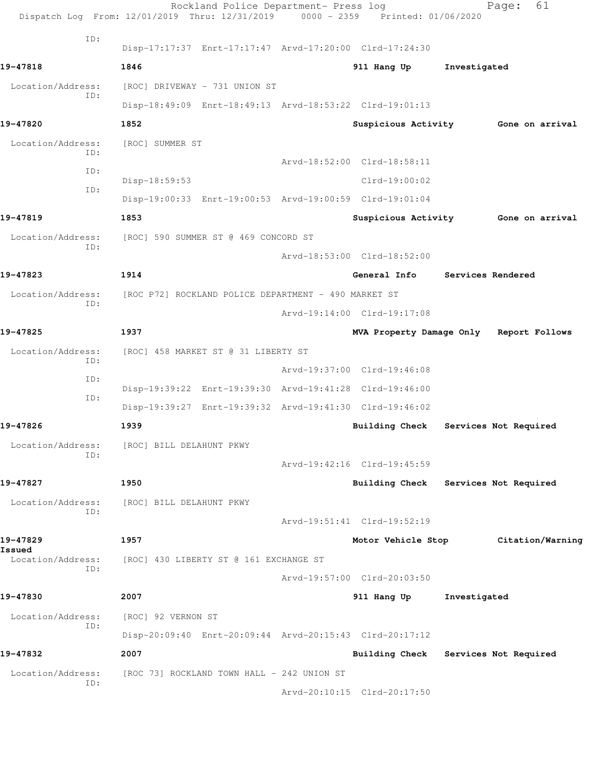ID:
Disp-17:17:37 Enrt-17:17:47 Arvd-17:20:00 Clrd-17:24:30

**19-47818** **1846** **911 Hang Up** **Investigated**

Location/Address: [ROC] DRIVEWAY - 731 UNION ST
ID:
Disp-18:49:09 Enrt-18:49:13 Arvd-18:53:22 Clrd-19:01:13

**19-47820** **1852** **Suspicious Activity** **Gone on arrival**

Location/Address: [ROC] SUMMER ST
ID:
Arvd-18:52:00 Clrd-18:58:11
ID:
Disp-18:59:53 Clrd-19:00:02
ID:
Disp-19:00:33 Enrt-19:00:53 Arvd-19:00:59 Clrd-19:01:04

**19-47819** **1853** **Suspicious Activity** **Gone on arrival**

Location/Address: [ROC] 590 SUMMER ST @ 469 CONCORD ST
ID:
Arvd-18:53:00 Clrd-18:52:00

**19-47823** **1914** **General Info** **Services Rendered**

Location/Address: [ROC P72] ROCKLAND POLICE DEPARTMENT - 490 MARKET ST
ID:
Arvd-19:14:00 Clrd-19:17:08

**19-47825** **1937** **MVA Property Damage Only** **Report Follows**

Location/Address: [ROC] 458 MARKET ST @ 31 LIBERTY ST
ID:
Arvd-19:37:00 Clrd-19:46:08
ID:
Disp-19:39:22 Enrt-19:39:30 Arvd-19:41:28 Clrd-19:46:00
ID:
Disp-19:39:27 Enrt-19:39:32 Arvd-19:41:30 Clrd-19:46:02

**19-47826** **1939** **Building Check** **Services Not Required**

Location/Address: [ROC] BILL DELAHUNT PKWY
ID:
Arvd-19:42:16 Clrd-19:45:59

**19-47827** **1950** **Building Check** **Services Not Required**

Location/Address: [ROC] BILL DELAHUNT PKWY
ID:
Arvd-19:51:41 Clrd-19:52:19

**19-47829** **1957** **Motor Vehicle Stop** **Citation/Warning Issued**

Location/Address: [ROC] 430 LIBERTY ST @ 161 EXCHANGE ST
ID:
Arvd-19:57:00 Clrd-20:03:50

**19-47830** **2007** **911 Hang Up** **Investigated**

Location/Address: [ROC] 92 VERNON ST
ID:
Disp-20:09:40 Enrt-20:09:44 Arvd-20:15:43 Clrd-20:17:12

**19-47832** **2007** **Building Check** **Services Not Required**

Location/Address: [ROC 73] ROCKLAND TOWN HALL - 242 UNION ST
ID:
Arvd-20:10:15 Clrd-20:17:50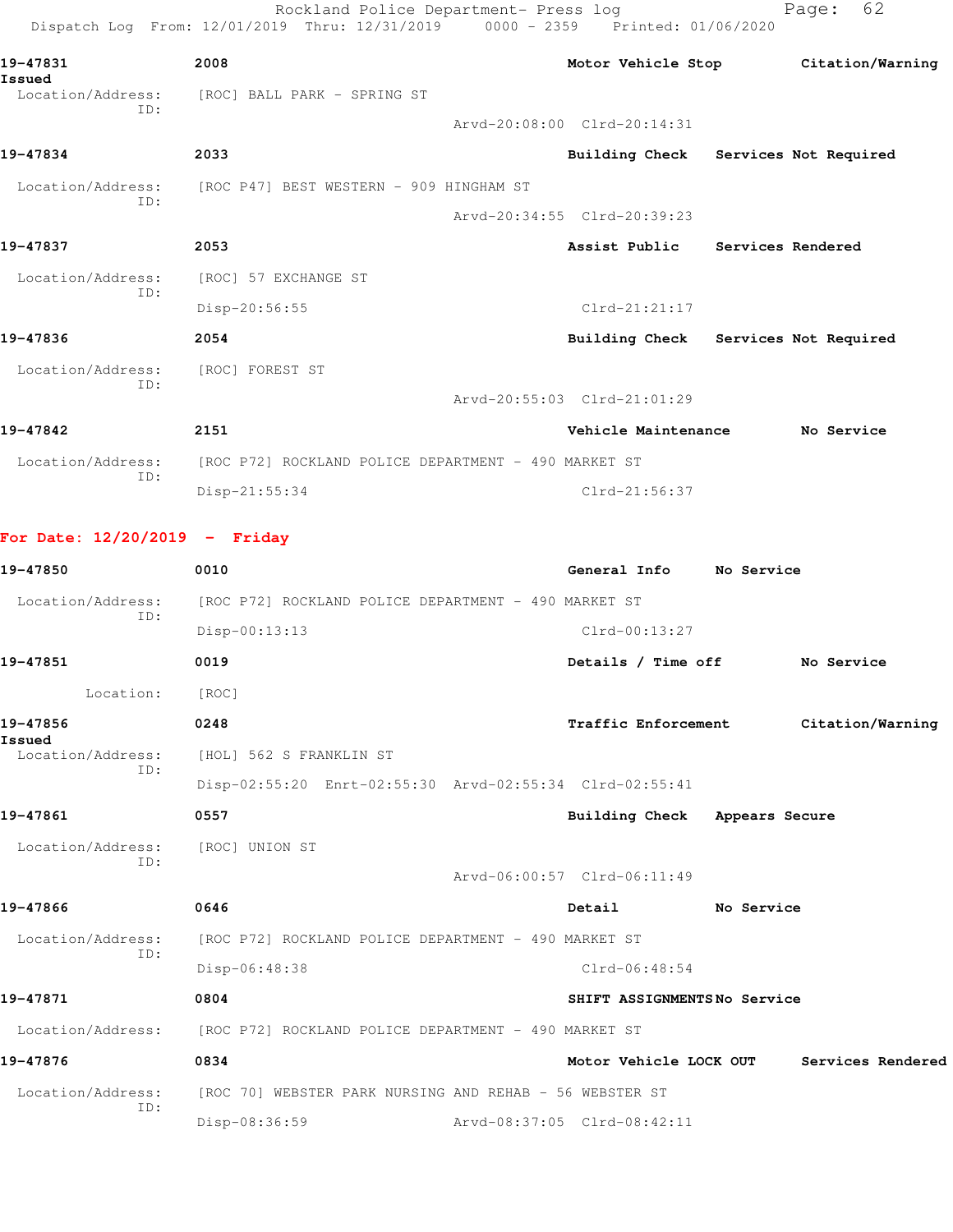19-47831 2008 Motor Vehicle Stop Citation/Warning Issued
  Location/Address: [ROC] BALL PARK - SPRING ST
  ID:
  Arvd-20:08:00 Clrd-20:14:31

19-47834 2033 Building Check Services Not Required
  Location/Address: [ROC P47] BEST WESTERN - 909 HINGHAM ST
  ID:
  Arvd-20:34:55 Clrd-20:39:23

19-47837 2053 Assist Public Services Rendered
  Location/Address: [ROC] 57 EXCHANGE ST
  ID:
  Disp-20:56:55 Clrd-21:21:17

19-47836 2054 Building Check Services Not Required
  Location/Address: [ROC] FOREST ST
  ID:
  Arvd-20:55:03 Clrd-21:01:29

19-47842 2151 Vehicle Maintenance No Service
  Location/Address: [ROC P72] ROCKLAND POLICE DEPARTMENT - 490 MARKET ST
  ID:
  Disp-21:55:34 Clrd-21:56:37

**For Date: 12/20/2019 - Friday**

19-47850 0010 General Info No Service
  Location/Address: [ROC P72] ROCKLAND POLICE DEPARTMENT - 490 MARKET ST
  ID:
  Disp-00:13:13 Clrd-00:13:27

19-47851 0019 Details / Time off No Service
  Location: [ROC]

19-47856 0248 Traffic Enforcement Citation/Warning Issued
  Location/Address: [HOL] 562 S FRANKLIN ST
  ID:
  Disp-02:55:20 Enrt-02:55:30 Arvd-02:55:34 Clrd-02:55:41

19-47861 0557 Building Check Appears Secure
  Location/Address: [ROC] UNION ST
  ID:
  Arvd-06:00:57 Clrd-06:11:49

19-47866 0646 Detail No Service
  Location/Address: [ROC P72] ROCKLAND POLICE DEPARTMENT - 490 MARKET ST
  ID:
  Disp-06:48:38 Clrd-06:48:54

19-47871 0804 SHIFT ASSIGNMENTS No Service
  Location/Address: [ROC P72] ROCKLAND POLICE DEPARTMENT - 490 MARKET ST

19-47876 0834 Motor Vehicle LOCK OUT Services Rendered
  Location/Address: [ROC 70] WEBSTER PARK NURSING AND REHAB - 56 WEBSTER ST
  ID:
  Disp-08:36:59 Arvd-08:37:05 Clrd-08:42:11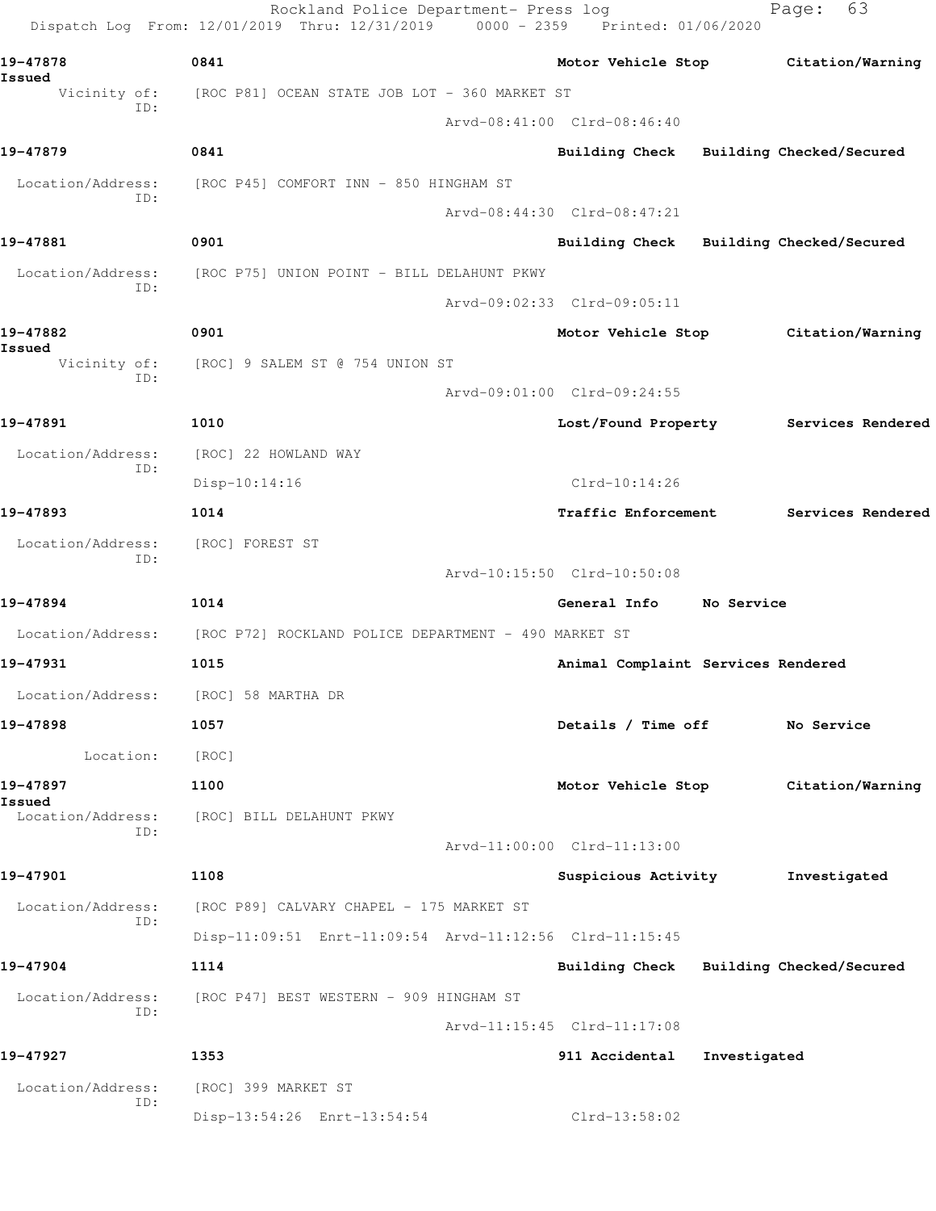**19-47878** | 0841 | Motor Vehicle Stop | Citation/Warning Issued

Vicinity of: [ROC P81] OCEAN STATE JOB LOT - 360 MARKET ST
ID:
Arvd-08:41:00 Clrd-08:46:40

**19-47879** | 0841 | Building Check | Building Checked/Secured

Location/Address: [ROC P45] COMFORT INN - 850 HINGHAM ST
ID:
Arvd-08:44:30 Clrd-08:47:21

**19-47881** | 0901 | Building Check | Building Checked/Secured

Location/Address: [ROC P75] UNION POINT - BILL DELAHUNT PKWY
ID:
Arvd-09:02:33 Clrd-09:05:11

**19-47882** | 0901 | Motor Vehicle Stop | Citation/Warning Issued

Vicinity of: [ROC] 9 SALEM ST @ 754 UNION ST
ID:
Arvd-09:01:00 Clrd-09:24:55

**19-47891** | 1010 | Lost/Found Property | Services Rendered

Location/Address: [ROC] 22 HOWLAND WAY
ID:
Disp-10:14:16 Clrd-10:14:26

**19-47893** | 1014 | Traffic Enforcement | Services Rendered

Location/Address: [ROC] FOREST ST
ID:
Arvd-10:15:50 Clrd-10:50:08

**19-47894** | 1014 | General Info | No Service

Location/Address: [ROC P72] ROCKLAND POLICE DEPARTMENT - 490 MARKET ST

**19-47931** | 1015 | Animal Complaint | Services Rendered

Location/Address: [ROC] 58 MARTHA DR

**19-47898** | 1057 | Details / Time off | No Service

Location: [ROC]

**19-47897** | 1100 | Motor Vehicle Stop | Citation/Warning Issued

Location/Address: [ROC] BILL DELAHUNT PKWY
ID:
Arvd-11:00:00 Clrd-11:13:00

**19-47901** | 1108 | Suspicious Activity | Investigated

Location/Address: [ROC P89] CALVARY CHAPEL - 175 MARKET ST
ID:
Disp-11:09:51 Enrt-11:09:54 Arvd-11:12:56 Clrd-11:15:45

**19-47904** | 1114 | Building Check | Building Checked/Secured

Location/Address: [ROC P47] BEST WESTERN - 909 HINGHAM ST
ID:
Arvd-11:15:45 Clrd-11:17:08

**19-47927** | 1353 | 911 Accidental | Investigated

Location/Address: [ROC] 399 MARKET ST
ID:
Disp-13:54:26 Enrt-13:54:54 Clrd-13:58:02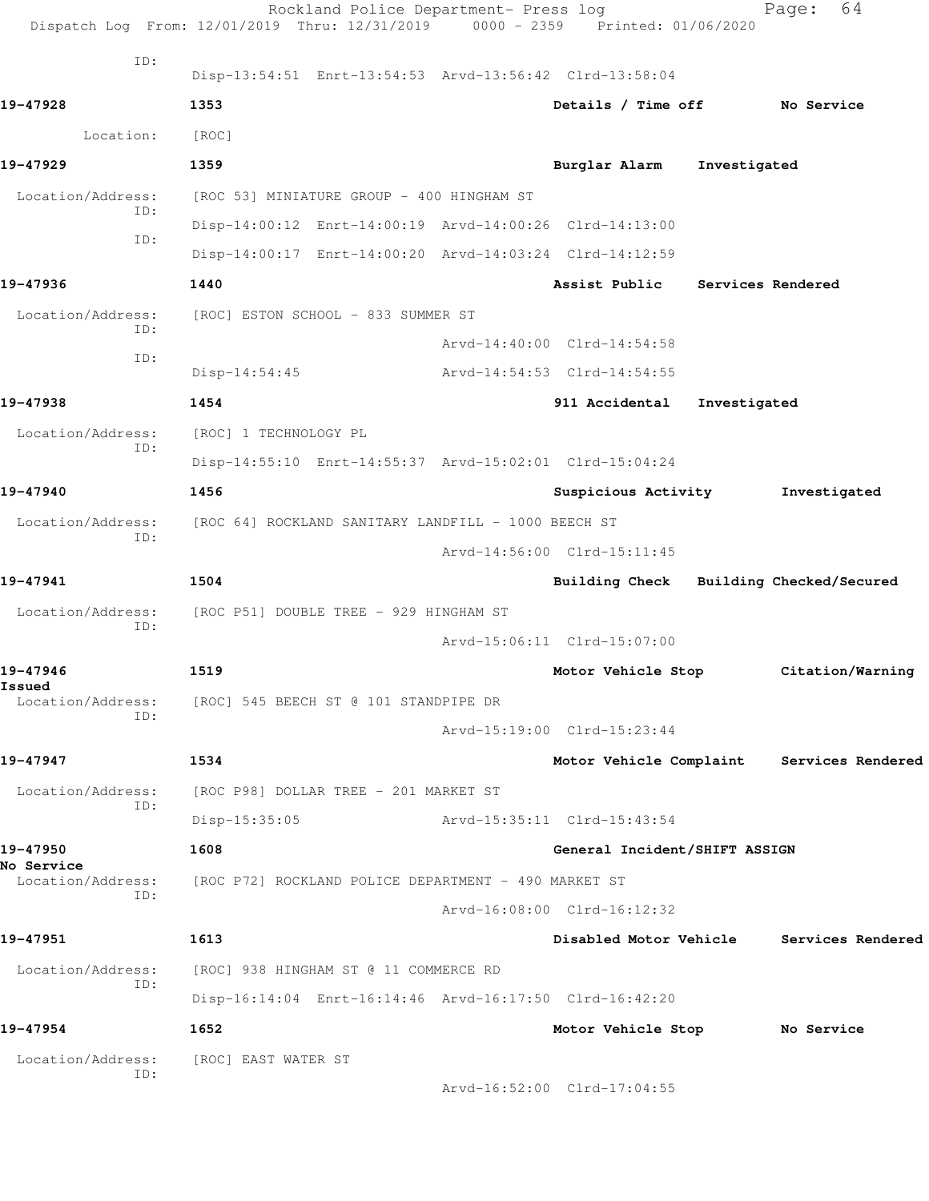ID:
Disp-13:54:51 Enrt-13:54:53 Arvd-13:56:42 Clrd-13:58:04

**19-47928** 1353 Details / Time off No Service

Location: [ROC]

**19-47929** 1359 Burglar Alarm Investigated

Location/Address: [ROC 53] MINIATURE GROUP - 400 HINGHAM ST
ID:
Disp-14:00:12 Enrt-14:00:19 Arvd-14:00:26 Clrd-14:13:00
ID:
Disp-14:00:17 Enrt-14:00:20 Arvd-14:03:24 Clrd-14:12:59

**19-47936** 1440 Assist Public Services Rendered

Location/Address: [ROC] ESTON SCHOOL - 833 SUMMER ST
ID:
Arvd-14:40:00 Clrd-14:54:58
ID:
Disp-14:54:45 Arvd-14:54:53 Clrd-14:54:55

**19-47938** 1454 911 Accidental Investigated

Location/Address: [ROC] 1 TECHNOLOGY PL
ID:
Disp-14:55:10 Enrt-14:55:37 Arvd-15:02:01 Clrd-15:04:24

**19-47940** 1456 Suspicious Activity Investigated

Location/Address: [ROC 64] ROCKLAND SANITARY LANDFILL - 1000 BEECH ST
ID:
Arvd-14:56:00 Clrd-15:11:45

**19-47941** 1504 Building Check Building Checked/Secured

Location/Address: [ROC P51] DOUBLE TREE - 929 HINGHAM ST
ID:
Arvd-15:06:11 Clrd-15:07:00

**19-47946** 1519 Motor Vehicle Stop Citation/Warning Issued

Location/Address: [ROC] 545 BEECH ST @ 101 STANDPIPE DR
ID:
Arvd-15:19:00 Clrd-15:23:44

**19-47947** 1534 Motor Vehicle Complaint Services Rendered

Location/Address: [ROC P98] DOLLAR TREE - 201 MARKET ST
ID:
Disp-15:35:05 Arvd-15:35:11 Clrd-15:43:54

**19-47950** 1608 General Incident/SHIFT ASSIGN No Service

Location/Address: [ROC P72] ROCKLAND POLICE DEPARTMENT - 490 MARKET ST
ID:
Arvd-16:08:00 Clrd-16:12:32

**19-47951** 1613 Disabled Motor Vehicle Services Rendered

Location/Address: [ROC] 938 HINGHAM ST @ 11 COMMERCE RD
ID:
Disp-16:14:04 Enrt-16:14:46 Arvd-16:17:50 Clrd-16:42:20

**19-47954** 1652 Motor Vehicle Stop No Service

Location/Address: [ROC] EAST WATER ST
ID:
Arvd-16:52:00 Clrd-17:04:55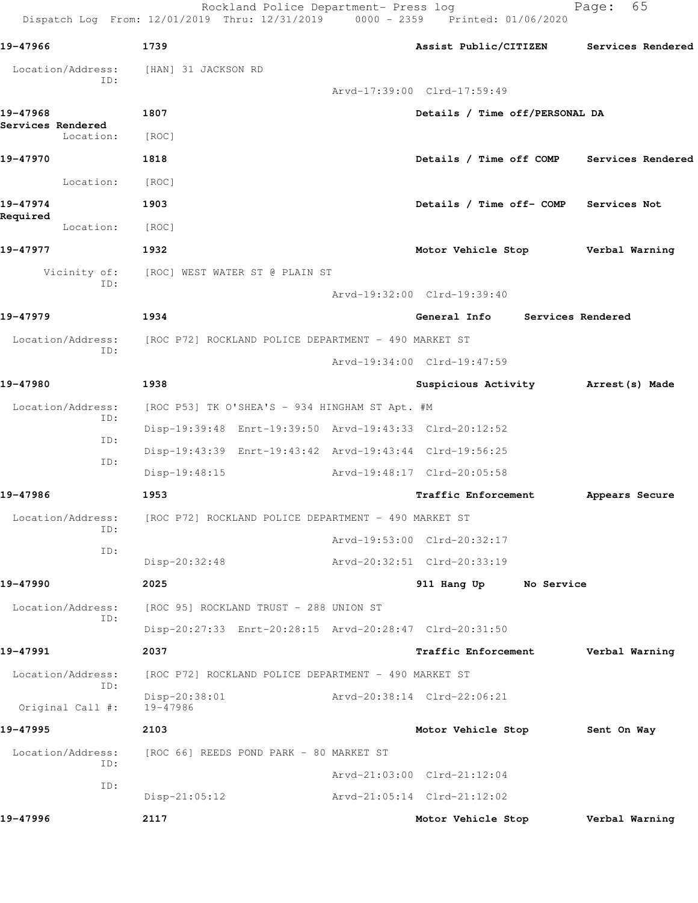**19-47966** 1739 Assist Public/CITIZEN Services Rendered

Location/Address: [HAN] 31 JACKSON RD
ID:
Arvd-17:39:00 Clrd-17:59:49

**19-47968** 1807 Details / Time off/PERSONAL DA Services Rendered

Location: [ROC]

**19-47970** 1818 Details / Time off COMP Services Rendered

Location: [ROC]

**19-47974** 1903 Details / Time off- COMP Services Not Required

Location: [ROC]

**19-47977** 1932 Motor Vehicle Stop Verbal Warning

Vicinity of: [ROC] WEST WATER ST @ PLAIN ST
ID:
Arvd-19:32:00 Clrd-19:39:40

**19-47979** 1934 General Info Services Rendered

Location/Address: [ROC P72] ROCKLAND POLICE DEPARTMENT - 490 MARKET ST
ID:
Arvd-19:34:00 Clrd-19:47:59

**19-47980** 1938 Suspicious Activity Arrest(s) Made

Location/Address: [ROC P53] TK O'SHEA'S - 934 HINGHAM ST Apt. #M
ID:
Disp-19:39:48 Enrt-19:39:50 Arvd-19:43:33 Clrd-20:12:52
ID:
Disp-19:43:39 Enrt-19:43:42 Arvd-19:43:44 Clrd-19:56:25
ID:
Disp-19:48:15 Arvd-19:48:17 Clrd-20:05:58

**19-47986** 1953 Traffic Enforcement Appears Secure

Location/Address: [ROC P72] ROCKLAND POLICE DEPARTMENT - 490 MARKET ST
ID:
Arvd-19:53:00 Clrd-20:32:17
ID:
Disp-20:32:48 Arvd-20:32:51 Clrd-20:33:19

**19-47990** 2025 911 Hang Up No Service

Location/Address: [ROC 95] ROCKLAND TRUST - 288 UNION ST
ID:
Disp-20:27:33 Enrt-20:28:15 Arvd-20:28:47 Clrd-20:31:50

**19-47991** 2037 Traffic Enforcement Verbal Warning

Location/Address: [ROC P72] ROCKLAND POLICE DEPARTMENT - 490 MARKET ST
ID:
Disp-20:38:01 Arvd-20:38:14 Clrd-22:06:21
Original Call #: 19-47986

**19-47995** 2103 Motor Vehicle Stop Sent On Way

Location/Address: [ROC 66] REEDS POND PARK - 80 MARKET ST
ID:
Arvd-21:03:00 Clrd-21:12:04
ID:
Disp-21:05:12 Arvd-21:05:14 Clrd-21:12:02

**19-47996** 2117 Motor Vehicle Stop Verbal Warning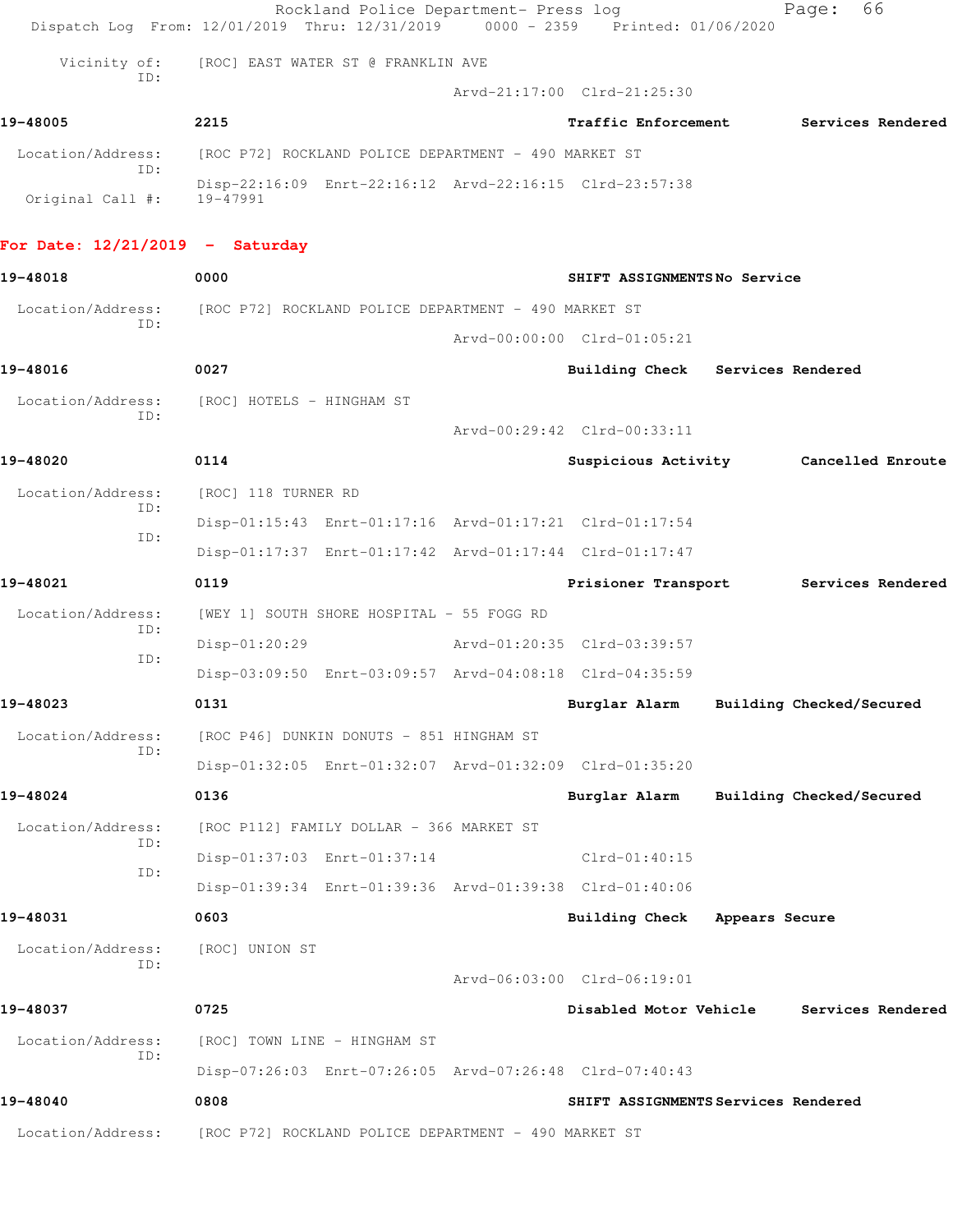Vicinity of: [ROC] EAST WATER ST @ FRANKLIN AVE
ID:
Arvd-21:17:00 Clrd-21:25:30

**19-48005** 2215 Traffic Enforcement Services Rendered

Location/Address: [ROC P72] ROCKLAND POLICE DEPARTMENT - 490 MARKET ST
ID:
Disp-22:16:09 Enrt-22:16:12 Arvd-22:16:15 Clrd-23:57:38
Original Call #: 19-47991

## For Date: 12/21/2019 - Saturday

**19-48018** 0000 SHIFT ASSIGNMENTS No Service

Location/Address: [ROC P72] ROCKLAND POLICE DEPARTMENT - 490 MARKET ST
ID:
Arvd-00:00:00 Clrd-01:05:21

**19-48016** 0027 Building Check Services Rendered

Location/Address: [ROC] HOTELS - HINGHAM ST
ID:
Arvd-00:29:42 Clrd-00:33:11

**19-48020** 0114 Suspicious Activity Cancelled Enroute

Location/Address: [ROC] 118 TURNER RD
ID:
Disp-01:15:43 Enrt-01:17:16 Arvd-01:17:21 Clrd-01:17:54
ID:
Disp-01:17:37 Enrt-01:17:42 Arvd-01:17:44 Clrd-01:17:47

**19-48021** 0119 Prisioner Transport Services Rendered

Location/Address: [WEY 1] SOUTH SHORE HOSPITAL - 55 FOGG RD
ID:
Disp-01:20:29 Arvd-01:20:35 Clrd-03:39:57
ID:
Disp-03:09:50 Enrt-03:09:57 Arvd-04:08:18 Clrd-04:35:59

**19-48023** 0131 Burglar Alarm Building Checked/Secured

Location/Address: [ROC P46] DUNKIN DONUTS - 851 HINGHAM ST
ID:
Disp-01:32:05 Enrt-01:32:07 Arvd-01:32:09 Clrd-01:35:20

**19-48024** 0136 Burglar Alarm Building Checked/Secured

Location/Address: [ROC P112] FAMILY DOLLAR - 366 MARKET ST
ID:
Disp-01:37:03 Enrt-01:37:14 Clrd-01:40:15
ID:
Disp-01:39:34 Enrt-01:39:36 Arvd-01:39:38 Clrd-01:40:06

**19-48031** 0603 Building Check Appears Secure

Location/Address: [ROC] UNION ST
ID:
Arvd-06:03:00 Clrd-06:19:01

**19-48037** 0725 Disabled Motor Vehicle Services Rendered

Location/Address: [ROC] TOWN LINE - HINGHAM ST
ID:
Disp-07:26:03 Enrt-07:26:05 Arvd-07:26:48 Clrd-07:40:43

**19-48040** 0808 SHIFT ASSIGNMENTS Services Rendered

Location/Address: [ROC P72] ROCKLAND POLICE DEPARTMENT - 490 MARKET ST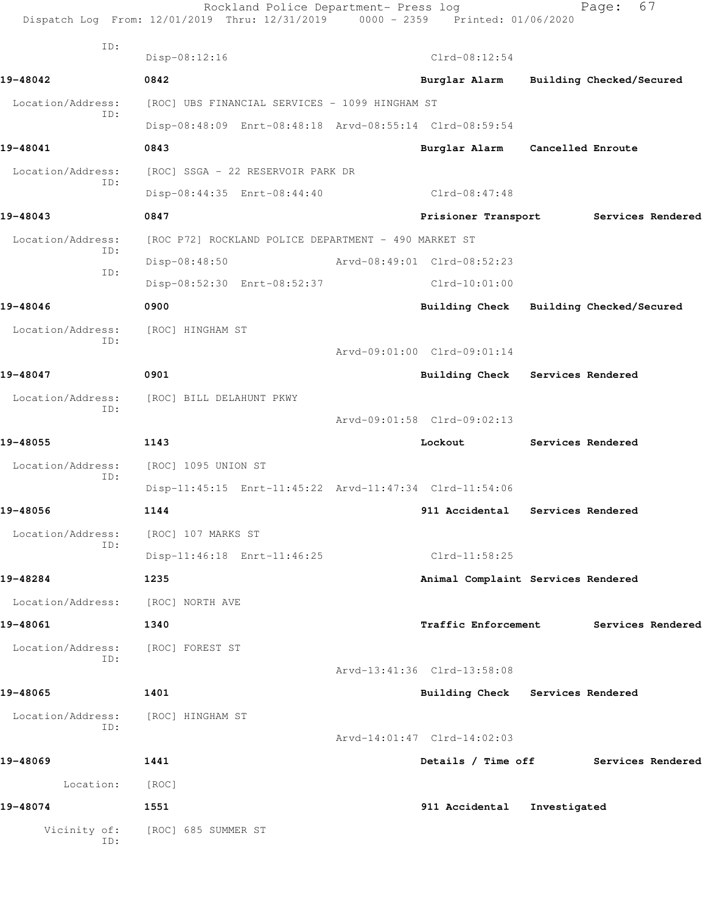ID:
Disp-08:12:16 Clrd-08:12:54

**19-48042** 0842 **Burglar Alarm Building Checked/Secured**

Location/Address: [ROC] UBS FINANCIAL SERVICES - 1099 HINGHAM ST
ID:
Disp-08:48:09 Enrt-08:48:18 Arvd-08:55:14 Clrd-08:59:54

**19-48041** 0843 **Burglar Alarm Cancelled Enroute**

Location/Address: [ROC] SSGA - 22 RESERVOIR PARK DR
ID:
Disp-08:44:35 Enrt-08:44:40 Clrd-08:47:48

**19-48043** 0847 **Prisioner Transport Services Rendered**

Location/Address: [ROC P72] ROCKLAND POLICE DEPARTMENT - 490 MARKET ST
ID:
Disp-08:48:50 Arvd-08:49:01 Clrd-08:52:23
ID:
Disp-08:52:30 Enrt-08:52:37 Clrd-10:01:00

**19-48046** 0900 **Building Check Building Checked/Secured**

Location/Address: [ROC] HINGHAM ST
ID:
Arvd-09:01:00 Clrd-09:01:14

**19-48047** 0901 **Building Check Services Rendered**

Location/Address: [ROC] BILL DELAHUNT PKWY
ID:
Arvd-09:01:58 Clrd-09:02:13

**19-48055** 1143 **Lockout Services Rendered**

Location/Address: [ROC] 1095 UNION ST
ID:
Disp-11:45:15 Enrt-11:45:22 Arvd-11:47:34 Clrd-11:54:06

**19-48056** 1144 **911 Accidental Services Rendered**

Location/Address: [ROC] 107 MARKS ST
ID:
Disp-11:46:18 Enrt-11:46:25 Clrd-11:58:25

**19-48284** 1235 **Animal Complaint Services Rendered**

Location/Address: [ROC] NORTH AVE

**19-48061** 1340 **Traffic Enforcement Services Rendered**

Location/Address: [ROC] FOREST ST
ID:
Arvd-13:41:36 Clrd-13:58:08

**19-48065** 1401 **Building Check Services Rendered**

Location/Address: [ROC] HINGHAM ST
ID:
Arvd-14:01:47 Clrd-14:02:03

**19-48069** 1441 **Details / Time off Services Rendered**

Location: [ROC]

**19-48074** 1551 **911 Accidental Investigated**

Vicinity of: [ROC] 685 SUMMER ST
ID: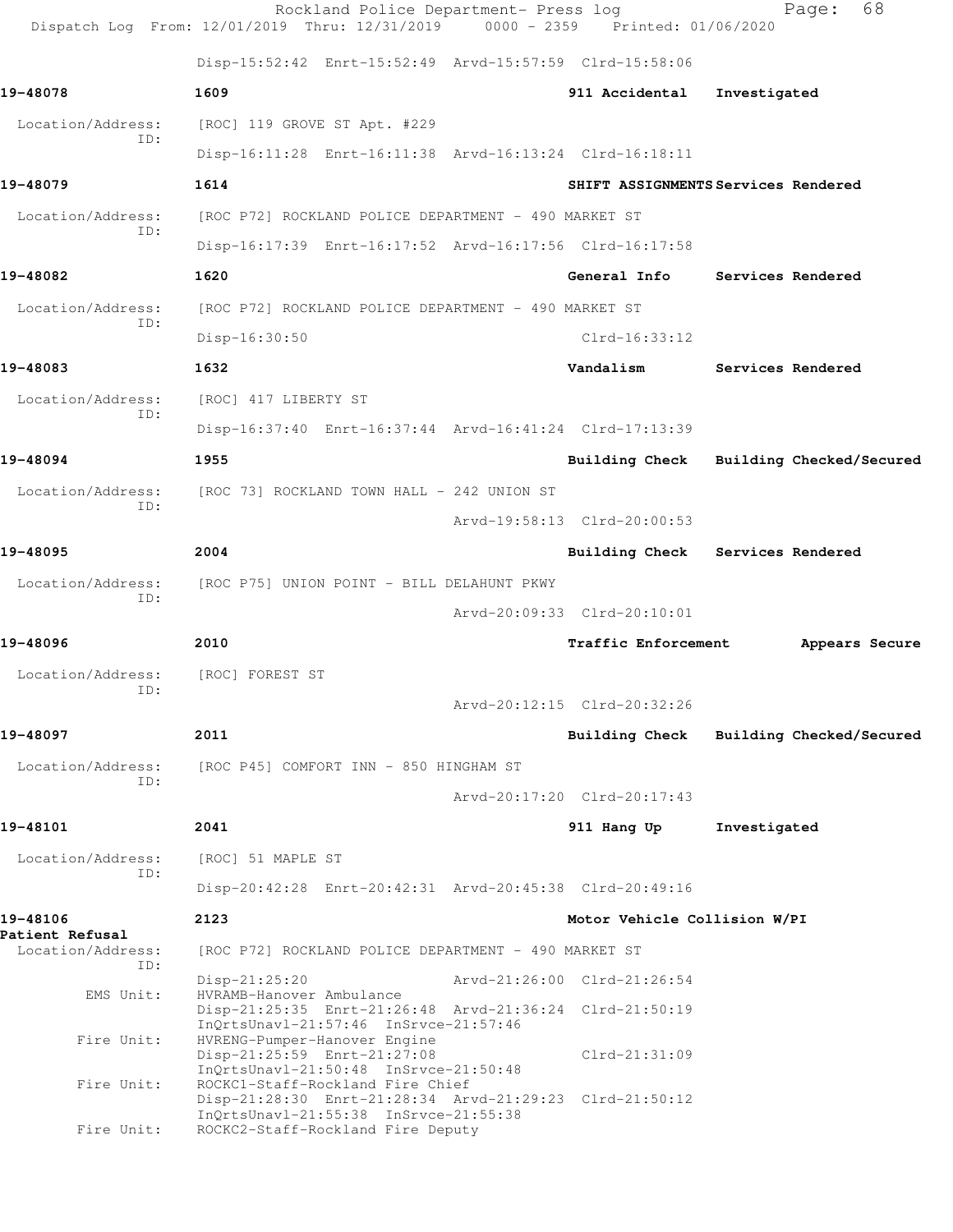Disp-15:52:42 Enrt-15:52:49 Arvd-15:57:59 Clrd-15:58:06

**19-48078** 1609 911 Accidental Investigated

Location/Address: [ROC] 119 GROVE ST Apt. #229
ID:
Disp-16:11:28 Enrt-16:11:38 Arvd-16:13:24 Clrd-16:18:11

**19-48079** 1614 SHIFT ASSIGNMENTS Services Rendered

Location/Address: [ROC P72] ROCKLAND POLICE DEPARTMENT - 490 MARKET ST
ID:
Disp-16:17:39 Enrt-16:17:52 Arvd-16:17:56 Clrd-16:17:58

**19-48082** 1620 General Info Services Rendered

Location/Address: [ROC P72] ROCKLAND POLICE DEPARTMENT - 490 MARKET ST
ID:
Disp-16:30:50 Clrd-16:33:12

**19-48083** 1632 Vandalism Services Rendered

Location/Address: [ROC] 417 LIBERTY ST
ID:
Disp-16:37:40 Enrt-16:37:44 Arvd-16:41:24 Clrd-17:13:39

**19-48094** 1955 Building Check Building Checked/Secured

Location/Address: [ROC 73] ROCKLAND TOWN HALL - 242 UNION ST
ID:
Arvd-19:58:13 Clrd-20:00:53

**19-48095** 2004 Building Check Services Rendered

Location/Address: [ROC P75] UNION POINT - BILL DELAHUNT PKWY
ID:
Arvd-20:09:33 Clrd-20:10:01

**19-48096** 2010 Traffic Enforcement Appears Secure

Location/Address: [ROC] FOREST ST
ID:
Arvd-20:12:15 Clrd-20:32:26

**19-48097** 2011 Building Check Building Checked/Secured

Location/Address: [ROC P45] COMFORT INN - 850 HINGHAM ST
ID:
Arvd-20:17:20 Clrd-20:17:43

**19-48101** 2041 911 Hang Up Investigated

Location/Address: [ROC] 51 MAPLE ST
ID:
Disp-20:42:28 Enrt-20:42:31 Arvd-20:45:38 Clrd-20:49:16

**19-48106** 2123 Motor Vehicle Collision W/PI
**Patient Refusal**

Location/Address: [ROC P72] ROCKLAND POLICE DEPARTMENT - 490 MARKET ST
ID:
Disp-21:25:20 Arvd-21:26:00 Clrd-21:26:54
EMS Unit: HVRAMB-Hanover Ambulance
Disp-21:25:35 Enrt-21:26:48 Arvd-21:36:24 Clrd-21:50:19
InQrtsUnavl-21:57:46 InSrvce-21:57:46
Fire Unit: HVRENG-Pumper-Hanover Engine
Disp-21:25:59 Enrt-21:27:08 Clrd-21:31:09
InQrtsUnavl-21:50:48 InSrvce-21:50:48
Fire Unit: ROCKC1-Staff-Rockland Fire Chief
Disp-21:28:30 Enrt-21:28:34 Arvd-21:29:23 Clrd-21:50:12
InQrtsUnavl-21:55:38 InSrvce-21:55:38
Fire Unit: ROCKC2-Staff-Rockland Fire Deputy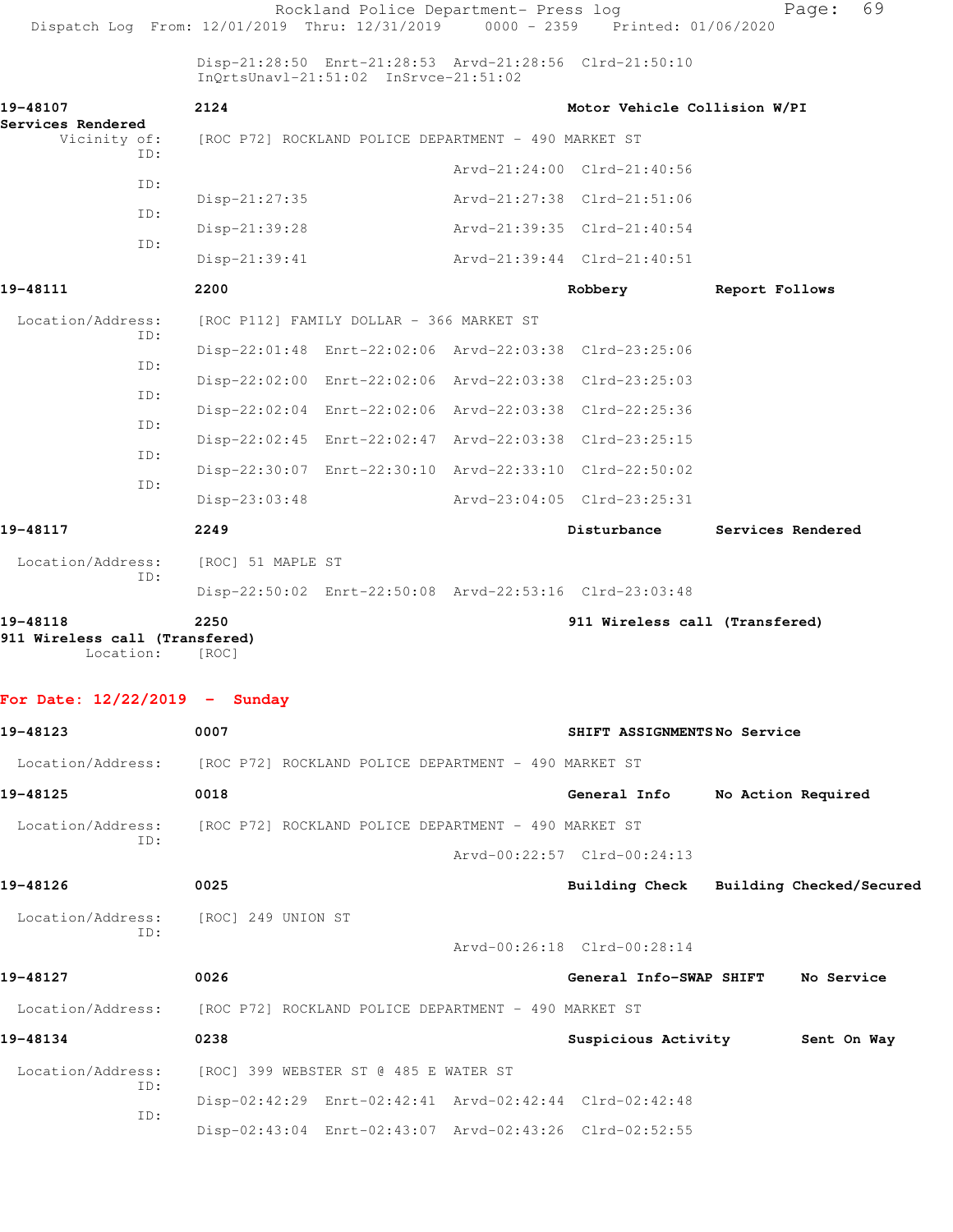Rockland Police Department- Press log
Dispatch Log From: 12/01/2019 Thru: 12/31/2019 0000 - 2359 Printed: 01/06/2020

Disp-21:28:50 Enrt-21:28:53 Arvd-21:28:56 Clrd-21:50:10
InQrtsUnavl-21:51:02 InSrvce-21:51:02

**19-48107** **2124** **Motor Vehicle Collision W/PI**
**Services Rendered**
Vicinity of: [ROC P72] ROCKLAND POLICE DEPARTMENT - 490 MARKET ST
ID: Arvd-21:24:00 Clrd-21:40:56
ID: Disp-21:27:35 Arvd-21:27:38 Clrd-21:51:06
ID: Disp-21:39:28 Arvd-21:39:35 Clrd-21:40:54
ID: Disp-21:39:41 Arvd-21:39:44 Clrd-21:40:51

**19-48111** **2200** **Robbery** **Report Follows**
Location/Address: [ROC P112] FAMILY DOLLAR - 366 MARKET ST
ID: Disp-22:01:48 Enrt-22:02:06 Arvd-22:03:38 Clrd-23:25:06
ID: Disp-22:02:00 Enrt-22:02:06 Arvd-22:03:38 Clrd-23:25:03
ID: Disp-22:02:04 Enrt-22:02:06 Arvd-22:03:38 Clrd-22:25:36
ID: Disp-22:02:45 Enrt-22:02:47 Arvd-22:03:38 Clrd-23:25:15
ID: Disp-22:30:07 Enrt-22:30:10 Arvd-22:33:10 Clrd-22:50:02
ID: Disp-23:03:48 Arvd-23:04:05 Clrd-23:25:31

**19-48117** **2249** **Disturbance** **Services Rendered**
Location/Address: [ROC] 51 MAPLE ST
ID: Disp-22:50:02 Enrt-22:50:08 Arvd-22:53:16 Clrd-23:03:48

**19-48118** **2250** **911 Wireless call (Transfered)**
**911 Wireless call (Transfered)**
Location: [ROC]

**For Date: 12/22/2019 - Sunday**

**19-48123** **0007** **SHIFT ASSIGNMENTS** **No Service**
Location/Address: [ROC P72] ROCKLAND POLICE DEPARTMENT - 490 MARKET ST

**19-48125** **0018** **General Info** **No Action Required**
Location/Address: [ROC P72] ROCKLAND POLICE DEPARTMENT - 490 MARKET ST
ID: Arvd-00:22:57 Clrd-00:24:13

**19-48126** **0025** **Building Check** **Building Checked/Secured**
Location/Address: [ROC] 249 UNION ST
ID: Arvd-00:26:18 Clrd-00:28:14

**19-48127** **0026** **General Info-SWAP SHIFT** **No Service**
Location/Address: [ROC P72] ROCKLAND POLICE DEPARTMENT - 490 MARKET ST

**19-48134** **0238** **Suspicious Activity** **Sent On Way**
Location/Address: [ROC] 399 WEBSTER ST @ 485 E WATER ST
ID: Disp-02:42:29 Enrt-02:42:41 Arvd-02:42:44 Clrd-02:42:48
ID: Disp-02:43:04 Enrt-02:43:07 Arvd-02:43:26 Clrd-02:52:55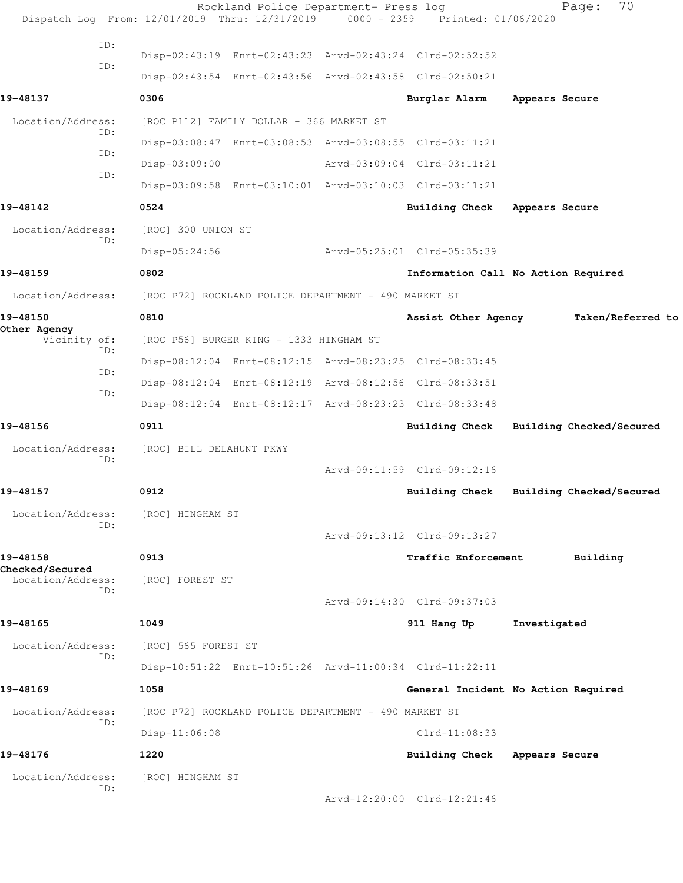ID:
Disp-02:43:19 Enrt-02:43:23 Arvd-02:43:24 Clrd-02:52:52
ID:
Disp-02:43:54 Enrt-02:43:56 Arvd-02:43:58 Clrd-02:50:21

**19-48137** 0306 Burglar Alarm Appears Secure

Location/Address: [ROC P112] FAMILY DOLLAR - 366 MARKET ST
ID:
Disp-03:08:47 Enrt-03:08:53 Arvd-03:08:55 Clrd-03:11:21
ID:
Disp-03:09:00 Arvd-03:09:04 Clrd-03:11:21
ID:
Disp-03:09:58 Enrt-03:10:01 Arvd-03:10:03 Clrd-03:11:21

**19-48142** 0524 Building Check Appears Secure

Location/Address: [ROC] 300 UNION ST
ID:
Disp-05:24:56 Arvd-05:25:01 Clrd-05:35:39

**19-48159** 0802 Information Call No Action Required

Location/Address: [ROC P72] ROCKLAND POLICE DEPARTMENT - 490 MARKET ST

**19-48150** 0810 Assist Other Agency Taken/Referred to Other Agency

Vicinity of: [ROC P56] BURGER KING - 1333 HINGHAM ST
ID:
Disp-08:12:04 Enrt-08:12:15 Arvd-08:23:25 Clrd-08:33:45
ID:
Disp-08:12:04 Enrt-08:12:19 Arvd-08:12:56 Clrd-08:33:51
ID:
Disp-08:12:04 Enrt-08:12:17 Arvd-08:23:23 Clrd-08:33:48

**19-48156** 0911 Building Check Building Checked/Secured

Location/Address: [ROC] BILL DELAHUNT PKWY
ID:
Arvd-09:11:59 Clrd-09:12:16

**19-48157** 0912 Building Check Building Checked/Secured

Location/Address: [ROC] HINGHAM ST
ID:
Arvd-09:13:12 Clrd-09:13:27

**19-48158** 0913 Traffic Enforcement Building Checked/Secured

Location/Address: [ROC] FOREST ST
ID:
Arvd-09:14:30 Clrd-09:37:03

**19-48165** 1049 911 Hang Up Investigated

Location/Address: [ROC] 565 FOREST ST
ID:
Disp-10:51:22 Enrt-10:51:26 Arvd-11:00:34 Clrd-11:22:11

**19-48169** 1058 General Incident No Action Required

Location/Address: [ROC P72] ROCKLAND POLICE DEPARTMENT - 490 MARKET ST
ID:
Disp-11:06:08 Clrd-11:08:33

**19-48176** 1220 Building Check Appears Secure

Location/Address: [ROC] HINGHAM ST
ID:
Arvd-12:20:00 Clrd-12:21:46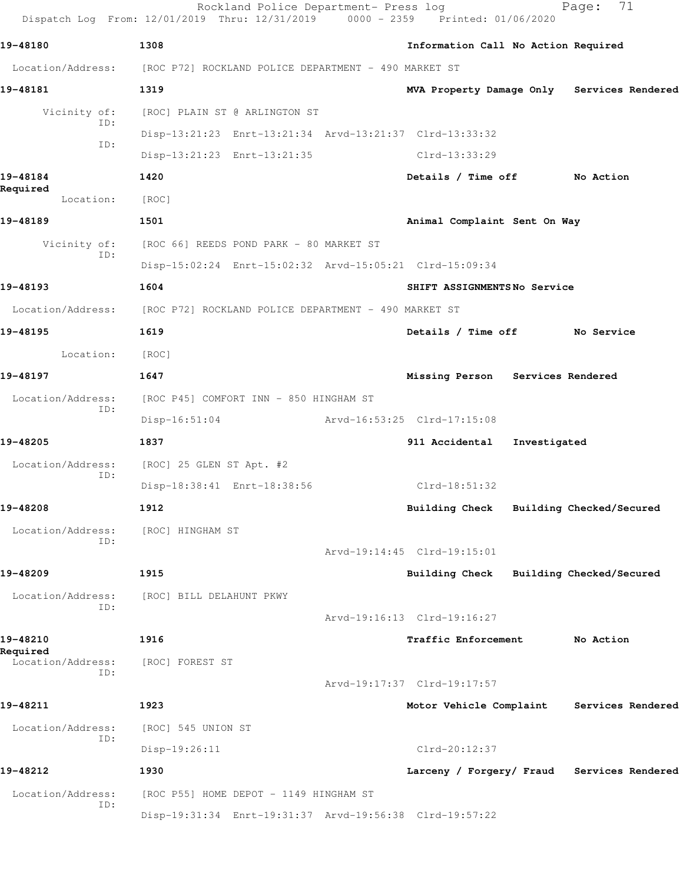19-48180 1308 Information Call No Action Required

Location/Address: [ROC P72] ROCKLAND POLICE DEPARTMENT - 490 MARKET ST

19-48181 1319 MVA Property Damage Only Services Rendered

Vicinity of: [ROC] PLAIN ST @ ARLINGTON ST

ID: Disp-13:21:23 Enrt-13:21:34 Arvd-13:21:37 Clrd-13:33:32

ID: Disp-13:21:23 Enrt-13:21:35 Clrd-13:33:29

19-48184 1420 Details / Time off No Action Required

Location: [ROC]

19-48189 1501 Animal Complaint Sent On Way

Vicinity of: [ROC 66] REEDS POND PARK - 80 MARKET ST

ID: Disp-15:02:24 Enrt-15:02:32 Arvd-15:05:21 Clrd-15:09:34

19-48193 1604 SHIFT ASSIGNMENTS No Service

Location/Address: [ROC P72] ROCKLAND POLICE DEPARTMENT - 490 MARKET ST

19-48195 1619 Details / Time off No Service

Location: [ROC]

19-48197 1647 Missing Person Services Rendered

Location/Address: [ROC P45] COMFORT INN - 850 HINGHAM ST

ID: Disp-16:51:04 Arvd-16:53:25 Clrd-17:15:08

19-48205 1837 911 Accidental Investigated

Location/Address: [ROC] 25 GLEN ST Apt. #2

ID: Disp-18:38:41 Enrt-18:38:56 Clrd-18:51:32

19-48208 1912 Building Check Building Checked/Secured

Location/Address: [ROC] HINGHAM ST

ID: Arvd-19:14:45 Clrd-19:15:01

19-48209 1915 Building Check Building Checked/Secured

Location/Address: [ROC] BILL DELAHUNT PKWY

ID: Arvd-19:16:13 Clrd-19:16:27

19-48210 1916 Traffic Enforcement No Action Required

Location/Address: [ROC] FOREST ST

ID: Arvd-19:17:37 Clrd-19:17:57

19-48211 1923 Motor Vehicle Complaint Services Rendered

Location/Address: [ROC] 545 UNION ST

ID: Disp-19:26:11 Clrd-20:12:37

19-48212 1930 Larceny / Forgery/ Fraud Services Rendered

Location/Address: [ROC P55] HOME DEPOT - 1149 HINGHAM ST

ID: Disp-19:31:34 Enrt-19:31:37 Arvd-19:56:38 Clrd-19:57:22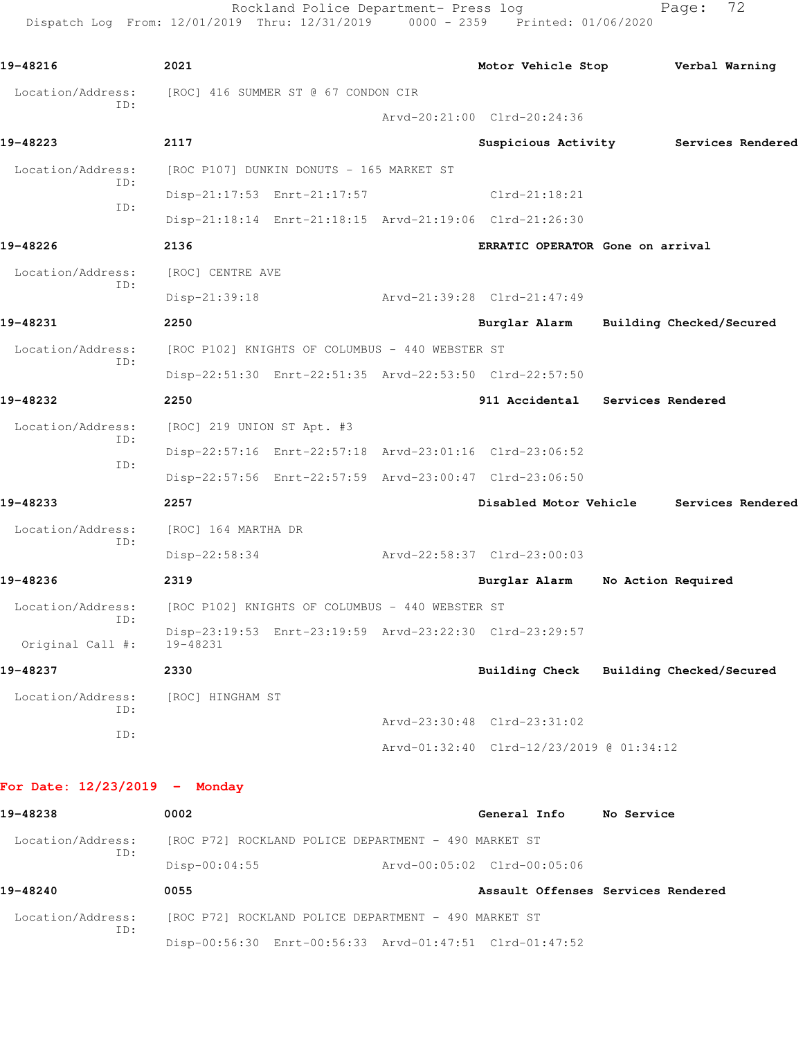**19-48216** 2021 Motor Vehicle Stop — Verbal Warning

Location/Address: [ROC] 416 SUMMER ST @ 67 CONDON CIR
ID:
Arvd-20:21:00 Clrd-20:24:36

**19-48223** 2117 Suspicious Activity — Services Rendered

Location/Address: [ROC P107] DUNKIN DONUTS - 165 MARKET ST
ID:
Disp-21:17:53 Enrt-21:17:57 Clrd-21:18:21
ID:
Disp-21:18:14 Enrt-21:18:15 Arvd-21:19:06 Clrd-21:26:30

**19-48226** 2136 ERRATIC OPERATOR — Gone on arrival

Location/Address: [ROC] CENTRE AVE
ID:
Disp-21:39:18 Arvd-21:39:28 Clrd-21:47:49

**19-48231** 2250 Burglar Alarm — Building Checked/Secured

Location/Address: [ROC P102] KNIGHTS OF COLUMBUS - 440 WEBSTER ST
ID:
Disp-22:51:30 Enrt-22:51:35 Arvd-22:53:50 Clrd-22:57:50

**19-48232** 2250 911 Accidental — Services Rendered

Location/Address: [ROC] 219 UNION ST Apt. #3
ID:
Disp-22:57:16 Enrt-22:57:18 Arvd-23:01:16 Clrd-23:06:52
ID:
Disp-22:57:56 Enrt-22:57:59 Arvd-23:00:47 Clrd-23:06:50

**19-48233** 2257 Disabled Motor Vehicle — Services Rendered

Location/Address: [ROC] 164 MARTHA DR
ID:
Disp-22:58:34 Arvd-22:58:37 Clrd-23:00:03

**19-48236** 2319 Burglar Alarm — No Action Required

Location/Address: [ROC P102] KNIGHTS OF COLUMBUS - 440 WEBSTER ST
ID:
Disp-23:19:53 Enrt-23:19:59 Arvd-23:22:30 Clrd-23:29:57
Original Call #: 19-48231

**19-48237** 2330 Building Check — Building Checked/Secured

Location/Address: [ROC] HINGHAM ST
ID:
Arvd-23:30:48 Clrd-23:31:02
ID:
Arvd-01:32:40 Clrd-12/23/2019 @ 01:34:12

## For Date: 12/23/2019 - Monday

**19-48238** 0002 General Info — No Service

Location/Address: [ROC P72] ROCKLAND POLICE DEPARTMENT - 490 MARKET ST
ID:
Disp-00:04:55 Arvd-00:05:02 Clrd-00:05:06

**19-48240** 0055 Assault Offenses — Services Rendered

Location/Address: [ROC P72] ROCKLAND POLICE DEPARTMENT - 490 MARKET ST
ID:
Disp-00:56:30 Enrt-00:56:33 Arvd-01:47:51 Clrd-01:47:52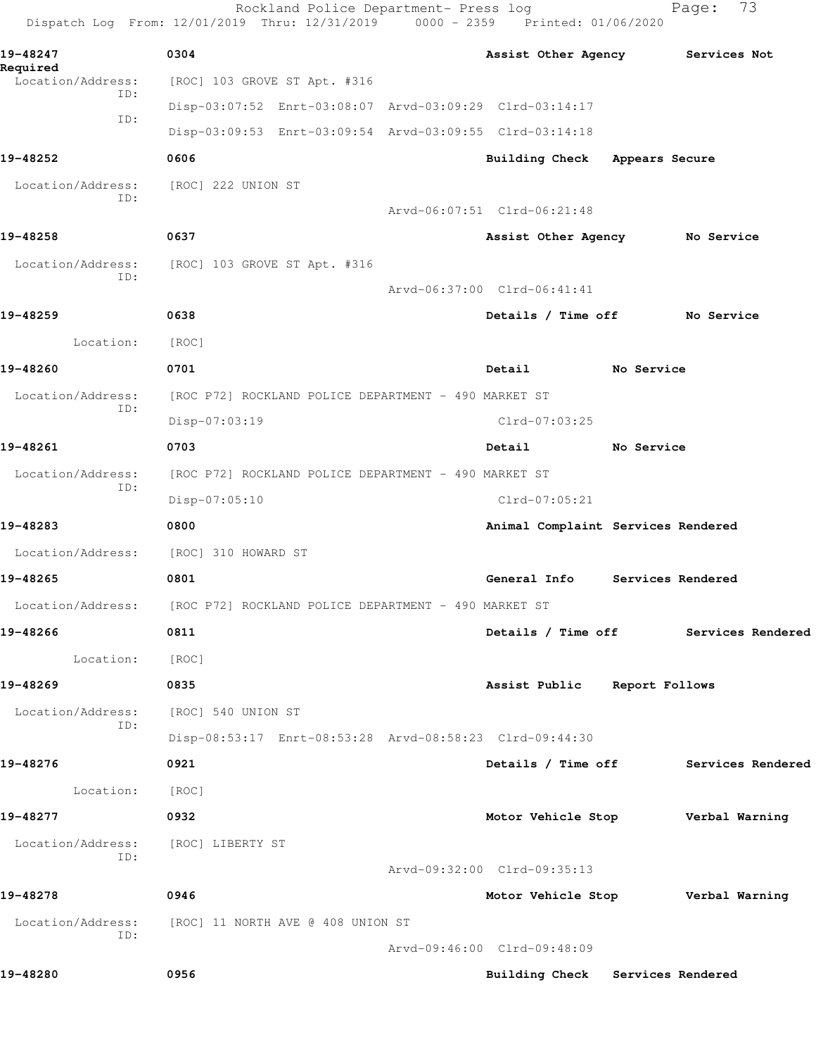**19-48247** 0304 Assist Other Agency Services Not Required

Location/Address: [ROC] 103 GROVE ST Apt. #316

ID: Disp-03:07:52 Enrt-03:08:07 Arvd-03:09:29 Clrd-03:14:17

ID: Disp-03:09:53 Enrt-03:09:54 Arvd-03:09:55 Clrd-03:14:18

**19-48252** 0606 Building Check Appears Secure

Location/Address: [ROC] 222 UNION ST

ID: Arvd-06:07:51 Clrd-06:21:48

**19-48258** 0637 Assist Other Agency No Service

Location/Address: [ROC] 103 GROVE ST Apt. #316

ID: Arvd-06:37:00 Clrd-06:41:41

**19-48259** 0638 Details / Time off No Service

Location: [ROC]

**19-48260** 0701 Detail No Service

Location/Address: [ROC P72] ROCKLAND POLICE DEPARTMENT - 490 MARKET ST

ID: Disp-07:03:19 Clrd-07:03:25

**19-48261** 0703 Detail No Service

Location/Address: [ROC P72] ROCKLAND POLICE DEPARTMENT - 490 MARKET ST

ID: Disp-07:05:10 Clrd-07:05:21

**19-48283** 0800 Animal Complaint Services Rendered

Location/Address: [ROC] 310 HOWARD ST

**19-48265** 0801 General Info Services Rendered

Location/Address: [ROC P72] ROCKLAND POLICE DEPARTMENT - 490 MARKET ST

**19-48266** 0811 Details / Time off Services Rendered

Location: [ROC]

**19-48269** 0835 Assist Public Report Follows

Location/Address: [ROC] 540 UNION ST

ID: Disp-08:53:17 Enrt-08:53:28 Arvd-08:58:23 Clrd-09:44:30

**19-48276** 0921 Details / Time off Services Rendered

Location: [ROC]

**19-48277** 0932 Motor Vehicle Stop Verbal Warning

Location/Address: [ROC] LIBERTY ST

ID: Arvd-09:32:00 Clrd-09:35:13

**19-48278** 0946 Motor Vehicle Stop Verbal Warning

Location/Address: [ROC] 11 NORTH AVE @ 408 UNION ST

ID: Arvd-09:46:00 Clrd-09:48:09

**19-48280** 0956 Building Check Services Rendered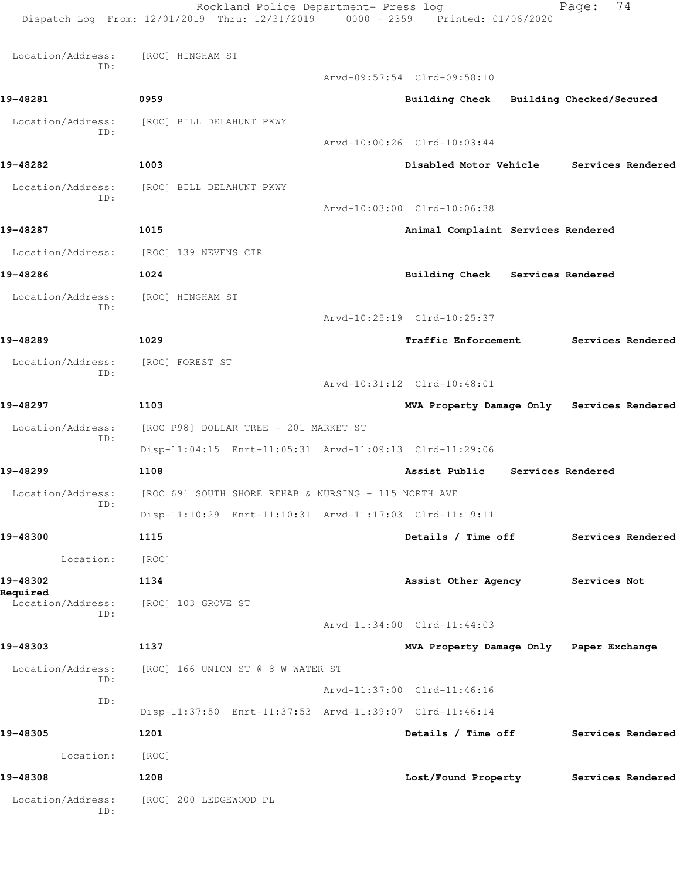Location/Address: [ROC] HINGHAM ST
ID:
Arvd-09:57:54 Clrd-09:58:10

**19-48281** **0959** **Building Check** **Building Checked/Secured**

Location/Address: [ROC] BILL DELAHUNT PKWY
ID:
Arvd-10:00:26 Clrd-10:03:44

**19-48282** **1003** **Disabled Motor Vehicle** **Services Rendered**

Location/Address: [ROC] BILL DELAHUNT PKWY
ID:
Arvd-10:03:00 Clrd-10:06:38

**19-48287** **1015** **Animal Complaint** **Services Rendered**

Location/Address: [ROC] 139 NEVENS CIR

**19-48286** **1024** **Building Check** **Services Rendered**

Location/Address: [ROC] HINGHAM ST
ID:
Arvd-10:25:19 Clrd-10:25:37

**19-48289** **1029** **Traffic Enforcement** **Services Rendered**

Location/Address: [ROC] FOREST ST
ID:
Arvd-10:31:12 Clrd-10:48:01

**19-48297** **1103** **MVA Property Damage Only** **Services Rendered**

Location/Address: [ROC P98] DOLLAR TREE - 201 MARKET ST
ID:
Disp-11:04:15 Enrt-11:05:31 Arvd-11:09:13 Clrd-11:29:06

**19-48299** **1108** **Assist Public** **Services Rendered**

Location/Address: [ROC 69] SOUTH SHORE REHAB & NURSING - 115 NORTH AVE
ID:
Disp-11:10:29 Enrt-11:10:31 Arvd-11:17:03 Clrd-11:19:11

**19-48300** **1115** **Details / Time off** **Services Rendered**

Location: [ROC]

**19-48302** **1134** **Assist Other Agency** **Services Not Required**

Location/Address: [ROC] 103 GROVE ST
ID:
Arvd-11:34:00 Clrd-11:44:03

**19-48303** **1137** **MVA Property Damage Only** **Paper Exchange**

Location/Address: [ROC] 166 UNION ST @ 8 W WATER ST
ID:
Arvd-11:37:00 Clrd-11:46:16
ID:
Disp-11:37:50 Enrt-11:37:53 Arvd-11:39:07 Clrd-11:46:14

**19-48305** **1201** **Details / Time off** **Services Rendered**

Location: [ROC]

**19-48308** **1208** **Lost/Found Property** **Services Rendered**

Location/Address: [ROC] 200 LEDGEWOOD PL
ID: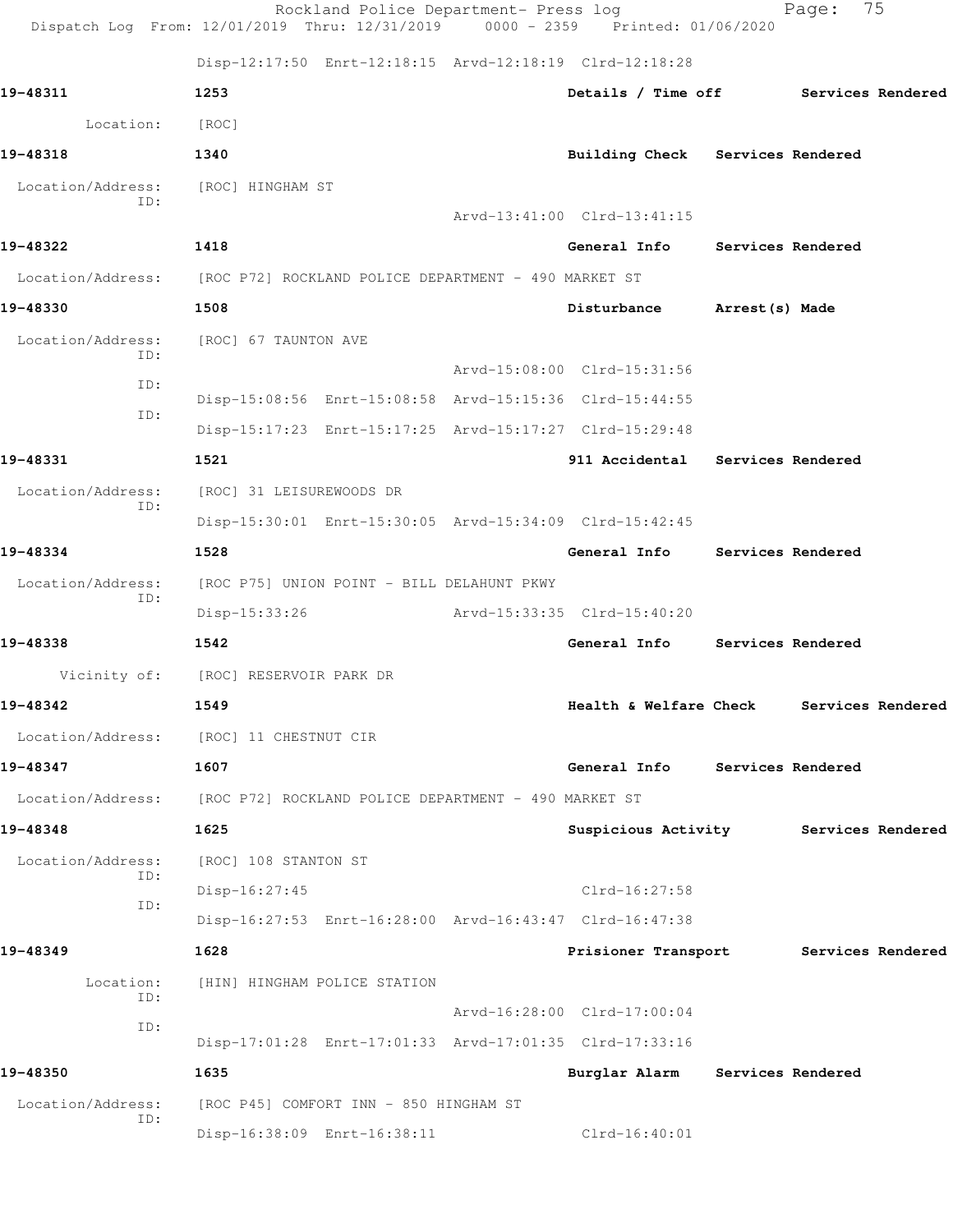Disp-12:17:50 Enrt-12:18:15 Arvd-12:18:19 Clrd-12:18:28

**19-48311** **1253** **Details / Time off** **Services Rendered**

Location: [ROC]

**19-48318** **1340** **Building Check** **Services Rendered**

Location/Address: [ROC] HINGHAM ST
ID:
Arvd-13:41:00 Clrd-13:41:15

**19-48322** **1418** **General Info** **Services Rendered**

Location/Address: [ROC P72] ROCKLAND POLICE DEPARTMENT - 490 MARKET ST

**19-48330** **1508** **Disturbance** **Arrest(s) Made**

Location/Address: [ROC] 67 TAUNTON AVE
ID:
Arvd-15:08:00 Clrd-15:31:56
ID:
Disp-15:08:56 Enrt-15:08:58 Arvd-15:15:36 Clrd-15:44:55
ID:
Disp-15:17:23 Enrt-15:17:25 Arvd-15:17:27 Clrd-15:29:48

**19-48331** **1521** **911 Accidental** **Services Rendered**

Location/Address: [ROC] 31 LEISUREWOODS DR
ID:
Disp-15:30:01 Enrt-15:30:05 Arvd-15:34:09 Clrd-15:42:45

**19-48334** **1528** **General Info** **Services Rendered**

Location/Address: [ROC P75] UNION POINT - BILL DELAHUNT PKWY
ID:
Disp-15:33:26 Arvd-15:33:35 Clrd-15:40:20

**19-48338** **1542** **General Info** **Services Rendered**

Vicinity of: [ROC] RESERVOIR PARK DR

**19-48342** **1549** **Health & Welfare Check** **Services Rendered**

Location/Address: [ROC] 11 CHESTNUT CIR

**19-48347** **1607** **General Info** **Services Rendered**

Location/Address: [ROC P72] ROCKLAND POLICE DEPARTMENT - 490 MARKET ST

**19-48348** **1625** **Suspicious Activity** **Services Rendered**

Location/Address: [ROC] 108 STANTON ST
ID:
Disp-16:27:45 Clrd-16:27:58
ID:
Disp-16:27:53 Enrt-16:28:00 Arvd-16:43:47 Clrd-16:47:38

**19-48349** **1628** **Prisioner Transport** **Services Rendered**

Location: [HIN] HINGHAM POLICE STATION
ID:
Arvd-16:28:00 Clrd-17:00:04
ID:
Disp-17:01:28 Enrt-17:01:33 Arvd-17:01:35 Clrd-17:33:16

**19-48350** **1635** **Burglar Alarm** **Services Rendered**

Location/Address: [ROC P45] COMFORT INN - 850 HINGHAM ST
ID:
Disp-16:38:09 Enrt-16:38:11 Clrd-16:40:01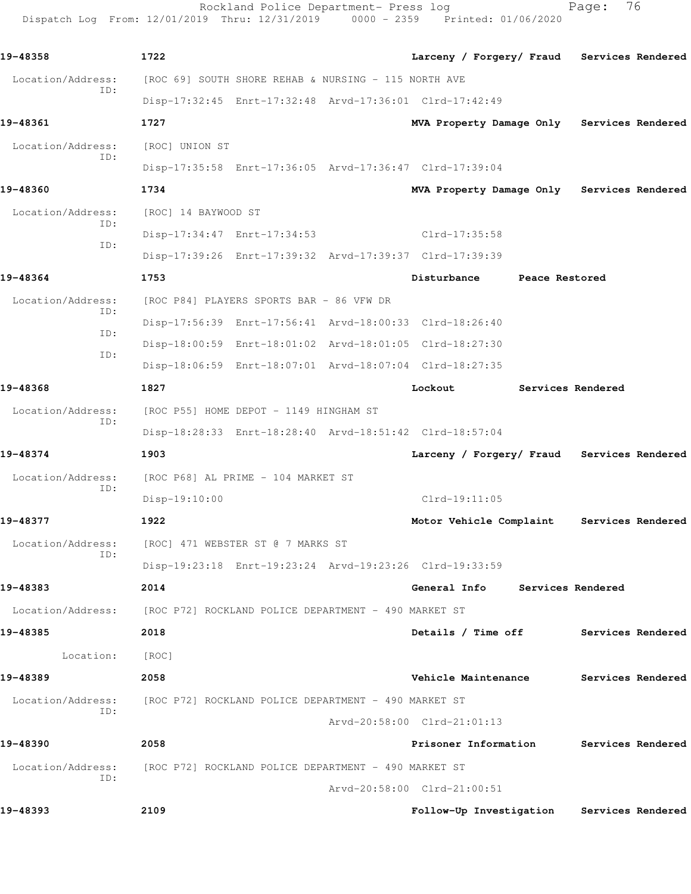**19-48358** 1722 Larceny / Forgery/ Fraud Services Rendered

Location/Address: [ROC 69] SOUTH SHORE REHAB & NURSING - 115 NORTH AVE
ID: Disp-17:32:45 Enrt-17:32:48 Arvd-17:36:01 Clrd-17:42:49

**19-48361** 1727 MVA Property Damage Only Services Rendered

Location/Address: [ROC] UNION ST
ID: Disp-17:35:58 Enrt-17:36:05 Arvd-17:36:47 Clrd-17:39:04

**19-48360** 1734 MVA Property Damage Only Services Rendered

Location/Address: [ROC] 14 BAYWOOD ST
ID: Disp-17:34:47 Enrt-17:34:53 Clrd-17:35:58
ID: Disp-17:39:26 Enrt-17:39:32 Arvd-17:39:37 Clrd-17:39:39

**19-48364** 1753 Disturbance Peace Restored

Location/Address: [ROC P84] PLAYERS SPORTS BAR - 86 VFW DR
ID: Disp-17:56:39 Enrt-17:56:41 Arvd-18:00:33 Clrd-18:26:40
ID: Disp-18:00:59 Enrt-18:01:02 Arvd-18:01:05 Clrd-18:27:30
ID: Disp-18:06:59 Enrt-18:07:01 Arvd-18:07:04 Clrd-18:27:35

**19-48368** 1827 Lockout Services Rendered

Location/Address: [ROC P55] HOME DEPOT - 1149 HINGHAM ST
ID: Disp-18:28:33 Enrt-18:28:40 Arvd-18:51:42 Clrd-18:57:04

**19-48374** 1903 Larceny / Forgery/ Fraud Services Rendered

Location/Address: [ROC P68] AL PRIME - 104 MARKET ST
ID: Disp-19:10:00 Clrd-19:11:05

**19-48377** 1922 Motor Vehicle Complaint Services Rendered

Location/Address: [ROC] 471 WEBSTER ST @ 7 MARKS ST
ID: Disp-19:23:18 Enrt-19:23:24 Arvd-19:23:26 Clrd-19:33:59

**19-48383** 2014 General Info Services Rendered

Location/Address: [ROC P72] ROCKLAND POLICE DEPARTMENT - 490 MARKET ST

**19-48385** 2018 Details / Time off Services Rendered

Location: [ROC]

**19-48389** 2058 Vehicle Maintenance Services Rendered

Location/Address: [ROC P72] ROCKLAND POLICE DEPARTMENT - 490 MARKET ST
ID: Arvd-20:58:00 Clrd-21:01:13

**19-48390** 2058 Prisoner Information Services Rendered

Location/Address: [ROC P72] ROCKLAND POLICE DEPARTMENT - 490 MARKET ST
ID: Arvd-20:58:00 Clrd-21:00:51

**19-48393** 2109 Follow-Up Investigation Services Rendered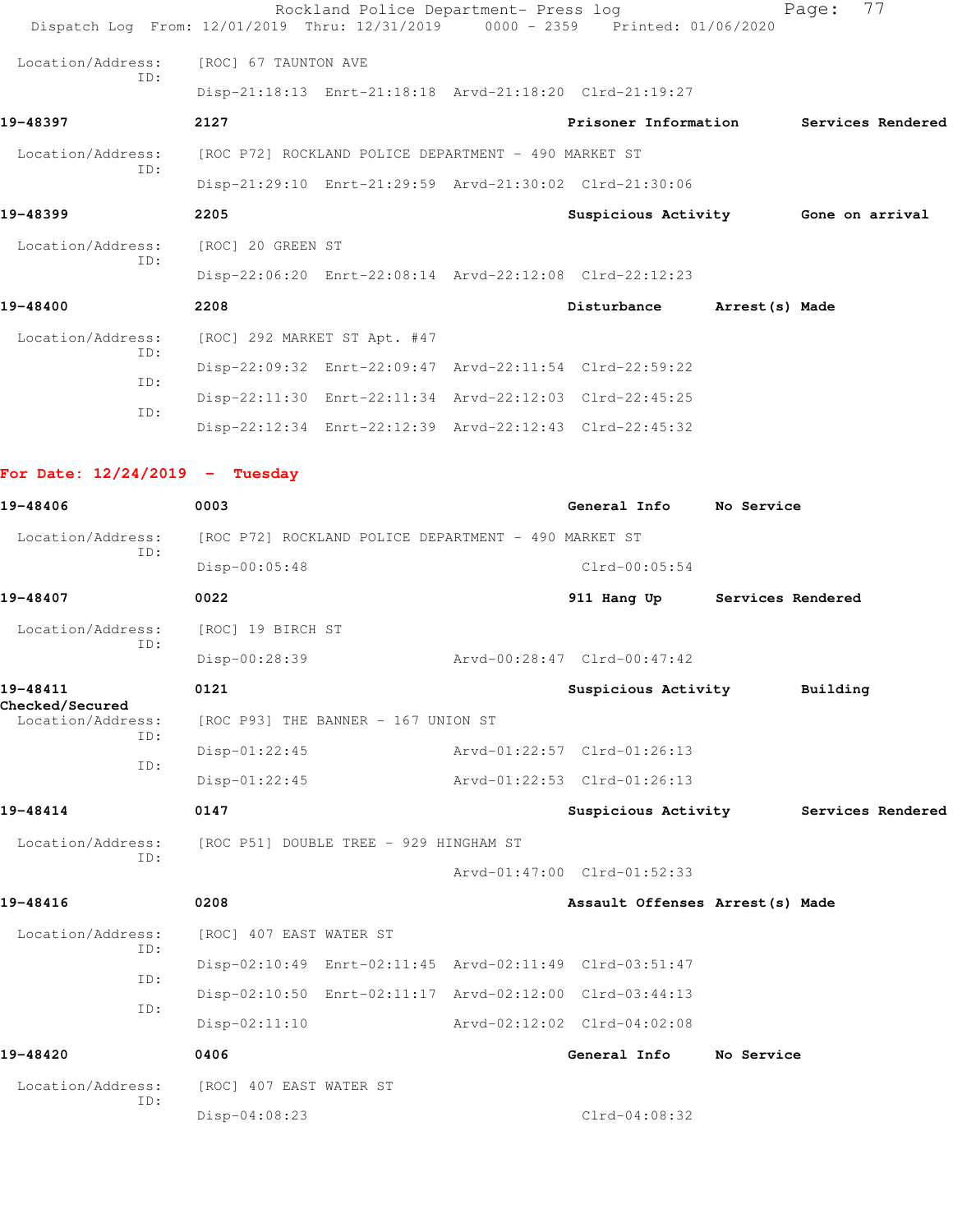Location/Address: [ROC] 67 TAUNTON AVE
ID:
Disp-21:18:13 Enrt-21:18:18 Arvd-21:18:20 Clrd-21:19:27

**19-48397** 2127 **Prisoner Information** **Services Rendered**

Location/Address: [ROC P72] ROCKLAND POLICE DEPARTMENT - 490 MARKET ST
ID:
Disp-21:29:10 Enrt-21:29:59 Arvd-21:30:02 Clrd-21:30:06

**19-48399** 2205 **Suspicious Activity** **Gone on arrival**

Location/Address: [ROC] 20 GREEN ST
ID:
Disp-22:06:20 Enrt-22:08:14 Arvd-22:12:08 Clrd-22:12:23

**19-48400** 2208 **Disturbance** **Arrest(s) Made**

Location/Address: [ROC] 292 MARKET ST Apt. #47
ID:
Disp-22:09:32 Enrt-22:09:47 Arvd-22:11:54 Clrd-22:59:22
ID:
Disp-22:11:30 Enrt-22:11:34 Arvd-22:12:03 Clrd-22:45:25
ID:
Disp-22:12:34 Enrt-22:12:39 Arvd-22:12:43 Clrd-22:45:32

**For Date: 12/24/2019 - Tuesday**

**19-48406** 0003 **General Info** **No Service**

Location/Address: [ROC P72] ROCKLAND POLICE DEPARTMENT - 490 MARKET ST
ID:
Disp-00:05:48 Clrd-00:05:54

**19-48407** 0022 **911 Hang Up** **Services Rendered**

Location/Address: [ROC] 19 BIRCH ST
ID:
Disp-00:28:39 Arvd-00:28:47 Clrd-00:47:42

**19-48411** 0121 **Suspicious Activity** **Building Checked/Secured**

Location/Address: [ROC P93] THE BANNER - 167 UNION ST
ID:
Disp-01:22:45 Arvd-01:22:57 Clrd-01:26:13
ID:
Disp-01:22:45 Arvd-01:22:53 Clrd-01:26:13

**19-48414** 0147 **Suspicious Activity** **Services Rendered**

Location/Address: [ROC P51] DOUBLE TREE - 929 HINGHAM ST
ID:
Arvd-01:47:00 Clrd-01:52:33

**19-48416** 0208 **Assault Offenses** **Arrest(s) Made**

Location/Address: [ROC] 407 EAST WATER ST
ID:
Disp-02:10:49 Enrt-02:11:45 Arvd-02:11:49 Clrd-03:51:47
ID:
Disp-02:10:50 Enrt-02:11:17 Arvd-02:12:00 Clrd-03:44:13
ID:
Disp-02:11:10 Arvd-02:12:02 Clrd-04:02:08

**19-48420** 0406 **General Info** **No Service**

Location/Address: [ROC] 407 EAST WATER ST
ID:
Disp-04:08:23 Clrd-04:08:32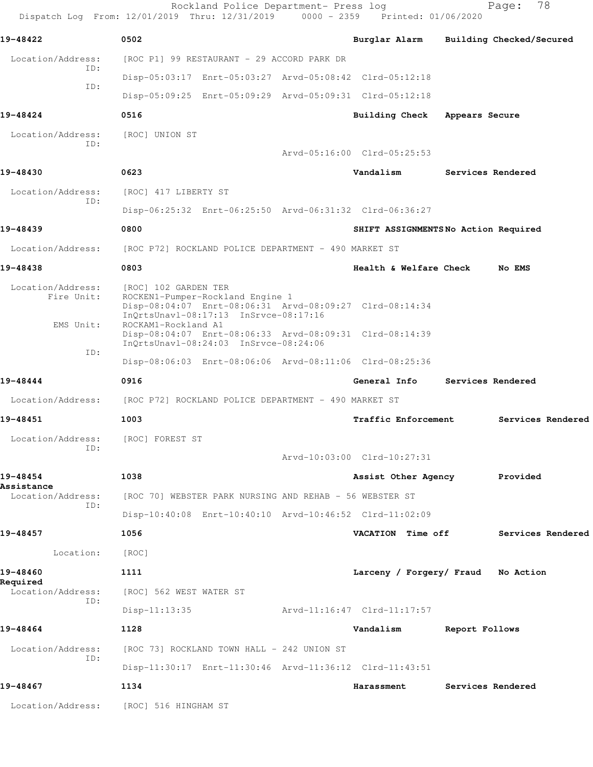Rockland Police Department- Press log

Dispatch Log From: 12/01/2019 Thru: 12/31/2019 0000 - 2359 Printed: 01/06/2020

**19-48422** 0502 **Burglar Alarm Building Checked/Secured**

Location/Address: [ROC P1] 99 RESTAURANT - 29 ACCORD PARK DR
ID: Disp-05:03:17 Enrt-05:03:27 Arvd-05:08:42 Clrd-05:12:18
ID: Disp-05:09:25 Enrt-05:09:29 Arvd-05:09:31 Clrd-05:12:18

**19-48424** 0516 **Building Check Appears Secure**

Location/Address: [ROC] UNION ST
ID: Arvd-05:16:00 Clrd-05:25:53

**19-48430** 0623 **Vandalism Services Rendered**

Location/Address: [ROC] 417 LIBERTY ST
ID: Disp-06:25:32 Enrt-06:25:50 Arvd-06:31:32 Clrd-06:36:27

**19-48439** 0800 **SHIFT ASSIGNMENTS No Action Required**

Location/Address: [ROC P72] ROCKLAND POLICE DEPARTMENT - 490 MARKET ST

**19-48438** 0803 **Health & Welfare Check No EMS**

Location/Address: [ROC] 102 GARDEN TER
Fire Unit: ROCKEN1-Pumper-Rockland Engine 1
Disp-08:04:07 Enrt-08:06:31 Arvd-08:09:27 Clrd-08:14:34
InQrtsUnavl-08:17:13 InSrvce-08:17:16
EMS Unit: ROCKAM1-Rockland A1
Disp-08:04:07 Enrt-08:06:33 Arvd-08:09:31 Clrd-08:14:39
InQrtsUnavl-08:24:03 InSrvce-08:24:06
ID: Disp-08:06:03 Enrt-08:06:06 Arvd-08:11:06 Clrd-08:25:36

**19-48444** 0916 **General Info Services Rendered**

Location/Address: [ROC P72] ROCKLAND POLICE DEPARTMENT - 490 MARKET ST

**19-48451** 1003 **Traffic Enforcement Services Rendered**

Location/Address: [ROC] FOREST ST
ID: Arvd-10:03:00 Clrd-10:27:31

**19-48454** 1038 **Assist Other Agency Provided Assistance**

Location/Address: [ROC 70] WEBSTER PARK NURSING AND REHAB - 56 WEBSTER ST
ID: Disp-10:40:08 Enrt-10:40:10 Arvd-10:46:52 Clrd-11:02:09

**19-48457** 1056 **VACATION Time off Services Rendered**

Location: [ROC]

**19-48460** 1111 **Larceny / Forgery/ Fraud No Action Required**

Location/Address: [ROC] 562 WEST WATER ST
ID: Disp-11:13:35 Arvd-11:16:47 Clrd-11:17:57

**19-48464** 1128 **Vandalism Report Follows**

Location/Address: [ROC 73] ROCKLAND TOWN HALL - 242 UNION ST
ID: Disp-11:30:17 Enrt-11:30:46 Arvd-11:36:12 Clrd-11:43:51

**19-48467** 1134 **Harassment Services Rendered**

Location/Address: [ROC] 516 HINGHAM ST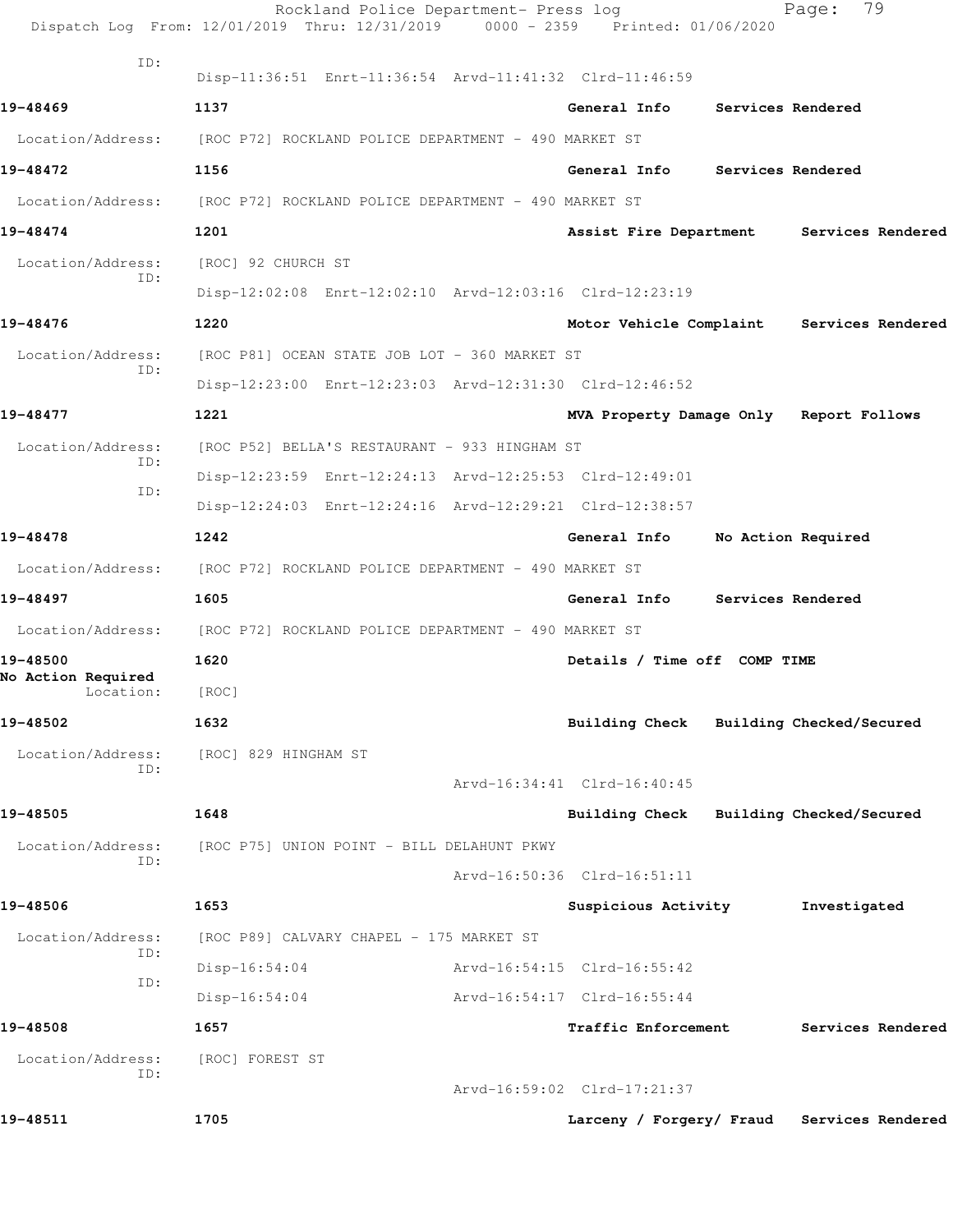ID:
Disp-11:36:51 Enrt-11:36:54 Arvd-11:41:32 Clrd-11:46:59

**19-48469** **1137** **General Info** **Services Rendered**

Location/Address: [ROC P72] ROCKLAND POLICE DEPARTMENT - 490 MARKET ST

**19-48472** **1156** **General Info** **Services Rendered**

Location/Address: [ROC P72] ROCKLAND POLICE DEPARTMENT - 490 MARKET ST

**19-48474** **1201** **Assist Fire Department** **Services Rendered**

Location/Address: [ROC] 92 CHURCH ST
ID:
Disp-12:02:08 Enrt-12:02:10 Arvd-12:03:16 Clrd-12:23:19

**19-48476** **1220** **Motor Vehicle Complaint** **Services Rendered**

Location/Address: [ROC P81] OCEAN STATE JOB LOT - 360 MARKET ST
ID:
Disp-12:23:00 Enrt-12:23:03 Arvd-12:31:30 Clrd-12:46:52

**19-48477** **1221** **MVA Property Damage Only** **Report Follows**

Location/Address: [ROC P52] BELLA'S RESTAURANT - 933 HINGHAM ST
ID:
Disp-12:23:59 Enrt-12:24:13 Arvd-12:25:53 Clrd-12:49:01
ID:
Disp-12:24:03 Enrt-12:24:16 Arvd-12:29:21 Clrd-12:38:57

**19-48478** **1242** **General Info** **No Action Required**

Location/Address: [ROC P72] ROCKLAND POLICE DEPARTMENT - 490 MARKET ST

**19-48497** **1605** **General Info** **Services Rendered**

Location/Address: [ROC P72] ROCKLAND POLICE DEPARTMENT - 490 MARKET ST

**19-48500** **1620** **Details / Time off** **COMP TIME**
**No Action Required**
Location: [ROC]

**19-48502** **1632** **Building Check** **Building Checked/Secured**

Location/Address: [ROC] 829 HINGHAM ST
ID:
Arvd-16:34:41 Clrd-16:40:45

**19-48505** **1648** **Building Check** **Building Checked/Secured**

Location/Address: [ROC P75] UNION POINT - BILL DELAHUNT PKWY
ID:
Arvd-16:50:36 Clrd-16:51:11

**19-48506** **1653** **Suspicious Activity** **Investigated**

Location/Address: [ROC P89] CALVARY CHAPEL - 175 MARKET ST
ID:
Disp-16:54:04 Arvd-16:54:15 Clrd-16:55:42
ID:
Disp-16:54:04 Arvd-16:54:17 Clrd-16:55:44

**19-48508** **1657** **Traffic Enforcement** **Services Rendered**

Location/Address: [ROC] FOREST ST
ID:
Arvd-16:59:02 Clrd-17:21:37

**19-48511** **1705** **Larceny / Forgery/ Fraud** **Services Rendered**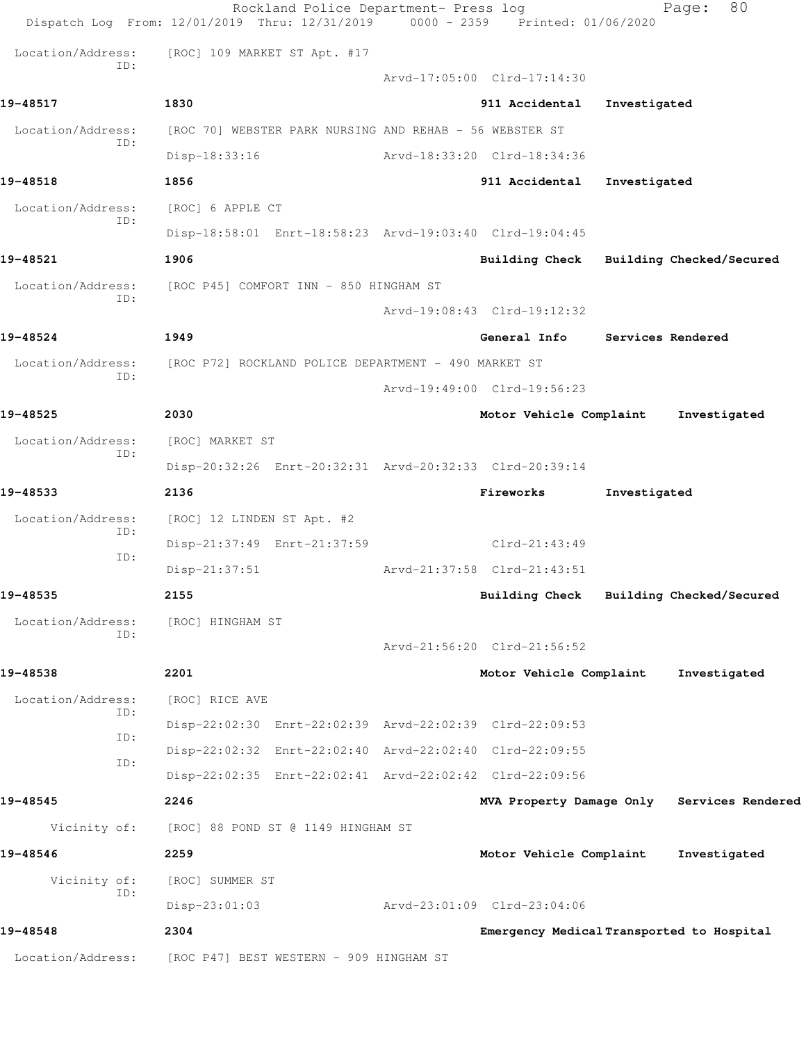Location/Address: [ROC] 109 MARKET ST Apt. #17
ID:
Arvd-17:05:00 Clrd-17:14:30

**19-48517** **1830** **911 Accidental** **Investigated**

Location/Address: [ROC 70] WEBSTER PARK NURSING AND REHAB - 56 WEBSTER ST
ID:
Disp-18:33:16 Arvd-18:33:20 Clrd-18:34:36

**19-48518** **1856** **911 Accidental** **Investigated**

Location/Address: [ROC] 6 APPLE CT
ID:
Disp-18:58:01 Enrt-18:58:23 Arvd-19:03:40 Clrd-19:04:45

**19-48521** **1906** **Building Check** **Building Checked/Secured**

Location/Address: [ROC P45] COMFORT INN - 850 HINGHAM ST
ID:
Arvd-19:08:43 Clrd-19:12:32

**19-48524** **1949** **General Info** **Services Rendered**

Location/Address: [ROC P72] ROCKLAND POLICE DEPARTMENT - 490 MARKET ST
ID:
Arvd-19:49:00 Clrd-19:56:23

**19-48525** **2030** **Motor Vehicle Complaint** **Investigated**

Location/Address: [ROC] MARKET ST
ID:
Disp-20:32:26 Enrt-20:32:31 Arvd-20:32:33 Clrd-20:39:14

**19-48533** **2136** **Fireworks** **Investigated**

Location/Address: [ROC] 12 LINDEN ST Apt. #2
ID:
Disp-21:37:49 Enrt-21:37:59 Clrd-21:43:49
ID:
Disp-21:37:51 Arvd-21:37:58 Clrd-21:43:51

**19-48535** **2155** **Building Check** **Building Checked/Secured**

Location/Address: [ROC] HINGHAM ST
ID:
Arvd-21:56:20 Clrd-21:56:52

**19-48538** **2201** **Motor Vehicle Complaint** **Investigated**

Location/Address: [ROC] RICE AVE
ID:
Disp-22:02:30 Enrt-22:02:39 Arvd-22:02:39 Clrd-22:09:53
ID:
Disp-22:02:32 Enrt-22:02:40 Arvd-22:02:40 Clrd-22:09:55
ID:
Disp-22:02:35 Enrt-22:02:41 Arvd-22:02:42 Clrd-22:09:56

**19-48545** **2246** **MVA Property Damage Only** **Services Rendered**

Vicinity of: [ROC] 88 POND ST @ 1149 HINGHAM ST

**19-48546** **2259** **Motor Vehicle Complaint** **Investigated**

Vicinity of: [ROC] SUMMER ST
ID:
Disp-23:01:03 Arvd-23:01:09 Clrd-23:04:06

**19-48548** **2304** **Emergency Medical** **Transported to Hospital**

Location/Address: [ROC P47] BEST WESTERN - 909 HINGHAM ST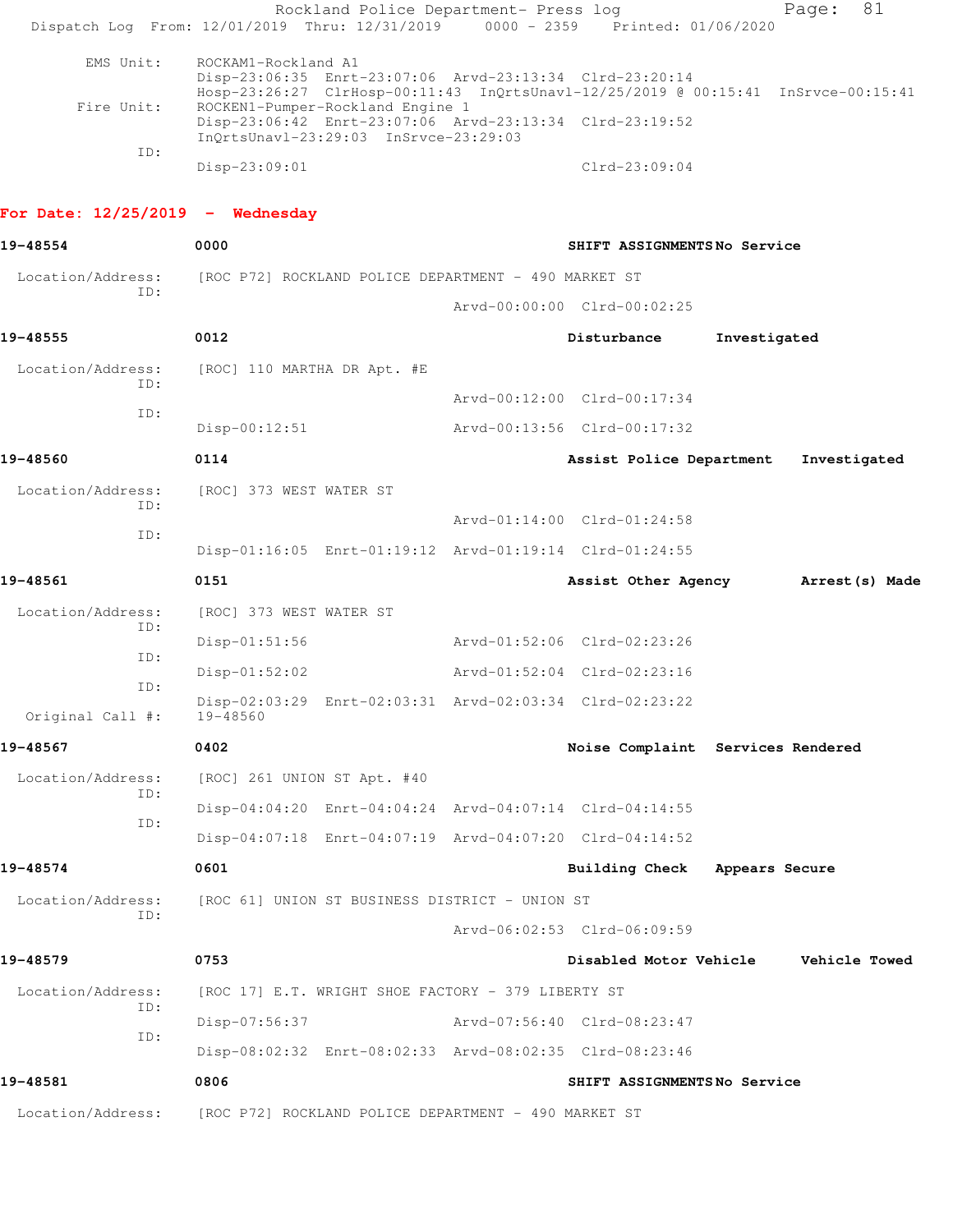Rockland Police Department- Press log
Dispatch Log From: 12/01/2019 Thru: 12/31/2019 0000 - 2359 Printed: 01/06/2020

EMS Unit: ROCKAM1-Rockland A1
Disp-23:06:35 Enrt-23:07:06 Arvd-23:13:34 Clrd-23:20:14
Hosp-23:26:27 ClrHosp-00:11:43 InQrtsUnavl-12/25/2019 @ 00:15:41 InSrvce-00:15:41
Fire Unit: ROCKEN1-Pumper-Rockland Engine 1
Disp-23:06:42 Enrt-23:07:06 Arvd-23:13:34 Clrd-23:19:52
InQrtsUnavl-23:29:03 InSrvce-23:29:03
ID:
Disp-23:09:01 Clrd-23:09:04

**For Date: 12/25/2019 - Wednesday**

**19-48554** **0000** **SHIFT ASSIGNMENTS No Service**

Location/Address: [ROC P72] ROCKLAND POLICE DEPARTMENT - 490 MARKET ST
ID:
Arvd-00:00:00 Clrd-00:02:25

**19-48555** **0012** **Disturbance Investigated**

Location/Address: [ROC] 110 MARTHA DR Apt. #E
ID:
Arvd-00:12:00 Clrd-00:17:34
ID:
Disp-00:12:51 Arvd-00:13:56 Clrd-00:17:32

**19-48560** **0114** **Assist Police Department Investigated**

Location/Address: [ROC] 373 WEST WATER ST
ID:
Arvd-01:14:00 Clrd-01:24:58
ID:
Disp-01:16:05 Enrt-01:19:12 Arvd-01:19:14 Clrd-01:24:55

**19-48561** **0151** **Assist Other Agency Arrest(s) Made**

Location/Address: [ROC] 373 WEST WATER ST
ID:
Disp-01:51:56 Arvd-01:52:06 Clrd-02:23:26
ID:
Disp-01:52:02 Arvd-01:52:04 Clrd-02:23:16
ID:
Disp-02:03:29 Enrt-02:03:31 Arvd-02:03:34 Clrd-02:23:22
Original Call #: 19-48560

**19-48567** **0402** **Noise Complaint Services Rendered**

Location/Address: [ROC] 261 UNION ST Apt. #40
ID:
Disp-04:04:20 Enrt-04:04:24 Arvd-04:07:14 Clrd-04:14:55
ID:
Disp-04:07:18 Enrt-04:07:19 Arvd-04:07:20 Clrd-04:14:52

**19-48574** **0601** **Building Check Appears Secure**

Location/Address: [ROC 61] UNION ST BUSINESS DISTRICT - UNION ST
ID:
Arvd-06:02:53 Clrd-06:09:59

**19-48579** **0753** **Disabled Motor Vehicle Vehicle Towed**

Location/Address: [ROC 17] E.T. WRIGHT SHOE FACTORY - 379 LIBERTY ST
ID:
Disp-07:56:37 Arvd-07:56:40 Clrd-08:23:47
ID:
Disp-08:02:32 Enrt-08:02:33 Arvd-08:02:35 Clrd-08:23:46

**19-48581** **0806** **SHIFT ASSIGNMENTS No Service**

Location/Address: [ROC P72] ROCKLAND POLICE DEPARTMENT - 490 MARKET ST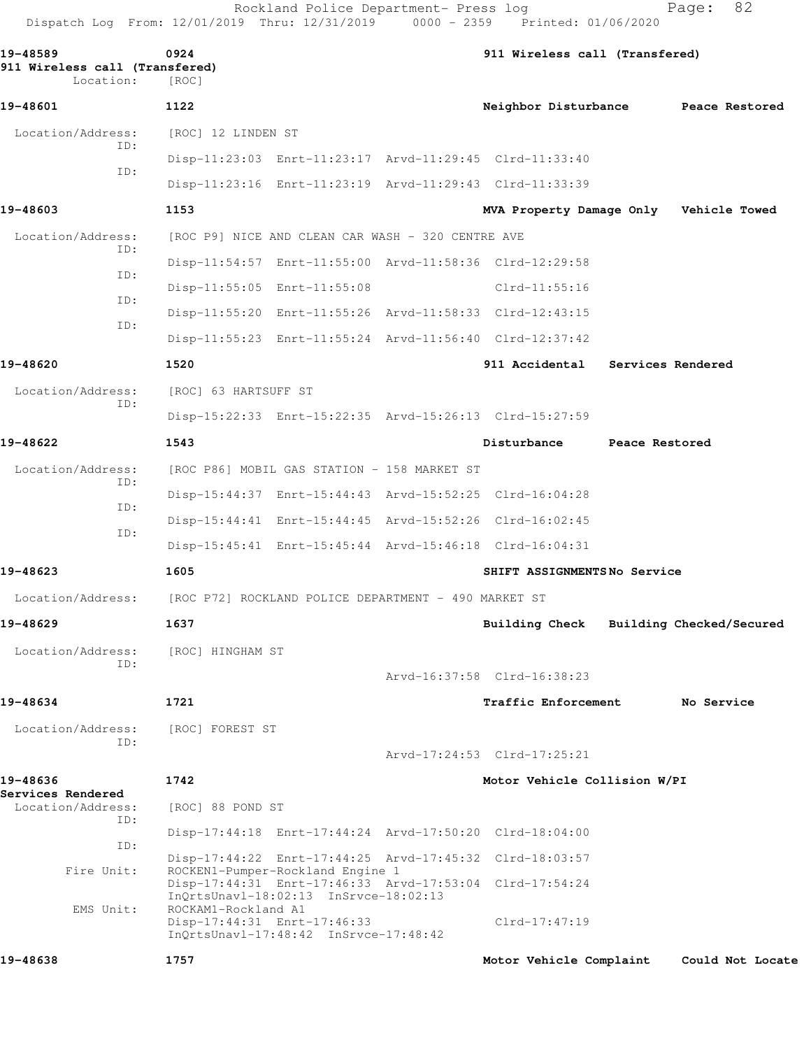**19-48589** 0924 911 Wireless call (Transfered)
911 Wireless call (Transfered)
Location: [ROC]

**19-48601** 1122 Neighbor Disturbance Peace Restored

Location/Address: [ROC] 12 LINDEN ST
ID:
Disp-11:23:03 Enrt-11:23:17 Arvd-11:29:45 Clrd-11:33:40
ID:
Disp-11:23:16 Enrt-11:23:19 Arvd-11:29:43 Clrd-11:33:39

**19-48603** 1153 MVA Property Damage Only Vehicle Towed

Location/Address: [ROC P9] NICE AND CLEAN CAR WASH - 320 CENTRE AVE
ID:
Disp-11:54:57 Enrt-11:55:00 Arvd-11:58:36 Clrd-12:29:58
ID:
Disp-11:55:05 Enrt-11:55:08 Clrd-11:55:16
ID:
Disp-11:55:20 Enrt-11:55:26 Arvd-11:58:33 Clrd-12:43:15
ID:
Disp-11:55:23 Enrt-11:55:24 Arvd-11:56:40 Clrd-12:37:42

**19-48620** 1520 911 Accidental Services Rendered

Location/Address: [ROC] 63 HARTSUFF ST
ID:
Disp-15:22:33 Enrt-15:22:35 Arvd-15:26:13 Clrd-15:27:59

**19-48622** 1543 Disturbance Peace Restored

Location/Address: [ROC P86] MOBIL GAS STATION - 158 MARKET ST
ID:
Disp-15:44:37 Enrt-15:44:43 Arvd-15:52:25 Clrd-16:04:28
ID:
Disp-15:44:41 Enrt-15:44:45 Arvd-15:52:26 Clrd-16:02:45
ID:
Disp-15:45:41 Enrt-15:45:44 Arvd-15:46:18 Clrd-16:04:31

**19-48623** 1605 SHIFT ASSIGNMENTS No Service

Location/Address: [ROC P72] ROCKLAND POLICE DEPARTMENT - 490 MARKET ST

**19-48629** 1637 Building Check Building Checked/Secured

Location/Address: [ROC] HINGHAM ST
ID:
Arvd-16:37:58 Clrd-16:38:23

**19-48634** 1721 Traffic Enforcement No Service

Location/Address: [ROC] FOREST ST
ID:
Arvd-17:24:53 Clrd-17:25:21

**19-48636** 1742 Motor Vehicle Collision W/PI
Services Rendered
Location/Address: [ROC] 88 POND ST
ID:
Disp-17:44:18 Enrt-17:44:24 Arvd-17:50:20 Clrd-18:04:00
ID:
Disp-17:44:22 Enrt-17:44:25 Arvd-17:45:32 Clrd-18:03:57
Fire Unit: ROCKEN1-Pumper-Rockland Engine 1
Disp-17:44:31 Enrt-17:46:33 Arvd-17:53:04 Clrd-17:54:24
InQrtsUnavl-18:02:13 InSrvce-18:02:13
EMS Unit: ROCKAM1-Rockland A1
Disp-17:44:31 Enrt-17:46:33 Clrd-17:47:19
InQrtsUnavl-17:48:42 InSrvce-17:48:42

**19-48638** 1757 Motor Vehicle Complaint Could Not Locate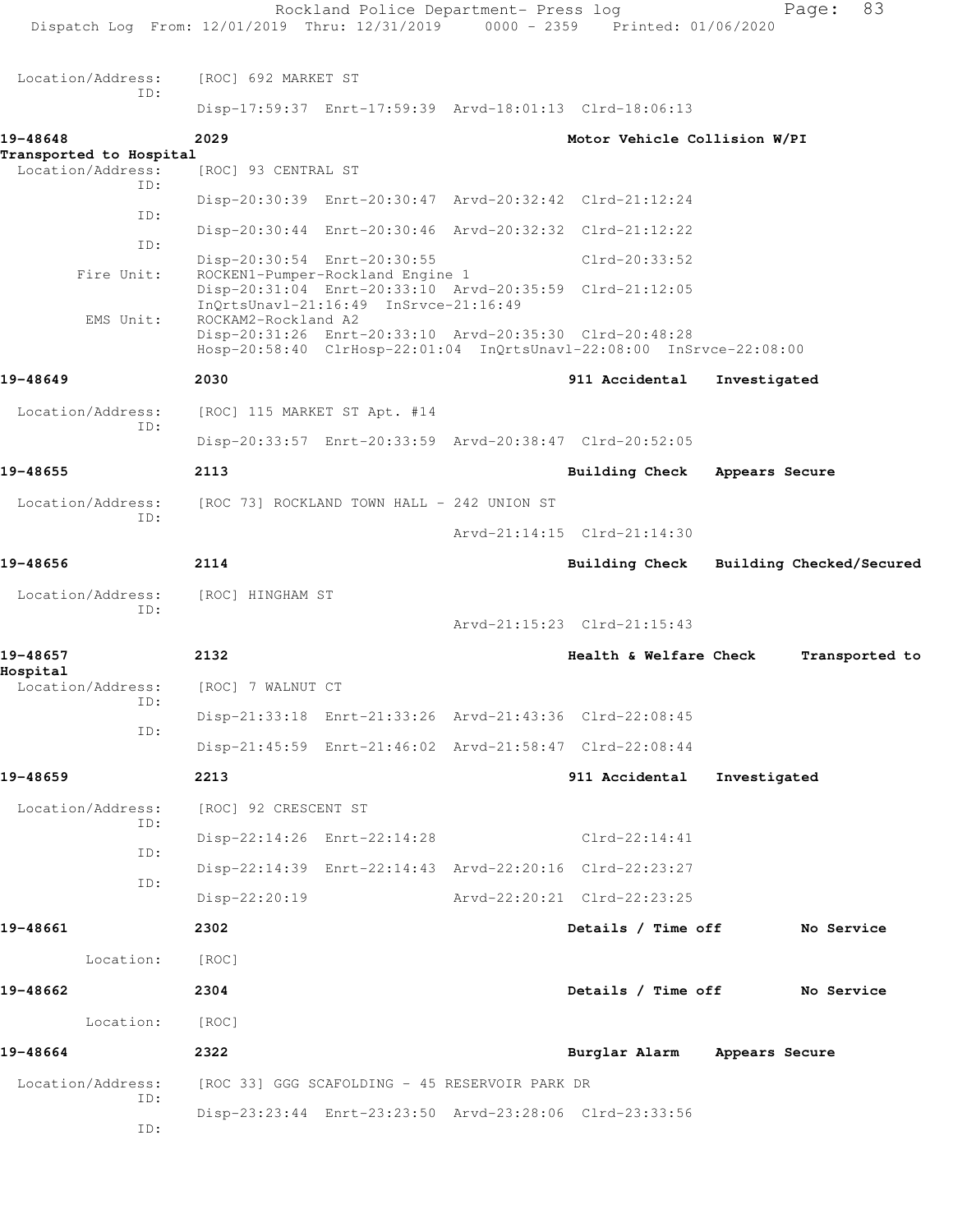Location/Address: [ROC] 692 MARKET ST
ID:
Disp-17:59:37 Enrt-17:59:39 Arvd-18:01:13 Clrd-18:06:13

**19-48648** **2029** **Motor Vehicle Collision W/PI**
**Transported to Hospital**
Location/Address: [ROC] 93 CENTRAL ST
ID:
Disp-20:30:39 Enrt-20:30:47 Arvd-20:32:42 Clrd-21:12:24
ID:
Disp-20:30:44 Enrt-20:30:46 Arvd-20:32:32 Clrd-21:12:22
ID:
Disp-20:30:54 Enrt-20:30:55 Clrd-20:33:52
Fire Unit: ROCKEN1-Pumper-Rockland Engine 1
Disp-20:31:04 Enrt-20:33:10 Arvd-20:35:59 Clrd-21:12:05
InQrtsUnavl-21:16:49 InSrvce-21:16:49
EMS Unit: ROCKAM2-Rockland A2
Disp-20:31:26 Enrt-20:33:10 Arvd-20:35:30 Clrd-20:48:28
Hosp-20:58:40 ClrHosp-22:01:04 InQrtsUnavl-22:08:00 InSrvce-22:08:00

**19-48649** **2030** **911 Accidental Investigated**

Location/Address: [ROC] 115 MARKET ST Apt. #14
ID:
Disp-20:33:57 Enrt-20:33:59 Arvd-20:38:47 Clrd-20:52:05

**19-48655** **2113** **Building Check Appears Secure**

Location/Address: [ROC 73] ROCKLAND TOWN HALL - 242 UNION ST
ID:
Arvd-21:14:15 Clrd-21:14:30

**19-48656** **2114** **Building Check Building Checked/Secured**

Location/Address: [ROC] HINGHAM ST
ID:
Arvd-21:15:23 Clrd-21:15:43

**19-48657** **2132** **Health & Welfare Check Transported to Hospital**
Location/Address: [ROC] 7 WALNUT CT
ID:
Disp-21:33:18 Enrt-21:33:26 Arvd-21:43:36 Clrd-22:08:45
ID:
Disp-21:45:59 Enrt-21:46:02 Arvd-21:58:47 Clrd-22:08:44

**19-48659** **2213** **911 Accidental Investigated**

Location/Address: [ROC] 92 CRESCENT ST
ID:
Disp-22:14:26 Enrt-22:14:28 Clrd-22:14:41
ID:
Disp-22:14:39 Enrt-22:14:43 Arvd-22:20:16 Clrd-22:23:27
ID:
Disp-22:20:19 Arvd-22:20:21 Clrd-22:23:25

**19-48661** **2302** **Details / Time off No Service**

Location: [ROC]

**19-48662** **2304** **Details / Time off No Service**

Location: [ROC]

**19-48664** **2322** **Burglar Alarm Appears Secure**

Location/Address: [ROC 33] GGG SCAFOLDING - 45 RESERVOIR PARK DR
ID:
Disp-23:23:44 Enrt-23:23:50 Arvd-23:28:06 Clrd-23:33:56
ID: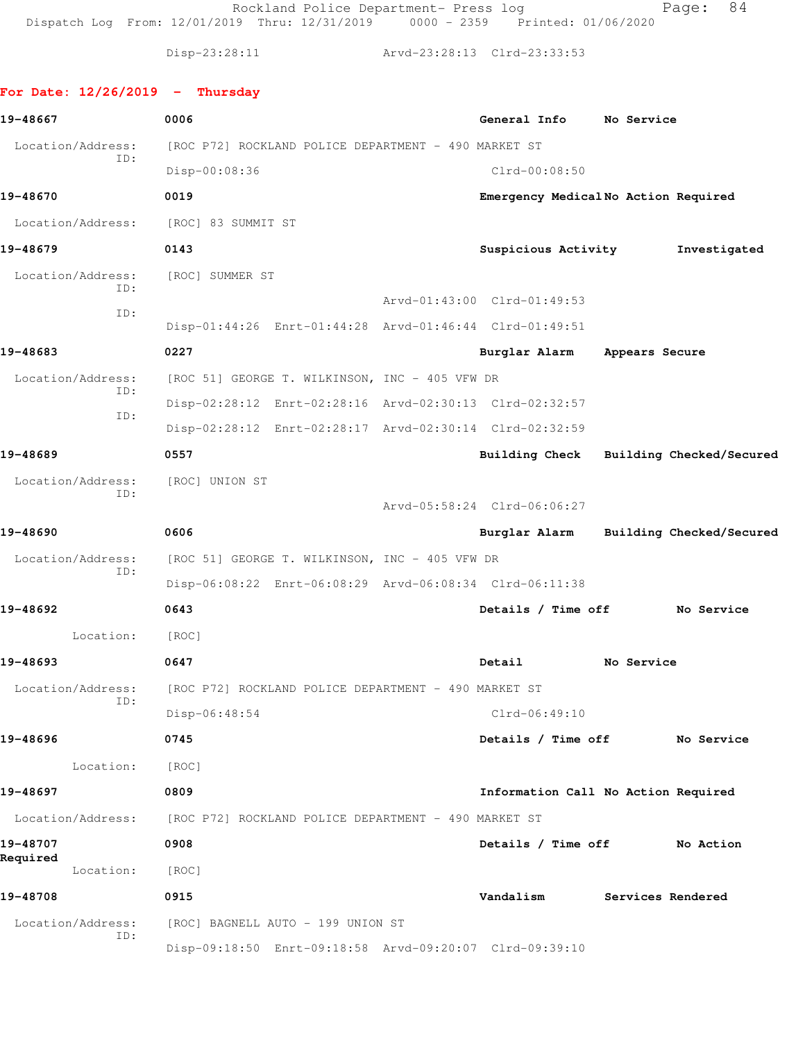Disp-23:28:11 Arvd-23:28:13 Clrd-23:33:53

## For Date: 12/26/2019 - Thursday

**19-48667** 0006 General Info No Service

Location/Address: [ROC P72] ROCKLAND POLICE DEPARTMENT - 490 MARKET ST
ID:
Disp-00:08:36 Clrd-00:08:50

**19-48670** 0019 Emergency Medical No Action Required

Location/Address: [ROC] 83 SUMMIT ST

**19-48679** 0143 Suspicious Activity Investigated

Location/Address: [ROC] SUMMER ST
ID:
Arvd-01:43:00 Clrd-01:49:53
ID:
Disp-01:44:26 Enrt-01:44:28 Arvd-01:46:44 Clrd-01:49:51

**19-48683** 0227 Burglar Alarm Appears Secure

Location/Address: [ROC 51] GEORGE T. WILKINSON, INC - 405 VFW DR
ID:
Disp-02:28:12 Enrt-02:28:16 Arvd-02:30:13 Clrd-02:32:57
ID:
Disp-02:28:12 Enrt-02:28:17 Arvd-02:30:14 Clrd-02:32:59

**19-48689** 0557 Building Check Building Checked/Secured

Location/Address: [ROC] UNION ST
ID:
Arvd-05:58:24 Clrd-06:06:27

**19-48690** 0606 Burglar Alarm Building Checked/Secured

Location/Address: [ROC 51] GEORGE T. WILKINSON, INC - 405 VFW DR
ID:
Disp-06:08:22 Enrt-06:08:29 Arvd-06:08:34 Clrd-06:11:38

**19-48692** 0643 Details / Time off No Service

Location: [ROC]

**19-48693** 0647 Detail No Service

Location/Address: [ROC P72] ROCKLAND POLICE DEPARTMENT - 490 MARKET ST
ID:
Disp-06:48:54 Clrd-06:49:10

**19-48696** 0745 Details / Time off No Service

Location: [ROC]

**19-48697** 0809 Information Call No Action Required

Location/Address: [ROC P72] ROCKLAND POLICE DEPARTMENT - 490 MARKET ST

**19-48707** 0908 Details / Time off No Action Required

Location: [ROC]

**19-48708** 0915 Vandalism Services Rendered

Location/Address: [ROC] BAGNELL AUTO - 199 UNION ST
ID:
Disp-09:18:50 Enrt-09:18:58 Arvd-09:20:07 Clrd-09:39:10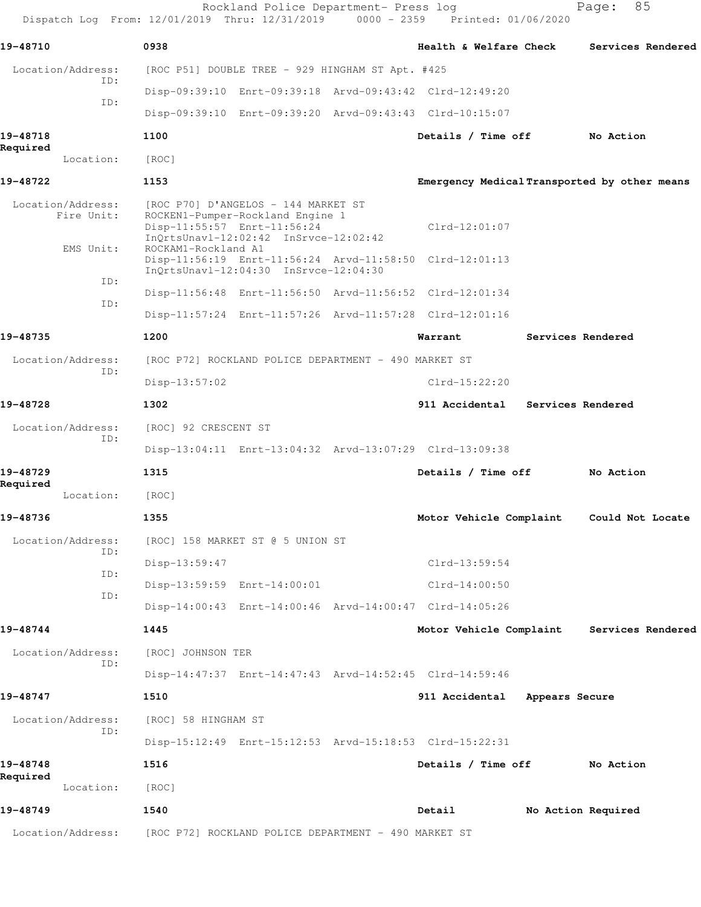**19-48710** 0938 Health & Welfare Check Services Rendered

Location/Address: [ROC P51] DOUBLE TREE - 929 HINGHAM ST Apt. #425
ID: Disp-09:39:10 Enrt-09:39:18 Arvd-09:43:42 Clrd-12:49:20
ID: Disp-09:39:10 Enrt-09:39:20 Arvd-09:43:43 Clrd-10:15:07

**19-48718** 1100 Details / Time off No Action Required

Location: [ROC]

**19-48722** 1153 Emergency Medical Transported by other means

Location/Address: [ROC P70] D'ANGELOS - 144 MARKET ST
Fire Unit: ROCKEN1-Pumper-Rockland Engine 1
Disp-11:55:57 Enrt-11:56:24 Clrd-12:01:07
InQrtsUnavl-12:02:42 InSrvce-12:02:42
EMS Unit: ROCKAM1-Rockland A1
Disp-11:56:19 Enrt-11:56:24 Arvd-11:58:50 Clrd-12:01:13
InQrtsUnavl-12:04:30 InSrvce-12:04:30
ID: Disp-11:56:48 Enrt-11:56:50 Arvd-11:56:52 Clrd-12:01:34
ID: Disp-11:57:24 Enrt-11:57:26 Arvd-11:57:28 Clrd-12:01:16

**19-48735** 1200 Warrant Services Rendered

Location/Address: [ROC P72] ROCKLAND POLICE DEPARTMENT - 490 MARKET ST
ID: Disp-13:57:02 Clrd-15:22:20

**19-48728** 1302 911 Accidental Services Rendered

Location/Address: [ROC] 92 CRESCENT ST
ID: Disp-13:04:11 Enrt-13:04:32 Arvd-13:07:29 Clrd-13:09:38

**19-48729** 1315 Details / Time off No Action Required

Location: [ROC]

**19-48736** 1355 Motor Vehicle Complaint Could Not Locate

Location/Address: [ROC] 158 MARKET ST @ 5 UNION ST
ID: Disp-13:59:47 Clrd-13:59:54
ID: Disp-13:59:59 Enrt-14:00:01 Clrd-14:00:50
ID: Disp-14:00:43 Enrt-14:00:46 Arvd-14:00:47 Clrd-14:05:26

**19-48744** 1445 Motor Vehicle Complaint Services Rendered

Location/Address: [ROC] JOHNSON TER
ID: Disp-14:47:37 Enrt-14:47:43 Arvd-14:52:45 Clrd-14:59:46

**19-48747** 1510 911 Accidental Appears Secure

Location/Address: [ROC] 58 HINGHAM ST
ID: Disp-15:12:49 Enrt-15:12:53 Arvd-15:18:53 Clrd-15:22:31

**19-48748** 1516 Details / Time off No Action Required

Location: [ROC]

**19-48749** 1540 Detail No Action Required

Location/Address: [ROC P72] ROCKLAND POLICE DEPARTMENT - 490 MARKET ST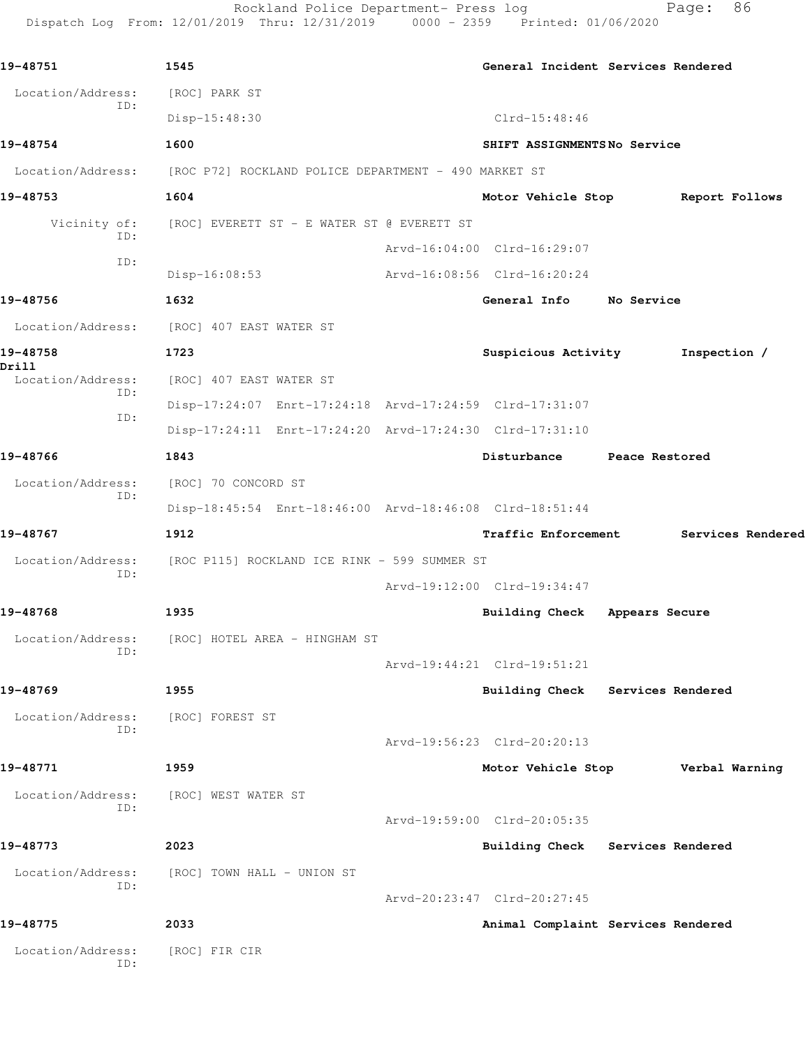| | | | |
|---|---|---|---|
| **19-48751** | **1545** | **General Incident** | **Services Rendered** |
| Location/Address: | [ROC] PARK ST | | |
| ID: | Disp-15:48:30 | Clrd-15:48:46 | |
| **19-48754** | **1600** | **SHIFT ASSIGNMENTS** | **No Service** |
| Location/Address: | [ROC P72] ROCKLAND POLICE DEPARTMENT - 490 MARKET ST | | |
| **19-48753** | **1604** | **Motor Vehicle Stop** | **Report Follows** |
| Vicinity of: | [ROC] EVERETT ST - E WATER ST @ EVERETT ST | | |
| ID: | | Arvd-16:04:00 Clrd-16:29:07 | |
| ID: | Disp-16:08:53 | Arvd-16:08:56 Clrd-16:20:24 | |
| **19-48756** | **1632** | **General Info** | **No Service** |
| Location/Address: | [ROC] 407 EAST WATER ST | | |
| **19-48758** | **1723** | **Suspicious Activity** | **Inspection / Drill** |
| Location/Address: | [ROC] 407 EAST WATER ST | | |
| ID: | Disp-17:24:07 Enrt-17:24:18 | Arvd-17:24:59 Clrd-17:31:07 | |
| ID: | Disp-17:24:11 Enrt-17:24:20 | Arvd-17:24:30 Clrd-17:31:10 | |
| **19-48766** | **1843** | **Disturbance** | **Peace Restored** |
| Location/Address: | [ROC] 70 CONCORD ST | | |
| ID: | Disp-18:45:54 Enrt-18:46:00 | Arvd-18:46:08 Clrd-18:51:44 | |
| **19-48767** | **1912** | **Traffic Enforcement** | **Services Rendered** |
| Location/Address: | [ROC P115] ROCKLAND ICE RINK - 599 SUMMER ST | | |
| ID: | | Arvd-19:12:00 Clrd-19:34:47 | |
| **19-48768** | **1935** | **Building Check** | **Appears Secure** |
| Location/Address: | [ROC] HOTEL AREA - HINGHAM ST | | |
| ID: | | Arvd-19:44:21 Clrd-19:51:21 | |
| **19-48769** | **1955** | **Building Check** | **Services Rendered** |
| Location/Address: | [ROC] FOREST ST | | |
| ID: | | Arvd-19:56:23 Clrd-20:20:13 | |
| **19-48771** | **1959** | **Motor Vehicle Stop** | **Verbal Warning** |
| Location/Address: | [ROC] WEST WATER ST | | |
| ID: | | Arvd-19:59:00 Clrd-20:05:35 | |
| **19-48773** | **2023** | **Building Check** | **Services Rendered** |
| Location/Address: | [ROC] TOWN HALL - UNION ST | | |
| ID: | | Arvd-20:23:47 Clrd-20:27:45 | |
| **19-48775** | **2033** | **Animal Complaint** | **Services Rendered** |
| Location/Address: | [ROC] FIR CIR | | |
| ID: | | | |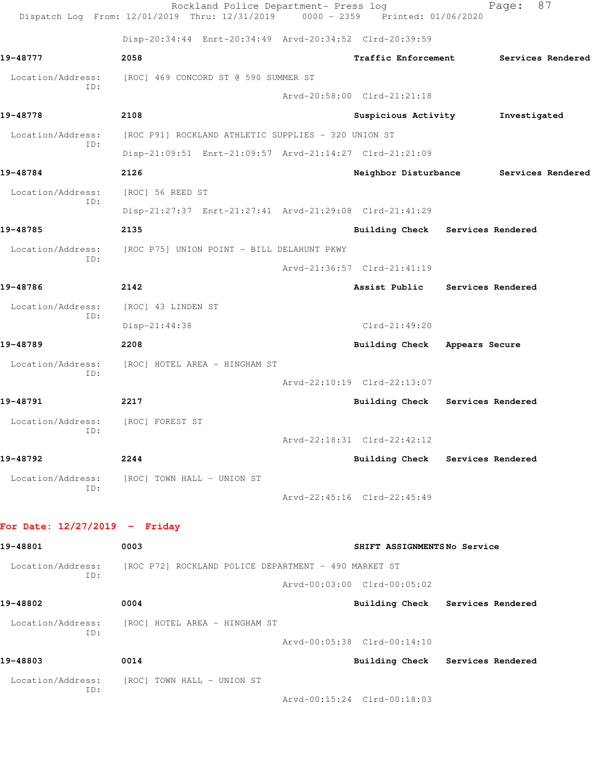Disp-20:34:44 Enrt-20:34:49 Arvd-20:34:52 Clrd-20:39:59

**19-48777** **2058** **Traffic Enforcement** **Services Rendered**

Location/Address: [ROC] 469 CONCORD ST @ 590 SUMMER ST
ID:
Arvd-20:58:00 Clrd-21:21:18

**19-48778** **2108** **Suspicious Activity** **Investigated**

Location/Address: [ROC P91] ROCKLAND ATHLETIC SUPPLIES - 320 UNION ST
ID:
Disp-21:09:51 Enrt-21:09:57 Arvd-21:14:27 Clrd-21:21:09

**19-48784** **2126** **Neighbor Disturbance** **Services Rendered**

Location/Address: [ROC] 56 REED ST
ID:
Disp-21:27:37 Enrt-21:27:41 Arvd-21:29:08 Clrd-21:41:29

**19-48785** **2135** **Building Check** **Services Rendered**

Location/Address: [ROC P75] UNION POINT - BILL DELAHUNT PKWY
ID:
Arvd-21:36:57 Clrd-21:41:19

**19-48786** **2142** **Assist Public** **Services Rendered**

Location/Address: [ROC] 43 LINDEN ST
ID:
Disp-21:44:38 Clrd-21:49:20

**19-48789** **2208** **Building Check** **Appears Secure**

Location/Address: [ROC] HOTEL AREA - HINGHAM ST
ID:
Arvd-22:10:19 Clrd-22:13:07

**19-48791** **2217** **Building Check** **Services Rendered**

Location/Address: [ROC] FOREST ST
ID:
Arvd-22:18:31 Clrd-22:42:12

**19-48792** **2244** **Building Check** **Services Rendered**

Location/Address: [ROC] TOWN HALL - UNION ST
ID:
Arvd-22:45:16 Clrd-22:45:49

**For Date: 12/27/2019 - Friday**

**19-48801** **0003** **SHIFT ASSIGNMENTS** **No Service**

Location/Address: [ROC P72] ROCKLAND POLICE DEPARTMENT - 490 MARKET ST
ID:
Arvd-00:03:00 Clrd-00:05:02

**19-48802** **0004** **Building Check** **Services Rendered**

Location/Address: [ROC] HOTEL AREA - HINGHAM ST
ID:
Arvd-00:05:38 Clrd-00:14:10

**19-48803** **0014** **Building Check** **Services Rendered**

Location/Address: [ROC] TOWN HALL - UNION ST
ID:
Arvd-00:15:24 Clrd-00:18:03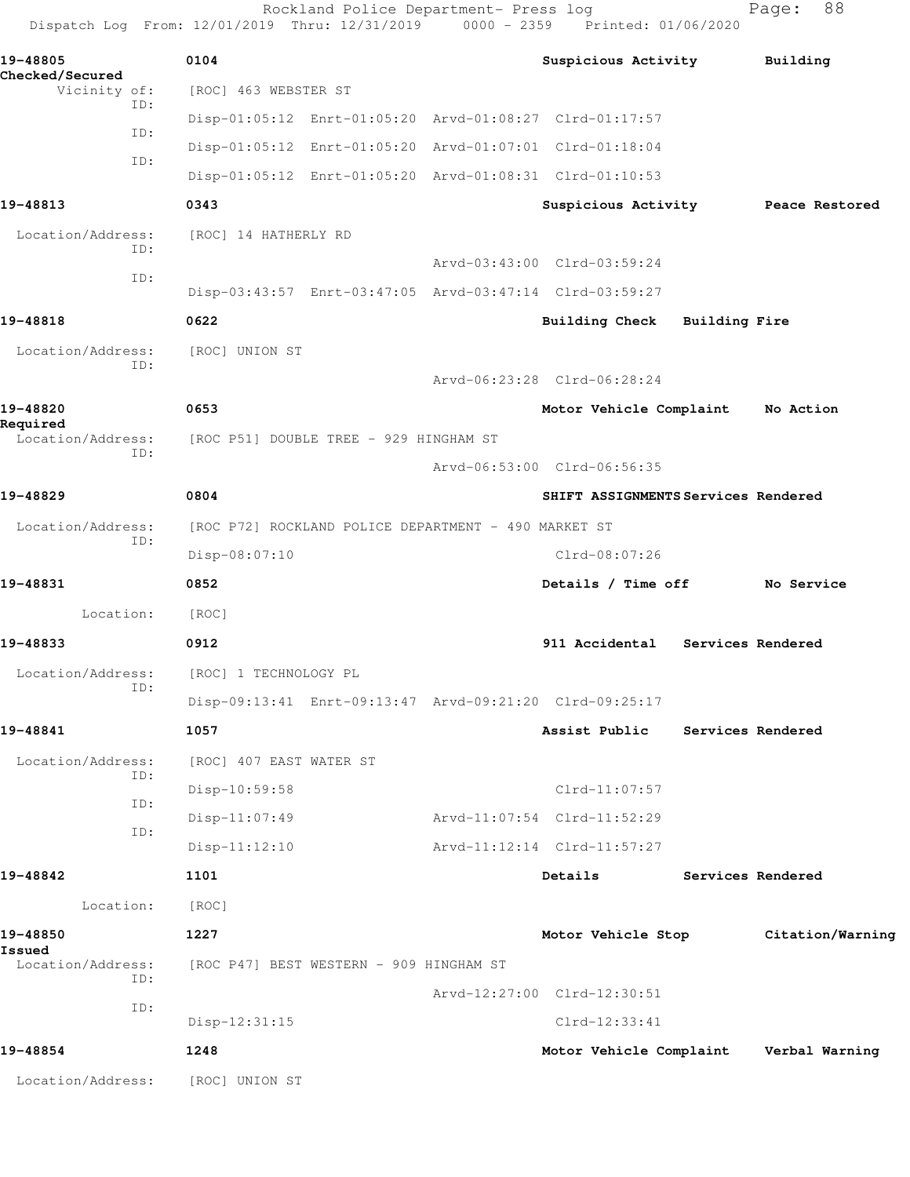Rockland Police Department- Press log

Dispatch Log From: 12/01/2019 Thru: 12/31/2019 0000 - 2359 Printed: 01/06/2020

**19-48805** 0104 Suspicious Activity Building Checked/Secured

Vicinity of: [ROC] 463 WEBSTER ST

ID: Disp-01:05:12 Enrt-01:05:20 Arvd-01:08:27 Clrd-01:17:57

ID: Disp-01:05:12 Enrt-01:05:20 Arvd-01:07:01 Clrd-01:18:04

ID: Disp-01:05:12 Enrt-01:05:20 Arvd-01:08:31 Clrd-01:10:53

**19-48813** 0343 Suspicious Activity Peace Restored

Location/Address: [ROC] 14 HATHERLY RD

ID: Arvd-03:43:00 Clrd-03:59:24

ID: Disp-03:43:57 Enrt-03:47:05 Arvd-03:47:14 Clrd-03:59:27

**19-48818** 0622 Building Check Building Fire

Location/Address: [ROC] UNION ST

ID: Arvd-06:23:28 Clrd-06:28:24

**19-48820** 0653 Motor Vehicle Complaint No Action Required

Location/Address: [ROC P51] DOUBLE TREE - 929 HINGHAM ST

ID: Arvd-06:53:00 Clrd-06:56:35

**19-48829** 0804 SHIFT ASSIGNMENTS Services Rendered

Location/Address: [ROC P72] ROCKLAND POLICE DEPARTMENT - 490 MARKET ST

ID: Disp-08:07:10 Clrd-08:07:26

**19-48831** 0852 Details / Time off No Service

Location: [ROC]

**19-48833** 0912 911 Accidental Services Rendered

Location/Address: [ROC] 1 TECHNOLOGY PL

ID: Disp-09:13:41 Enrt-09:13:47 Arvd-09:21:20 Clrd-09:25:17

**19-48841** 1057 Assist Public Services Rendered

Location/Address: [ROC] 407 EAST WATER ST

ID: Disp-10:59:58 Clrd-11:07:57

ID: Disp-11:07:49 Arvd-11:07:54 Clrd-11:52:29

ID: Disp-11:12:10 Arvd-11:12:14 Clrd-11:57:27

**19-48842** 1101 Details Services Rendered

Location: [ROC]

**19-48850** 1227 Motor Vehicle Stop Citation/Warning Issued

Location/Address: [ROC P47] BEST WESTERN - 909 HINGHAM ST

ID: Arvd-12:27:00 Clrd-12:30:51

ID: Disp-12:31:15 Clrd-12:33:41

**19-48854** 1248 Motor Vehicle Complaint Verbal Warning

Location/Address: [ROC] UNION ST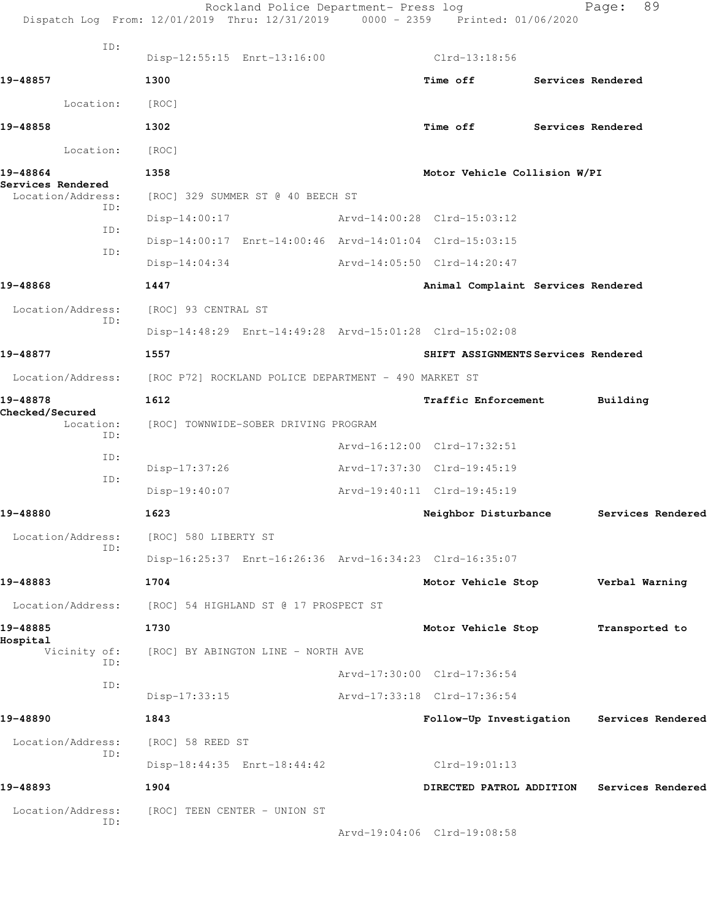ID:

Disp-12:55:15 Enrt-13:16:00 Clrd-13:18:56

**19-48857** 1300 **Time off** **Services Rendered**

Location: [ROC]

**19-48858** 1302 **Time off** **Services Rendered**

Location: [ROC]

**19-48864** 1358 **Motor Vehicle Collision W/PI** **Services Rendered**

Location/Address: [ROC] 329 SUMMER ST @ 40 BEECH ST

ID: Disp-14:00:17 Arvd-14:00:28 Clrd-15:03:12

ID: Disp-14:00:17 Enrt-14:00:46 Arvd-14:01:04 Clrd-15:03:15

ID: Disp-14:04:34 Arvd-14:05:50 Clrd-14:20:47

**19-48868** 1447 **Animal Complaint** **Services Rendered**

Location/Address: [ROC] 93 CENTRAL ST

ID: Disp-14:48:29 Enrt-14:49:28 Arvd-15:01:28 Clrd-15:02:08

**19-48877** 1557 **SHIFT ASSIGNMENTS** **Services Rendered**

Location/Address: [ROC P72] ROCKLAND POLICE DEPARTMENT - 490 MARKET ST

**19-48878** 1612 **Traffic Enforcement** **Building Checked/Secured**

Location: [ROC] TOWNWIDE-SOBER DRIVING PROGRAM

ID: Arvd-16:12:00 Clrd-17:32:51

ID: Disp-17:37:26 Arvd-17:37:30 Clrd-19:45:19

ID: Disp-19:40:07 Arvd-19:40:11 Clrd-19:45:19

**19-48880** 1623 **Neighbor Disturbance** **Services Rendered**

Location/Address: [ROC] 580 LIBERTY ST

ID: Disp-16:25:37 Enrt-16:26:36 Arvd-16:34:23 Clrd-16:35:07

**19-48883** 1704 **Motor Vehicle Stop** **Verbal Warning**

Location/Address: [ROC] 54 HIGHLAND ST @ 17 PROSPECT ST

**19-48885** 1730 **Motor Vehicle Stop** **Transported to Hospital**

Vicinity of: [ROC] BY ABINGTON LINE - NORTH AVE

ID: Arvd-17:30:00 Clrd-17:36:54

ID: Disp-17:33:15 Arvd-17:33:18 Clrd-17:36:54

**19-48890** 1843 **Follow-Up Investigation** **Services Rendered**

Location/Address: [ROC] 58 REED ST

ID: Disp-18:44:35 Enrt-18:44:42 Clrd-19:01:13

**19-48893** 1904 **DIRECTED PATROL ADDITION** **Services Rendered**

Location/Address: [ROC] TEEN CENTER - UNION ST

ID: Arvd-19:04:06 Clrd-19:08:58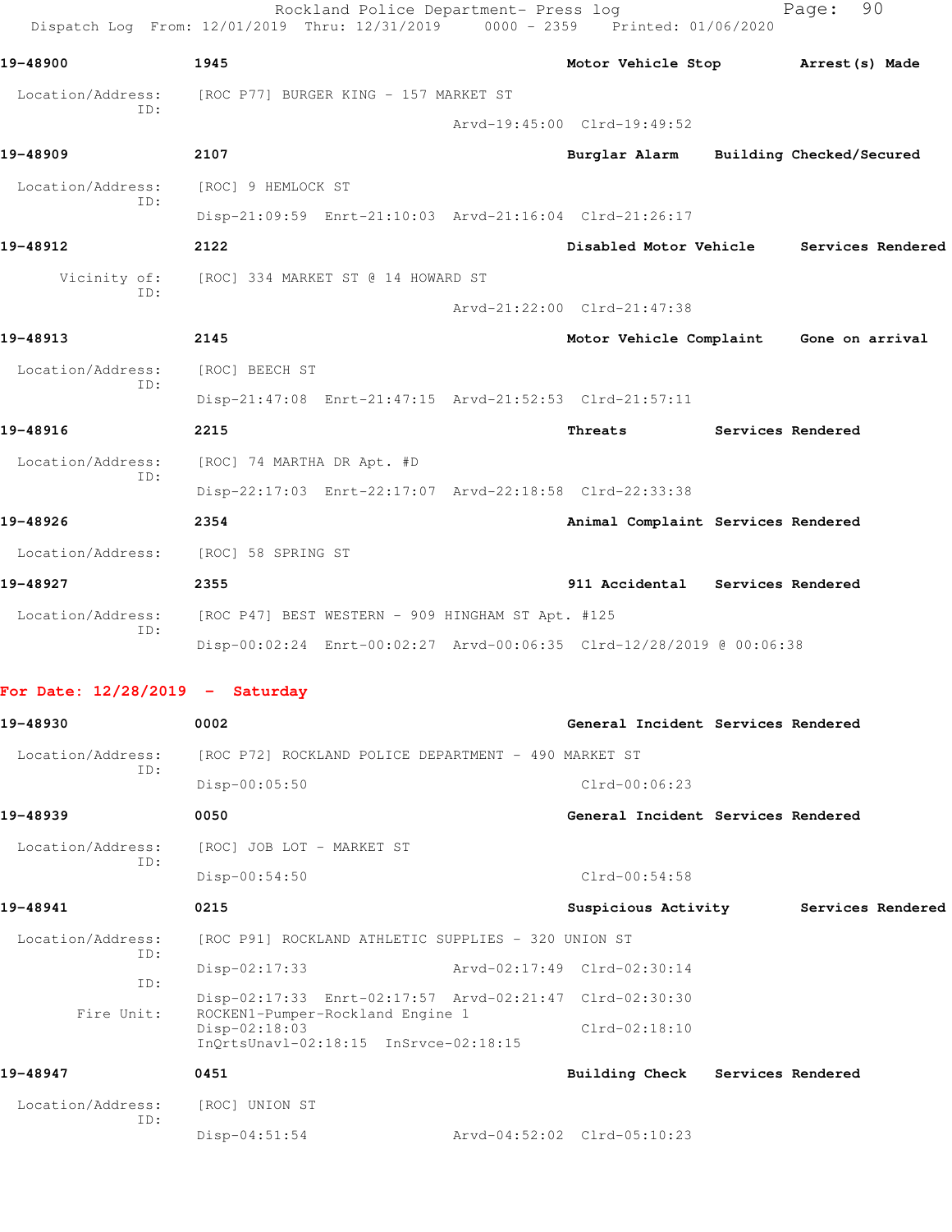Rockland Police Department- Press log
Dispatch Log From: 12/01/2019 Thru: 12/31/2019 0000 - 2359 Printed: 01/06/2020

**19-48900** 1945 **Motor Vehicle Stop** **Arrest(s) Made**

Location/Address: [ROC P77] BURGER KING - 157 MARKET ST
ID:
Arvd-19:45:00 Clrd-19:49:52

**19-48909** 2107 **Burglar Alarm** **Building Checked/Secured**

Location/Address: [ROC] 9 HEMLOCK ST
ID:
Disp-21:09:59 Enrt-21:10:03 Arvd-21:16:04 Clrd-21:26:17

**19-48912** 2122 **Disabled Motor Vehicle** **Services Rendered**

Vicinity of: [ROC] 334 MARKET ST @ 14 HOWARD ST
ID:
Arvd-21:22:00 Clrd-21:47:38

**19-48913** 2145 **Motor Vehicle Complaint** **Gone on arrival**

Location/Address: [ROC] BEECH ST
ID:
Disp-21:47:08 Enrt-21:47:15 Arvd-21:52:53 Clrd-21:57:11

**19-48916** 2215 **Threats** **Services Rendered**

Location/Address: [ROC] 74 MARTHA DR Apt. #D
ID:
Disp-22:17:03 Enrt-22:17:07 Arvd-22:18:58 Clrd-22:33:38

**19-48926** 2354 **Animal Complaint** **Services Rendered**

Location/Address: [ROC] 58 SPRING ST

**19-48927** 2355 **911 Accidental** **Services Rendered**

Location/Address: [ROC P47] BEST WESTERN - 909 HINGHAM ST Apt. #125
ID:
Disp-00:02:24 Enrt-00:02:27 Arvd-00:06:35 Clrd-12/28/2019 @ 00:06:38

## For Date: 12/28/2019 - Saturday

**19-48930** 0002 **General Incident** **Services Rendered**

Location/Address: [ROC P72] ROCKLAND POLICE DEPARTMENT - 490 MARKET ST
ID:
Disp-00:05:50 Clrd-00:06:23

**19-48939** 0050 **General Incident** **Services Rendered**

Location/Address: [ROC] JOB LOT - MARKET ST
ID:
Disp-00:54:50 Clrd-00:54:58

**19-48941** 0215 **Suspicious Activity** **Services Rendered**

Location/Address: [ROC P91] ROCKLAND ATHLETIC SUPPLIES - 320 UNION ST
ID:
Disp-02:17:33 Arvd-02:17:49 Clrd-02:30:14
ID:
Disp-02:17:33 Enrt-02:17:57 Arvd-02:21:47 Clrd-02:30:30
Fire Unit: ROCKEN1-Pumper-Rockland Engine 1
Disp-02:18:03 Clrd-02:18:10
InQrtsUnavl-02:18:15 InSrvce-02:18:15

**19-48947** 0451 **Building Check** **Services Rendered**

Location/Address: [ROC] UNION ST
ID:
Disp-04:51:54 Arvd-04:52:02 Clrd-05:10:23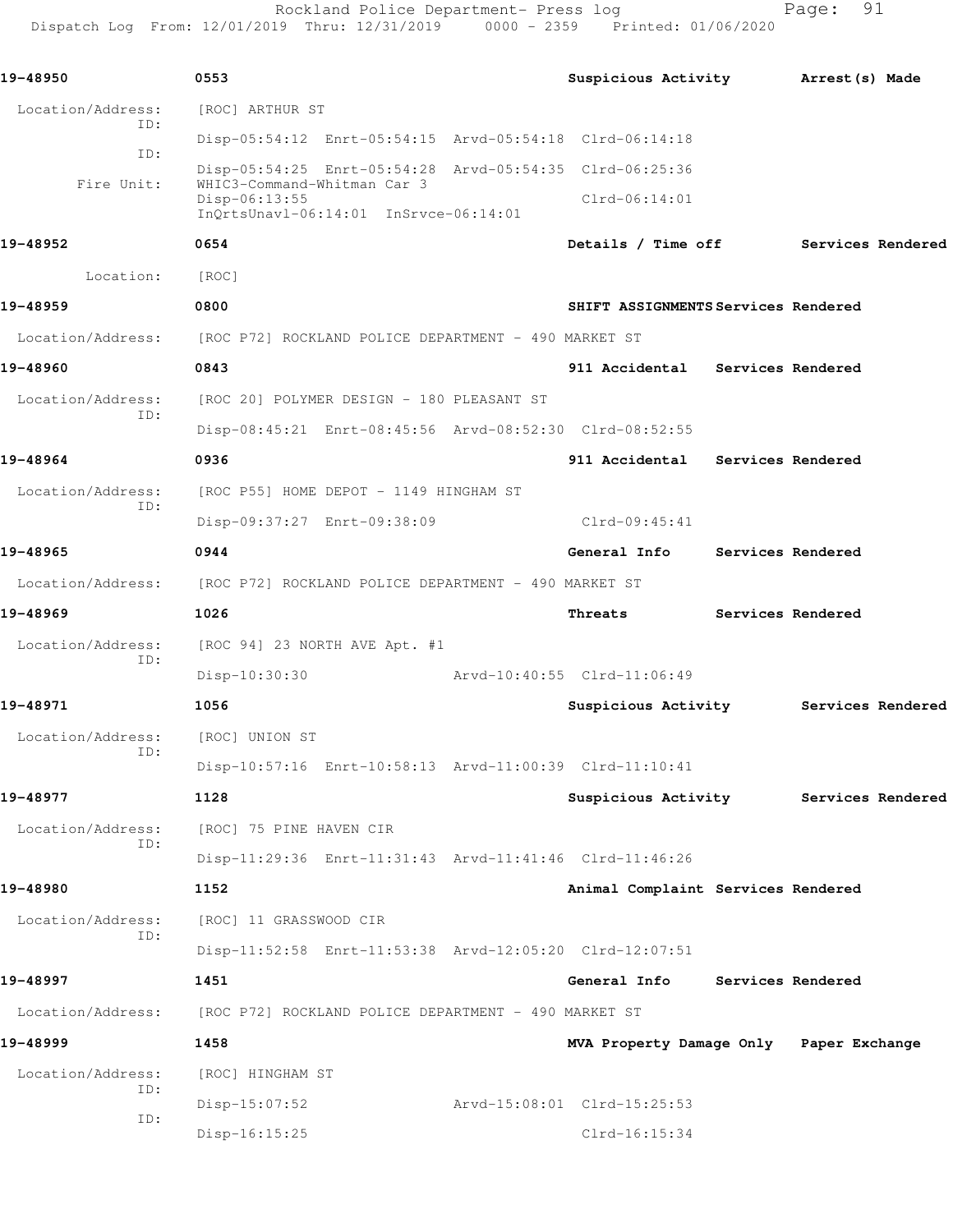Rockland Police Department- Press log
Dispatch Log From: 12/01/2019 Thru: 12/31/2019 0000 - 2359 Printed: 01/06/2020

**19-48950** 0553 **Suspicious Activity** **Arrest(s) Made**

Location/Address: [ROC] ARTHUR ST
ID: Disp-05:54:12 Enrt-05:54:15 Arvd-05:54:18 Clrd-06:14:18
ID: Disp-05:54:25 Enrt-05:54:28 Arvd-05:54:35 Clrd-06:25:36
Fire Unit: WHIC3-Command-Whitman Car 3
Disp-06:13:55 Clrd-06:14:01
InQrtsUnavl-06:14:01 InSrvce-06:14:01

**19-48952** 0654 **Details / Time off** **Services Rendered**

Location: [ROC]

**19-48959** 0800 **SHIFT ASSIGNMENTS** **Services Rendered**

Location/Address: [ROC P72] ROCKLAND POLICE DEPARTMENT - 490 MARKET ST

**19-48960** 0843 **911 Accidental** **Services Rendered**

Location/Address: [ROC 20] POLYMER DESIGN - 180 PLEASANT ST
ID: Disp-08:45:21 Enrt-08:45:56 Arvd-08:52:30 Clrd-08:52:55

**19-48964** 0936 **911 Accidental** **Services Rendered**

Location/Address: [ROC P55] HOME DEPOT - 1149 HINGHAM ST
ID: Disp-09:37:27 Enrt-09:38:09 Clrd-09:45:41

**19-48965** 0944 **General Info** **Services Rendered**

Location/Address: [ROC P72] ROCKLAND POLICE DEPARTMENT - 490 MARKET ST

**19-48969** 1026 **Threats** **Services Rendered**

Location/Address: [ROC 94] 23 NORTH AVE Apt. #1
ID: Disp-10:30:30 Arvd-10:40:55 Clrd-11:06:49

**19-48971** 1056 **Suspicious Activity** **Services Rendered**

Location/Address: [ROC] UNION ST
ID: Disp-10:57:16 Enrt-10:58:13 Arvd-11:00:39 Clrd-11:10:41

**19-48977** 1128 **Suspicious Activity** **Services Rendered**

Location/Address: [ROC] 75 PINE HAVEN CIR
ID: Disp-11:29:36 Enrt-11:31:43 Arvd-11:41:46 Clrd-11:46:26

**19-48980** 1152 **Animal Complaint** **Services Rendered**

Location/Address: [ROC] 11 GRASSWOOD CIR
ID: Disp-11:52:58 Enrt-11:53:38 Arvd-12:05:20 Clrd-12:07:51

**19-48997** 1451 **General Info** **Services Rendered**

Location/Address: [ROC P72] ROCKLAND POLICE DEPARTMENT - 490 MARKET ST

**19-48999** 1458 **MVA Property Damage Only** **Paper Exchange**

Location/Address: [ROC] HINGHAM ST
ID: Disp-15:07:52 Arvd-15:08:01 Clrd-15:25:53
ID: Disp-16:15:25 Clrd-16:15:34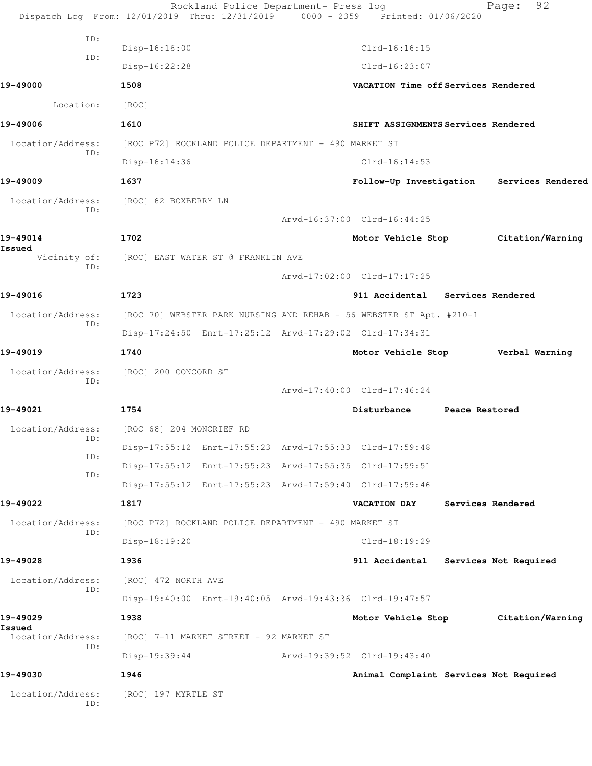ID:
Disp-16:16:00 Clrd-16:16:15
ID:
Disp-16:22:28 Clrd-16:23:07

**19-49000** **1508** **VACATION Time off Services Rendered**

Location: [ROC]

**19-49006** **1610** **SHIFT ASSIGNMENTS Services Rendered**

Location/Address: [ROC P72] ROCKLAND POLICE DEPARTMENT - 490 MARKET ST
ID:
Disp-16:14:36 Clrd-16:14:53

**19-49009** **1637** **Follow-Up Investigation Services Rendered**

Location/Address: [ROC] 62 BOXBERRY LN
ID:
Arvd-16:37:00 Clrd-16:44:25

**19-49014** **1702** **Motor Vehicle Stop Citation/Warning Issued**

Vicinity of: [ROC] EAST WATER ST @ FRANKLIN AVE
ID:
Arvd-17:02:00 Clrd-17:17:25

**19-49016** **1723** **911 Accidental Services Rendered**

Location/Address: [ROC 70] WEBSTER PARK NURSING AND REHAB - 56 WEBSTER ST Apt. #210-1
ID:
Disp-17:24:50 Enrt-17:25:12 Arvd-17:29:02 Clrd-17:34:31

**19-49019** **1740** **Motor Vehicle Stop Verbal Warning**

Location/Address: [ROC] 200 CONCORD ST
ID:
Arvd-17:40:00 Clrd-17:46:24

**19-49021** **1754** **Disturbance Peace Restored**

Location/Address: [ROC 68] 204 MONCRIEF RD
ID:
Disp-17:55:12 Enrt-17:55:23 Arvd-17:55:33 Clrd-17:59:48
ID:
Disp-17:55:12 Enrt-17:55:23 Arvd-17:55:35 Clrd-17:59:51
ID:
Disp-17:55:12 Enrt-17:55:23 Arvd-17:59:40 Clrd-17:59:46

**19-49022** **1817** **VACATION DAY Services Rendered**

Location/Address: [ROC P72] ROCKLAND POLICE DEPARTMENT - 490 MARKET ST
ID:
Disp-18:19:20 Clrd-18:19:29

**19-49028** **1936** **911 Accidental Services Not Required**

Location/Address: [ROC] 472 NORTH AVE
ID:
Disp-19:40:00 Enrt-19:40:05 Arvd-19:43:36 Clrd-19:47:57

**19-49029** **1938** **Motor Vehicle Stop Citation/Warning Issued**

Location/Address: [ROC] 7-11 MARKET STREET - 92 MARKET ST
ID:
Disp-19:39:44 Arvd-19:39:52 Clrd-19:43:40

**19-49030** **1946** **Animal Complaint Services Not Required**

Location/Address: [ROC] 197 MYRTLE ST
ID: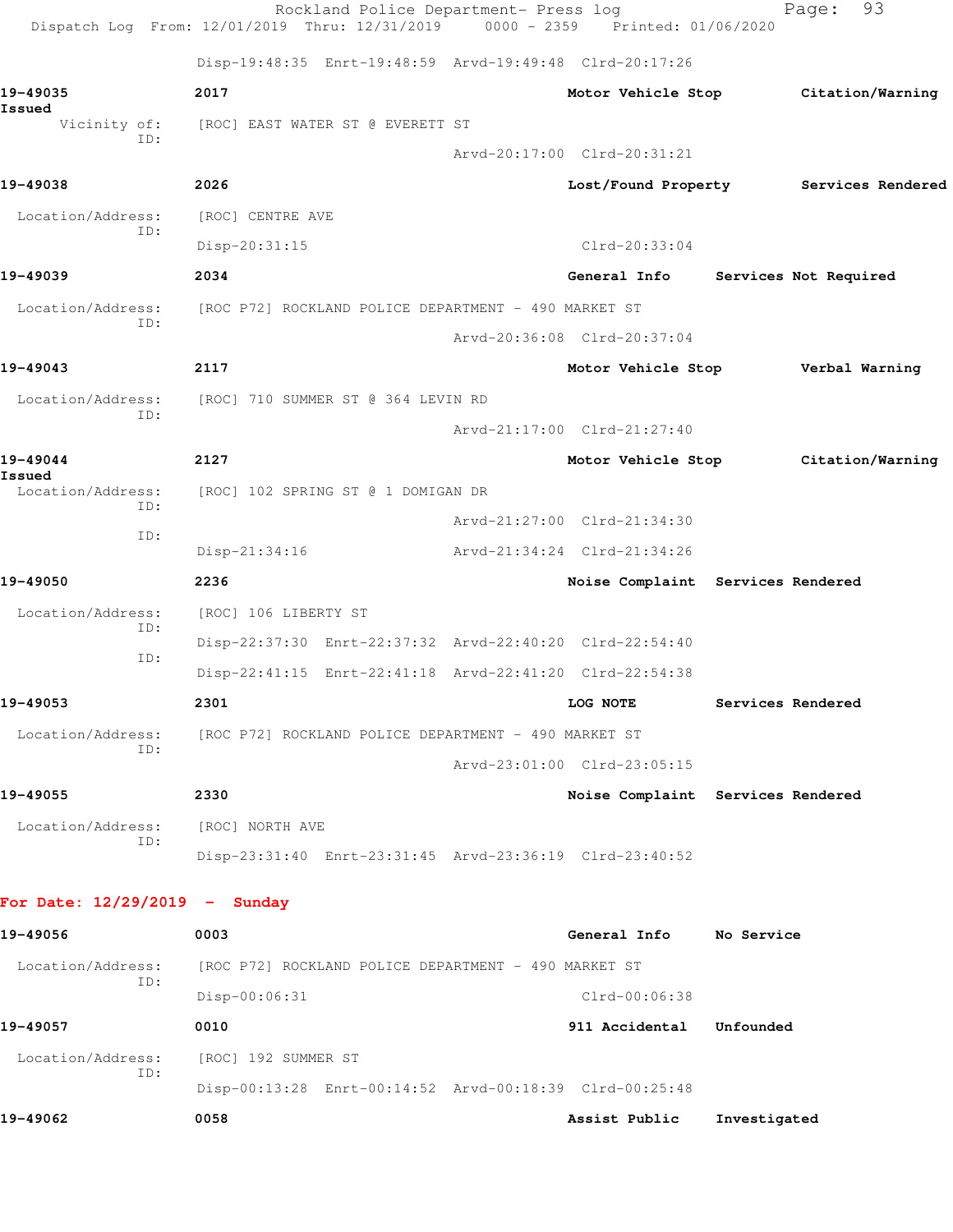Disp-19:48:35 Enrt-19:48:59 Arvd-19:49:48 Clrd-20:17:26

**19-49035** 2017 **Motor Vehicle Stop** **Citation/Warning Issued**

Vicinity of: [ROC] EAST WATER ST @ EVERETT ST
ID:
Arvd-20:17:00 Clrd-20:31:21

**19-49038** 2026 **Lost/Found Property** **Services Rendered**

Location/Address: [ROC] CENTRE AVE
ID:
Disp-20:31:15 Clrd-20:33:04

**19-49039** 2034 **General Info** **Services Not Required**

Location/Address: [ROC P72] ROCKLAND POLICE DEPARTMENT - 490 MARKET ST
ID:
Arvd-20:36:08 Clrd-20:37:04

**19-49043** 2117 **Motor Vehicle Stop** **Verbal Warning**

Location/Address: [ROC] 710 SUMMER ST @ 364 LEVIN RD
ID:
Arvd-21:17:00 Clrd-21:27:40

**19-49044** 2127 **Motor Vehicle Stop** **Citation/Warning Issued**

Location/Address: [ROC] 102 SPRING ST @ 1 DOMIGAN DR
ID:
Arvd-21:27:00 Clrd-21:34:30
ID:
Disp-21:34:16 Arvd-21:34:24 Clrd-21:34:26

**19-49050** 2236 **Noise Complaint** **Services Rendered**

Location/Address: [ROC] 106 LIBERTY ST
ID:
Disp-22:37:30 Enrt-22:37:32 Arvd-22:40:20 Clrd-22:54:40
ID:
Disp-22:41:15 Enrt-22:41:18 Arvd-22:41:20 Clrd-22:54:38

**19-49053** 2301 **LOG NOTE** **Services Rendered**

Location/Address: [ROC P72] ROCKLAND POLICE DEPARTMENT - 490 MARKET ST
ID:
Arvd-23:01:00 Clrd-23:05:15

**19-49055** 2330 **Noise Complaint** **Services Rendered**

Location/Address: [ROC] NORTH AVE
ID:
Disp-23:31:40 Enrt-23:31:45 Arvd-23:36:19 Clrd-23:40:52

## For Date: 12/29/2019 - Sunday

**19-49056** 0003 **General Info** **No Service**

Location/Address: [ROC P72] ROCKLAND POLICE DEPARTMENT - 490 MARKET ST
ID:
Disp-00:06:31 Clrd-00:06:38

**19-49057** 0010 **911 Accidental** **Unfounded**

Location/Address: [ROC] 192 SUMMER ST
ID:
Disp-00:13:28 Enrt-00:14:52 Arvd-00:18:39 Clrd-00:25:48

**19-49062** 0058 **Assist Public** **Investigated**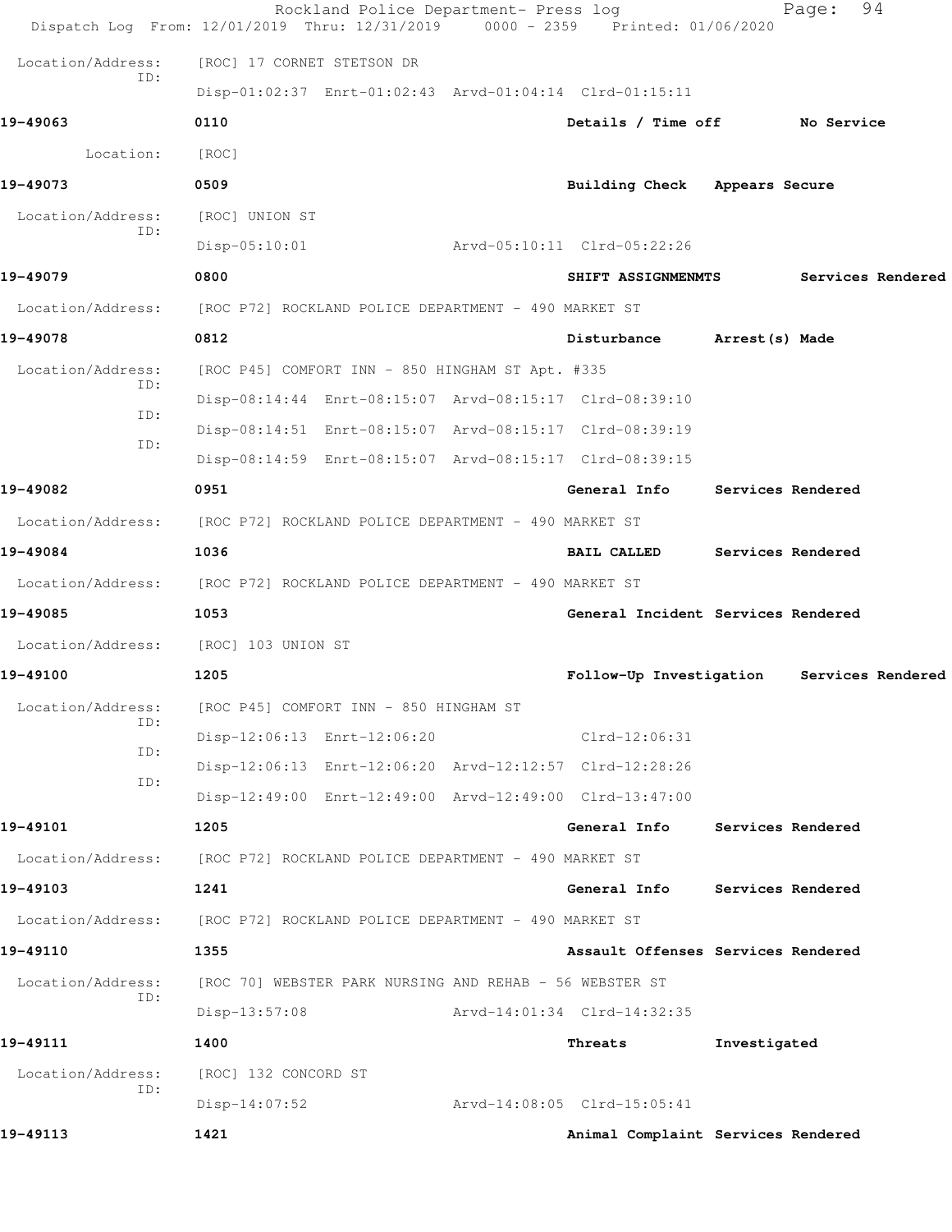Location/Address: [ROC] 17 CORNET STETSON DR
ID: Disp-01:02:37 Enrt-01:02:43 Arvd-01:04:14 Clrd-01:15:11

**19-49063** 0110 **Details / Time off** **No Service**

Location: [ROC]

**19-49073** 0509 **Building Check** **Appears Secure**

Location/Address: [ROC] UNION ST
ID: Disp-05:10:01 Arvd-05:10:11 Clrd-05:22:26

**19-49079** 0800 **SHIFT ASSIGNMENMTS** **Services Rendered**

Location/Address: [ROC P72] ROCKLAND POLICE DEPARTMENT - 490 MARKET ST

**19-49078** 0812 **Disturbance** **Arrest(s) Made**

Location/Address: [ROC P45] COMFORT INN - 850 HINGHAM ST Apt. #335
ID: Disp-08:14:44 Enrt-08:15:07 Arvd-08:15:17 Clrd-08:39:10
ID: Disp-08:14:51 Enrt-08:15:07 Arvd-08:15:17 Clrd-08:39:19
ID: Disp-08:14:59 Enrt-08:15:07 Arvd-08:15:17 Clrd-08:39:15

**19-49082** 0951 **General Info** **Services Rendered**

Location/Address: [ROC P72] ROCKLAND POLICE DEPARTMENT - 490 MARKET ST

**19-49084** 1036 **BAIL CALLED** **Services Rendered**

Location/Address: [ROC P72] ROCKLAND POLICE DEPARTMENT - 490 MARKET ST

**19-49085** 1053 **General Incident** **Services Rendered**

Location/Address: [ROC] 103 UNION ST

**19-49100** 1205 **Follow-Up Investigation** **Services Rendered**

Location/Address: [ROC P45] COMFORT INN - 850 HINGHAM ST
ID: Disp-12:06:13 Enrt-12:06:20 Clrd-12:06:31
ID: Disp-12:06:13 Enrt-12:06:20 Arvd-12:12:57 Clrd-12:28:26
ID: Disp-12:49:00 Enrt-12:49:00 Arvd-12:49:00 Clrd-13:47:00

**19-49101** 1205 **General Info** **Services Rendered**

Location/Address: [ROC P72] ROCKLAND POLICE DEPARTMENT - 490 MARKET ST

**19-49103** 1241 **General Info** **Services Rendered**

Location/Address: [ROC P72] ROCKLAND POLICE DEPARTMENT - 490 MARKET ST

**19-49110** 1355 **Assault Offenses** **Services Rendered**

Location/Address: [ROC 70] WEBSTER PARK NURSING AND REHAB - 56 WEBSTER ST
ID: Disp-13:57:08 Arvd-14:01:34 Clrd-14:32:35

**19-49111** 1400 **Threats** **Investigated**

Location/Address: [ROC] 132 CONCORD ST
ID: Disp-14:07:52 Arvd-14:08:05 Clrd-15:05:41

**19-49113** 1421 **Animal Complaint** **Services Rendered**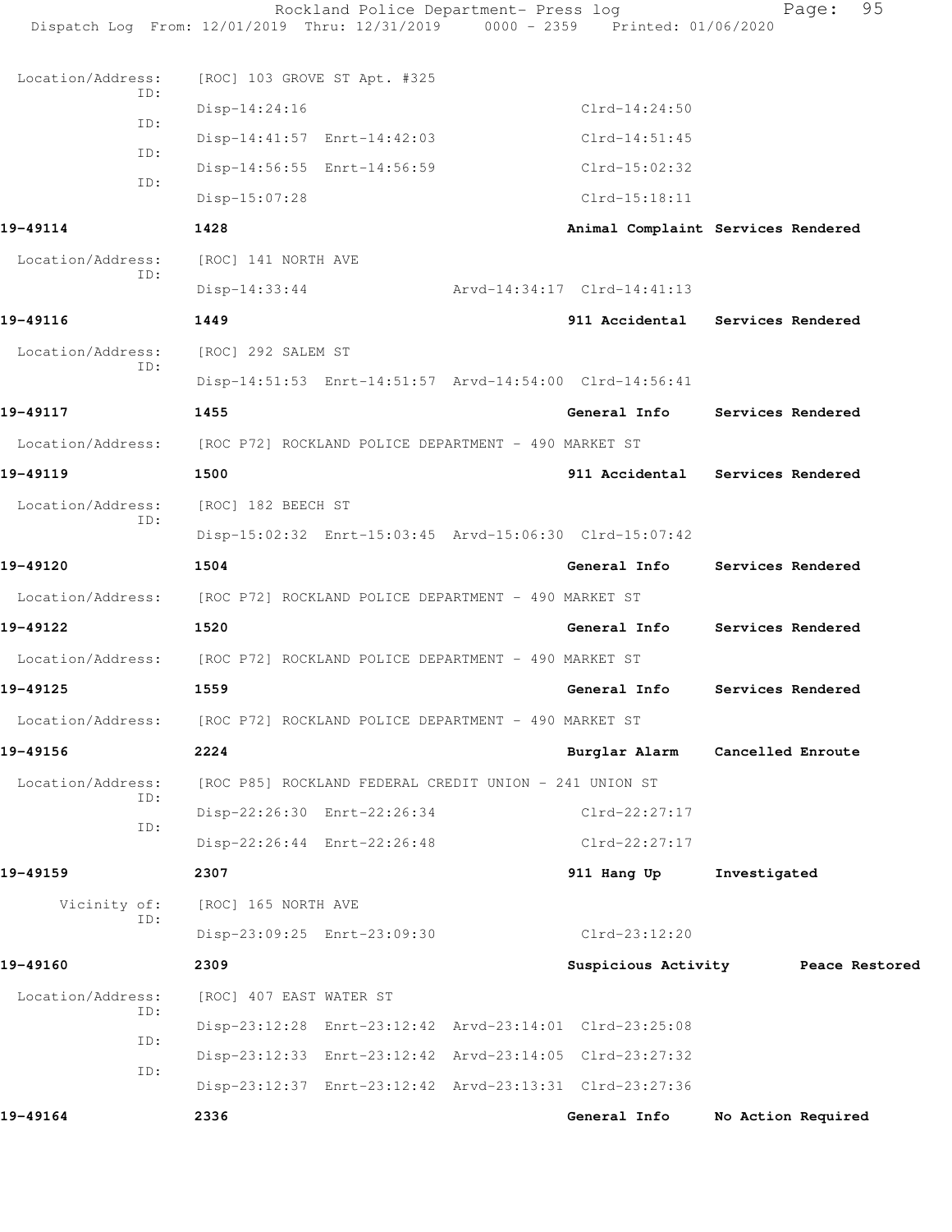Location/Address: [ROC] 103 GROVE ST Apt. #325

ID: Disp-14:24:16 Clrd-14:24:50

ID: Disp-14:41:57 Enrt-14:42:03 Clrd-14:51:45

ID: Disp-14:56:55 Enrt-14:56:59 Clrd-15:02:32

ID: Disp-15:07:28 Clrd-15:18:11

**19-49114** **1428** **Animal Complaint** **Services Rendered**

Location/Address: [ROC] 141 NORTH AVE

ID: Disp-14:33:44 Arvd-14:34:17 Clrd-14:41:13

**19-49116** **1449** **911 Accidental** **Services Rendered**

Location/Address: [ROC] 292 SALEM ST

ID: Disp-14:51:53 Enrt-14:51:57 Arvd-14:54:00 Clrd-14:56:41

**19-49117** **1455** **General Info** **Services Rendered**

Location/Address: [ROC P72] ROCKLAND POLICE DEPARTMENT - 490 MARKET ST

**19-49119** **1500** **911 Accidental** **Services Rendered**

Location/Address: [ROC] 182 BEECH ST

ID: Disp-15:02:32 Enrt-15:03:45 Arvd-15:06:30 Clrd-15:07:42

**19-49120** **1504** **General Info** **Services Rendered**

Location/Address: [ROC P72] ROCKLAND POLICE DEPARTMENT - 490 MARKET ST

**19-49122** **1520** **General Info** **Services Rendered**

Location/Address: [ROC P72] ROCKLAND POLICE DEPARTMENT - 490 MARKET ST

**19-49125** **1559** **General Info** **Services Rendered**

Location/Address: [ROC P72] ROCKLAND POLICE DEPARTMENT - 490 MARKET ST

**19-49156** **2224** **Burglar Alarm** **Cancelled Enroute**

Location/Address: [ROC P85] ROCKLAND FEDERAL CREDIT UNION - 241 UNION ST

ID: Disp-22:26:30 Enrt-22:26:34 Clrd-22:27:17

ID: Disp-22:26:44 Enrt-22:26:48 Clrd-22:27:17

**19-49159** **2307** **911 Hang Up** **Investigated**

Vicinity of: [ROC] 165 NORTH AVE

ID: Disp-23:09:25 Enrt-23:09:30 Clrd-23:12:20

**19-49160** **2309** **Suspicious Activity** **Peace Restored**

Location/Address: [ROC] 407 EAST WATER ST

ID: Disp-23:12:28 Enrt-23:12:42 Arvd-23:14:01 Clrd-23:25:08

ID: Disp-23:12:33 Enrt-23:12:42 Arvd-23:14:05 Clrd-23:27:32

ID: Disp-23:12:37 Enrt-23:12:42 Arvd-23:13:31 Clrd-23:27:36

**19-49164** **2336** **General Info** **No Action Required**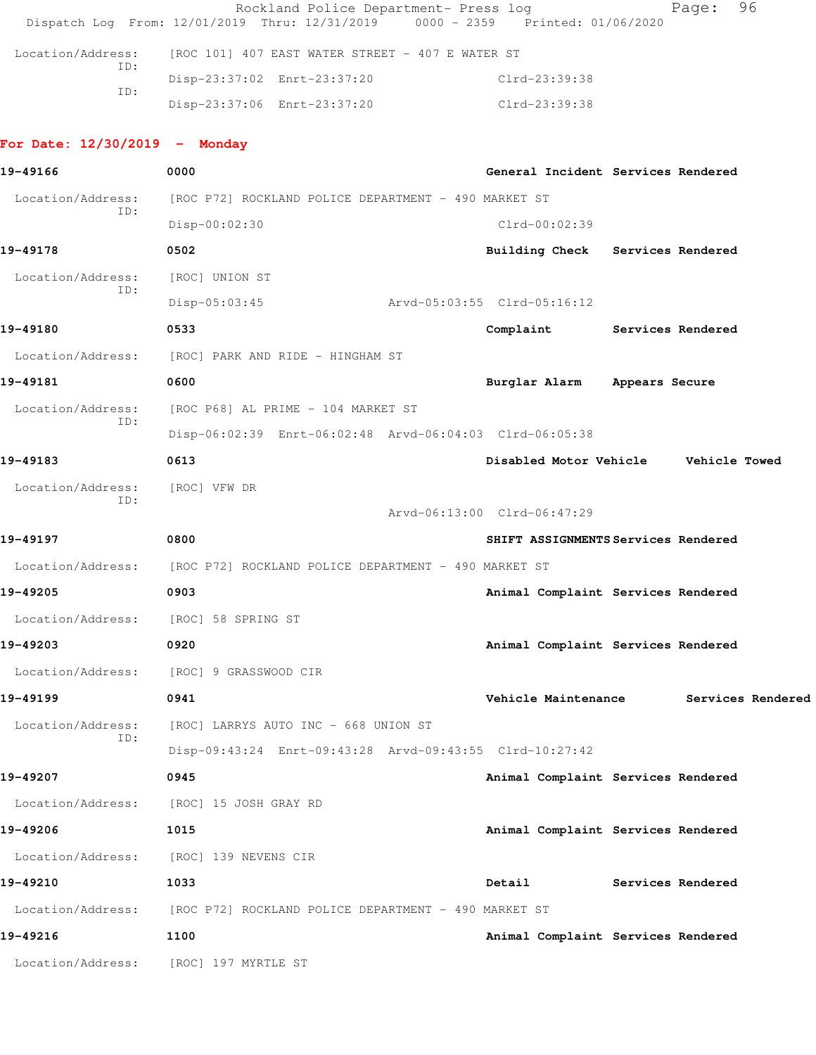Location/Address: [ROC 101] 407 EAST WATER STREET - 407 E WATER ST

ID: Disp-23:37:02 Enrt-23:37:20 Clrd-23:39:38

ID: Disp-23:37:06 Enrt-23:37:20 Clrd-23:39:38

**For Date: 12/30/2019 - Monday**

**19-49166** **0000** **General Incident** **Services Rendered**

Location/Address: [ROC P72] ROCKLAND POLICE DEPARTMENT - 490 MARKET ST

ID: Disp-00:02:30 Clrd-00:02:39

**19-49178** **0502** **Building Check** **Services Rendered**

Location/Address: [ROC] UNION ST

ID: Disp-05:03:45 Arvd-05:03:55 Clrd-05:16:12

**19-49180** **0533** **Complaint** **Services Rendered**

Location/Address: [ROC] PARK AND RIDE - HINGHAM ST

**19-49181** **0600** **Burglar Alarm** **Appears Secure**

Location/Address: [ROC P68] AL PRIME - 104 MARKET ST

ID: Disp-06:02:39 Enrt-06:02:48 Arvd-06:04:03 Clrd-06:05:38

**19-49183** **0613** **Disabled Motor Vehicle** **Vehicle Towed**

Location/Address: [ROC] VFW DR

ID: Arvd-06:13:00 Clrd-06:47:29

**19-49197** **0800** **SHIFT ASSIGNMENTS** **Services Rendered**

Location/Address: [ROC P72] ROCKLAND POLICE DEPARTMENT - 490 MARKET ST

**19-49205** **0903** **Animal Complaint** **Services Rendered**

Location/Address: [ROC] 58 SPRING ST

**19-49203** **0920** **Animal Complaint** **Services Rendered**

Location/Address: [ROC] 9 GRASSWOOD CIR

**19-49199** **0941** **Vehicle Maintenance** **Services Rendered**

Location/Address: [ROC] LARRYS AUTO INC - 668 UNION ST

ID: Disp-09:43:24 Enrt-09:43:28 Arvd-09:43:55 Clrd-10:27:42

**19-49207** **0945** **Animal Complaint** **Services Rendered**

Location/Address: [ROC] 15 JOSH GRAY RD

**19-49206** **1015** **Animal Complaint** **Services Rendered**

Location/Address: [ROC] 139 NEVENS CIR

**19-49210** **1033** **Detail** **Services Rendered**

Location/Address: [ROC P72] ROCKLAND POLICE DEPARTMENT - 490 MARKET ST

**19-49216** **1100** **Animal Complaint** **Services Rendered**

Location/Address: [ROC] 197 MYRTLE ST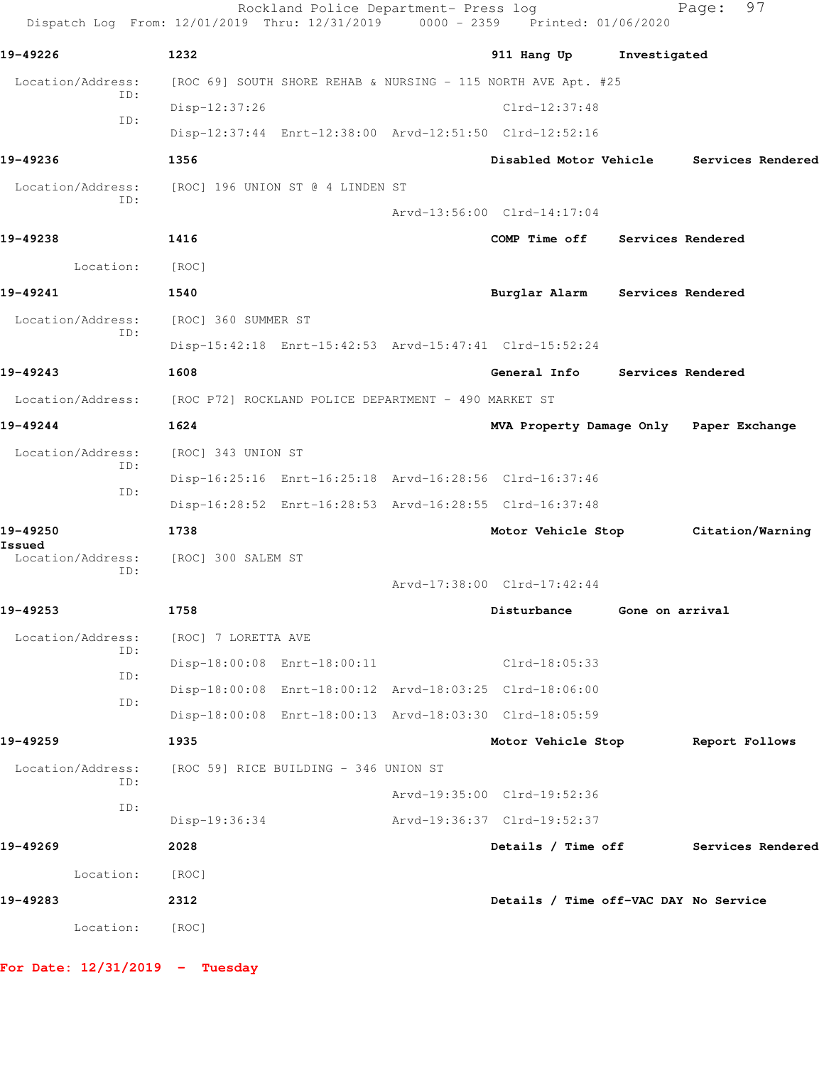**19-49226** 1232 **911 Hang Up** **Investigated**

Location/Address: [ROC 69] SOUTH SHORE REHAB & NURSING - 115 NORTH AVE Apt. #25

ID: Disp-12:37:26 Clrd-12:37:48

ID: Disp-12:37:44 Enrt-12:38:00 Arvd-12:51:50 Clrd-12:52:16

**19-49236** 1356 **Disabled Motor Vehicle** **Services Rendered**

Location/Address: [ROC] 196 UNION ST @ 4 LINDEN ST

ID: Arvd-13:56:00 Clrd-14:17:04

**19-49238** 1416 **COMP Time off** **Services Rendered**

Location: [ROC]

**19-49241** 1540 **Burglar Alarm** **Services Rendered**

Location/Address: [ROC] 360 SUMMER ST

ID: Disp-15:42:18 Enrt-15:42:53 Arvd-15:47:41 Clrd-15:52:24

**19-49243** 1608 **General Info** **Services Rendered**

Location/Address: [ROC P72] ROCKLAND POLICE DEPARTMENT - 490 MARKET ST

**19-49244** 1624 **MVA Property Damage Only** **Paper Exchange**

Location/Address: [ROC] 343 UNION ST

ID: Disp-16:25:16 Enrt-16:25:18 Arvd-16:28:56 Clrd-16:37:46

ID: Disp-16:28:52 Enrt-16:28:53 Arvd-16:28:55 Clrd-16:37:48

**19-49250** 1738 **Motor Vehicle Stop** **Citation/Warning Issued**

Location/Address: [ROC] 300 SALEM ST

ID: Arvd-17:38:00 Clrd-17:42:44

**19-49253** 1758 **Disturbance** **Gone on arrival**

Location/Address: [ROC] 7 LORETTA AVE

ID: Disp-18:00:08 Enrt-18:00:11 Clrd-18:05:33

ID: Disp-18:00:08 Enrt-18:00:12 Arvd-18:03:25 Clrd-18:06:00

ID: Disp-18:00:08 Enrt-18:00:13 Arvd-18:03:30 Clrd-18:05:59

**19-49259** 1935 **Motor Vehicle Stop** **Report Follows**

Location/Address: [ROC 59] RICE BUILDING - 346 UNION ST

ID: Arvd-19:35:00 Clrd-19:52:36

ID: Disp-19:36:34 Arvd-19:36:37 Clrd-19:52:37

**19-49269** 2028 **Details / Time off** **Services Rendered**

Location: [ROC]

**19-49283** 2312 **Details / Time off-VAC DAY** **No Service**

Location: [ROC]

**For Date: 12/31/2019 - Tuesday**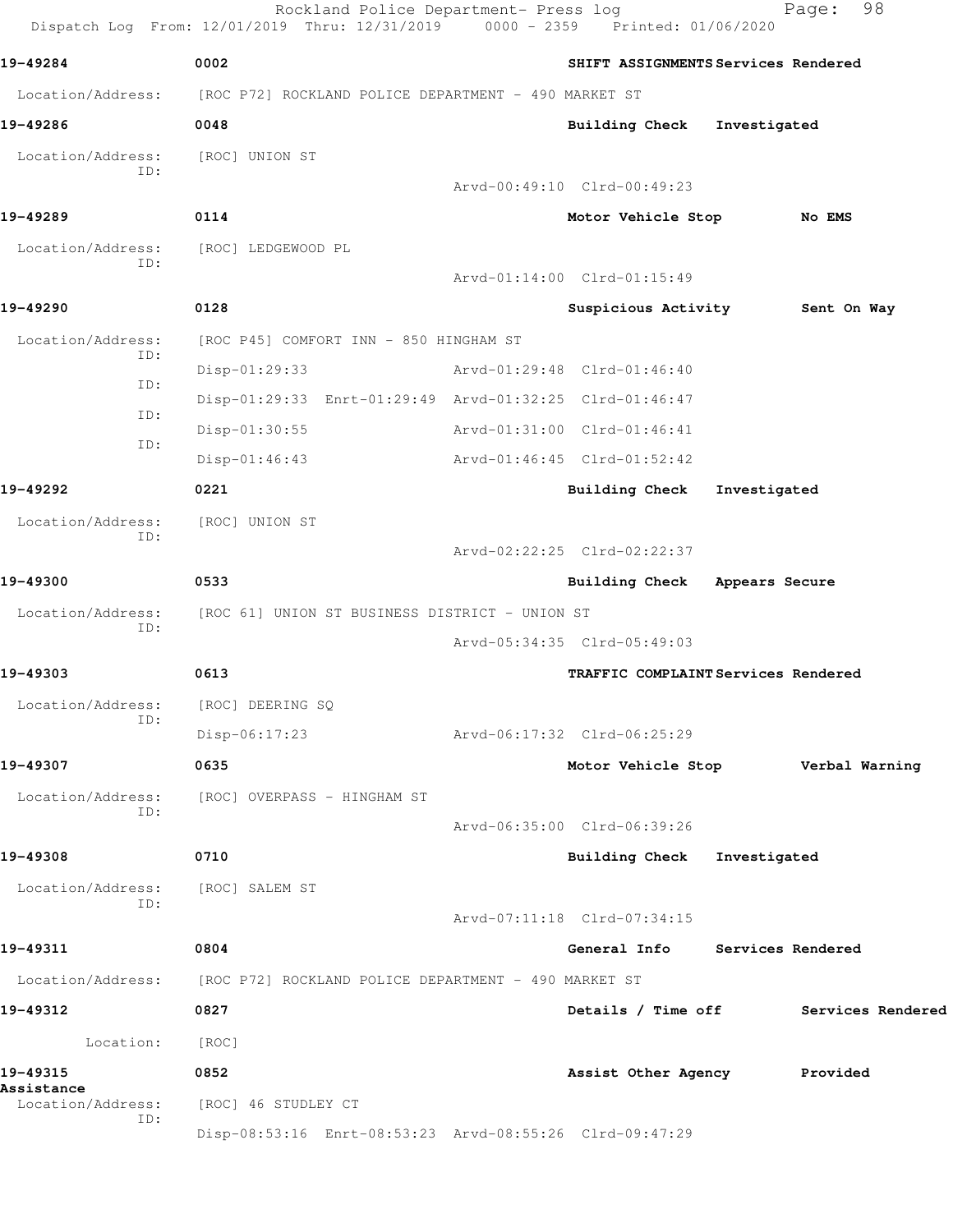**19-49284** 0002 **SHIFT ASSIGNMENTS Services Rendered**

Location/Address: [ROC P72] ROCKLAND POLICE DEPARTMENT - 490 MARKET ST

**19-49286** 0048 **Building Check Investigated**

Location/Address: [ROC] UNION ST
ID:
Arvd-00:49:10 Clrd-00:49:23

**19-49289** 0114 **Motor Vehicle Stop No EMS**

Location/Address: [ROC] LEDGEWOOD PL
ID:
Arvd-01:14:00 Clrd-01:15:49

**19-49290** 0128 **Suspicious Activity Sent On Way**

Location/Address: [ROC P45] COMFORT INN - 850 HINGHAM ST
ID:
Disp-01:29:33 Arvd-01:29:48 Clrd-01:46:40
ID:
Disp-01:29:33 Enrt-01:29:49 Arvd-01:32:25 Clrd-01:46:47
ID:
Disp-01:30:55 Arvd-01:31:00 Clrd-01:46:41
ID:
Disp-01:46:43 Arvd-01:46:45 Clrd-01:52:42

**19-49292** 0221 **Building Check Investigated**

Location/Address: [ROC] UNION ST
ID:
Arvd-02:22:25 Clrd-02:22:37

**19-49300** 0533 **Building Check Appears Secure**

Location/Address: [ROC 61] UNION ST BUSINESS DISTRICT - UNION ST
ID:
Arvd-05:34:35 Clrd-05:49:03

**19-49303** 0613 **TRAFFIC COMPLAINT Services Rendered**

Location/Address: [ROC] DEERING SQ
ID:
Disp-06:17:23 Arvd-06:17:32 Clrd-06:25:29

**19-49307** 0635 **Motor Vehicle Stop Verbal Warning**

Location/Address: [ROC] OVERPASS - HINGHAM ST
ID:
Arvd-06:35:00 Clrd-06:39:26

**19-49308** 0710 **Building Check Investigated**

Location/Address: [ROC] SALEM ST
ID:
Arvd-07:11:18 Clrd-07:34:15

**19-49311** 0804 **General Info Services Rendered**

Location/Address: [ROC P72] ROCKLAND POLICE DEPARTMENT - 490 MARKET ST

**19-49312** 0827 **Details / Time off Services Rendered**

Location: [ROC]

**19-49315** 0852 **Assist Other Agency Provided Assistance**

Location/Address: [ROC] 46 STUDLEY CT
ID:
Disp-08:53:16 Enrt-08:53:23 Arvd-08:55:26 Clrd-09:47:29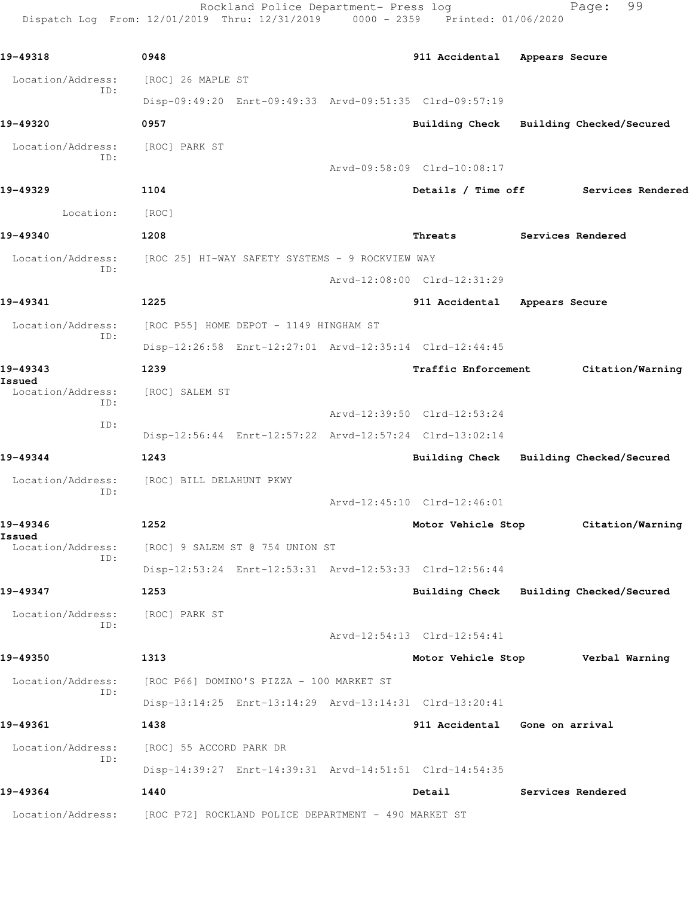Rockland Police Department- Press log
Dispatch Log From: 12/01/2019 Thru: 12/31/2019 0000 - 2359 Printed: 01/06/2020

**19-49318** 0948 **911 Accidental** **Appears Secure**

Location/Address: [ROC] 26 MAPLE ST
ID:
Disp-09:49:20 Enrt-09:49:33 Arvd-09:51:35 Clrd-09:57:19

**19-49320** 0957 **Building Check** **Building Checked/Secured**

Location/Address: [ROC] PARK ST
ID:
Arvd-09:58:09 Clrd-10:08:17

**19-49329** 1104 **Details / Time off** **Services Rendered**

Location: [ROC]

**19-49340** 1208 **Threats** **Services Rendered**

Location/Address: [ROC 25] HI-WAY SAFETY SYSTEMS - 9 ROCKVIEW WAY
ID:
Arvd-12:08:00 Clrd-12:31:29

**19-49341** 1225 **911 Accidental** **Appears Secure**

Location/Address: [ROC P55] HOME DEPOT - 1149 HINGHAM ST
ID:
Disp-12:26:58 Enrt-12:27:01 Arvd-12:35:14 Clrd-12:44:45

**19-49343** 1239 **Traffic Enforcement** **Citation/Warning Issued**

Location/Address: [ROC] SALEM ST
ID:
Arvd-12:39:50 Clrd-12:53:24
ID:
Disp-12:56:44 Enrt-12:57:22 Arvd-12:57:24 Clrd-13:02:14

**19-49344** 1243 **Building Check** **Building Checked/Secured**

Location/Address: [ROC] BILL DELAHUNT PKWY
ID:
Arvd-12:45:10 Clrd-12:46:01

**19-49346** 1252 **Motor Vehicle Stop** **Citation/Warning Issued**

Location/Address: [ROC] 9 SALEM ST @ 754 UNION ST
ID:
Disp-12:53:24 Enrt-12:53:31 Arvd-12:53:33 Clrd-12:56:44

**19-49347** 1253 **Building Check** **Building Checked/Secured**

Location/Address: [ROC] PARK ST
ID:
Arvd-12:54:13 Clrd-12:54:41

**19-49350** 1313 **Motor Vehicle Stop** **Verbal Warning**

Location/Address: [ROC P66] DOMINO'S PIZZA - 100 MARKET ST
ID:
Disp-13:14:25 Enrt-13:14:29 Arvd-13:14:31 Clrd-13:20:41

**19-49361** 1438 **911 Accidental** **Gone on arrival**

Location/Address: [ROC] 55 ACCORD PARK DR
ID:
Disp-14:39:27 Enrt-14:39:31 Arvd-14:51:51 Clrd-14:54:35

**19-49364** 1440 **Detail** **Services Rendered**

Location/Address: [ROC P72] ROCKLAND POLICE DEPARTMENT - 490 MARKET ST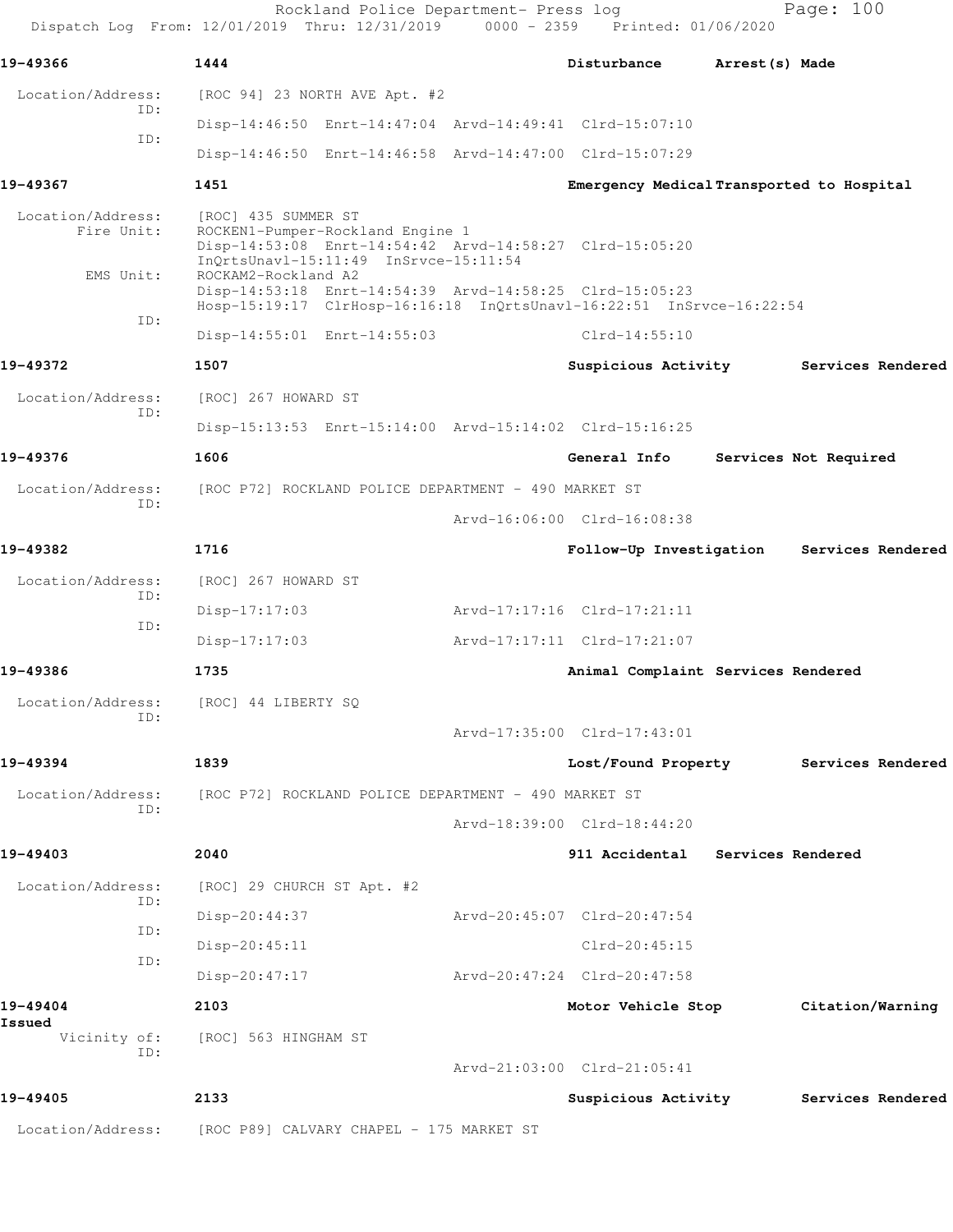Rockland Police Department- Press log
Dispatch Log From: 12/01/2019 Thru: 12/31/2019 0000 - 2359 Printed: 01/06/2020

**19-49366** 1444 Disturbance Arrest(s) Made

Location/Address: [ROC 94] 23 NORTH AVE Apt. #2
ID:
Disp-14:46:50 Enrt-14:47:04 Arvd-14:49:41 Clrd-15:07:10
ID:
Disp-14:46:50 Enrt-14:46:58 Arvd-14:47:00 Clrd-15:07:29

**19-49367** 1451 Emergency Medical Transported to Hospital

Location/Address: [ROC] 435 SUMMER ST
Fire Unit: ROCKEN1-Pumper-Rockland Engine 1
Disp-14:53:08 Enrt-14:54:42 Arvd-14:58:27 Clrd-15:05:20
InQrtsUnavl-15:11:49 InSrvce-15:11:54
EMS Unit: ROCKAM2-Rockland A2
Disp-14:53:18 Enrt-14:54:39 Arvd-14:58:25 Clrd-15:05:23
Hosp-15:19:17 ClrHosp-16:16:18 InQrtsUnavl-16:22:51 InSrvce-16:22:54
ID:
Disp-14:55:01 Enrt-14:55:03 Clrd-14:55:10

**19-49372** 1507 Suspicious Activity Services Rendered

Location/Address: [ROC] 267 HOWARD ST
ID:
Disp-15:13:53 Enrt-15:14:00 Arvd-15:14:02 Clrd-15:16:25

**19-49376** 1606 General Info Services Not Required

Location/Address: [ROC P72] ROCKLAND POLICE DEPARTMENT - 490 MARKET ST
ID:
Arvd-16:06:00 Clrd-16:08:38

**19-49382** 1716 Follow-Up Investigation Services Rendered

Location/Address: [ROC] 267 HOWARD ST
ID:
Disp-17:17:03 Arvd-17:17:16 Clrd-17:21:11
ID:
Disp-17:17:03 Arvd-17:17:11 Clrd-17:21:07

**19-49386** 1735 Animal Complaint Services Rendered

Location/Address: [ROC] 44 LIBERTY SQ
ID:
Arvd-17:35:00 Clrd-17:43:01

**19-49394** 1839 Lost/Found Property Services Rendered

Location/Address: [ROC P72] ROCKLAND POLICE DEPARTMENT - 490 MARKET ST
ID:
Arvd-18:39:00 Clrd-18:44:20

**19-49403** 2040 911 Accidental Services Rendered

Location/Address: [ROC] 29 CHURCH ST Apt. #2
ID:
Disp-20:44:37 Arvd-20:45:07 Clrd-20:47:54
ID:
Disp-20:45:11 Clrd-20:45:15
ID:
Disp-20:47:17 Arvd-20:47:24 Clrd-20:47:58

**19-49404** 2103 Motor Vehicle Stop Citation/Warning Issued

Vicinity of: [ROC] 563 HINGHAM ST
ID:
Arvd-21:03:00 Clrd-21:05:41

**19-49405** 2133 Suspicious Activity Services Rendered

Location/Address: [ROC P89] CALVARY CHAPEL - 175 MARKET ST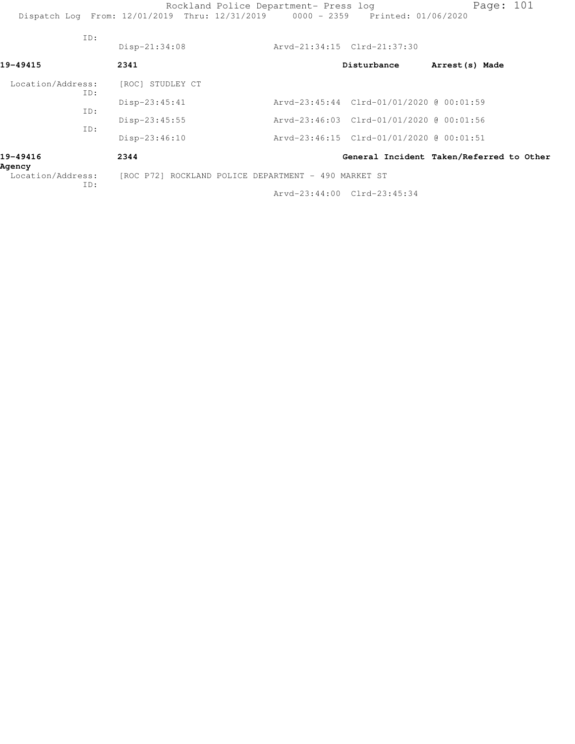ID:
Disp-21:34:08 Arvd-21:34:15 Clrd-21:37:30

**19-49415** **2341** **Disturbance** **Arrest(s) Made**

Location/Address: [ROC] STUDLEY CT
ID:
Disp-23:45:41 Arvd-23:45:44 Clrd-01/01/2020 @ 00:01:59
ID:
Disp-23:45:55 Arvd-23:46:03 Clrd-01/01/2020 @ 00:01:56
ID:
Disp-23:46:10 Arvd-23:46:15 Clrd-01/01/2020 @ 00:01:51

**19-49416** **2344** **General Incident Taken/Referred to Other Agency**

Location/Address: [ROC P72] ROCKLAND POLICE DEPARTMENT - 490 MARKET ST
ID:
Arvd-23:44:00 Clrd-23:45:34